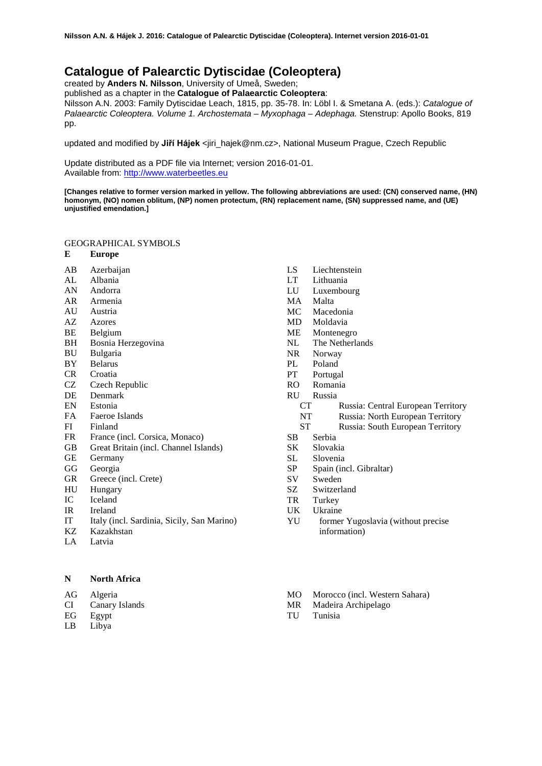# Catalogue of Palearctic Dytiscidae (Coleoptera)

created by **Anders N. Nilsson**, University of Umeå, Sweden;
published as a chapter in the **Catalogue of Palaearctic Coleoptera**:
Nilsson A.N. 2003: Family Dytiscidae Leach, 1815, pp. 35-78. In: Löbl I. & Smetana A. (eds.): *Catalogue of Palaearctic Coleoptera. Volume 1. Archostemata – Myxophaga – Adephaga.* Stenstrup: Apollo Books, 819 pp.

updated and modified by **Jiří Hájek** <jiri_hajek@nm.cz>, National Museum Prague, Czech Republic

Update distributed as a PDF file via Internet; version 2016-01-01.
Available from: http://www.waterbeetles.eu

**[Changes relative to former version marked in yellow. The following abbreviations are used: (CN) conserved name, (HN) homonym, (NO) nomen oblitum, (NP) nomen protectum, (RN) replacement name, (SN) suppressed name, and (UE) unjustified emendation.]**

GEOGRAPHICAL SYMBOLS

**E Europe**

- AB Azerbaijan
- AL Albania
- AN Andorra
- AR Armenia
- AU Austria
- AZ Azores
- BE Belgium
- BH Bosnia Herzegovina
- BU Bulgaria
- BY Belarus
- CR Croatia
- CZ Czech Republic
- DE Denmark
- EN Estonia
- FA Faeroe Islands
- FI Finland
- FR France (incl. Corsica, Monaco)
- GB Great Britain (incl. Channel Islands)
- GE Germany
- GG Georgia
- GR Greece (incl. Crete)
- HU Hungary
- IC Iceland
- IR Ireland
- IT Italy (incl. Sardinia, Sicily, San Marino)
- KZ Kazakhstan
- LA Latvia
- LS Liechtenstein
- LT Lithuania
- LU Luxembourg
- MA Malta
- MC Macedonia
- MD Moldavia
- ME Montenegro
- NL The Netherlands
- NR Norway
- PL Poland
- PT Portugal
- RO Romania
- RU Russia
  - CT Russia: Central European Territory
  - NT Russia: North European Territory
  - ST Russia: South European Territory
- SB Serbia
- SK Slovakia
- SL Slovenia
- SP Spain (incl. Gibraltar)
- SV Sweden
- SZ Switzerland
- TR Turkey
- UK Ukraine
- YU former Yugoslavia (without precise information)

**N North Africa**

- AG Algeria
- CI Canary Islands
- EG Egypt
- LB Libya
- MO Morocco (incl. Western Sahara)
- MR Madeira Archipelago
- TU Tunisia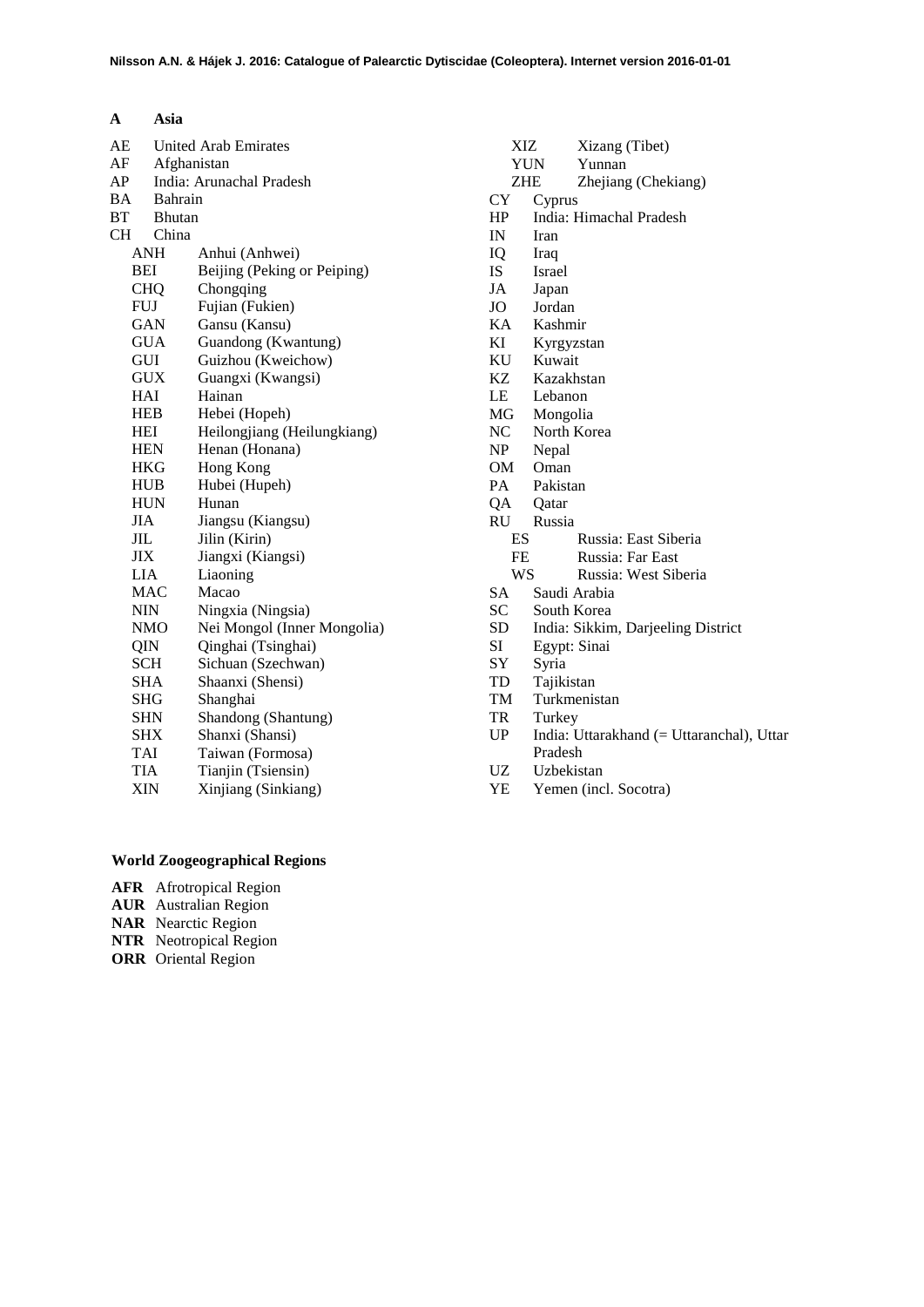## A Asia

- AE United Arab Emirates
- AF Afghanistan
- AP India: Arunachal Pradesh
- BA Bahrain
- BT Bhutan
- CH China
  - ANH Anhui (Anhwei)
  - BEI Beijing (Peking or Peiping)
  - CHQ Chongqing
  - FUJ Fujian (Fukien)
  - GAN Gansu (Kansu)
  - GUA Guandong (Kwantung)
  - GUI Guizhou (Kweichow)
  - GUX Guangxi (Kwangsi)
  - HAI Hainan
  - HEB Hebei (Hopeh)
  - HEI Heilongjiang (Heilungkiang)
  - HEN Henan (Honana)
  - HKG Hong Kong
  - HUB Hubei (Hupeh)
  - HUN Hunan
  - JIA Jiangsu (Kiangsu)
  - JIL Jilin (Kirin)
  - JIX Jiangxi (Kiangsi)
  - LIA Liaoning
  - MAC Macao
  - NIN Ningxia (Ningsia)
  - NMO Nei Mongol (Inner Mongolia)
  - QIN Qinghai (Tsinghai)
  - SCH Sichuan (Szechwan)
  - SHA Shaanxi (Shensi)
  - SHG Shanghai
  - SHN Shandong (Shantung)
  - SHX Shanxi (Shansi)
  - TAI Taiwan (Formosa)
  - TIA Tianjin (Tsiensin)
  - XIN Xinjiang (Sinkiang)
  - XIZ Xizang (Tibet)
  - YUN Yunnan
  - ZHE Zhejiang (Chekiang)
- CY Cyprus
- HP India: Himachal Pradesh
- IN Iran
- IQ Iraq
- IS Israel
- JA Japan
- JO Jordan
- KA Kashmir
- KI Kyrgyzstan
- KU Kuwait
- KZ Kazakhstan
- LE Lebanon
- MG Mongolia
- NC North Korea
- NP Nepal
- OM Oman
- PA Pakistan
- QA Qatar
- RU Russia
  - ES Russia: East Siberia
  - FE Russia: Far East
  - WS Russia: West Siberia
- SA Saudi Arabia
- SC South Korea
- SD India: Sikkim, Darjeeling District
- SI Egypt: Sinai
- SY Syria
- TD Tajikistan
- TM Turkmenistan
- TR Turkey
- UP India: Uttarakhand (= Uttaranchal), Uttar Pradesh
- UZ Uzbekistan
- YE Yemen (incl. Socotra)

### World Zoogeographical Regions

- **AFR** Afrotropical Region
- **AUR** Australian Region
- **NAR** Nearctic Region
- **NTR** Neotropical Region
- **ORR** Oriental Region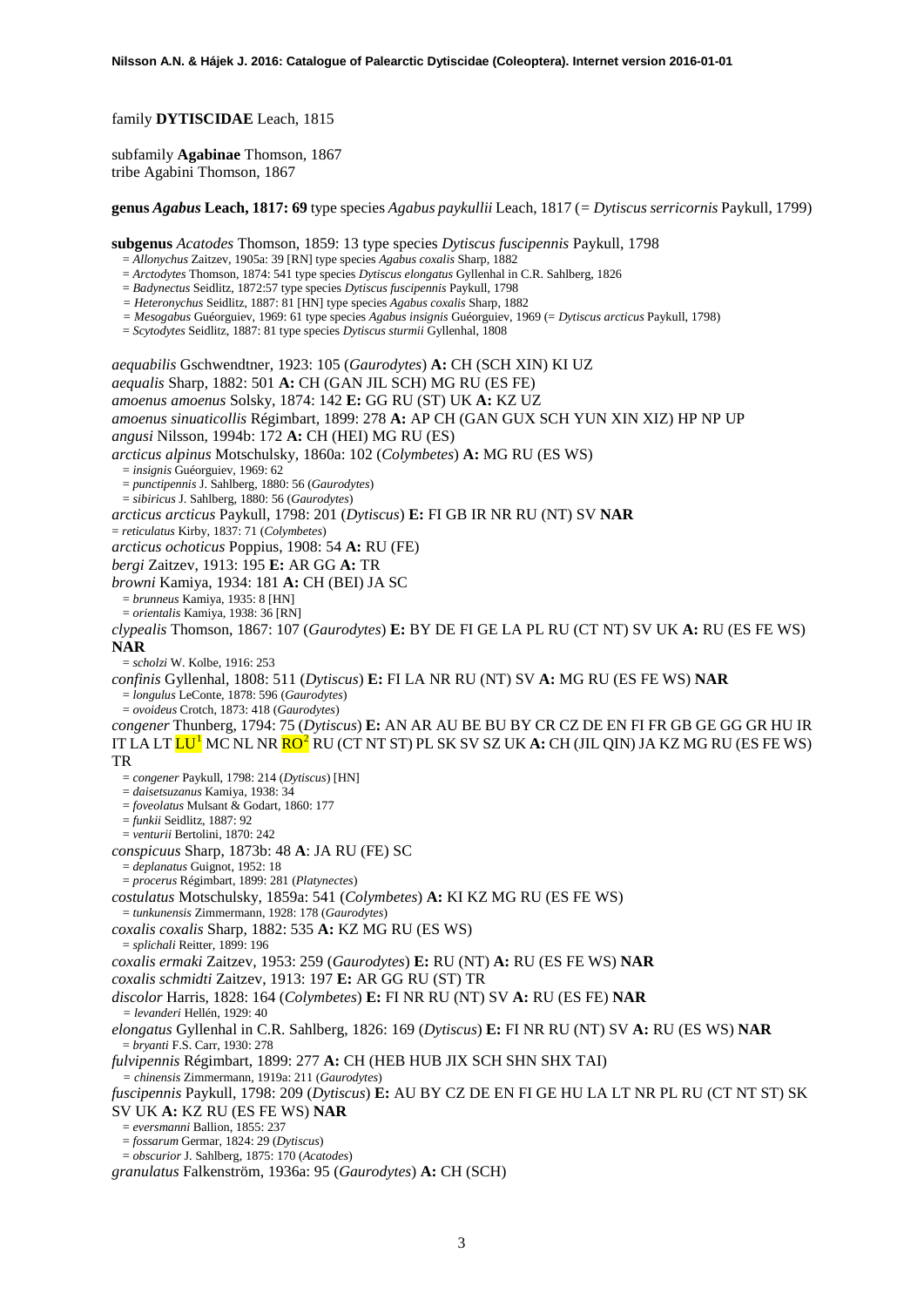family **DYTISCIDAE** Leach, 1815

subfamily **Agabinae** Thomson, 1867
tribe Agabini Thomson, 1867

**genus *Agabus* Leach, 1817: 69** type species *Agabus paykullii* Leach, 1817 (= *Dytiscus serricornis* Paykull, 1799)

**subgenus** *Acatodes* Thomson, 1859: 13 type species *Dytiscus fuscipennis* Paykull, 1798
= *Allonychus* Zaitzev, 1905a: 39 [RN] type species *Agabus coxalis* Sharp, 1882
= *Arctodytes* Thomson, 1874: 541 type species *Dytiscus elongatus* Gyllenhal in C.R. Sahlberg, 1826
= *Badynectus* Seidlitz, 1872:57 type species *Dytiscus fuscipennis* Paykull, 1798
= *Heteronychus* Seidlitz, 1887: 81 [HN] type species *Agabus coxalis* Sharp, 1882
= *Mesogabus* Guéorguiev, 1969: 61 type species *Agabus insignis* Guéorguiev, 1969 (= *Dytiscus arcticus* Paykull, 1798)
= *Scytodytes* Seidlitz, 1887: 81 type species *Dytiscus sturmii* Gyllenhal, 1808

*aequabilis* Gschwendtner, 1923: 105 (*Gaurodytes*) **A:** CH (SCH XIN) KI UZ
*aequalis* Sharp, 1882: 501 **A:** CH (GAN JIL SCH) MG RU (ES FE)
*amoenus amoenus* Solsky, 1874: 142 **E:** GG RU (ST) UK **A:** KZ UZ
*amoenus sinuaticollis* Régimbart, 1899: 278 **A:** AP CH (GAN GUX SCH YUN XIN XIZ) HP NP UP
*angusi* Nilsson, 1994b: 172 **A:** CH (HEI) MG RU (ES)
*arcticus alpinus* Motschulsky, 1860a: 102 (*Colymbetes*) **A:** MG RU (ES WS)
= *insignis* Guéorguiev, 1969: 62
= *punctipennis* J. Sahlberg, 1880: 56 (*Gaurodytes*)
= *sibiricus* J. Sahlberg, 1880: 56 (*Gaurodytes*)
*arcticus arcticus* Paykull, 1798: 201 (*Dytiscus*) **E:** FI GB IR NR RU (NT) SV **NAR**
= *reticulatus* Kirby, 1837: 71 (*Colymbetes*)
*arcticus ochoticus* Poppius, 1908: 54 **A:** RU (FE)
*bergi* Zaitzev, 1913: 195 **E:** AR GG **A:** TR
*browni* Kamiya, 1934: 181 **A:** CH (BEI) JA SC
= *brunneus* Kamiya, 1935: 8 [HN]
= *orientalis* Kamiya, 1938: 36 [RN]
*clypealis* Thomson, 1867: 107 (*Gaurodytes*) **E:** BY DE FI GE LA PL RU (CT NT) SV UK **A:** RU (ES FE WS) **NAR**
= *scholzi* W. Kolbe, 1916: 253
*confinis* Gyllenhal, 1808: 511 (*Dytiscus*) **E:** FI LA NR RU (NT) SV **A:** MG RU (ES FE WS) **NAR**
= *longulus* LeConte, 1878: 596 (*Gaurodytes*)
= *ovoideus* Crotch, 1873: 418 (*Gaurodytes*)
*congener* Thunberg, 1794: 75 (*Dytiscus*) **E:** AN AR AU BE BU BY CR CZ DE EN FI FR GB GE GG GR HU IR IT LA LT LU[1] MC NL NR RO[2] RU (CT NT ST) PL SK SV SZ UK **A:** CH (JIL QIN) JA KZ MG RU (ES FE WS) TR
= *congener* Paykull, 1798: 214 (*Dytiscus*) [HN]
= *daisetsuzanus* Kamiya, 1938: 34
= *foveolatus* Mulsant & Godart, 1860: 177
= *funkii* Seidlitz, 1887: 92
= *venturii* Bertolini, 1870: 242
*conspicuus* Sharp, 1873b: 48 **A**: JA RU (FE) SC
= *deplanatus* Guignot, 1952: 18
= *procerus* Régimbart, 1899: 281 (*Platynectes*)
*costulatus* Motschulsky, 1859a: 541 (*Colymbetes*) **A:** KI KZ MG RU (ES FE WS)
= *tunkunensis* Zimmermann, 1928: 178 (*Gaurodytes*)
*coxalis coxalis* Sharp, 1882: 535 **A:** KZ MG RU (ES WS)
= *splichali* Reitter, 1899: 196
*coxalis ermaki* Zaitzev, 1953: 259 (*Gaurodytes*) **E:** RU (NT) **A:** RU (ES FE WS) **NAR**
*coxalis schmidti* Zaitzev, 1913: 197 **E:** AR GG RU (ST) TR
*discolor* Harris, 1828: 164 (*Colymbetes*) **E:** FI NR RU (NT) SV **A:** RU (ES FE) **NAR**
= *levanderi* Hellén, 1929: 40
*elongatus* Gyllenhal in C.R. Sahlberg, 1826: 169 (*Dytiscus*) **E:** FI NR RU (NT) SV **A:** RU (ES WS) **NAR**
= *bryanti* F.S. Carr, 1930: 278
*fulvipennis* Régimbart, 1899: 277 **A:** CH (HEB HUB JIX SCH SHN SHX TAI)
= *chinensis* Zimmermann, 1919a: 211 (*Gaurodytes*)
*fuscipennis* Paykull, 1798: 209 (*Dytiscus*) **E:** AU BY CZ DE EN FI GE HU LA LT NR PL RU (CT NT ST) SK SV UK **A:** KZ RU (ES FE WS) **NAR**
= *eversmanni* Ballion, 1855: 237
= *fossarum* Germar, 1824: 29 (*Dytiscus*)
= *obscurior* J. Sahlberg, 1875: 170 (*Acatodes*)
*granulatus* Falkenström, 1936a: 95 (*Gaurodytes*) **A:** CH (SCH)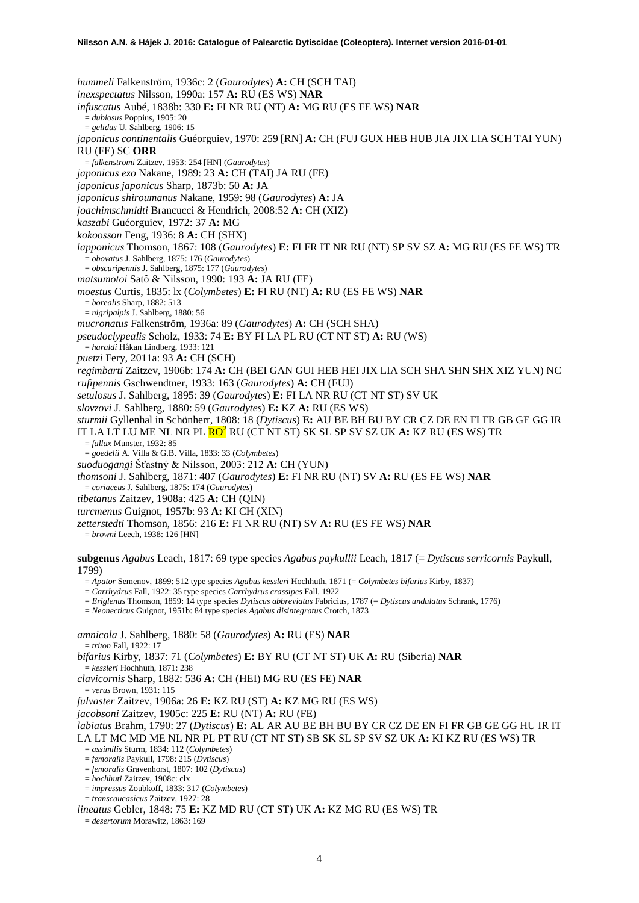*hummeli* Falkenström, 1936c: 2 (*Gaurodytes*) **A:** CH (SCH TAI)
*inexspectatus* Nilsson, 1990a: 157 **A:** RU (ES WS) **NAR**
*infuscatus* Aubé, 1838b: 330 **E:** FI NR RU (NT) **A:** MG RU (ES FE WS) **NAR**
= *dubiosus* Poppius, 1905: 20
= *gelidus* U. Sahlberg, 1906: 15
*japonicus continentalis* Guéorguiev, 1970: 259 [RN] **A:** CH (FUJ GUX HEB HUB JIA JIX LIA SCH TAI YUN) RU (FE) SC **ORR**
= *falkenstromi* Zaitzev, 1953: 254 [HN] (*Gaurodytes*)
*japonicus ezo* Nakane, 1989: 23 **A:** CH (TAI) JA RU (FE)
*japonicus japonicus* Sharp, 1873b: 50 **A:** JA
*japonicus shiroumanus* Nakane, 1959: 98 (*Gaurodytes*) **A:** JA
*joachimschmidti* Brancucci & Hendrich, 2008:52 **A:** CH (XIZ)
*kaszabi* Guéorguiev, 1972: 37 **A:** MG
*kokoosson* Feng, 1936: 8 **A:** CH (SHX)
*lapponicus* Thomson, 1867: 108 (*Gaurodytes*) **E:** FI FR IT NR RU (NT) SP SV SZ **A:** MG RU (ES FE WS) TR
= *obovatus* J. Sahlberg, 1875: 176 (*Gaurodytes*)
= *obscuripennis* J. Sahlberg, 1875: 177 (*Gaurodytes*)
*matsumotoi* Satô & Nilsson, 1990: 193 **A:** JA RU (FE)
*moestus* Curtis, 1835: lx (*Colymbetes*) **E:** FI RU (NT) **A:** RU (ES FE WS) **NAR**
= *borealis* Sharp, 1882: 513
= *nigripalpis* J. Sahlberg, 1880: 56
*mucronatus* Falkenström, 1936a: 89 (*Gaurodytes*) **A:** CH (SCH SHA)
*pseudoclypealis* Scholz, 1933: 74 **E:** BY FI LA PL RU (CT NT ST) **A:** RU (WS)
= *haraldi* Håkan Lindberg, 1933: 121
*puetzi* Fery, 2011a: 93 **A:** CH (SCH)
*regimbarti* Zaitzev, 1906b: 174 **A:** CH (BEI GAN GUI HEB HEI JIX LIA SCH SHA SHN SHX XIZ YUN) NC
*rufipennis* Gschwendtner, 1933: 163 (*Gaurodytes*) **A:** CH (FUJ)
*setulosus* J. Sahlberg, 1895: 39 (*Gaurodytes*) **E:** FI LA NR RU (CT NT ST) SV UK
*slovzovi* J. Sahlberg, 1880: 59 (*Gaurodytes*) **E:** KZ **A:** RU (ES WS)
*sturmii* Gyllenhal in Schönherr, 1808: 18 (*Dytiscus*) **E:** AU BE BH BU BY CR CZ DE EN FI FR GB GE GG IR IT LA LT LU ME NL NR PL RO[2] RU (CT NT ST) SK SL SP SV SZ UK **A:** KZ RU (ES WS) TR
= *fallax* Munster, 1932: 85
= *goedelii* A. Villa & G.B. Villa, 1833: 33 (*Colymbetes*)
*suoduogangi* Šťastný & Nilsson, 2003: 212 **A:** CH (YUN)
*thomsoni* J. Sahlberg, 1871: 407 (*Gaurodytes*) **E:** FI NR RU (NT) SV **A:** RU (ES FE WS) **NAR**
= *coriaceus* J. Sahlberg, 1875: 174 (*Gaurodytes*)
*tibetanus* Zaitzev, 1908a: 425 **A:** CH (QIN)
*turcmenus* Guignot, 1957b: 93 **A:** KI CH (XIN)
*zetterstedti* Thomson, 1856: 216 **E:** FI NR RU (NT) SV **A:** RU (ES FE WS) **NAR**
= *browni* Leech, 1938: 126 [HN]

**subgenus** *Agabus* Leach, 1817: 69 type species *Agabus paykullii* Leach, 1817 (= *Dytiscus serricornis* Paykull, 1799)
= *Apator* Semenov, 1899: 512 type species *Agabus kessleri* Hochhuth, 1871 (= *Colymbetes bifarius* Kirby, 1837)
= *Carrhydrus* Fall, 1922: 35 type species *Carrhydrus crassipes* Fall, 1922
= *Eriglenus* Thomson, 1859: 14 type species *Dytiscus abbreviatus* Fabricius, 1787 (= *Dytiscus undulatus* Schrank, 1776)
= *Neonecticus* Guignot, 1951b: 84 type species *Agabus disintegratus* Crotch, 1873

*amnicola* J. Sahlberg, 1880: 58 (*Gaurodytes*) **A:** RU (ES) **NAR**
= *triton* Fall, 1922: 17
*bifarius* Kirby, 1837: 71 (*Colymbetes*) **E:** BY RU (CT NT ST) UK **A:** RU (Siberia) **NAR**
= *kessleri* Hochhuth, 1871: 238
*clavicornis* Sharp, 1882: 536 **A:** CH (HEI) MG RU (ES FE) **NAR**
= *verus* Brown, 1931: 115
*fulvaster* Zaitzev, 1906a: 26 **E:** KZ RU (ST) **A:** KZ MG RU (ES WS)
*jacobsoni* Zaitzev, 1905c: 225 **E:** RU (NT) **A:** RU (FE)
*labiatus* Brahm, 1790: 27 (*Dytiscus*) **E:** AL AR AU BE BH BU BY CR CZ DE EN FI FR GB GE GG HU IR IT LA LT MC MD ME NL NR PL PT RU (CT NT ST) SB SK SL SP SV SZ UK **A:** KI KZ RU (ES WS) TR
= *assimilis* Sturm, 1834: 112 (*Colymbetes*)
= *femoralis* Paykull, 1798: 215 (*Dytiscus*)
= *femoralis* Gravenhorst, 1807: 102 (*Dytiscus*)
= *hochhuti* Zaitzev, 1908c: clx
= *impressus* Zoubkoff, 1833: 317 (*Colymbetes*)
= *transcaucasicus* Zaitzev, 1927: 28
*lineatus* Gebler, 1848: 75 **E:** KZ MD RU (CT ST) UK **A:** KZ MG RU (ES WS) TR
= *desertorum* Morawitz, 1863: 169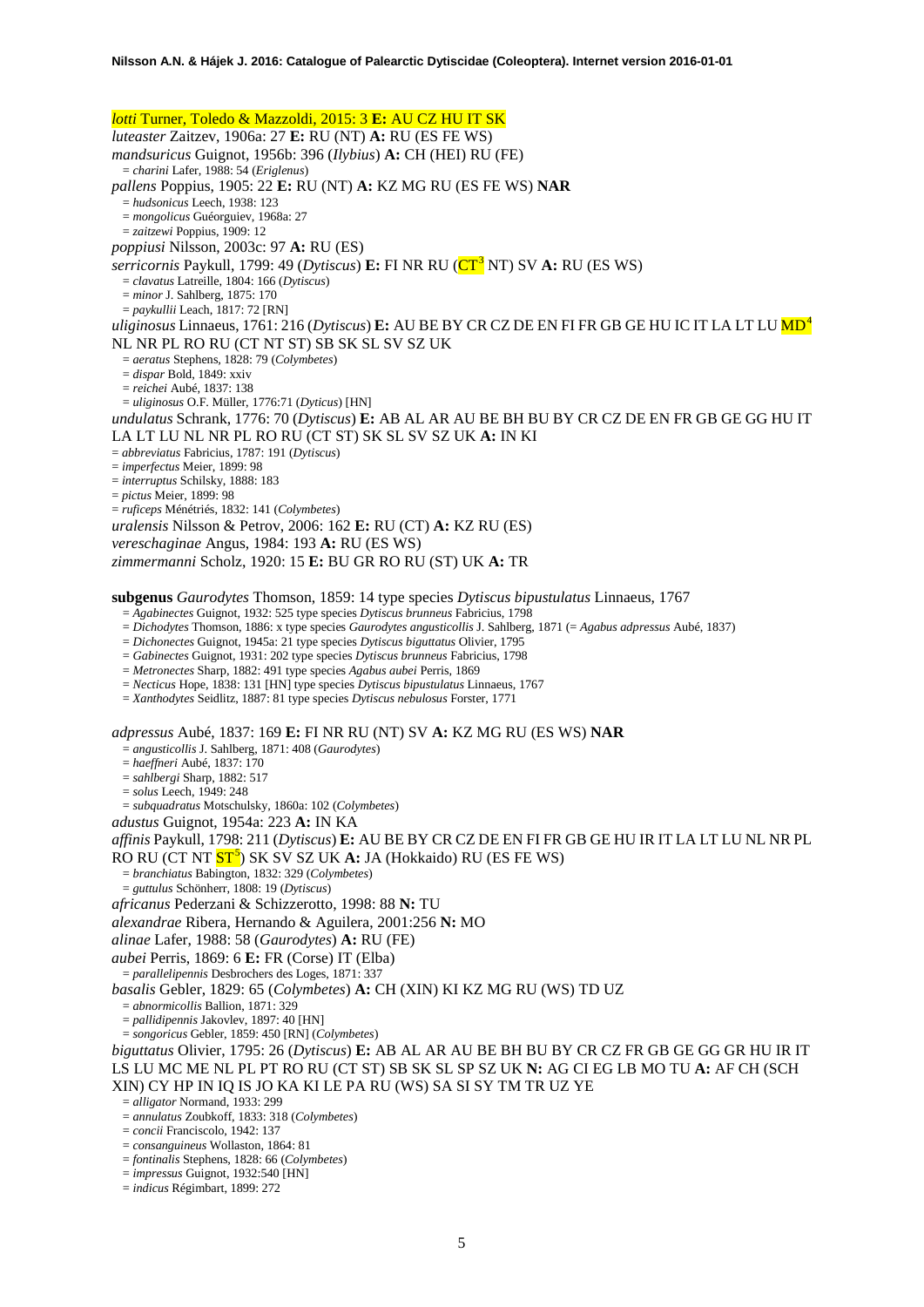*lotti* Turner, Toledo & Mazzoldi, 2015: 3 **E:** AU CZ HU IT SK
*luteaster* Zaitzev, 1906a: 27 **E:** RU (NT) **A:** RU (ES FE WS)
*mandsuricus* Guignot, 1956b: 396 (*Ilybius*) **A:** CH (HEI) RU (FE)
= *charini* Lafer, 1988: 54 (*Eriglenus*)
*pallens* Poppius, 1905: 22 **E:** RU (NT) **A:** KZ MG RU (ES FE WS) **NAR**
= *hudsonicus* Leech, 1938: 123
= *mongolicus* Guéorguiev, 1968a: 27
= *zaitzewi* Poppius, 1909: 12
*poppiusi* Nilsson, 2003c: 97 **A:** RU (ES)
*serricornis* Paykull, 1799: 49 (*Dytiscus*) **E:** FI NR RU (CT[3] NT) SV **A:** RU (ES WS)
= *clavatus* Latreille, 1804: 166 (*Dytiscus*)
= *minor* J. Sahlberg, 1875: 170
= *paykullii* Leach, 1817: 72 [RN]
*uliginosus* Linnaeus, 1761: 216 (*Dytiscus*) **E:** AU BE BY CR CZ DE EN FI FR GB GE HU IC IT LA LT LU MD[4] NL NR PL RO RU (CT NT ST) SB SK SL SV SZ UK
= *aeratus* Stephens, 1828: 79 (*Colymbetes*)
= *dispar* Bold, 1849: xxiv
= *reichei* Aubé, 1837: 138
= *uliginosus* O.F. Müller, 1776:71 (*Dyticus*) [HN]
*undulatus* Schrank, 1776: 70 (*Dytiscus*) **E:** AB AL AR AU BE BH BU BY CR CZ DE EN FR GB GE GG HU IT LA LT LU NL NR PL RO RU (CT ST) SK SL SV SZ UK **A:** IN KI
= *abbreviatus* Fabricius, 1787: 191 (*Dytiscus*)
= *imperfectus* Meier, 1899: 98
= *interruptus* Schilsky, 1888: 183
= *pictus* Meier, 1899: 98
= *ruficeps* Ménétriés, 1832: 141 (*Colymbetes*)
*uralensis* Nilsson & Petrov, 2006: 162 **E:** RU (CT) **A:** KZ RU (ES)
*vereschaginae* Angus, 1984: 193 **A:** RU (ES WS)
*zimmermanni* Scholz, 1920: 15 **E:** BU GR RO RU (ST) UK **A:** TR

**subgenus** *Gaurodytes* Thomson, 1859: 14 type species *Dytiscus bipustulatus* Linnaeus, 1767
= *Agabinectes* Guignot, 1932: 525 type species *Dytiscus brunneus* Fabricius, 1798
= *Dichodytes* Thomson, 1886: x type species *Gaurodytes angusticollis* J. Sahlberg, 1871 (= *Agabus adpressus* Aubé, 1837)
= *Dichonectes* Guignot, 1945a: 21 type species *Dytiscus biguttatus* Olivier, 1795
= *Gabinectes* Guignot, 1931: 202 type species *Dytiscus brunneus* Fabricius, 1798
= *Metronectes* Sharp, 1882: 491 type species *Agabus aubei* Perris, 1869
= *Necticus* Hope, 1838: 131 [HN] type species *Dytiscus bipustulatus* Linnaeus, 1767
= *Xanthodytes* Seidlitz, 1887: 81 type species *Dytiscus nebulosus* Forster, 1771

*adpressus* Aubé, 1837: 169 **E:** FI NR RU (NT) SV **A:** KZ MG RU (ES WS) **NAR**
= *angusticollis* J. Sahlberg, 1871: 408 (*Gaurodytes*)
= *haeffneri* Aubé, 1837: 170
= *sahlbergi* Sharp, 1882: 517
= *solus* Leech, 1949: 248
= *subquadratus* Motschulsky, 1860a: 102 (*Colymbetes*)
*adustus* Guignot, 1954a: 223 **A:** IN KA
*affinis* Paykull, 1798: 211 (*Dytiscus*) **E:** AU BE BY CR CZ DE EN FI FR GB GE HU IR IT LA LT LU NL NR PL RO RU (CT NT ST[5]) SK SV SZ UK **A:** JA (Hokkaido) RU (ES FE WS)
= *branchiatus* Babington, 1832: 329 (*Colymbetes*)
= *guttulus* Schönherr, 1808: 19 (*Dytiscus*)
*africanus* Pederzani & Schizzerotto, 1998: 88 **N:** TU
*alexandrae* Ribera, Hernando & Aguilera, 2001:256 **N:** MO
*alinae* Lafer, 1988: 58 (*Gaurodytes*) **A:** RU (FE)
*aubei* Perris, 1869: 6 **E:** FR (Corse) IT (Elba)
= *parallelipennis* Desbrochers des Loges, 1871: 337
*basalis* Gebler, 1829: 65 (*Colymbetes*) **A:** CH (XIN) KI KZ MG RU (WS) TD UZ
= *abnormicollis* Ballion, 1871: 329
= *pallidipennis* Jakovlev, 1897: 40 [HN]
= *songoricus* Gebler, 1859: 450 [RN] (*Colymbetes*)
*biguttatus* Olivier, 1795: 26 (*Dytiscus*) **E:** AB AL AR AU BE BH BU BY CR CZ FR GB GE GG GR HU IR IT LS LU MC ME NL PL PT RO RU (CT ST) SB SK SL SP SZ UK **N:** AG CI EG LB MO TU **A:** AF CH (SCH XIN) CY HP IN IQ IS JO KA KI LE PA RU (WS) SA SI SY TM TR UZ YE
= *alligator* Normand, 1933: 299
= *annulatus* Zoubkoff, 1833: 318 (*Colymbetes*)
= *concii* Franciscolo, 1942: 137
= *consanguineus* Wollaston, 1864: 81
= *fontinalis* Stephens, 1828: 66 (*Colymbetes*)
= *impressus* Guignot, 1932:540 [HN]
= *indicus* Régimbart, 1899: 272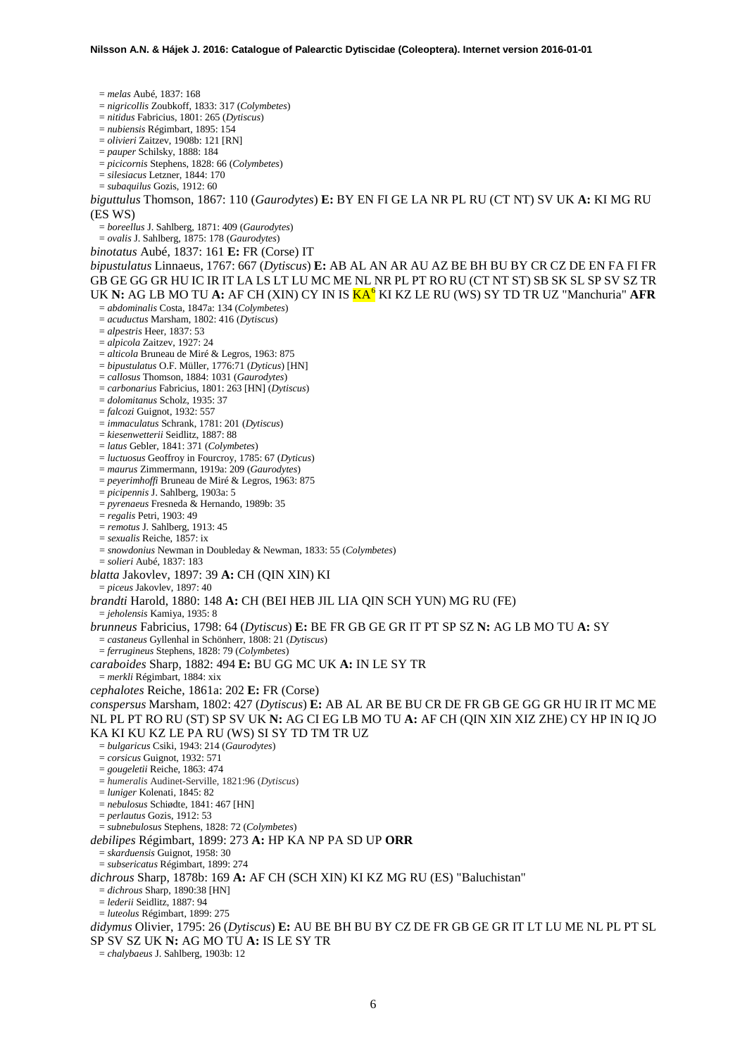= *melas* Aubé, 1837: 168
= *nigricollis* Zoubkoff, 1833: 317 (*Colymbetes*)
= *nitidus* Fabricius, 1801: 265 (*Dytiscus*)
= *nubiensis* Régimbart, 1895: 154
= *olivieri* Zaitzev, 1908b: 121 [RN]
= *pauper* Schilsky, 1888: 184
= *picicornis* Stephens, 1828: 66 (*Colymbetes*)
= *silesiacus* Letzner, 1844: 170
= *subaquilus* Gozis, 1912: 60

*biguttulus* Thomson, 1867: 110 (*Gaurodytes*) **E:** BY EN FI GE LA NR PL RU (CT NT) SV UK **A:** KI MG RU (ES WS)
= *boreellus* J. Sahlberg, 1871: 409 (*Gaurodytes*)
= *ovalis* J. Sahlberg, 1875: 178 (*Gaurodytes*)

*binotatus* Aubé, 1837: 161 **E:** FR (Corse) IT

*bipustulatus* Linnaeus, 1767: 667 (*Dytiscus*) **E:** AB AL AN AR AU AZ BE BH BU BY CR CZ DE EN FA FI FR GB GE GG GR HU IC IR IT LA LS LT LU MC ME NL NR PL PT RO RU (CT NT ST) SB SK SL SP SV SZ TR UK **N:** AG LB MO TU **A:** AF CH (XIN) CY IN IS KA[6] KI KZ LE RU (WS) SY TD TR UZ "Manchuria" **AFR**
= *abdominalis* Costa, 1847a: 134 (*Colymbetes*)
= *acuductus* Marsham, 1802: 416 (*Dytiscus*)
= *alpestris* Heer, 1837: 53
= *alpicola* Zaitzev, 1927: 24
= *alticola* Bruneau de Miré & Legros, 1963: 875
= *bipustulatus* O.F. Müller, 1776:71 (*Dyticus*) [HN]
= *callosus* Thomson, 1884: 1031 (*Gaurodytes*)
= *carbonarius* Fabricius, 1801: 263 [HN] (*Dytiscus*)
= *dolomitanus* Scholz, 1935: 37
= *falcozi* Guignot, 1932: 557
= *immaculatus* Schrank, 1781: 201 (*Dytiscus*)
= *kiesenwetterii* Seidlitz, 1887: 88
= *latus* Gebler, 1841: 371 (*Colymbetes*)
= *luctuosus* Geoffroy in Fourcroy, 1785: 67 (*Dyticus*)
= *maurus* Zimmermann, 1919a: 209 (*Gaurodytes*)
= *peyerimhoffi* Bruneau de Miré & Legros, 1963: 875
= *picipennis* J. Sahlberg, 1903a: 5
= *pyrenaeus* Fresneda & Hernando, 1989b: 35
= *regalis* Petri, 1903: 49
= *remotus* J. Sahlberg, 1913: 45
= *sexualis* Reiche, 1857: ix
= *snowdonius* Newman in Doubleday & Newman, 1833: 55 (*Colymbetes*)
= *solieri* Aubé, 1837: 183

*blatta* Jakovlev, 1897: 39 **A:** CH (QIN XIN) KI
= *piceus* Jakovlev, 1897: 40

*brandti* Harold, 1880: 148 **A:** CH (BEI HEB JIL LIA QIN SCH YUN) MG RU (FE)
= *jeholensis* Kamiya, 1935: 8

*brunneus* Fabricius, 1798: 64 (*Dytiscus*) **E:** BE FR GB GE GR IT PT SP SZ **N:** AG LB MO TU **A:** SY
= *castaneus* Gyllenhal in Schönherr, 1808: 21 (*Dytiscus*)
= *ferrugineus* Stephens, 1828: 79 (*Colymbetes*)

*caraboides* Sharp, 1882: 494 **E:** BU GG MC UK **A:** IN LE SY TR
= *merkli* Régimbart, 1884: xix

*cephalotes* Reiche, 1861a: 202 **E:** FR (Corse)

*conspersus* Marsham, 1802: 427 (*Dytiscus*) **E:** AB AL AR BE BU CR DE FR GB GE GG GR HU IR IT MC ME NL PL PT RO RU (ST) SP SV UK **N:** AG CI EG LB MO TU **A:** AF CH (QIN XIN XIZ ZHE) CY HP IN IQ JO KA KI KU KZ LE PA RU (WS) SI SY TD TM TR UZ
= *bulgaricus* Csiki, 1943: 214 (*Gaurodytes*)
= *corsicus* Guignot, 1932: 571
= *gougeletii* Reiche, 1863: 474
= *humeralis* Audinet-Serville, 1821:96 (*Dytiscus*)
= *luniger* Kolenati, 1845: 82
= *nebulosus* Schiødte, 1841: 467 [HN]
= *perlautus* Gozis, 1912: 53
= *subnebulosus* Stephens, 1828: 72 (*Colymbetes*)

*debilipes* Régimbart, 1899: 273 **A:** HP KA NP PA SD UP **ORR**
= *skarduensis* Guignot, 1958: 30
= *subsericatus* Régimbart, 1899: 274

*dichrous* Sharp, 1878b: 169 **A:** AF CH (SCH XIN) KI KZ MG RU (ES) "Baluchistan"
= *dichrous* Sharp, 1890:38 [HN]
= *lederii* Seidlitz, 1887: 94
= *luteolus* Régimbart, 1899: 275

*didymus* Olivier, 1795: 26 (*Dytiscus*) **E:** AU BE BH BU BY CZ DE FR GB GE GR IT LT LU ME NL PL PT SL SP SV SZ UK **N:** AG MO TU **A:** IS LE SY TR
= *chalybaeus* J. Sahlberg, 1903b: 12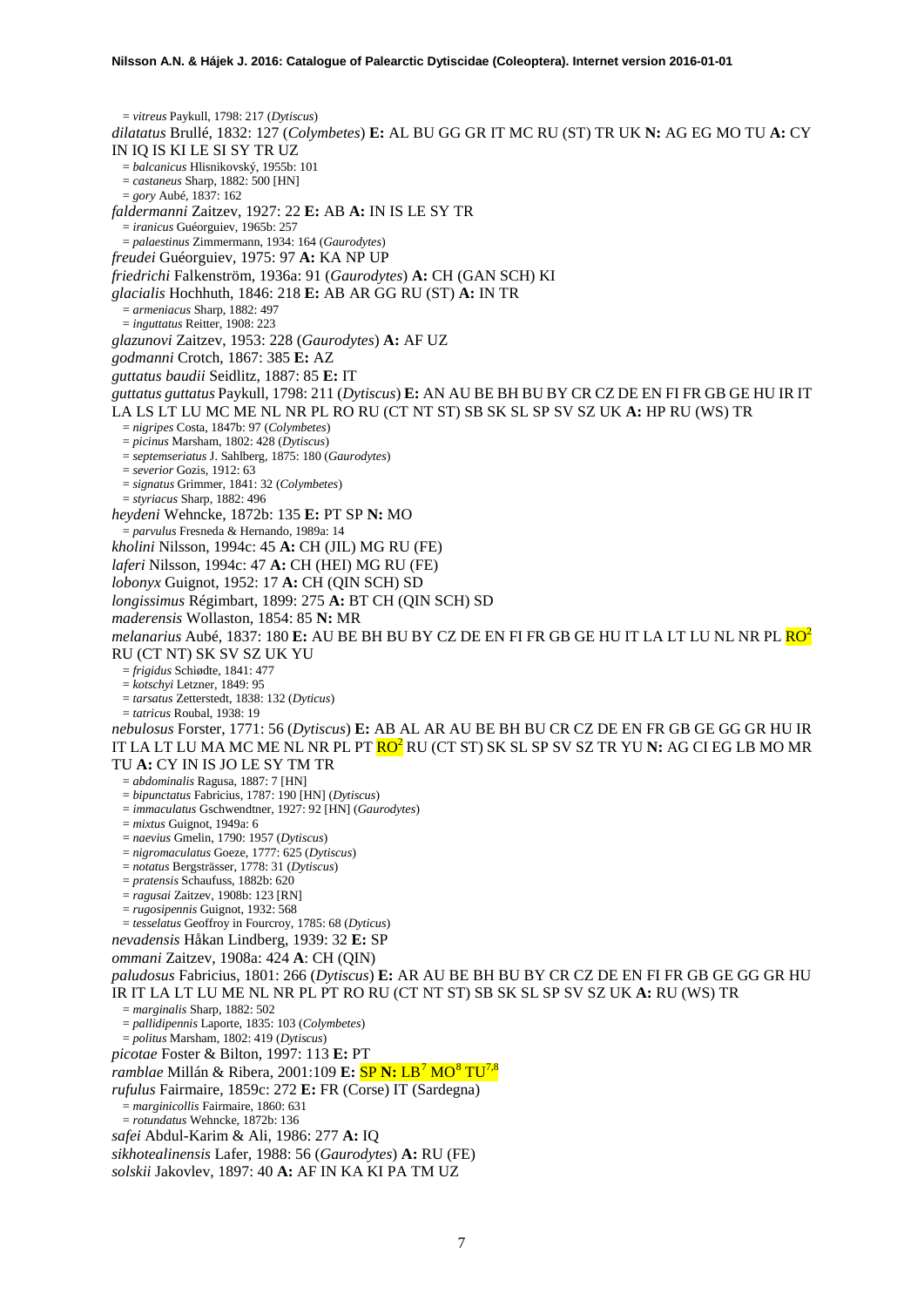= *vitreus* Paykull, 1798: 217 (*Dytiscus*)

*dilatatus* Brullé, 1832: 127 (*Colymbetes*) **E:** AL BU GG GR IT MC RU (ST) TR UK **N:** AG EG MO TU **A:** CY IN IQ IS KI LE SI SY TR UZ

= *balcanicus* Hlisnikovský, 1955b: 101

= *castaneus* Sharp, 1882: 500 [HN]

= *gory* Aubé, 1837: 162

*faldermanni* Zaitzev, 1927: 22 **E:** AB **A:** IN IS LE SY TR

= *iranicus* Guéorguiev, 1965b: 257

= *palaestinus* Zimmermann, 1934: 164 (*Gaurodytes*)

*freudei* Guéorguiev, 1975: 97 **A:** KA NP UP

*friedrichi* Falkenström, 1936a: 91 (*Gaurodytes*) **A:** CH (GAN SCH) KI

*glacialis* Hochhuth, 1846: 218 **E:** AB AR GG RU (ST) **A:** IN TR

= *armeniacus* Sharp, 1882: 497

= *inguttatus* Reitter, 1908: 223

*glazunovi* Zaitzev, 1953: 228 (*Gaurodytes*) **A:** AF UZ

*godmanni* Crotch, 1867: 385 **E:** AZ

*guttatus baudii* Seidlitz, 1887: 85 **E:** IT

*guttatus guttatus* Paykull, 1798: 211 (*Dytiscus*) **E:** AN AU BE BH BU BY CR CZ DE EN FI FR GB GE HU IR IT LA LS LT LU MC ME NL NR PL RO RU (CT NT ST) SB SK SL SP SV SZ UK **A:** HP RU (WS) TR

= *nigripes* Costa, 1847b: 97 (*Colymbetes*)

= *picinus* Marsham, 1802: 428 (*Dytiscus*)

= *septemseriatus* J. Sahlberg, 1875: 180 (*Gaurodytes*)

= *severior* Gozis, 1912: 63

= *signatus* Grimmer, 1841: 32 (*Colymbetes*)

= *styriacus* Sharp, 1882: 496

*heydeni* Wehncke, 1872b: 135 **E:** PT SP **N:** MO

= *parvulus* Fresneda & Hernando, 1989a: 14

*kholini* Nilsson, 1994c: 45 **A:** CH (JIL) MG RU (FE)

*laferi* Nilsson, 1994c: 47 **A:** CH (HEI) MG RU (FE)

*lobonyx* Guignot, 1952: 17 **A:** CH (QIN SCH) SD

*longissimus* Régimbart, 1899: 275 **A:** BT CH (QIN SCH) SD

*maderensis* Wollaston, 1854: 85 **N:** MR

*melanarius* Aubé, 1837: 180 **E:** AU BE BH BU BY CZ DE EN FI FR GB GE HU IT LA LT LU NL NR PL RO[2] RU (CT NT) SK SV SZ UK YU

= *frigidus* Schiødte, 1841: 477

= *kotschyi* Letzner, 1849: 95

= *tarsatus* Zetterstedt, 1838: 132 (*Dyticus*)

= *tatricus* Roubal, 1938: 19

*nebulosus* Forster, 1771: 56 (*Dytiscus*) **E:** AB AL AR AU BE BH BU CR CZ DE EN FR GB GE GG GR HU IR IT LA LT LU MA MC ME NL NR PL PT RO[2] RU (CT ST) SK SL SP SV SZ TR YU **N:** AG CI EG LB MO MR TU **A:** CY IN IS JO LE SY TM TR

= *abdominalis* Ragusa, 1887: 7 [HN]

= *bipunctatus* Fabricius, 1787: 190 [HN] (*Dytiscus*)

= *immaculatus* Gschwendtner, 1927: 92 [HN] (*Gaurodytes*)

= *mixtus* Guignot, 1949a: 6

= *naevius* Gmelin, 1790: 1957 (*Dytiscus*)

= *nigromaculatus* Goeze, 1777: 625 (*Dytiscus*)

= *notatus* Bergsträsser, 1778: 31 (*Dytiscus*)

= *pratensis* Schaufuss, 1882b: 620

= *ragusai* Zaitzev, 1908b: 123 [RN]

= *rugosipennis* Guignot, 1932: 568

= *tesselatus* Geoffroy in Fourcroy, 1785: 68 (*Dyticus*)

*nevadensis* Håkan Lindberg, 1939: 32 **E:** SP

*ommani* Zaitzev, 1908a: 424 **A**: CH (QIN)

*paludosus* Fabricius, 1801: 266 (*Dytiscus*) **E:** AR AU BE BH BU BY CR CZ DE EN FI FR GB GE GG GR HU IR IT LA LT LU ME NL NR PL PT RO RU (CT NT ST) SB SK SL SP SV SZ UK **A:** RU (WS) TR

= *marginalis* Sharp, 1882: 502

= *pallidipennis* Laporte, 1835: 103 (*Colymbetes*)

= *politus* Marsham, 1802: 419 (*Dytiscus*)

*picotae* Foster & Bilton, 1997: 113 **E:** PT

*ramblae* Millán & Ribera, 2001:109 **E:** SP **N:** LB[7] MO[8] TU[7,8]

*rufulus* Fairmaire, 1859c: 272 **E:** FR (Corse) IT (Sardegna)

= *marginicollis* Fairmaire, 1860: 631

= *rotundatus* Wehncke, 1872b: 136

*safei* Abdul-Karim & Ali, 1986: 277 **A:** IQ

*sikhotealinensis* Lafer, 1988: 56 (*Gaurodytes*) **A:** RU (FE)

*solskii* Jakovlev, 1897: 40 **A:** AF IN KA KI PA TM UZ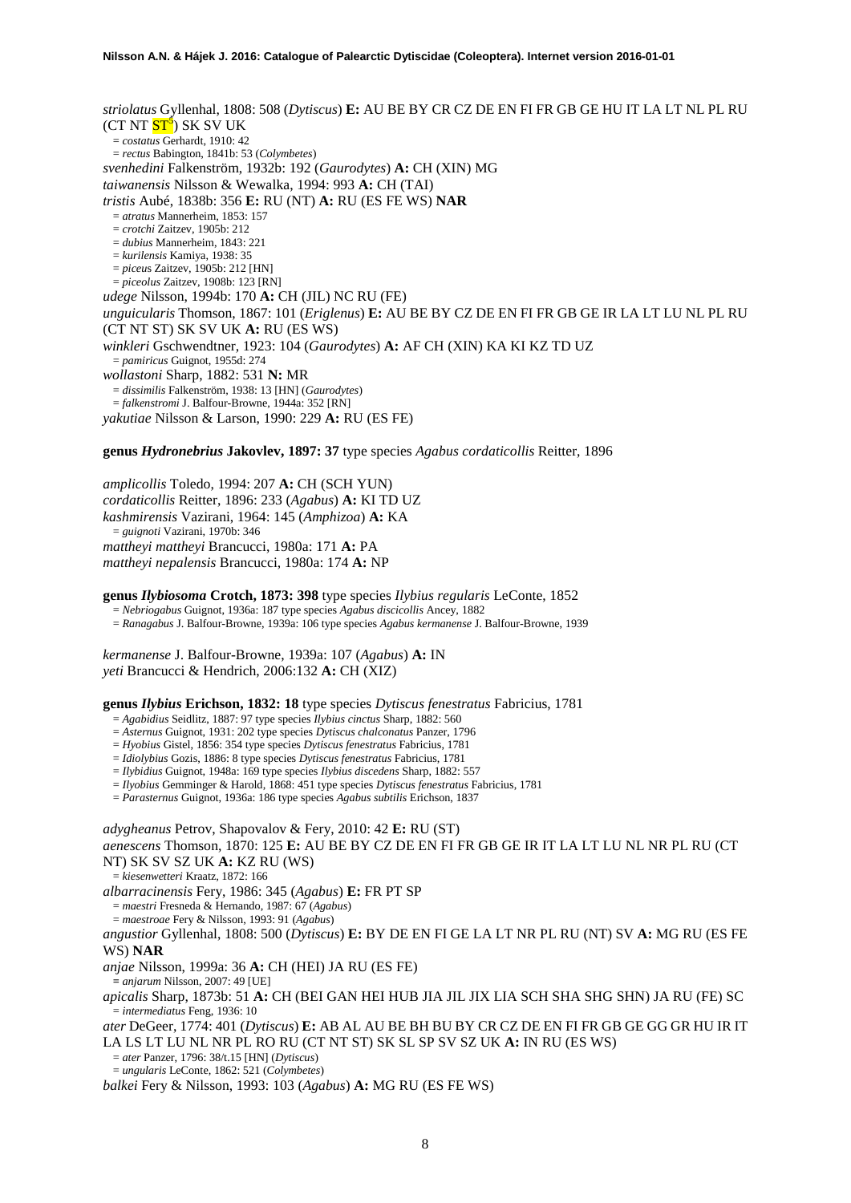*striolatus* Gyllenhal, 1808: 508 (*Dytiscus*) **E:** AU BE BY CR CZ DE EN FI FR GB GE HU IT LA LT NL PL RU (CT NT ST[5]) SK SV UK

= *costatus* Gerhardt, 1910: 42

= *rectus* Babington, 1841b: 53 (*Colymbetes*)

*svenhedini* Falkenström, 1932b: 192 (*Gaurodytes*) **A:** CH (XIN) MG

*taiwanensis* Nilsson & Wewalka, 1994: 993 **A:** CH (TAI)

*tristis* Aubé, 1838b: 356 **E:** RU (NT) **A:** RU (ES FE WS) **NAR**

= *atratus* Mannerheim, 1853: 157

= *crotchi* Zaitzev, 1905b: 212

= *dubius* Mannerheim, 1843: 221

= *kurilensis* Kamiya, 1938: 35

= *piceus* Zaitzev, 1905b: 212 [HN]

= *piceolus* Zaitzev, 1908b: 123 [RN]

*udege* Nilsson, 1994b: 170 **A:** CH (JIL) NC RU (FE)

*unguicularis* Thomson, 1867: 101 (*Eriglenus*) **E:** AU BE BY CZ DE EN FI FR GB GE IR LA LT LU NL PL RU (CT NT ST) SK SV UK **A:** RU (ES WS)

*winkleri* Gschwendtner, 1923: 104 (*Gaurodytes*) **A:** AF CH (XIN) KA KI KZ TD UZ

= *pamiricus* Guignot, 1955d: 274

*wollastoni* Sharp, 1882: 531 **N:** MR

= *dissimilis* Falkenström, 1938: 13 [HN] (*Gaurodytes*)

= *falkenstromi* J. Balfour-Browne, 1944a: 352 [RN]

*yakutiae* Nilsson & Larson, 1990: 229 **A:** RU (ES FE)

**genus *Hydronebrius* Jakovlev, 1897: 37** type species *Agabus cordaticollis* Reitter, 1896

*amplicollis* Toledo, 1994: 207 **A:** CH (SCH YUN)

*cordaticollis* Reitter, 1896: 233 (*Agabus*) **A:** KI TD UZ

*kashmirensis* Vazirani, 1964: 145 (*Amphizoa*) **A:** KA

= *guignoti* Vazirani, 1970b: 346

*mattheyi mattheyi* Brancucci, 1980a: 171 **A:** PA

*mattheyi nepalensis* Brancucci, 1980a: 174 **A:** NP

**genus *Ilybiosoma* Crotch, 1873: 398** type species *Ilybius regularis* LeConte, 1852

= *Nebriogabus* Guignot, 1936a: 187 type species *Agabus discicollis* Ancey, 1882

= *Ranagabus* J. Balfour-Browne, 1939a: 106 type species *Agabus kermanense* J. Balfour-Browne, 1939

*kermanense* J. Balfour-Browne, 1939a: 107 (*Agabus*) **A:** IN

*yeti* Brancucci & Hendrich, 2006:132 **A:** CH (XIZ)

**genus *Ilybius* Erichson, 1832: 18** type species *Dytiscus fenestratus* Fabricius, 1781

= *Agabidius* Seidlitz, 1887: 97 type species *Ilybius cinctus* Sharp, 1882: 560

= *Asternus* Guignot, 1931: 202 type species *Dytiscus chalconatus* Panzer, 1796

= *Hyobius* Gistel, 1856: 354 type species *Dytiscus fenestratus* Fabricius, 1781

= *Idiolybius* Gozis, 1886: 8 type species *Dytiscus fenestratus* Fabricius, 1781

= *Ilybidius* Guignot, 1948a: 169 type species *Ilybius discedens* Sharp, 1882: 557

= *Ilyobius* Gemminger & Harold, 1868: 451 type species *Dytiscus fenestratus* Fabricius, 1781

= *Parasternus* Guignot, 1936a: 186 type species *Agabus subtilis* Erichson, 1837

*adygheanus* Petrov, Shapovalov & Fery, 2010: 42 **E:** RU (ST)

*aenescens* Thomson, 1870: 125 **E:** AU BE BY CZ DE EN FI FR GB GE IR IT LA LT LU NL NR PL RU (CT NT) SK SV SZ UK **A:** KZ RU (WS)

= *kiesenwetteri* Kraatz, 1872: 166

*albarracinensis* Fery, 1986: 345 (*Agabus*) **E:** FR PT SP

= *maestri* Fresneda & Hernando, 1987: 67 (*Agabus*)

= *maestroae* Fery & Nilsson, 1993: 91 (*Agabus*)

*angustior* Gyllenhal, 1808: 500 (*Dytiscus*) **E:** BY DE EN FI GE LA LT NR PL RU (NT) SV **A:** MG RU (ES FE WS) **NAR**

*anjae* Nilsson, 1999a: 36 **A:** CH (HEI) JA RU (ES FE)

= *anjarum* Nilsson, 2007: 49 [UE]

*apicalis* Sharp, 1873b: 51 **A:** CH (BEI GAN HEI HUB JIA JIL JIX LIA SCH SHA SHG SHN) JA RU (FE) SC

= *intermediatus* Feng, 1936: 10

*ater* DeGeer, 1774: 401 (*Dytiscus*) **E:** AB AL AU BE BH BU BY CR CZ DE EN FI FR GB GE GG GR HU IR IT LA LS LT LU NL NR PL RO RU (CT NT ST) SK SL SP SV SZ UK **A:** IN RU (ES WS)

= *ater* Panzer, 1796: 38/t.15 [HN] (*Dytiscus*)

= *ungularis* LeConte, 1862: 521 (*Colymbetes*)

*balkei* Fery & Nilsson, 1993: 103 (*Agabus*) **A:** MG RU (ES FE WS)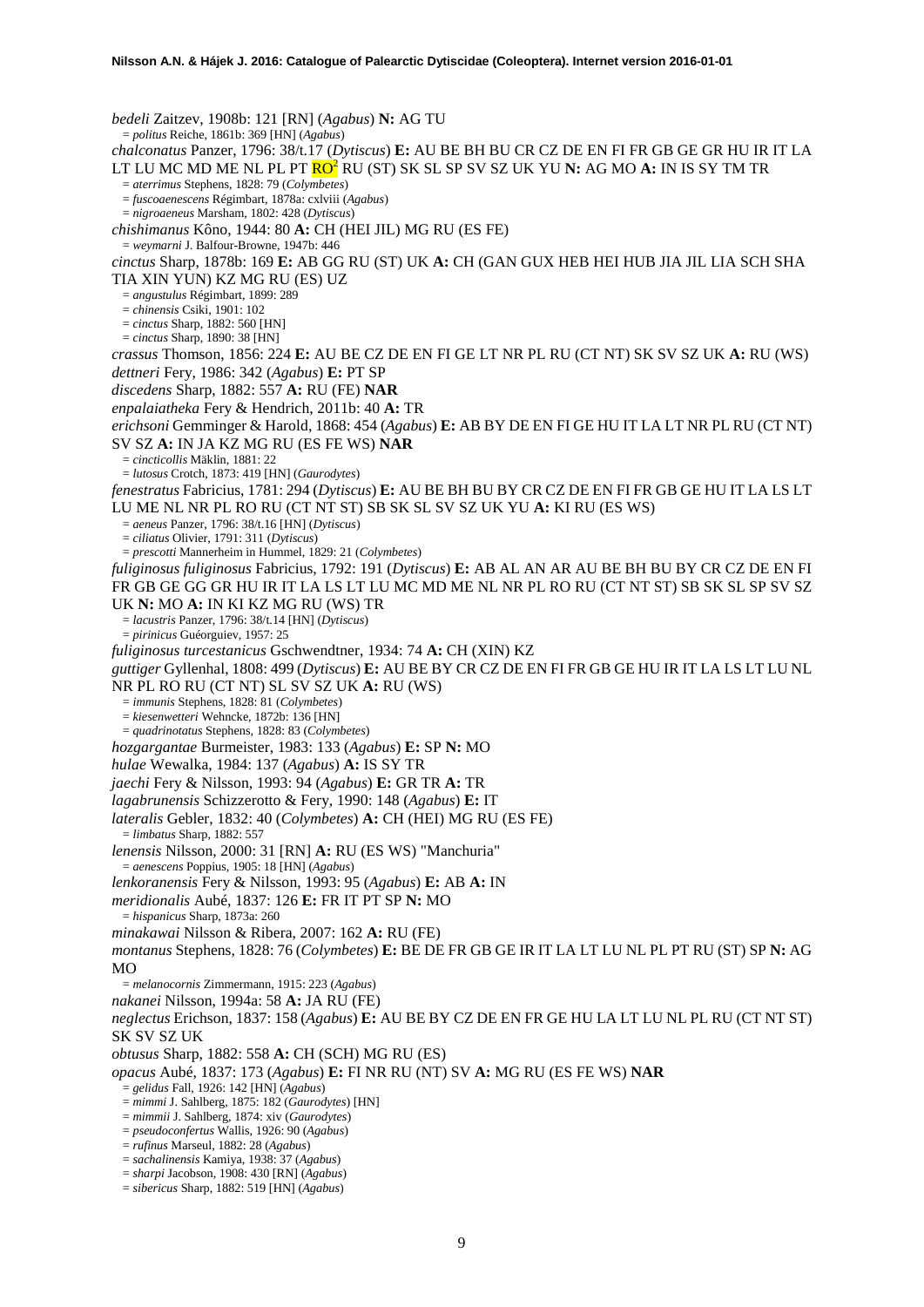*bedeli* Zaitzev, 1908b: 121 [RN] (*Agabus*) **N:** AG TU
= *politus* Reiche, 1861b: 369 [HN] (*Agabus*)

*chalconatus* Panzer, 1796: 38/t.17 (*Dytiscus*) **E:** AU BE BH BU CR CZ DE EN FI FR GB GE GR HU IR IT LA LT LU MC MD ME NL PL PT RO[2] RU (ST) SK SL SP SV SZ UK YU **N:** AG MO **A:** IN IS SY TM TR
= *aterrimus* Stephens, 1828: 79 (*Colymbetes*)
= *fuscoaenescens* Régimbart, 1878a: cxlviii (*Agabus*)
= *nigroaeneus* Marsham, 1802: 428 (*Dytiscus*)

*chishimanus* Kôno, 1944: 80 **A:** CH (HEI JIL) MG RU (ES FE)
= *weymarni* J. Balfour-Browne, 1947b: 446

*cinctus* Sharp, 1878b: 169 **E:** AB GG RU (ST) UK **A:** CH (GAN GUX HEB HEI HUB JIA JIL LIA SCH SHA TIA XIN YUN) KZ MG RU (ES) UZ
= *angustulus* Régimbart, 1899: 289
= *chinensis* Csiki, 1901: 102
= *cinctus* Sharp, 1882: 560 [HN]
= *cinctus* Sharp, 1890: 38 [HN]

*crassus* Thomson, 1856: 224 **E:** AU BE CZ DE EN FI GE LT NR PL RU (CT NT) SK SV SZ UK **A:** RU (WS)

*dettneri* Fery, 1986: 342 (*Agabus*) **E:** PT SP

*discedens* Sharp, 1882: 557 **A:** RU (FE) **NAR**

*enpalaiatheka* Fery & Hendrich, 2011b: 40 **A:** TR

*erichsoni* Gemminger & Harold, 1868: 454 (*Agabus*) **E:** AB BY DE EN FI GE HU IT LA LT NR PL RU (CT NT) SV SZ **A:** IN JA KZ MG RU (ES FE WS) **NAR**
= *cincticollis* Mäklin, 1881: 22
= *lutosus* Crotch, 1873: 419 [HN] (*Gaurodytes*)

*fenestratus* Fabricius, 1781: 294 (*Dytiscus*) **E:** AU BE BH BU BY CR CZ DE EN FI FR GB GE HU IT LA LS LT LU ME NL NR PL RO RU (CT NT ST) SB SK SL SV SZ UK YU **A:** KI RU (ES WS)
= *aeneus* Panzer, 1796: 38/t.16 [HN] (*Dytiscus*)
= *ciliatus* Olivier, 1791: 311 (*Dytiscus*)
= *prescotti* Mannerheim in Hummel, 1829: 21 (*Colymbetes*)

*fuliginosus fuliginosus* Fabricius, 1792: 191 (*Dytiscus*) **E:** AB AL AN AR AU BE BH BU BY CR CZ DE EN FI FR GB GE GG GR HU IR IT LA LS LT LU MC MD ME NL NR PL RO RU (CT NT ST) SB SK SL SP SV SZ UK **N:** MO **A:** IN KI KZ MG RU (WS) TR
= *lacustris* Panzer, 1796: 38/t.14 [HN] (*Dytiscus*)
= *pirinicus* Guéorguiev, 1957: 25

*fuliginosus turcestanicus* Gschwendtner, 1934: 74 **A:** CH (XIN) KZ

*guttiger* Gyllenhal, 1808: 499 (*Dytiscus*) **E:** AU BE BY CR CZ DE EN FI FR GB GE HU IR IT LA LS LT LU NL NR PL RO RU (CT NT) SL SV SZ UK **A:** RU (WS)
= *immunis* Stephens, 1828: 81 (*Colymbetes*)
= *kiesenwetteri* Wehncke, 1872b: 136 [HN]
= *quadrinotatus* Stephens, 1828: 83 (*Colymbetes*)

*hozgargantae* Burmeister, 1983: 133 (*Agabus*) **E:** SP **N:** MO

*hulae* Wewalka, 1984: 137 (*Agabus*) **A:** IS SY TR

*jaechi* Fery & Nilsson, 1993: 94 (*Agabus*) **E:** GR TR **A:** TR

*lagabrunensis* Schizzerotto & Fery, 1990: 148 (*Agabus*) **E:** IT

*lateralis* Gebler, 1832: 40 (*Colymbetes*) **A:** CH (HEI) MG RU (ES FE)
= *limbatus* Sharp, 1882: 557

*lenensis* Nilsson, 2000: 31 [RN] **A:** RU (ES WS) "Manchuria"
= *aenescens* Poppius, 1905: 18 [HN] (*Agabus*)

*lenkoranensis* Fery & Nilsson, 1993: 95 (*Agabus*) **E:** AB **A:** IN

*meridionalis* Aubé, 1837: 126 **E:** FR IT PT SP **N:** MO
= *hispanicus* Sharp, 1873a: 260

*minakawai* Nilsson & Ribera, 2007: 162 **A:** RU (FE)

*montanus* Stephens, 1828: 76 (*Colymbetes*) **E:** BE DE FR GB GE IR IT LA LT LU NL PL PT RU (ST) SP **N:** AG MO
= *melanocornis* Zimmermann, 1915: 223 (*Agabus*)

*nakanei* Nilsson, 1994a: 58 **A:** JA RU (FE)

*neglectus* Erichson, 1837: 158 (*Agabus*) **E:** AU BE BY CZ DE EN FR GE HU LA LT LU NL PL RU (CT NT ST) SK SV SZ UK

*obtusus* Sharp, 1882: 558 **A:** CH (SCH) MG RU (ES)

*opacus* Aubé, 1837: 173 (*Agabus*) **E:** FI NR RU (NT) SV **A:** MG RU (ES FE WS) **NAR**
= *gelidus* Fall, 1926: 142 [HN] (*Agabus*)
= *mimmi* J. Sahlberg, 1875: 182 (*Gaurodytes*) [HN]
= *mimmii* J. Sahlberg, 1874: xiv (*Gaurodytes*)
= *pseudoconfertus* Wallis, 1926: 90 (*Agabus*)
= *rufinus* Marseul, 1882: 28 (*Agabus*)
= *sachalinensis* Kamiya, 1938: 37 (*Agabus*)
= *sharpi* Jacobson, 1908: 430 [RN] (*Agabus*)
= *sibericus* Sharp, 1882: 519 [HN] (*Agabus*)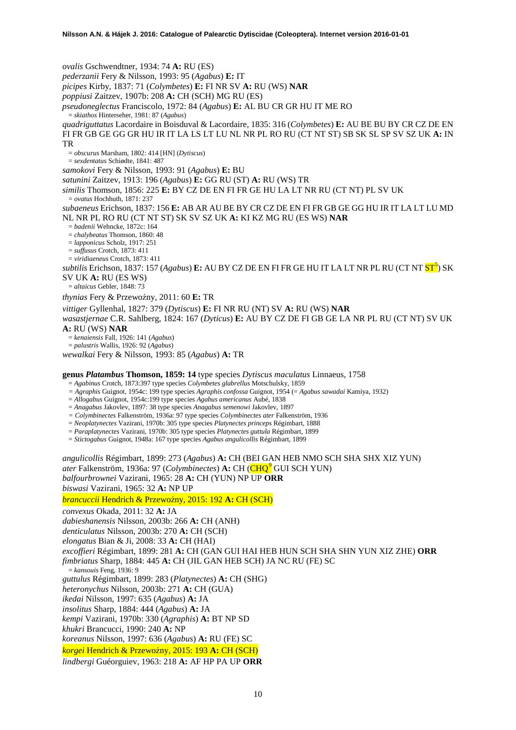*ovalis* Gschwendtner, 1934: 74 **A:** RU (ES)

*pederzanii* Fery & Nilsson, 1993: 95 (*Agabus*) **E:** IT

*picipes* Kirby, 1837: 71 (*Colymbetes*) **E:** FI NR SV **A:** RU (WS) **NAR**

*poppiusi* Zaitzev, 1907b: 208 **A:** CH (SCH) MG RU (ES)

*pseudoneglectus* Franciscolo, 1972: 84 (*Agabus*) **E:** AL BU CR GR HU IT ME RO

= *skiathos* Hinterseher, 1981: 87 (*Agabus*)

*quadriguttatus* Lacordaire in Boisduval & Lacordaire, 1835: 316 (*Colymbetes*) **E:** AU BE BU BY CR CZ DE EN FI FR GB GE GG GR HU IR IT LA LS LT LU NL NR PL RO RU (CT NT ST) SB SK SL SP SV SZ UK **A:** IN TR

= *obscurus* Marsham, 1802: 414 [HN] (*Dytiscus*)

= *sexdentatus* Schiødte, 1841: 487

*samokovi* Fery & Nilsson, 1993: 91 (*Agabus*) **E:** BU

*satunini* Zaitzev, 1913: 196 (*Agabus*) **E:** GG RU (ST) **A:** RU (WS) TR

*similis* Thomson, 1856: 225 **E:** BY CZ DE EN FI FR GE HU LA LT NR RU (CT NT) PL SV UK

= *ovatus* Hochhuth, 1871: 237

*subaeneus* Erichson, 1837: 156 **E:** AB AR AU BE BY CR CZ DE EN FI FR GB GE GG HU IR IT LA LT LU MD NL NR PL RO RU (CT NT ST) SK SV SZ UK **A:** KI KZ MG RU (ES WS) **NAR**

= *badenii* Wehncke, 1872c: 164

= *chalybeatus* Thomson, 1860: 48

= *lapponicus* Scholz, 1917: 251

= *suffusus* Crotch, 1873: 411

= *viridiaeneus* Crotch, 1873: 411

*subtilis* Erichson, 1837: 157 (*Agabus*) **E:** AU BY CZ DE EN FI FR GE HU IT LA LT NR PL RU (CT NT ST[5]) SK SV UK **A:** RU (ES WS)

= *altaicus* Gebler, 1848: 73

*thynias* Fery & Przewoźny, 2011: 60 **E:** TR

*vittiger* Gyllenhal, 1827: 379 (*Dytiscus*) **E:** FI NR RU (NT) SV **A:** RU (WS) **NAR**

*wasastjernae* C.R. Sahlberg, 1824: 167 (*Dyticus*) **E:** AU BY CZ DE FI GB GE LA NR PL RU (CT NT) SV UK **A:** RU (WS) **NAR**

= *kenaiensis* Fall, 1926: 141 (*Agabus*)

= *palustris* Wallis, 1926: 92 (*Agabus*)

*wewalkai* Fery & Nilsson, 1993: 85 (*Agabus*) **A:** TR

**genus *Platambus* Thomson, 1859: 14** type species *Dytiscus maculatus* Linnaeus, 1758

= *Agabinus* Crotch, 1873:397 type species *Colymbetes glabrellus* Motschulsky, 1859

= *Agraphis* Guignot, 1954c: 199 type species *Agraphis confossa* Guignot, 1954 (= *Agabus sawadai* Kamiya, 1932)

= *Allogabus* Guignot, 1954c:199 type species *Agabus americanus* Aubé, 1838

= *Anagabus* Jakovlev, 1897: 38 type species *Anagabus semenowi* Jakovlev, 1897

= *Colymbinectes* Falkenström, 1936a: 97 type species *Colymbinectes ater* Falkenström, 1936

= *Neoplatynectes* Vazirani, 1970b: 305 type species *Platynectes princeps* Régimbart, 1888

= *Paraplatynectes* Vazirani, 1970b: 305 type species *Platynectes guttula* Régimbart, 1899

= *Stictogabus* Guignot, 1948a: 167 type species *Agabus angulicollis* Régimbart, 1899

*angulicollis* Régimbart, 1899: 273 (*Agabus*) **A:** CH (BEI GAN HEB NMO SCH SHA SHX XIZ YUN)

*ater* Falkenström, 1936a: 97 (*Colymbinectes*) **A:** CH (CHQ[9] GUI SCH YUN)

*balfourbrownei* Vazirani, 1965: 28 **A:** CH (YUN) NP UP **ORR**

*biswasi* Vazirani, 1965: 32 **A:** NP UP

*brancuccii* Hendrich & Przewoźny, 2015: 192 **A:** CH (SCH)

*convexus* Okada, 2011: 32 **A:** JA

*dabieshanensis* Nilsson, 2003b: 266 **A:** CH (ANH)

*denticulatus* Nilsson, 2003b: 270 **A:** CH (SCH)

*elongatus* Bian & Ji, 2008: 33 **A:** CH (HAI)

*excoffieri* Régimbart, 1899: 281 **A:** CH (GAN GUI HAI HEB HUN SCH SHA SHN YUN XIZ ZHE) **ORR**

*fimbriatus* Sharp, 1884: 445 **A:** CH (JIL GAN HEB SCH) JA NC RU (FE) SC

= *kansouis* Feng, 1936: 9

*guttulus* Régimbart, 1899: 283 (*Platynectes*) **A:** CH (SHG)

*heteronychus* Nilsson, 2003b: 271 **A:** CH (GUA)

*ikedai* Nilsson, 1997: 635 (*Agabus*) **A:** JA

*insolitus* Sharp, 1884: 444 (*Agabus*) **A:** JA

*kempi* Vazirani, 1970b: 330 (*Agraphis*) **A:** BT NP SD

*khukri* Brancucci, 1990: 240 **A:** NP

*koreanus* Nilsson, 1997: 636 (*Agabus*) **A:** RU (FE) SC

*korgei* Hendrich & Przewoźny, 2015: 193 **A:** CH (SCH)

*lindbergi* Guéorguiev, 1963: 218 **A:** AF HP PA UP **ORR**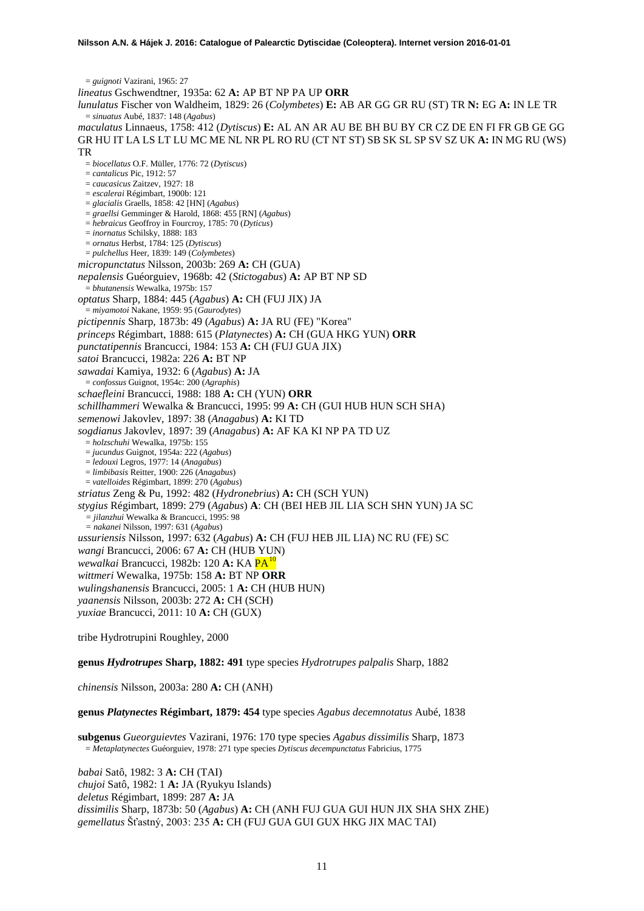= *guignoti* Vazirani, 1965: 27

*lineatus* Gschwendtner, 1935a: 62 **A:** AP BT NP PA UP **ORR**

*lunulatus* Fischer von Waldheim, 1829: 26 (*Colymbetes*) **E:** AB AR GG GR RU (ST) TR **N:** EG **A:** IN LE TR

= *sinuatus* Aubé, 1837: 148 (*Agabus*)

*maculatus* Linnaeus, 1758: 412 (*Dytiscus*) **E:** AL AN AR AU BE BH BU BY CR CZ DE EN FI FR GB GE GG GR HU IT LA LS LT LU MC ME NL NR PL RO RU (CT NT ST) SB SK SL SP SV SZ UK **A:** IN MG RU (WS) TR

= *biocellatus* O.F. Müller, 1776: 72 (*Dytiscus*)
= *cantalicus* Pic, 1912: 57
= *caucasicus* Zaitzev, 1927: 18
= *escalerai* Régimbart, 1900b: 121
= *glacialis* Graells, 1858: 42 [HN] (*Agabus*)
= *graellsi* Gemminger & Harold, 1868: 455 [RN] (*Agabus*)
= *hebraicus* Geoffroy in Fourcroy, 1785: 70 (*Dyticus*)
= *inornatus* Schilsky, 1888: 183
= *ornatus* Herbst, 1784: 125 (*Dytiscus*)
= *pulchellus* Heer, 1839: 149 (*Colymbetes*)

*micropunctatus* Nilsson, 2003b: 269 **A:** CH (GUA)

*nepalensis* Guéorguiev, 1968b: 42 (*Stictogabus*) **A:** AP BT NP SD

= *bhutanensis* Wewalka, 1975b: 157

*optatus* Sharp, 1884: 445 (*Agabus*) **A:** CH (FUJ JIX) JA

= *miyamotoi* Nakane, 1959: 95 (*Gaurodytes*)

*pictipennis* Sharp, 1873b: 49 (*Agabus*) **A:** JA RU (FE) "Korea"

*princeps* Régimbart, 1888: 615 (*Platynectes*) **A:** CH (GUA HKG YUN) **ORR**

*punctatipennis* Brancucci, 1984: 153 **A:** CH (FUJ GUA JIX)

*satoi* Brancucci, 1982a: 226 **A:** BT NP

*sawadai* Kamiya, 1932: 6 (*Agabus*) **A:** JA

= *confossus* Guignot, 1954c: 200 (*Agraphis*)

*schaefleini* Brancucci, 1988: 188 **A:** CH (YUN) **ORR**

*schillhammeri* Wewalka & Brancucci, 1995: 99 **A:** CH (GUI HUB HUN SCH SHA)

*semenowi* Jakovlev, 1897: 38 (*Anagabus*) **A:** KI TD

*sogdianus* Jakovlev, 1897: 39 (*Anagabus*) **A:** AF KA KI NP PA TD UZ

= *holzschuhi* Wewalka, 1975b: 155
= *jucundus* Guignot, 1954a: 222 (*Agabus*)
= *ledouxi* Legros, 1977: 14 (*Anagabus*)
= *limbibasis* Reitter, 1900: 226 (*Anagabus*)
= *vatelloides* Régimbart, 1899: 270 (*Agabus*)

*striatus* Zeng & Pu, 1992: 482 (*Hydronebrius*) **A:** CH (SCH YUN)

*stygius* Régimbart, 1899: 279 (*Agabus*) **A**: CH (BEI HEB JIL LIA SCH SHN YUN) JA SC

= *jilanzhui* Wewalka & Brancucci, 1995: 98
= *nakanei* Nilsson, 1997: 631 (*Agabus*)

*ussuriensis* Nilsson, 1997: 632 (*Agabus*) **A:** CH (FUJ HEB JIL LIA) NC RU (FE) SC

*wangi* Brancucci, 2006: 67 **A:** CH (HUB YUN)

*wewalkai* Brancucci, 1982b: 120 **A:** KA PA[10]

*wittmeri* Wewalka, 1975b: 158 **A:** BT NP **ORR**

*wulingshanensis* Brancucci, 2005: 1 **A:** CH (HUB HUN)

*yaanensis* Nilsson, 2003b: 272 **A:** CH (SCH)

*yuxiae* Brancucci, 2011: 10 **A:** CH (GUX)

tribe Hydrotrupini Roughley, 2000

**genus *Hydrotrupes* Sharp, 1882: 491** type species *Hydrotrupes palpalis* Sharp, 1882

*chinensis* Nilsson, 2003a: 280 **A:** CH (ANH)

**genus *Platynectes* Régimbart, 1879: 454** type species *Agabus decemnotatus* Aubé, 1838

**subgenus** *Gueorguievtes* Vazirani, 1976: 170 type species *Agabus dissimilis* Sharp, 1873

= *Metaplatynectes* Guéorguiev, 1978: 271 type species *Dytiscus decempunctatus* Fabricius, 1775

*babai* Satô, 1982: 3 **A:** CH (TAI)

*chujoi* Satô, 1982: 1 **A:** JA (Ryukyu Islands)

*deletus* Régimbart, 1899: 287 **A:** JA

*dissimilis* Sharp, 1873b: 50 (*Agabus*) **A:** CH (ANH FUJ GUA GUI HUN JIX SHA SHX ZHE)

*gemellatus* Šťastný, 2003: 235 **A:** CH (FUJ GUA GUI GUX HKG JIX MAC TAI)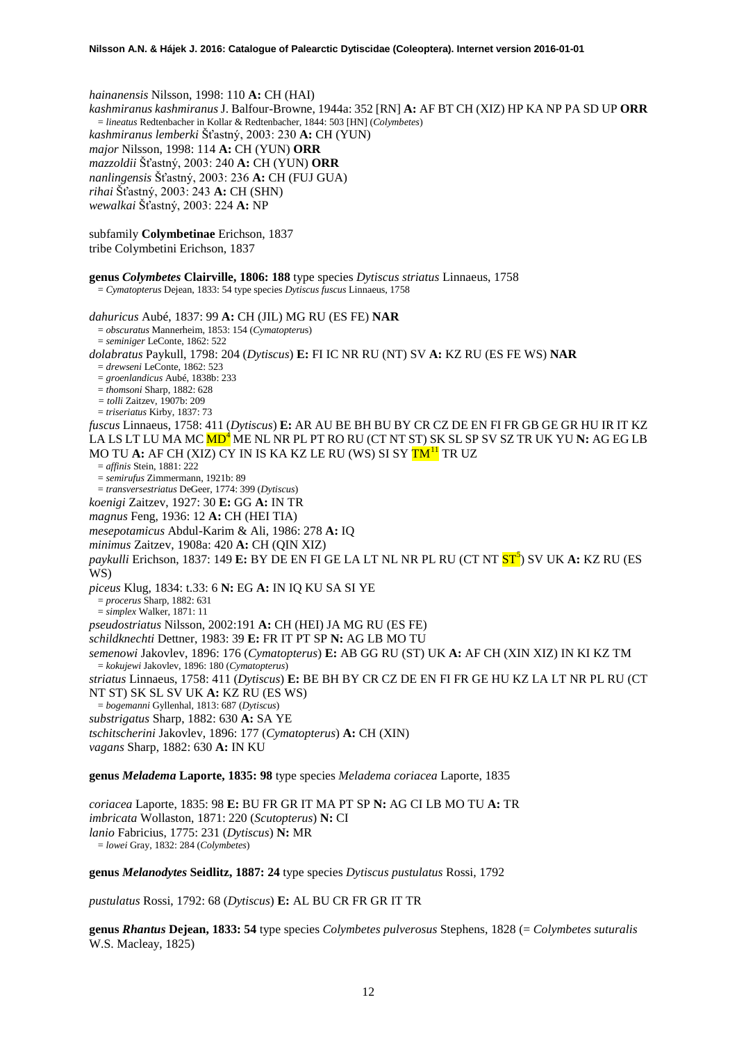*hainanensis* Nilsson, 1998: 110 **A:** CH (HAI)
*kashmiranus kashmiranus* J. Balfour-Browne, 1944a: 352 [RN] **A:** AF BT CH (XIZ) HP KA NP PA SD UP **ORR**
= *lineatus* Redtenbacher in Kollar & Redtenbacher, 1844: 503 [HN] (*Colymbetes*)
*kashmiranus lemberki* Šťastný, 2003: 230 **A:** CH (YUN)
*major* Nilsson, 1998: 114 **A:** CH (YUN) **ORR**
*mazzoldii* Šťastný, 2003: 240 **A:** CH (YUN) **ORR**
*nanlingensis* Šťastný, 2003: 236 **A:** CH (FUJ GUA)
*rihai* Šťastný, 2003: 243 **A:** CH (SHN)
*wewalkai* Šťastný, 2003: 224 **A:** NP

subfamily **Colymbetinae** Erichson, 1837
tribe Colymbetini Erichson, 1837

**genus *Colymbetes* Clairville, 1806: 188** type species *Dytiscus striatus* Linnaeus, 1758
= *Cymatopterus* Dejean, 1833: 54 type species *Dytiscus fuscus* Linnaeus, 1758

*dahuricus* Aubé, 1837: 99 **A:** CH (JIL) MG RU (ES FE) **NAR**
= *obscuratus* Mannerheim, 1853: 154 (*Cymatopterus*)
= *seminiger* LeConte, 1862: 522
*dolabratus* Paykull, 1798: 204 (*Dytiscus*) **E:** FI IC NR RU (NT) SV **A:** KZ RU (ES FE WS) **NAR**
= *drewseni* LeConte, 1862: 523
= *groenlandicus* Aubé, 1838b: 233
= *thomsoni* Sharp, 1882: 628
= *tolli* Zaitzev, 1907b: 209
= *triseriatus* Kirby, 1837: 73
*fuscus* Linnaeus, 1758: 411 (*Dytiscus*) **E:** AR AU BE BH BU BY CR CZ DE EN FI FR GB GE GR HU IR IT KZ LA LS LT LU MA MC MD[4] ME NL NR PL PT RO RU (CT NT ST) SK SL SP SV SZ TR UK YU **N:** AG EG LB MO TU **A:** AF CH (XIZ) CY IN IS KA KZ LE RU (WS) SI SY TM[11] TR UZ
= *affinis* Stein, 1881: 222
= *semirufus* Zimmermann, 1921b: 89
= *transversestriatus* DeGeer, 1774: 399 (*Dytiscus*)
*koenigi* Zaitzev, 1927: 30 **E:** GG **A:** IN TR
*magnus* Feng, 1936: 12 **A:** CH (HEI TIA)
*mesepotamicus* Abdul-Karim & Ali, 1986: 278 **A:** IQ
*minimus* Zaitzev, 1908a: 420 **A:** CH (QIN XIZ)
*paykulli* Erichson, 1837: 149 **E:** BY DE EN FI GE LA LT NL NR PL RU (CT NT ST[5]) SV UK **A:** KZ RU (ES WS)
*piceus* Klug, 1834: t.33: 6 **N:** EG **A:** IN IQ KU SA SI YE
= *procerus* Sharp, 1882: 631
= *simplex* Walker, 1871: 11
*pseudostriatus* Nilsson, 2002:191 **A:** CH (HEI) JA MG RU (ES FE)
*schildknechti* Dettner, 1983: 39 **E:** FR IT PT SP **N:** AG LB MO TU
*semenowi* Jakovlev, 1896: 176 (*Cymatopterus*) **E:** AB GG RU (ST) UK **A:** AF CH (XIN XIZ) IN KI KZ TM
= *kokujewi* Jakovlev, 1896: 180 (*Cymatopterus*)
*striatus* Linnaeus, 1758: 411 (*Dytiscus*) **E:** BE BH BY CR CZ DE EN FI FR GE HU KZ LA LT NR PL RU (CT NT ST) SK SL SV UK **A:** KZ RU (ES WS)
= *bogemanni* Gyllenhal, 1813: 687 (*Dytiscus*)
*substrigatus* Sharp, 1882: 630 **A:** SA YE
*tschitscherini* Jakovlev, 1896: 177 (*Cymatopterus*) **A:** CH (XIN)
*vagans* Sharp, 1882: 630 **A:** IN KU

**genus *Meladema* Laporte, 1835: 98** type species *Meladema coriacea* Laporte, 1835

*coriacea* Laporte, 1835: 98 **E:** BU FR GR IT MA PT SP **N:** AG CI LB MO TU **A:** TR
*imbricata* Wollaston, 1871: 220 (*Scutopterus*) **N:** CI
*lanio* Fabricius, 1775: 231 (*Dytiscus*) **N:** MR
= *lowei* Gray, 1832: 284 (*Colymbetes*)

**genus *Melanodytes* Seidlitz, 1887: 24** type species *Dytiscus pustulatus* Rossi, 1792

*pustulatus* Rossi, 1792: 68 (*Dytiscus*) **E:** AL BU CR FR GR IT TR

**genus *Rhantus* Dejean, 1833: 54** type species *Colymbetes pulverosus* Stephens, 1828 (= *Colymbetes suturalis* W.S. Macleay, 1825)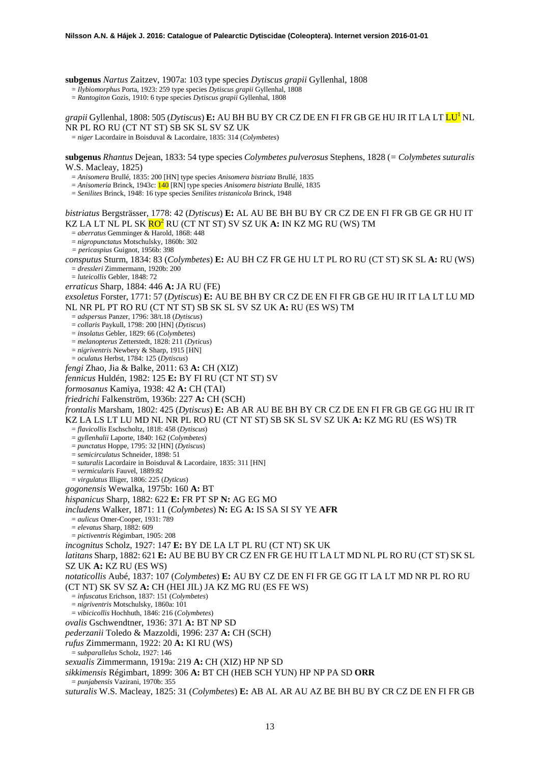**subgenus** *Nartus* Zaitzev, 1907a: 103 type species *Dytiscus grapii* Gyllenhal, 1808

= *Ilybiomorphus* Porta, 1923: 259 type species *Dytiscus grapii* Gyllenhal, 1808
= *Rantogiton* Gozis, 1910: 6 type species *Dytiscus grapii* Gyllenhal, 1808

*grapii* Gyllenhal, 1808: 505 (*Dytiscus*) **E:** AU BH BU BY CR CZ DE EN FI FR GB GE HU IR IT LA LT LU[1] NL NR PL RO RU (CT NT ST) SB SK SL SV SZ UK

= *niger* Lacordaire in Boisduval & Lacordaire, 1835: 314 (*Colymbetes*)

**subgenus** *Rhantus* Dejean, 1833: 54 type species *Colymbetes pulverosus* Stephens, 1828 (= *Colymbetes suturalis* W.S. Macleay, 1825)

= *Anisomera* Brullé, 1835: 200 [HN] type species *Anisomera bistriata* Brullé, 1835
= *Anisomeria* Brinck, 1943c: 140 [RN] type species *Anisomera bistriata* Brullé, 1835
= *Senilites* Brinck, 1948: 16 type species *Senilites tristanicola* Brinck, 1948

*bistriatus* Bergsträsser, 1778: 42 (*Dytiscus*) **E:** AL AU BE BH BU BY CR CZ DE EN FI FR GB GE GR HU IT KZ LA LT NL PL SK RO[2] RU (CT NT ST) SV SZ UK **A:** IN KZ MG RU (WS) TM

= *aberratus* Gemminger & Harold, 1868: 448
= *nigropunctatus* Motschulsky, 1860b: 302
= *pericaspius* Guignot, 1956b: 398

*consputus* Sturm, 1834: 83 (*Colymbetes*) **E:** AU BH CZ FR GE HU LT PL RO RU (CT ST) SK SL **A:** RU (WS)

= *dressleri* Zimmermann, 1920b: 200
= *luteicollis* Gebler, 1848: 72

*erraticus* Sharp, 1884: 446 **A:** JA RU (FE)

*exsoletus* Forster, 1771: 57 (*Dytiscus*) **E:** AU BE BH BY CR CZ DE EN FI FR GB GE HU IR IT LA LT LU MD NL NR PL PT RO RU (CT NT ST) SB SK SL SV SZ UK **A:** RU (ES WS) TM

= *adspersus* Panzer, 1796: 38/t.18 (*Dytiscus*)
= *collaris* Paykull, 1798: 200 [HN] (*Dytiscus*)
= *insolatus* Gebler, 1829: 66 (*Colymbetes*)
= *melanopterus* Zetterstedt, 1828: 211 (*Dyticus*)
= *nigriventris* Newbery & Sharp, 1915 [HN]
= *oculatus* Herbst, 1784: 125 (*Dytiscus*)

*fengi* Zhao, Jia & Balke, 2011: 63 **A:** CH (XIZ)

*fennicus* Huldén, 1982: 125 **E:** BY FI RU (CT NT ST) SV

*formosanus* Kamiya, 1938: 42 **A:** CH (TAI)

*friedrichi* Falkenström, 1936b: 227 **A:** CH (SCH)

*frontalis* Marsham, 1802: 425 (*Dytiscus*) **E:** AB AR AU BE BH BY CR CZ DE EN FI FR GB GE GG HU IR IT KZ LA LS LT LU MD NL NR PL RO RU (CT NT ST) SB SK SL SV SZ UK **A:** KZ MG RU (ES WS) TR

= *flavicollis* Eschscholtz, 1818: 458 (*Dytiscus*)
= *gyllenhalii* Laporte, 1840: 162 (*Colymbetes*)
= *punctatus* Hoppe, 1795: 32 [HN] (*Dytiscus*)
= *semicirculatus* Schneider, 1898: 51
= *suturalis* Lacordaire in Boisduval & Lacordaire, 1835: 311 [HN]
= *vermicularis* Fauvel, 1889:82
= *virgulatus* Illiger, 1806: 225 (*Dyticus*)

*gogonensis* Wewalka, 1975b: 160 **A:** BT

*hispanicus* Sharp, 1882: 622 **E:** FR PT SP **N:** AG EG MO

*includens* Walker, 1871: 11 (*Colymbetes*) **N:** EG **A:** IS SA SI SY YE **AFR**

= *aulicus* Omer-Cooper, 1931: 789
= *elevatus* Sharp, 1882: 609
= *pictiventris* Régimbart, 1905: 208

*incognitus* Scholz, 1927: 147 **E:** BY DE LA LT PL RU (CT NT) SK UK

*latitans* Sharp, 1882: 621 **E:** AU BE BU BY CR CZ EN FR GE HU IT LA LT MD NL PL RO RU (CT ST) SK SL SZ UK **A:** KZ RU (ES WS)

*notaticollis* Aubé, 1837: 107 (*Colymbetes*) **E:** AU BY CZ DE EN FI FR GE GG IT LA LT MD NR PL RO RU (CT NT ST) SK SV SZ **A:** CH (HEI JIL) JA KZ MG RU (ES FE WS)

= *infuscatus* Erichson, 1837: 151 (*Colymbetes*)
= *nigriventris* Motschulsky, 1860a: 101
= *vibicicollis* Hochhuth, 1846: 216 (*Colymbetes*)

*ovalis* Gschwendtner, 1936: 371 **A:** BT NP SD

*pederzanii* Toledo & Mazzoldi, 1996: 237 **A:** CH (SCH)

*rufus* Zimmermann, 1922: 20 **A:** KI RU (WS)

= *subparallelus* Scholz, 1927: 146

*sexualis* Zimmermann, 1919a: 219 **A:** CH (XIZ) HP NP SD

*sikkimensis* Régimbart, 1899: 306 **A:** BT CH (HEB SCH YUN) HP NP PA SD **ORR**

= *punjabensis* Vazirani, 1970b: 355

*suturalis* W.S. Macleay, 1825: 31 (*Colymbetes*) **E:** AB AL AR AU AZ BE BH BU BY CR CZ DE EN FI FR GB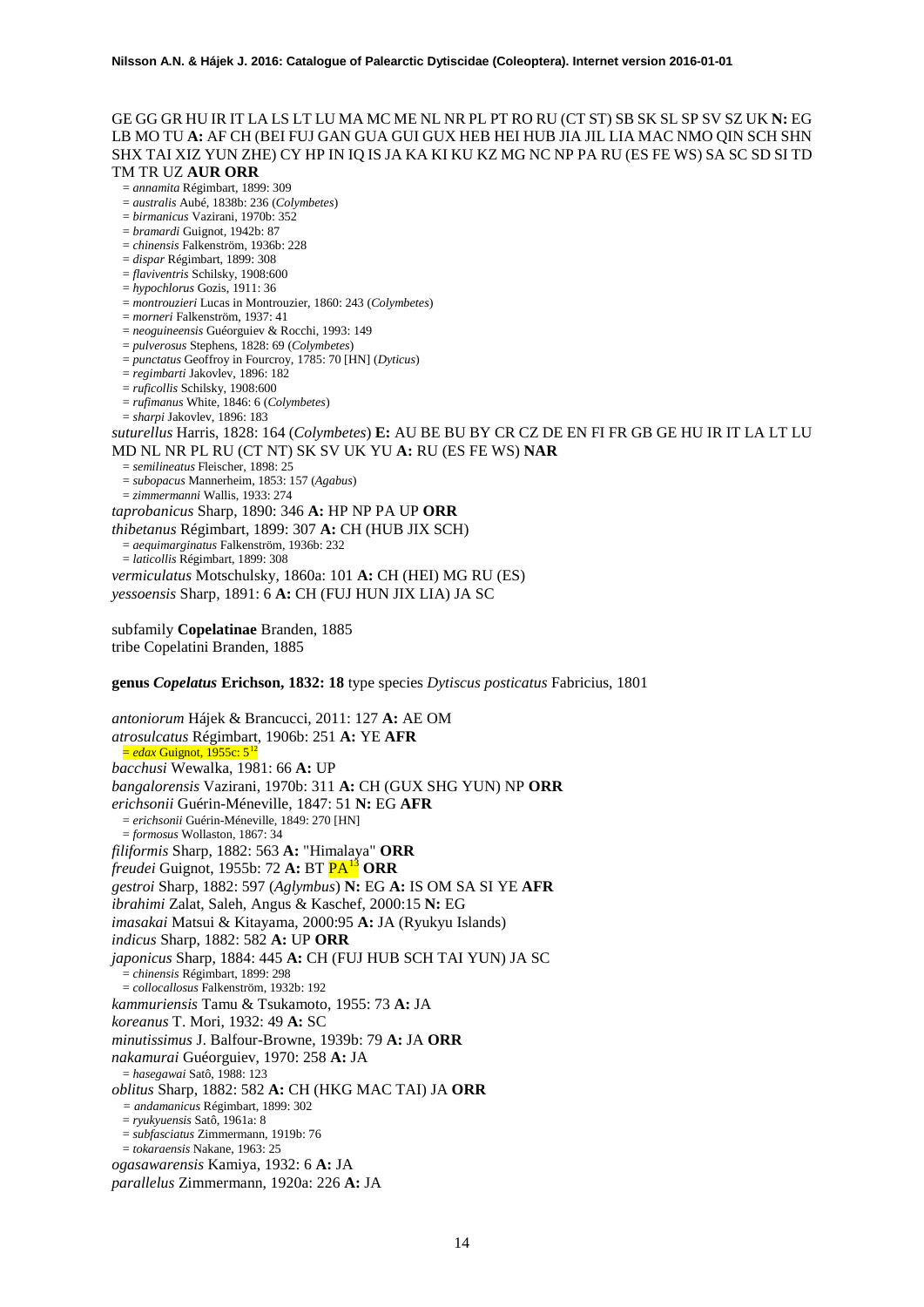GE GG GR HU IR IT LA LS LT LU MA MC ME NL NR PL PT RO RU (CT ST) SB SK SL SP SV SZ UK **N:** EG LB MO TU **A:** AF CH (BEI FUJ GAN GUA GUI GUX HEB HEI HUB JIA JIL LIA MAC NMO QIN SCH SHN SHX TAI XIZ YUN ZHE) CY HP IN IQ IS JA KA KI KU KZ MG NC NP PA RU (ES FE WS) SA SC SD SI TD TM TR UZ **AUR ORR**

= *annamita* Régimbart, 1899: 309
= *australis* Aubé, 1838b: 236 (*Colymbetes*)
= *birmanicus* Vazirani, 1970b: 352
= *bramardi* Guignot, 1942b: 87
= *chinensis* Falkenström, 1936b: 228
= *dispar* Régimbart, 1899: 308
= *flaviventris* Schilsky, 1908:600
= *hypochlorus* Gozis, 1911: 36
= *montrouzieri* Lucas in Montrouzier, 1860: 243 (*Colymbetes*)
= *morneri* Falkenström, 1937: 41
= *neoguineensis* Guéorguiev & Rocchi, 1993: 149
= *pulverosus* Stephens, 1828: 69 (*Colymbetes*)
= *punctatus* Geoffroy in Fourcroy, 1785: 70 [HN] (*Dyticus*)
= *regimbarti* Jakovlev, 1896: 182
= *ruficollis* Schilsky, 1908:600
= *rufimanus* White, 1846: 6 (*Colymbetes*)
= *sharpi* Jakovlev, 1896: 183

*suturellus* Harris, 1828: 164 (*Colymbetes*) **E:** AU BE BU BY CR CZ DE EN FI FR GB GE HU IR IT LA LT LU MD NL NR PL RU (CT NT) SK SV UK YU **A:** RU (ES FE WS) **NAR**
= *semilineatus* Fleischer, 1898: 25
= *subopacus* Mannerheim, 1853: 157 (*Agabus*)
= *zimmermanni* Wallis, 1933: 274

*taprobanicus* Sharp, 1890: 346 **A:** HP NP PA UP **ORR**

*thibetanus* Régimbart, 1899: 307 **A:** CH (HUB JIX SCH)
= *aequimarginatus* Falkenström, 1936b: 232
= *laticollis* Régimbart, 1899: 308

*vermiculatus* Motschulsky, 1860a: 101 **A:** CH (HEI) MG RU (ES)

*yessoensis* Sharp, 1891: 6 **A:** CH (FUJ HUN JIX LIA) JA SC

subfamily **Copelatinae** Branden, 1885
tribe Copelatini Branden, 1885

**genus *Copelatus* Erichson, 1832: 18** type species *Dytiscus posticatus* Fabricius, 1801

*antoniorum* Hájek & Brancucci, 2011: 127 **A:** AE OM

*atrosulcatus* Régimbart, 1906b: 251 **A:** YE **AFR**
= *edax* Guignot, 1955c: 5[12]

*bacchusi* Wewalka, 1981: 66 **A:** UP

*bangalorensis* Vazirani, 1970b: 311 **A:** CH (GUX SHG YUN) NP **ORR**

*erichsonii* Guérin-Méneville, 1847: 51 **N:** EG **AFR**
= *erichsonii* Guérin-Méneville, 1849: 270 [HN]
= *formosus* Wollaston, 1867: 34

*filiformis* Sharp, 1882: 563 **A:** "Himalaya" **ORR**

*freudei* Guignot, 1955b: 72 **A:** BT PA[13] **ORR**

*gestroi* Sharp, 1882: 597 (*Aglymbus*) **N:** EG **A:** IS OM SA SI YE **AFR**

*ibrahimi* Zalat, Saleh, Angus & Kaschef, 2000:15 **N:** EG

*imasakai* Matsui & Kitayama, 2000:95 **A:** JA (Ryukyu Islands)

*indicus* Sharp, 1882: 582 **A:** UP **ORR**

*japonicus* Sharp, 1884: 445 **A:** CH (FUJ HUB SCH TAI YUN) JA SC
= *chinensis* Régimbart, 1899: 298
= *collocallosus* Falkenström, 1932b: 192

*kammuriensis* Tamu & Tsukamoto, 1955: 73 **A:** JA

*koreanus* T. Mori, 1932: 49 **A:** SC

*minutissimus* J. Balfour-Browne, 1939b: 79 **A:** JA **ORR**

*nakamurai* Guéorguiev, 1970: 258 **A:** JA
= *hasegawai* Satô, 1988: 123

*oblitus* Sharp, 1882: 582 **A:** CH (HKG MAC TAI) JA **ORR**
= *andamanicus* Régimbart, 1899: 302
= *ryukyuensis* Satô, 1961a: 8
= *subfasciatus* Zimmermann, 1919b: 76
= *tokaraensis* Nakane, 1963: 25

*ogasawarensis* Kamiya, 1932: 6 **A:** JA

*parallelus* Zimmermann, 1920a: 226 **A:** JA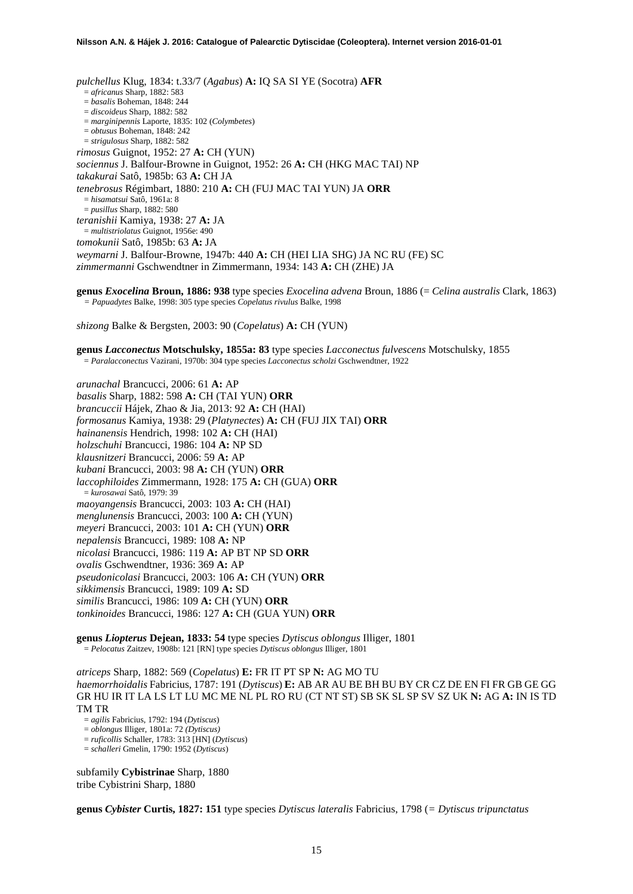*pulchellus* Klug, 1834: t.33/7 (*Agabus*) **A:** IQ SA SI YE (Socotra) **AFR**
= *africanus* Sharp, 1882: 583
= *basalis* Boheman, 1848: 244
= *discoideus* Sharp, 1882: 582
= *marginipennis* Laporte, 1835: 102 (*Colymbetes*)
= *obtusus* Boheman, 1848: 242
= *strigulosus* Sharp, 1882: 582

*rimosus* Guignot, 1952: 27 **A:** CH (YUN)
*sociennus* J. Balfour-Browne in Guignot, 1952: 26 **A:** CH (HKG MAC TAI) NP
*takakurai* Satô, 1985b: 63 **A:** CH JA
*tenebrosus* Régimbart, 1880: 210 **A:** CH (FUJ MAC TAI YUN) JA **ORR**
= *hisamatsui* Satô, 1961a: 8
= *pusillus* Sharp, 1882: 580

*teranishii* Kamiya, 1938: 27 **A:** JA
= *multistriolatus* Guignot, 1956e: 490

*tomokunii* Satô, 1985b: 63 **A:** JA
*weymarni* J. Balfour-Browne, 1947b: 440 **A:** CH (HEI LIA SHG) JA NC RU (FE) SC
*zimmermanni* Gschwendtner in Zimmermann, 1934: 143 **A:** CH (ZHE) JA

**genus *Exocelina* Broun, 1886: 938** type species *Exocelina advena* Broun, 1886 (= *Celina australis* Clark, 1863)
= *Papuadytes* Balke, 1998: 305 type species *Copelatus rivulus* Balke, 1998

*shizong* Balke & Bergsten, 2003: 90 (*Copelatus*) **A:** CH (YUN)

**genus *Lacconectus* Motschulsky, 1855a: 83** type species *Lacconectus fulvescens* Motschulsky, 1855
= *Paralacconectus* Vazirani, 1970b: 304 type species *Lacconectus scholzi* Gschwendtner, 1922

*arunachal* Brancucci, 2006: 61 **A:** AP
*basalis* Sharp, 1882: 598 **A:** CH (TAI YUN) **ORR**
*brancuccii* Hájek, Zhao & Jia, 2013: 92 **A:** CH (HAI)
*formosanus* Kamiya, 1938: 29 (*Platynectes*) **A:** CH (FUJ JIX TAI) **ORR**
*hainanensis* Hendrich, 1998: 102 **A:** CH (HAI)
*holzschuhi* Brancucci, 1986: 104 **A:** NP SD
*klausnitzeri* Brancucci, 2006: 59 **A:** AP
*kubani* Brancucci, 2003: 98 **A:** CH (YUN) **ORR**
*laccophiloides* Zimmermann, 1928: 175 **A:** CH (GUA) **ORR**
= *kurosawai* Satô, 1979: 39

*maoyangensis* Brancucci, 2003: 103 **A:** CH (HAI)
*menglunensis* Brancucci, 2003: 100 **A:** CH (YUN)
*meyeri* Brancucci, 2003: 101 **A:** CH (YUN) **ORR**
*nepalensis* Brancucci, 1989: 108 **A:** NP
*nicolasi* Brancucci, 1986: 119 **A:** AP BT NP SD **ORR**
*ovalis* Gschwendtner, 1936: 369 **A:** AP
*pseudonicolasi* Brancucci, 2003: 106 **A:** CH (YUN) **ORR**
*sikkimensis* Brancucci, 1989: 109 **A:** SD
*similis* Brancucci, 1986: 109 **A:** CH (YUN) **ORR**
*tonkinoides* Brancucci, 1986: 127 **A:** CH (GUA YUN) **ORR**

**genus *Liopterus* Dejean, 1833: 54** type species *Dytiscus oblongus* Illiger, 1801
= *Pelocatus* Zaitzev, 1908b: 121 [RN] type species *Dytiscus oblongus* Illiger, 1801

*atriceps* Sharp, 1882: 569 (*Copelatus*) **E:** FR IT PT SP **N:** AG MO TU
*haemorrhoidalis* Fabricius, 1787: 191 (*Dytiscus*) **E:** AB AR AU BE BH BU BY CR CZ DE EN FI FR GB GE GG GR HU IR IT LA LS LT LU MC ME NL PL RO RU (CT NT ST) SB SK SL SP SV SZ UK **N:** AG **A:** IN IS TD TM TR
= *agilis* Fabricius, 1792: 194 (*Dytiscus*)
= *oblongus* Illiger, 1801a: 72 *(Dytiscus)*
= *ruficollis* Schaller, 1783: 313 [HN] (*Dytiscus*)
= *schalleri* Gmelin, 1790: 1952 (*Dytiscus*)

subfamily **Cybistrinae** Sharp, 1880
tribe Cybistrini Sharp, 1880

**genus *Cybister* Curtis, 1827: 151** type species *Dytiscus lateralis* Fabricius, 1798 (= *Dytiscus tripunctatus*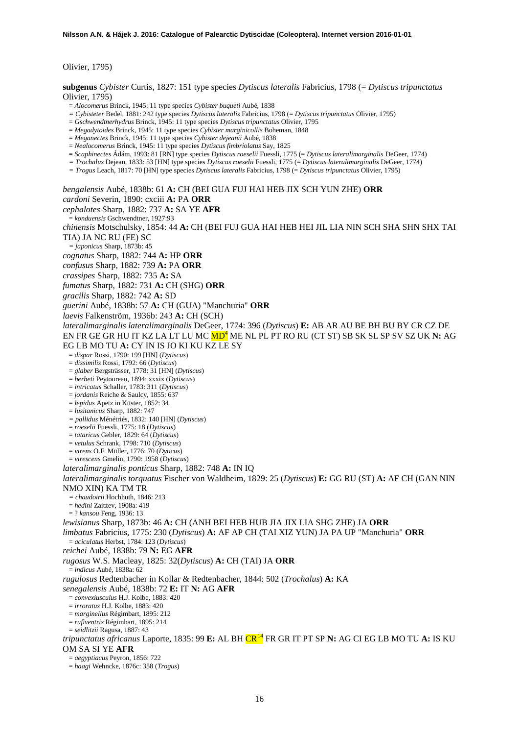Olivier, 1795)

**subgenus** *Cybister* Curtis, 1827: 151 type species *Dytiscus lateralis* Fabricius, 1798 (= *Dytiscus tripunctatus* Olivier, 1795)

= *Alocomerus* Brinck, 1945: 11 type species *Cybister buqueti* Aubé, 1838
= *Cybisteter* Bedel, 1881: 242 type species *Dytiscus lateralis* Fabricius, 1798 (= *Dytiscus tripunctatus* Olivier, 1795)
= *Gschwendtnerhydrus* Brinck, 1945: 11 type species *Dytiscus tripunctatus* Olivier, 1795
= *Megadytoides* Brinck, 1945: 11 type species *Cybister marginicollis* Boheman, 1848
= *Meganectes* Brinck, 1945: 11 type species *Cybister dejeanii* Aubé, 1838
= *Nealocomerus* Brinck, 1945: 11 type species *Dytiscus fimbriolatus* Say, 1825
= *Scaphinectes* Ádám, 1993: 81 [RN] type species *Dytiscus roeselii* Fuessli, 1775 (= *Dytiscus lateralimarginalis* DeGeer, 1774)
= *Trochalus* Dejean, 1833: 53 [HN] type species *Dytiscus roeselii* Fuessli, 1775 (= *Dytiscus lateralimarginalis* DeGeer, 1774)
= *Trogus* Leach, 1817: 70 [HN] type species *Dytiscus lateralis* Fabricius, 1798 (= *Dytiscus tripunctatus* Olivier, 1795)

*bengalensis* Aubé, 1838b: 61 **A:** CH (BEI GUA FUJ HAI HEB JIX SCH YUN ZHE) **ORR**
*cardoni* Severin, 1890: cxciii **A:** PA **ORR**
*cephalotes* Sharp, 1882: 737 **A:** SA YE **AFR**
= *konduensis* Gschwendtner, 1927:93
*chinensis* Motschulsky, 1854: 44 **A:** CH (BEI FUJ GUA HAI HEB HEI JIL LIA NIN SCH SHA SHN SHX TAI TIA) JA NC RU (FE) SC
= *japonicus* Sharp, 1873b: 45
*cognatus* Sharp, 1882: 744 **A:** HP **ORR**
*confusus* Sharp, 1882: 739 **A:** PA **ORR**
*crassipes* Sharp, 1882: 735 **A:** SA
*fumatus* Sharp, 1882: 731 **A:** CH (SHG) **ORR**
*gracilis* Sharp, 1882: 742 **A:** SD
*guerini* Aubé, 1838b: 57 **A:** CH (GUA) "Manchuria" **ORR**
*laevis* Falkenström, 1936b: 243 **A:** CH (SCH)
*lateralimarginalis lateralimarginalis* DeGeer, 1774: 396 (*Dytiscus*) **E:** AB AR AU BE BH BU BY CR CZ DE EN FR GE GR HU IT KZ LA LT LU MC MD[4] ME NL PL PT RO RU (CT ST) SB SK SL SP SV SZ UK **N:** AG EG LB MO TU **A:** CY IN IS JO KI KU KZ LE SY
= *dispar* Rossi, 1790: 199 [HN] (*Dytiscus*)
= *dissimilis* Rossi, 1792: 66 (*Dytiscus*)
= *glaber* Bergsträsser, 1778: 31 [HN] (*Dytiscus*)
= *herbeti* Peytoureau, 1894: xxxix (*Dytiscus*)
= *intricatus* Schaller, 1783: 311 (*Dytiscus*)
= *jordanis* Reiche & Saulcy, 1855: 637
= *lepidus* Apetz in Küster, 1852: 34
= *lusitanicus* Sharp, 1882: 747
= *pallidus* Ménétriés, 1832: 140 [HN] (*Dytiscus*)
= *roeselii* Fuessli, 1775: 18 (*Dytiscus*)
= *tataricus* Gebler, 1829: 64 (*Dytiscus*)
= *vetulus* Schrank, 1798: 710 (*Dytiscus*)
= *virens* O.F. Müller, 1776: 70 (*Dyticus*)
= *virescens* Gmelin, 1790: 1958 (*Dytiscus*)
*lateralimarginalis ponticus* Sharp, 1882: 748 **A:** IN IQ
*lateralimarginalis torquatus* Fischer von Waldheim, 1829: 25 (*Dytiscus*) **E:** GG RU (ST) **A:** AF CH (GAN NIN NMO XIN) KA TM TR
= *chaudoirii* Hochhuth, 1846: 213
= *hedini* Zaitzev, 1908a: 419
= ? *kansou* Feng, 1936: 13
*lewisianus* Sharp, 1873b: 46 **A:** CH (ANH BEI HEB HUB JIA JIX LIA SHG ZHE) JA **ORR**
*limbatus* Fabricius, 1775: 230 (*Dytiscus*) **A:** AF AP CH (TAI XIZ YUN) JA PA UP "Manchuria" **ORR**
= *aciculatus* Herbst, 1784: 123 (*Dytiscus*)
*reichei* Aubé, 1838b: 79 **N:** EG **AFR**
*rugosus* W.S. Macleay, 1825: 32(*Dytiscus*) **A:** CH (TAI) JA **ORR**
= *indicus* Aubé, 1838a: 62
*rugulosus* Redtenbacher in Kollar & Redtenbacher, 1844: 502 (*Trochalus*) **A:** KA
*senegalensis* Aubé, 1838b: 72 **E:** IT **N:** AG **AFR**
= *convexiusculus* H.J. Kolbe, 1883: 420
= *irroratus* H.J. Kolbe, 1883: 420
= *marginellus* Régimbart, 1895: 212
= *rufiventris* Régimbart, 1895: 214
= *seidlitzii* Ragusa, 1887: 43
*tripunctatus africanus* Laporte, 1835: 99 **E:** AL BH CR[14] FR GR IT PT SP **N:** AG CI EG LB MO TU **A:** IS KU OM SA SI YE **AFR**
= *aegyptiacus* Peyron, 1856: 722
= *haagi* Wehncke, 1876c: 358 (*Trogus*)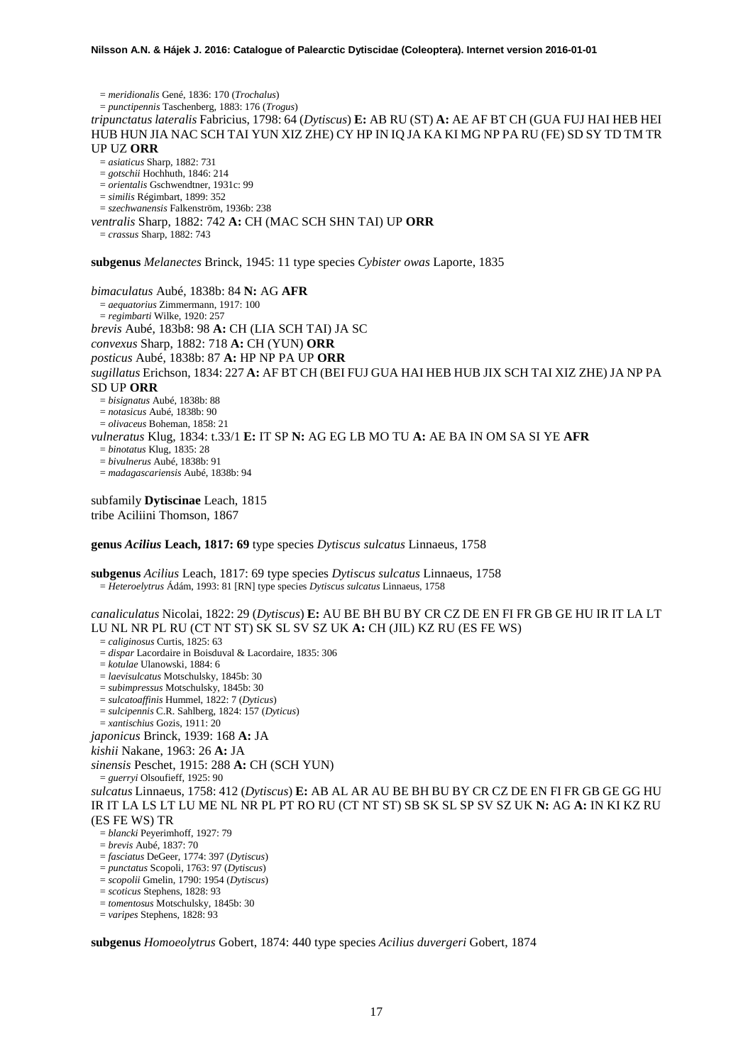= *meridionalis* Gené, 1836: 170 (*Trochalus*)
= *punctipennis* Taschenberg, 1883: 176 (*Trogus*)

*tripunctatus lateralis* Fabricius, 1798: 64 (*Dytiscus*) **E:** AB RU (ST) **A:** AE AF BT CH (GUA FUJ HAI HEB HEI HUB HUN JIA NAC SCH TAI YUN XIZ ZHE) CY HP IN IQ JA KA KI MG NP PA RU (FE) SD SY TD TM TR UP UZ **ORR**

= *asiaticus* Sharp, 1882: 731
= *gotschii* Hochhuth, 1846: 214
= *orientalis* Gschwendtner, 1931c: 99
= *similis* Régimbart, 1899: 352
= *szechwanensis* Falkenström, 1936b: 238

*ventralis* Sharp, 1882: 742 **A:** CH (MAC SCH SHN TAI) UP **ORR**

= *crassus* Sharp, 1882: 743

**subgenus** *Melanectes* Brinck, 1945: 11 type species *Cybister owas* Laporte, 1835

*bimaculatus* Aubé, 1838b: 84 **N:** AG **AFR**

= *aequatorius* Zimmermann, 1917: 100
= *regimbarti* Wilke, 1920: 257

*brevis* Aubé, 183b8: 98 **A:** CH (LIA SCH TAI) JA SC

*convexus* Sharp, 1882: 718 **A:** CH (YUN) **ORR**

*posticus* Aubé, 1838b: 87 **A:** HP NP PA UP **ORR**

*sugillatus* Erichson, 1834: 227 **A:** AF BT CH (BEI FUJ GUA HAI HEB HUB JIX SCH TAI XIZ ZHE) JA NP PA SD UP **ORR**

= *bisignatus* Aubé, 1838b: 88
= *notasicus* Aubé, 1838b: 90
= *olivaceus* Boheman, 1858: 21

*vulneratus* Klug, 1834: t.33/1 **E:** IT SP **N:** AG EG LB MO TU **A:** AE BA IN OM SA SI YE **AFR**

= *binotatus* Klug, 1835: 28
= *bivulnerus* Aubé, 1838b: 91
= *madagascariensis* Aubé, 1838b: 94

subfamily **Dytiscinae** Leach, 1815
tribe Aciliini Thomson, 1867

**genus *Acilius* Leach, 1817: 69** type species *Dytiscus sulcatus* Linnaeus, 1758

**subgenus** *Acilius* Leach, 1817: 69 type species *Dytiscus sulcatus* Linnaeus, 1758
= *Heteroelytrus* Ádám, 1993: 81 [RN] type species *Dytiscus sulcatus* Linnaeus, 1758

*canaliculatus* Nicolai, 1822: 29 (*Dytiscus*) **E:** AU BE BH BU BY CR CZ DE EN FI FR GB GE HU IR IT LA LT LU NL NR PL RU (CT NT ST) SK SL SV SZ UK **A:** CH (JIL) KZ RU (ES FE WS)

= *caliginosus* Curtis, 1825: 63
= *dispar* Lacordaire in Boisduval & Lacordaire, 1835: 306
= *kotulae* Ulanowski, 1884: 6
= *laevisulcatus* Motschulsky, 1845b: 30
= *subimpressus* Motschulsky, 1845b: 30
= *sulcatoaffinis* Hummel, 1822: 7 (*Dyticus*)
= *sulcipennis* C.R. Sahlberg, 1824: 157 (*Dyticus*)
= *xantischius* Gozis, 1911: 20

*japonicus* Brinck, 1939: 168 **A:** JA

*kishii* Nakane, 1963: 26 **A:** JA

*sinensis* Peschet, 1915: 288 **A:** CH (SCH YUN)

= *guerryi* Olsoufieff, 1925: 90

*sulcatus* Linnaeus, 1758: 412 (*Dytiscus*) **E:** AB AL AR AU BE BH BU BY CR CZ DE EN FI FR GB GE GG HU IR IT LA LS LT LU ME NL NR PL PT RO RU (CT NT ST) SB SK SL SP SV SZ UK **N:** AG **A:** IN KI KZ RU (ES FE WS) TR

= *blancki* Peyerimhoff, 1927: 79
= *brevis* Aubé, 1837: 70
= *fasciatus* DeGeer, 1774: 397 (*Dytiscus*)
= *punctatus* Scopoli, 1763: 97 (*Dytiscus*)
= *scopolii* Gmelin, 1790: 1954 (*Dytiscus*)
= *scoticus* Stephens, 1828: 93
= *tomentosus* Motschulsky, 1845b: 30
= *varipes* Stephens, 1828: 93

**subgenus** *Homoeolytrus* Gobert, 1874: 440 type species *Acilius duvergeri* Gobert, 1874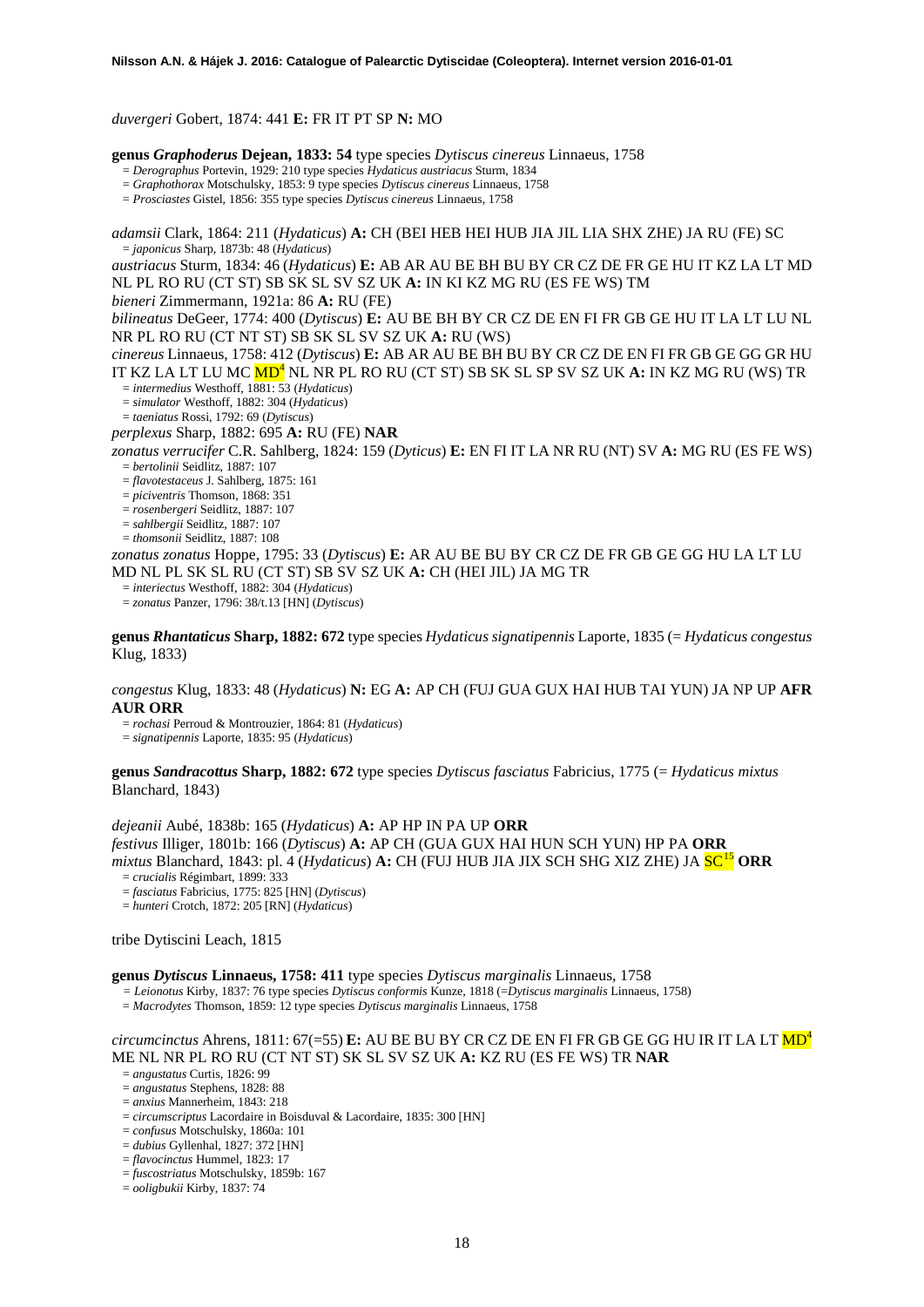*duvergeri* Gobert, 1874: 441 **E:** FR IT PT SP **N:** MO

**genus *Graphoderus* Dejean, 1833: 54** type species *Dyticus cinereus* Linnaeus, 1758

= *Derographus* Portevin, 1929: 210 type species *Hydaticus austriacus* Sturm, 1834
= *Graphothorax* Motschulsky, 1853: 9 type species *Dyticus cinereus* Linnaeus, 1758
= *Prosciastes* Gistel, 1856: 355 type species *Dyticus cinereus* Linnaeus, 1758

*adamsii* Clark, 1864: 211 (*Hydaticus*) **A:** CH (BEI HEB HEI HUB JIA JIL LIA SHX ZHE) JA RU (FE) SC
= *japonicus* Sharp, 1873b: 48 (*Hydaticus*)

*austriacus* Sturm, 1834: 46 (*Hydaticus*) **E:** AB AR AU BE BH BU BY CR CZ DE FR GE HU IT KZ LA LT MD NL PL RO RU (CT ST) SB SK SL SV SZ UK **A:** IN KI KZ MG RU (ES FE WS) TM

*bieneri* Zimmermann, 1921a: 86 **A:** RU (FE)

*bilineatus* DeGeer, 1774: 400 (*Dytiscus*) **E:** AU BE BH BY CR CZ DE EN FI FR GB GE HU IT LA LT LU NL NR PL RO RU (CT NT ST) SB SK SL SV SZ UK **A:** RU (WS)

*cinereus* Linnaeus, 1758: 412 (*Dytiscus*) **E:** AB AR AU BE BH BU BY CR CZ DE EN FI FR GB GE GG GR HU IT KZ LA LT LU MC MD[4] NL NR PL RO RU (CT ST) SB SK SL SP SV SZ UK **A:** IN KZ MG RU (WS) TR
= *intermedius* Westhoff, 1881: 53 (*Hydaticus*)
= *simulator* Westhoff, 1882: 304 (*Hydaticus*)
= *taeniatus* Rossi, 1792: 69 (*Dytiscus*)

*perplexus* Sharp, 1882: 695 **A:** RU (FE) **NAR**

*zonatus verrucifer* C.R. Sahlberg, 1824: 159 (*Dyticus*) **E:** EN FI IT LA NR RU (NT) SV **A:** MG RU (ES FE WS)
= *bertolinii* Seidlitz, 1887: 107
= *flavotestaceus* J. Sahlberg, 1875: 161
= *piciventris* Thomson, 1868: 351
= *rosenbergeri* Seidlitz, 1887: 107
= *sahlbergii* Seidlitz, 1887: 107
= *thomsonii* Seidlitz, 1887: 108

*zonatus zonatus* Hoppe, 1795: 33 (*Dytiscus*) **E:** AR AU BE BU BY CR CZ DE FR GB GE GG HU LA LT LU MD NL PL SK SL RU (CT ST) SB SV SZ UK **A:** CH (HEI JIL) JA MG TR
= *interiectus* Westhoff, 1882: 304 (*Hydaticus*)
= *zonatus* Panzer, 1796: 38/t.13 [HN] (*Dytiscus*)

**genus *Rhantaticus* Sharp, 1882: 672** type species *Hydaticus signatipennis* Laporte, 1835 (= *Hydaticus congestus* Klug, 1833)

*congestus* Klug, 1833: 48 (*Hydaticus*) **N:** EG **A:** AP CH (FUJ GUA GUX HAI HUB TAI YUN) JA NP UP **AFR AUR ORR**
= *rochasi* Perroud & Montrouzier, 1864: 81 (*Hydaticus*)
= *signatipennis* Laporte, 1835: 95 (*Hydaticus*)

**genus *Sandracottus* Sharp, 1882: 672** type species *Dytiscus fasciatus* Fabricius, 1775 (= *Hydaticus mixtus* Blanchard, 1843)

*dejeanii* Aubé, 1838b: 165 (*Hydaticus*) **A:** AP HP IN PA UP **ORR**

*festivus* Illiger, 1801b: 166 (*Dytiscus*) **A:** AP CH (GUA GUX HAI HUN SCH YUN) HP PA **ORR**

*mixtus* Blanchard, 1843: pl. 4 (*Hydaticus*) **A:** CH (FUJ HUB JIA JIX SCH SHG XIZ ZHE) JA SC[15] **ORR**
= *crucialis* Régimbart, 1899: 333
= *fasciatus* Fabricius, 1775: 825 [HN] (*Dytiscus*)
= *hunteri* Crotch, 1872: 205 [RN] (*Hydaticus*)

tribe Dytiscini Leach, 1815

**genus *Dytiscus* Linnaeus, 1758: 411** type species *Dytiscus marginalis* Linnaeus, 1758

= *Leionotus* Kirby, 1837: 76 type species *Dytiscus conformis* Kunze, 1818 (=*Dytiscus marginalis* Linnaeus, 1758)
= *Macrodytes* Thomson, 1859: 12 type species *Dytiscus marginalis* Linnaeus, 1758

*circumcinctus* Ahrens, 1811: 67(=55) **E:** AU BE BU BY CR CZ DE EN FI FR GB GE GG HU IR IT LA LT MD[4] ME NL NR PL RO RU (CT NT ST) SK SL SV SZ UK **A:** KZ RU (ES FE WS) TR **NAR**
= *angustatus* Curtis, 1826: 99
= *angustatus* Stephens, 1828: 88
= *anxius* Mannerheim, 1843: 218
= *circumscriptus* Lacordaire in Boisduval & Lacordaire, 1835: 300 [HN]
= *confusus* Motschulsky, 1860a: 101
= *dubius* Gyllenhal, 1827: 372 [HN]
= *flavocinctus* Hummel, 1823: 17
= *fuscostriatus* Motschulsky, 1859b: 167
= *ooligbukii* Kirby, 1837: 74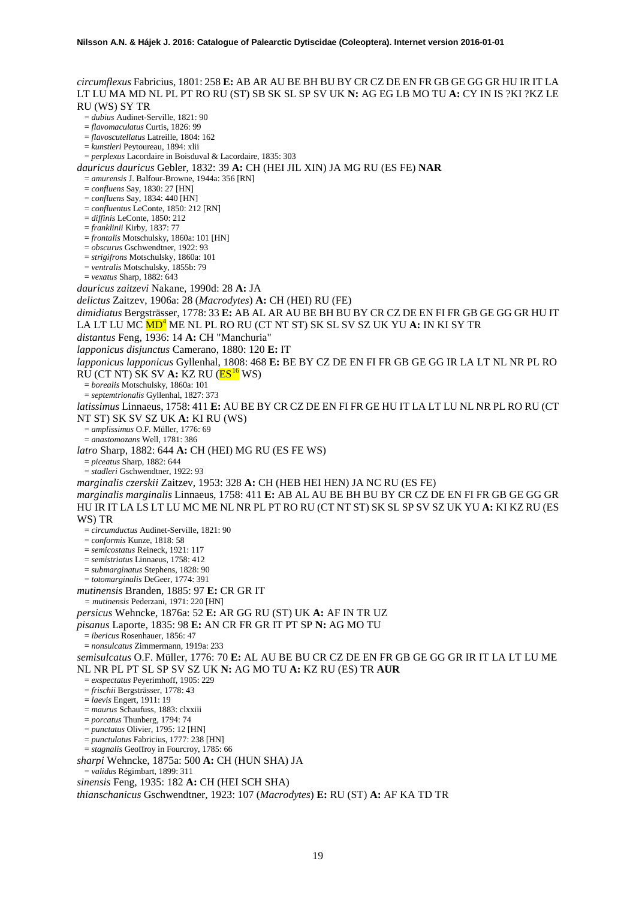*circumflexus* Fabricius, 1801: 258 **E:** AB AR AU BE BH BU BY CR CZ DE EN FR GB GE GG GR HU IR IT LA LT LU MA MD NL PL PT RO RU (ST) SB SK SL SP SV UK **N:** AG EG LB MO TU **A:** CY IN IS ?KI ?KZ LE RU (WS) SY TR

= *dubius* Audinet-Serville, 1821: 90
= *flavomaculatus* Curtis, 1826: 99
= *flavoscutellatus* Latreille, 1804: 162
= *kunstleri* Peytoureau, 1894: xlii
= *perplexus* Lacordaire in Boisduval & Lacordaire, 1835: 303

*dauricus dauricus* Gebler, 1832: 39 **A:** CH (HEI JIL XIN) JA MG RU (ES FE) **NAR**

= *amurensis* J. Balfour-Browne, 1944a: 356 [RN]
= *confluens* Say, 1830: 27 [HN]
= *confluens* Say, 1834: 440 [HN]
= *confluentus* LeConte, 1850: 212 [RN]
= *diffinis* LeConte, 1850: 212
= *franklinii* Kirby, 1837: 77
= *frontalis* Motschulsky, 1860a: 101 [HN]
= *obscurus* Gschwendtner, 1922: 93
= *strigifrons* Motschulsky, 1860a: 101
= *ventralis* Motschulsky, 1855b: 79
= *vexatus* Sharp, 1882: 643

*dauricus zaitzevi* Nakane, 1990d: 28 **A:** JA

*delictus* Zaitzev, 1906a: 28 (*Macrodytes*) **A:** CH (HEI) RU (FE)

*dimidiatus* Bergsträsser, 1778: 33 **E:** AB AL AR AU BE BH BU BY CR CZ DE EN FI FR GB GE GG GR HU IT LA LT LU MC MD[4] ME NL PL RO RU (CT NT ST) SK SL SV SZ UK YU **A:** IN KI SY TR

*distantus* Feng, 1936: 14 **A:** CH "Manchuria"

*lapponicus disjunctus* Camerano, 1880: 120 **E:** IT

*lapponicus lapponicus* Gyllenhal, 1808: 468 **E:** BE BY CZ DE EN FI FR GB GE GG IR LA LT NL NR PL RO RU (CT NT) SK SV **A:** KZ RU (ES[16] WS)

= *borealis* Motschulsky, 1860a: 101
= *septemtrionalis* Gyllenhal, 1827: 373

*latissimus* Linnaeus, 1758: 411 **E:** AU BE BY CR CZ DE EN FI FR GE HU IT LA LT LU NL NR PL RO RU (CT NT ST) SK SV SZ UK **A:** KI RU (WS)

= *amplissimus* O.F. Müller, 1776: 69
= *anastomozans* Well, 1781: 386

*latro* Sharp, 1882: 644 **A:** CH (HEI) MG RU (ES FE WS)

= *piceatus* Sharp, 1882: 644
= *stadleri* Gschwendtner, 1922: 93

*marginalis czerskii* Zaitzev, 1953: 328 **A:** CH (HEB HEI HEN) JA NC RU (ES FE)

*marginalis marginalis* Linnaeus, 1758: 411 **E:** AB AL AU BE BH BU BY CR CZ DE EN FI FR GB GE GG GR HU IR IT LA LS LT LU MC ME NL NR PL PT RO RU (CT NT ST) SK SL SP SV SZ UK YU **A:** KI KZ RU (ES WS) TR

= *circumductus* Audinet-Serville, 1821: 90
= *conformis* Kunze, 1818: 58
= *semicostatus* Reineck, 1921: 117
= *semistriatus* Linnaeus, 1758: 412
= *submarginatus* Stephens, 1828: 90
= *totomarginalis* DeGeer, 1774: 391

*mutinensis* Branden, 1885: 97 **E:** CR GR IT

= *mutinensis* Pederzani, 1971: 220 [HN]

*persicus* Wehncke, 1876a: 52 **E:** AR GG RU (ST) UK **A:** AF IN TR UZ

*pisanus* Laporte, 1835: 98 **E:** AN CR FR GR IT PT SP **N:** AG MO TU

= *ibericus* Rosenhauer, 1856: 47
= *nonsulcatus* Zimmermann, 1919a: 233

*semisulcatus* O.F. Müller, 1776: 70 **E:** AL AU BE BU CR CZ DE EN FR GB GE GG GR IR IT LA LT LU ME NL NR PL PT SL SP SV SZ UK **N:** AG MO TU **A:** KZ RU (ES) TR **AUR**

= *exspectatus* Peyerimhoff, 1905: 229
= *frischii* Bergsträsser, 1778: 43
= *laevis* Engert, 1911: 19
= *maurus* Schaufuss, 1883: clxxiii
= *porcatus* Thunberg, 1794: 74
= *punctatus* Olivier, 1795: 12 [HN]
= *punctulatus* Fabricius, 1777: 238 [HN]
= *stagnalis* Geoffroy in Fourcroy, 1785: 66

*sharpi* Wehncke, 1875a: 500 **A:** CH (HUN SHA) JA

= *validus* Régimbart, 1899: 311

*sinensis* Feng, 1935: 182 **A:** CH (HEI SCH SHA)

*thianschanicus* Gschwendtner, 1923: 107 (*Macrodytes*) **E:** RU (ST) **A:** AF KA TD TR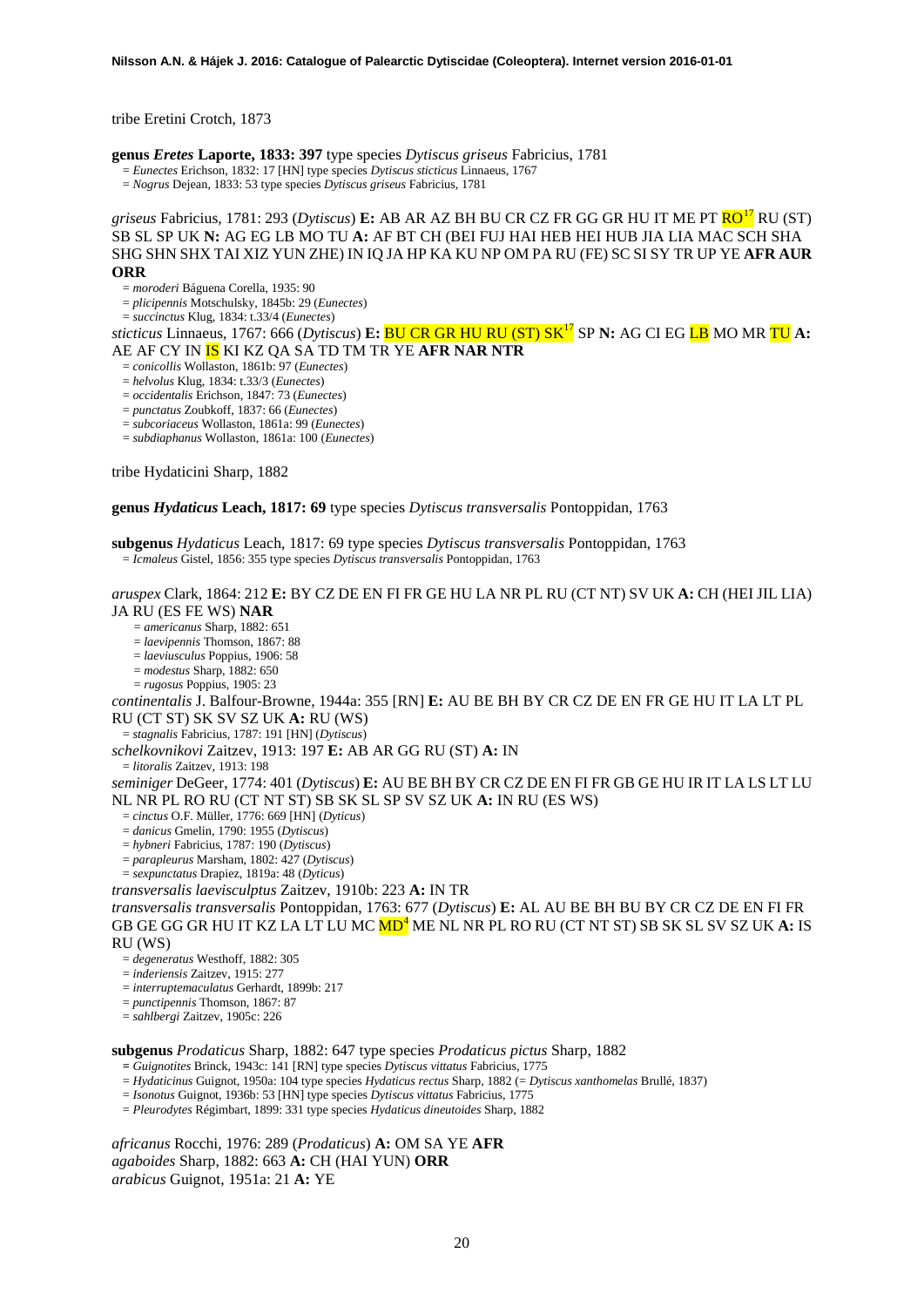tribe Eretini Crotch, 1873

**genus *Eretes* Laporte, 1833: 397** type species *Dytiscus griseus* Fabricius, 1781

= *Eunectes* Erichson, 1832: 17 [HN] type species *Dytiscus sticticus* Linnaeus, 1767
= *Nogrus* Dejean, 1833: 53 type species *Dytiscus griseus* Fabricius, 1781

*griseus* Fabricius, 1781: 293 (*Dytiscus*) **E:** AB AR AZ BH BU CR CZ FR GG GR HU IT ME PT RO[17] RU (ST) SB SL SP UK **N:** AG EG LB MO TU **A:** AF BT CH (BEI FUJ HAI HEB HEI HUB JIA LIA MAC SCH SHA SHG SHN SHX TAI XIZ YUN ZHE) IN IQ JA HP KA KU NP OM PA RU (FE) SC SI SY TR UP YE **AFR AUR ORR**

= *moroderi* Báguena Corella, 1935: 90
= *plicipennis* Motschulsky, 1845b: 29 (*Eunectes*)
= *succinctus* Klug, 1834: t.33/4 (*Eunectes*)

*sticticus* Linnaeus, 1767: 666 (*Dytiscus*) **E:** BU CR GR HU RU (ST) SK[17] SP **N:** AG CI EG LB MO MR TU **A:** AE AF CY IN IS KI KZ QA SA TD TM TR YE **AFR NAR NTR**

= *conicollis* Wollaston, 1861b: 97 (*Eunectes*)
= *helvolus* Klug, 1834: t.33/3 (*Eunectes*)
= *occidentalis* Erichson, 1847: 73 (*Eunectes*)
= *punctatus* Zoubkoff, 1837: 66 (*Eunectes*)
= *subcoriaceus* Wollaston, 1861a: 99 (*Eunectes*)
= *subdiaphanus* Wollaston, 1861a: 100 (*Eunectes*)

tribe Hydaticini Sharp, 1882

**genus *Hydaticus* Leach, 1817: 69** type species *Dytiscus transversalis* Pontoppidan, 1763

**subgenus** *Hydaticus* Leach, 1817: 69 type species *Dytiscus transversalis* Pontoppidan, 1763

= *Icmaleus* Gistel, 1856: 355 type species *Dytiscus transversalis* Pontoppidan, 1763

*aruspex* Clark, 1864: 212 **E:** BY CZ DE EN FI FR GE HU LA NR PL RU (CT NT) SV UK **A:** CH (HEI JIL LIA) JA RU (ES FE WS) **NAR**

= *americanus* Sharp, 1882: 651
= *laevipennis* Thomson, 1867: 88
= *laeviusculus* Poppius, 1906: 58
= *modestus* Sharp, 1882: 650
= *rugosus* Poppius, 1905: 23

*continentalis* J. Balfour-Browne, 1944a: 355 [RN] **E:** AU BE BH BY CR CZ DE EN FR GE HU IT LA LT PL RU (CT ST) SK SV SZ UK **A:** RU (WS)

= *stagnalis* Fabricius, 1787: 191 [HN] (*Dytiscus*)

*schelkovnikovi* Zaitzev, 1913: 197 **E:** AB AR GG RU (ST) **A:** IN

= *litoralis* Zaitzev, 1913: 198

*seminiger* DeGeer, 1774: 401 (*Dytiscus*) **E:** AU BE BH BY CR CZ DE EN FI FR GB GE HU IR IT LA LS LT LU NL NR PL RO RU (CT NT ST) SB SK SL SP SV SZ UK **A:** IN RU (ES WS)

= *cinctus* O.F. Müller, 1776: 669 [HN] (*Dyticus*)
= *danicus* Gmelin, 1790: 1955 (*Dytiscus*)
= *hybneri* Fabricius, 1787: 190 (*Dytiscus*)
= *parapleurus* Marsham, 1802: 427 (*Dytiscus*)
= *sexpunctatus* Drapiez, 1819a: 48 (*Dyticus*)

*transversalis laevisculptus* Zaitzev, 1910b: 223 **A:** IN TR

*transversalis transversalis* Pontoppidan, 1763: 677 (*Dytiscus*) **E:** AL AU BE BH BU BY CR CZ DE EN FI FR GB GE GG GR HU IT KZ LA LT LU MC MD[4] ME NL NR PL RO RU (CT NT ST) SB SK SL SV SZ UK **A:** IS RU (WS)

= *degeneratus* Westhoff, 1882: 305
= *inderiensis* Zaitzev, 1915: 277
= *interruptemaculatus* Gerhardt, 1899b: 217
= *punctipennis* Thomson, 1867: 87
= *sahlbergi* Zaitzev, 1905c: 226

**subgenus** *Prodaticus* Sharp, 1882: 647 type species *Prodaticus pictus* Sharp, 1882

= *Guignotites* Brinck, 1943c: 141 [RN] type species *Dytiscus vittatus* Fabricius, 1775
= *Hydaticinus* Guignot, 1950a: 104 type species *Hydaticus rectus* Sharp, 1882 (= *Dytiscus xanthomelas* Brullé, 1837)
= *Isonotus* Guignot, 1936b: 53 [HN] type species *Dytiscus vittatus* Fabricius, 1775
= *Pleurodytes* Régimbart, 1899: 331 type species *Hydaticus dineutoides* Sharp, 1882

*africanus* Rocchi, 1976: 289 (*Prodaticus*) **A:** OM SA YE **AFR**

*agaboides* Sharp, 1882: 663 **A:** CH (HAI YUN) **ORR**

*arabicus* Guignot, 1951a: 21 **A:** YE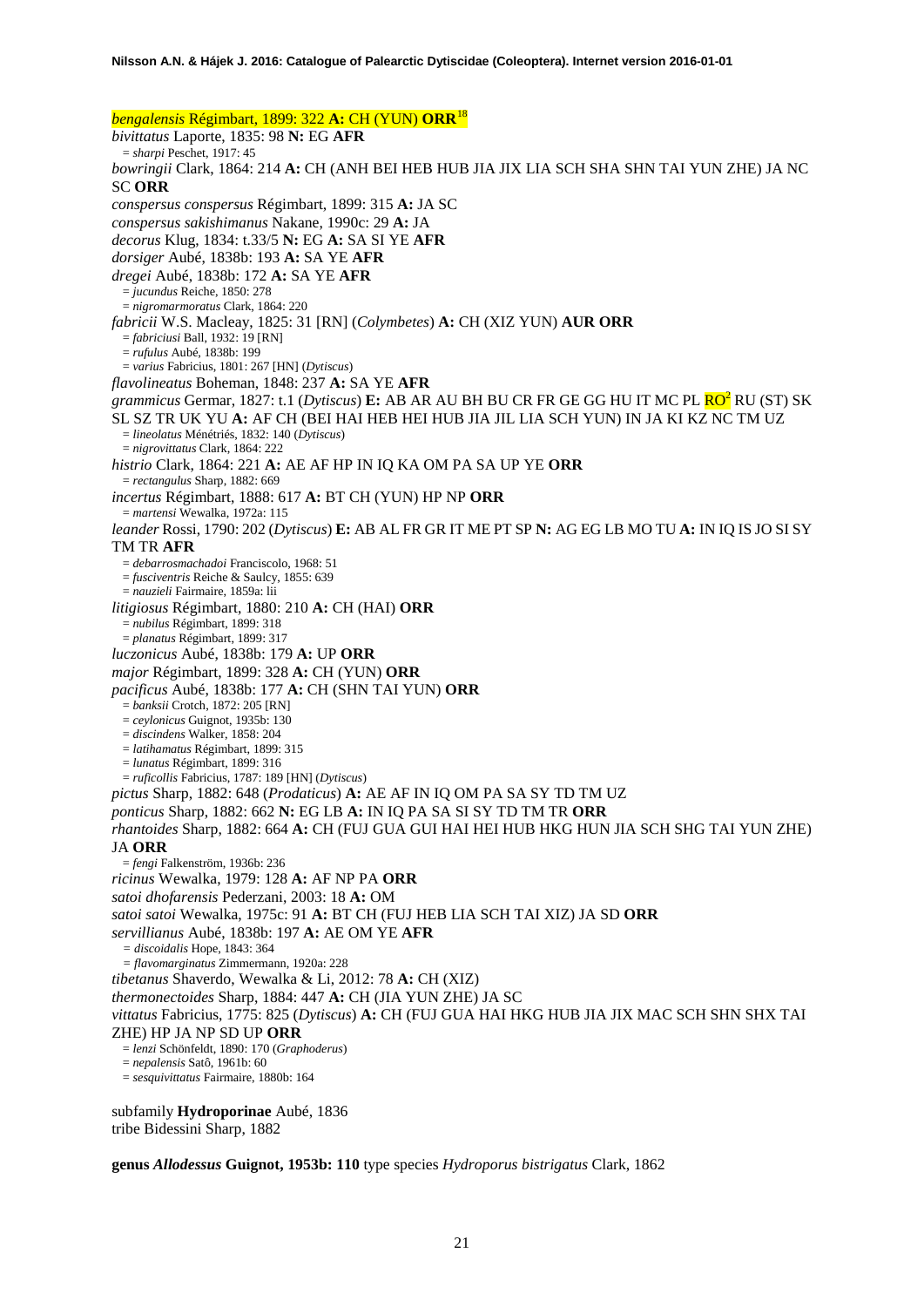*bengalensis* Régimbart, 1899: 322 **A:** CH (YUN) **ORR**[18]

*bivittatus* Laporte, 1835: 98 **N:** EG **AFR**
 = *sharpi* Peschet, 1917: 45

*bowringii* Clark, 1864: 214 **A:** CH (ANH BEI HEB HUB JIA JIX LIA SCH SHA SHN TAI YUN ZHE) JA NC SC **ORR**

*conspersus conspersus* Régimbart, 1899: 315 **A:** JA SC

*conspersus sakishimanus* Nakane, 1990c: 29 **A:** JA

*decorus* Klug, 1834: t.33/5 **N:** EG **A:** SA SI YE **AFR**

*dorsiger* Aubé, 1838b: 193 **A:** SA YE **AFR**

*dregei* Aubé, 1838b: 172 **A:** SA YE **AFR**
 = *jucundus* Reiche, 1850: 278
 = *nigromarmoratus* Clark, 1864: 220

*fabricii* W.S. Macleay, 1825: 31 [RN] (*Colymbetes*) **A:** CH (XIZ YUN) **AUR ORR**
 = *fabriciusi* Ball, 1932: 19 [RN]
 = *rufulus* Aubé, 1838b: 199
 = *varius* Fabricius, 1801: 267 [HN] (*Dytiscus*)

*flavolineatus* Boheman, 1848: 237 **A:** SA YE **AFR**

*grammicus* Germar, 1827: t.1 (*Dytiscus*) **E:** AB AR AU BH BU CR FR GE GG HU IT MC PL RO[2] RU (ST) SK SL SZ TR UK YU **A:** AF CH (BEI HAI HEB HEI HUB JIA JIL LIA SCH YUN) IN JA KI KZ NC TM UZ
 = *lineolatus* Ménétriés, 1832: 140 (*Dytiscus*)
 = *nigrovittatus* Clark, 1864: 222

*histrio* Clark, 1864: 221 **A:** AE AF HP IN IQ KA OM PA SA UP YE **ORR**
 = *rectangulus* Sharp, 1882: 669

*incertus* Régimbart, 1888: 617 **A:** BT CH (YUN) HP NP **ORR**
 = *martensi* Wewalka, 1972a: 115

*leander* Rossi, 1790: 202 (*Dytiscus*) **E:** AB AL FR GR IT ME PT SP **N:** AG EG LB MO TU **A:** IN IQ IS JO SI SY TM TR **AFR**
 = *debarrosmachadoi* Franciscolo, 1968: 51
 = *fusciventris* Reiche & Saulcy, 1855: 639
 = *nauzieli* Fairmaire, 1859a: lii

*litigiosus* Régimbart, 1880: 210 **A:** CH (HAI) **ORR**
 = *nubilus* Régimbart, 1899: 318
 = *planatus* Régimbart, 1899: 317

*luczonicus* Aubé, 1838b: 179 **A:** UP **ORR**

*major* Régimbart, 1899: 328 **A:** CH (YUN) **ORR**

*pacificus* Aubé, 1838b: 177 **A:** CH (SHN TAI YUN) **ORR**
 = *banksii* Crotch, 1872: 205 [RN]
 = *ceylonicus* Guignot, 1935b: 130
 = *discindens* Walker, 1858: 204
 = *latihamatus* Régimbart, 1899: 315
 = *lunatus* Régimbart, 1899: 316
 = *ruficollis* Fabricius, 1787: 189 [HN] (*Dytiscus*)

*pictus* Sharp, 1882: 648 (*Prodaticus*) **A:** AE AF IN IQ OM PA SA SY TD TM UZ

*ponticus* Sharp, 1882: 662 **N:** EG LB **A:** IN IQ PA SA SI SY TD TM TR **ORR**

*rhantoides* Sharp, 1882: 664 **A:** CH (FUJ GUA GUI HAI HEI HUB HKG HUN JIA SCH SHG TAI YUN ZHE) JA **ORR**
 = *fengi* Falkenström, 1936b: 236

*ricinus* Wewalka, 1979: 128 **A:** AF NP PA **ORR**

*satoi dhofarensis* Pederzani, 2003: 18 **A:** OM

*satoi satoi* Wewalka, 1975c: 91 **A:** BT CH (FUJ HEB LIA SCH TAI XIZ) JA SD **ORR**

*servillianus* Aubé, 1838b: 197 **A:** AE OM YE **AFR**
 = *discoidalis* Hope, 1843: 364
 = *flavomarginatus* Zimmermann, 1920a: 228

*tibetanus* Shaverdo, Wewalka & Li, 2012: 78 **A:** CH (XIZ)

*thermonectoides* Sharp, 1884: 447 **A:** CH (JIA YUN ZHE) JA SC

*vittatus* Fabricius, 1775: 825 (*Dytiscus*) **A:** CH (FUJ GUA HAI HKG HUB JIA JIX MAC SCH SHN SHX TAI ZHE) HP JA NP SD UP **ORR**
 = *lenzi* Schönfeldt, 1890: 170 (*Graphoderus*)
 = *nepalensis* Satô, 1961b: 60
 = *sesquivittatus* Fairmaire, 1880b: 164

subfamily **Hydroporinae** Aubé, 1836
tribe Bidessini Sharp, 1882

**genus *Allodessus* Guignot, 1953b: 110** type species *Hydroporus bistrigatus* Clark, 1862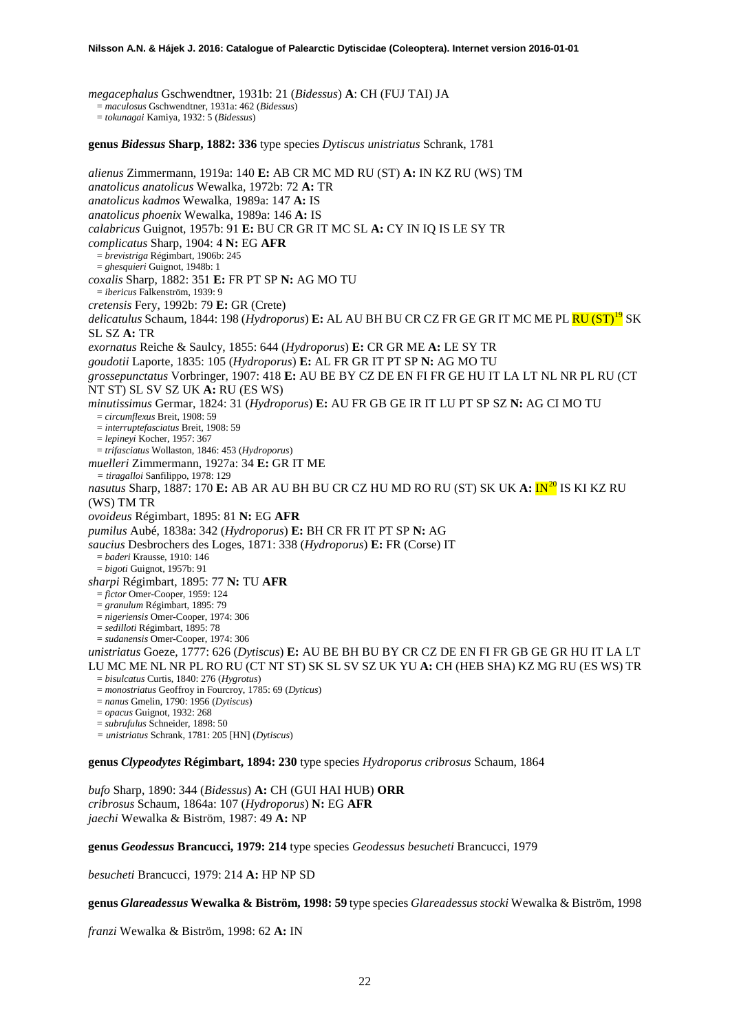*megacephalus* Gschwendtner, 1931b: 21 (*Bidessus*) **A**: CH (FUJ TAI) JA
= *maculosus* Gschwendtner, 1931a: 462 (*Bidessus*)
= *tokunagai* Kamiya, 1932: 5 (*Bidessus*)

**genus *Bidessus* Sharp, 1882: 336** type species *Dytiscus unistriatus* Schrank, 1781

*alienus* Zimmermann, 1919a: 140 **E:** AB CR MC MD RU (ST) **A:** IN KZ RU (WS) TM
*anatolicus anatolicus* Wewalka, 1972b: 72 **A:** TR
*anatolicus kadmos* Wewalka, 1989a: 147 **A:** IS
*anatolicus phoenix* Wewalka, 1989a: 146 **A:** IS
*calabricus* Guignot, 1957b: 91 **E:** BU CR GR IT MC SL **A:** CY IN IQ IS LE SY TR
*complicatus* Sharp, 1904: 4 **N:** EG **AFR**
= *brevistriga* Régimbart, 1906b: 245
= *ghesquieri* Guignot, 1948b: 1
*coxalis* Sharp, 1882: 351 **E:** FR PT SP **N:** AG MO TU
= *ibericus* Falkenström, 1939: 9
*cretensis* Fery, 1992b: 79 **E:** GR (Crete)
*delicatulus* Schaum, 1844: 198 (*Hydroporus*) **E:** AL AU BH BU CR CZ FR GE GR IT MC ME PL RU (ST)[19] SK SL SZ **A:** TR
*exornatus* Reiche & Saulcy, 1855: 644 (*Hydroporus*) **E:** CR GR ME **A:** LE SY TR
*goudotii* Laporte, 1835: 105 (*Hydroporus*) **E:** AL FR GR IT PT SP **N:** AG MO TU
*grossepunctatus* Vorbringer, 1907: 418 **E:** AU BE BY CZ DE EN FI FR GE HU IT LA LT NL NR PL RU (CT NT ST) SL SV SZ UK **A:** RU (ES WS)
*minutissimus* Germar, 1824: 31 (*Hydroporus*) **E:** AU FR GB GE IR IT LU PT SP SZ **N:** AG CI MO TU
= *circumflexus* Breit, 1908: 59
= *interruptefasciatus* Breit, 1908: 59
= *lepineyi* Kocher, 1957: 367
= *trifasciatus* Wollaston, 1846: 453 (*Hydroporus*)
*muelleri* Zimmermann, 1927a: 34 **E:** GR IT ME
= *tiragalloi* Sanfilippo, 1978: 129
*nasutus* Sharp, 1887: 170 **E:** AB AR AU BH BU CR CZ HU MD RO RU (ST) SK UK **A:** IN[20] IS KI KZ RU (WS) TM TR
*ovoideus* Régimbart, 1895: 81 **N:** EG **AFR**
*pumilus* Aubé, 1838a: 342 (*Hydroporus*) **E:** BH CR FR IT PT SP **N:** AG
*saucius* Desbrochers des Loges, 1871: 338 (*Hydroporus*) **E:** FR (Corse) IT
= *baderi* Krausse, 1910: 146
= *bigoti* Guignot, 1957b: 91
*sharpi* Régimbart, 1895: 77 **N:** TU **AFR**
= *fictor* Omer-Cooper, 1959: 124
= *granulum* Régimbart, 1895: 79
= *nigeriensis* Omer-Cooper, 1974: 306
= *sedilloti* Régimbart, 1895: 78
= *sudanensis* Omer-Cooper, 1974: 306
*unistriatus* Goeze, 1777: 626 (*Dytiscus*) **E:** AU BE BH BU BY CR CZ DE EN FI FR GB GE GR HU IT LA LT LU MC ME NL NR PL RO RU (CT NT ST) SK SL SV SZ UK YU **A:** CH (HEB SHA) KZ MG RU (ES WS) TR
= *bisulcatus* Curtis, 1840: 276 (*Hygrotus*)
= *monostriatus* Geoffroy in Fourcroy, 1785: 69 (*Dyticus*)
= *nanus* Gmelin, 1790: 1956 (*Dytiscus*)
= *opacus* Guignot, 1932: 268
= *subrufulus* Schneider, 1898: 50
= *unistriatus* Schrank, 1781: 205 [HN] (*Dytiscus*)

**genus *Clypeodytes* Régimbart, 1894: 230** type species *Hydroporus cribrosus* Schaum, 1864

*bufo* Sharp, 1890: 344 (*Bidessus*) **A:** CH (GUI HAI HUB) **ORR**
*cribrosus* Schaum, 1864a: 107 (*Hydroporus*) **N:** EG **AFR**
*jaechi* Wewalka & Biström, 1987: 49 **A:** NP

**genus *Geodessus* Brancucci, 1979: 214** type species *Geodessus besucheti* Brancucci, 1979

*besucheti* Brancucci, 1979: 214 **A:** HP NP SD

**genus *Glareadessus* Wewalka & Biström, 1998: 59** type species *Glareadessus stocki* Wewalka & Biström, 1998

*franzi* Wewalka & Biström, 1998: 62 **A:** IN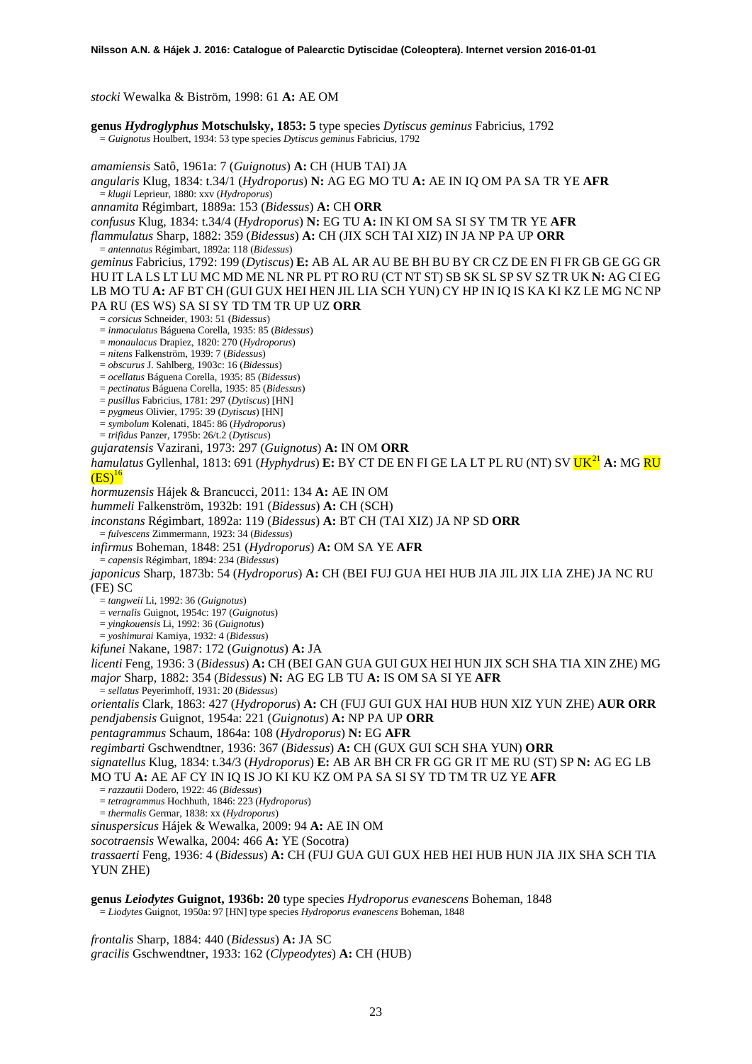*stocki* Wewalka & Biström, 1998: 61 **A:** AE OM

**genus *Hydroglyphus* Motschulsky, 1853: 5** type species *Dytiscus geminus* Fabricius, 1792
= *Guignotus* Houlbert, 1934: 53 type species *Dytiscus geminus* Fabricius, 1792

*amamiensis* Satô, 1961a: 7 (*Guignotus*) **A:** CH (HUB TAI) JA
*angularis* Klug, 1834: t.34/1 (*Hydroporus*) **N:** AG EG MO TU **A:** AE IN IQ OM PA SA TR YE **AFR**
= *klugii* Leprieur, 1880: xxv (*Hydroporus*)
*annamita* Régimbart, 1889a: 153 (*Bidessus*) **A:** CH **ORR**
*confusus* Klug, 1834: t.34/4 (*Hydroporus*) **N:** EG TU **A:** IN KI OM SA SI SY TM TR YE **AFR**
*flammulatus* Sharp, 1882: 359 (*Bidessus*) **A:** CH (JIX SCH TAI XIZ) IN JA NP PA UP **ORR**
= *antennatus* Régimbart, 1892a: 118 (*Bidessus*)
*geminus* Fabricius, 1792: 199 (*Dytiscus*) **E:** AB AL AR AU BE BH BU BY CR CZ DE EN FI FR GB GE GG GR HU IT LA LS LT LU MC MD ME NL NR PL PT RO RU (CT NT ST) SB SK SL SP SV SZ TR UK **N:** AG CI EG LB MO TU **A:** AF BT CH (GUI GUX HEI HEN JIL LIA SCH YUN) CY HP IN IQ IS KA KI KZ LE MG NC NP PA RU (ES WS) SA SI SY TD TM TR UP UZ **ORR**
= *corsicus* Schneider, 1903: 51 (*Bidessus*)
= *inmaculatus* Báguena Corella, 1935: 85 (*Bidessus*)
= *monaulacus* Drapiez, 1820: 270 (*Hydroporus*)
= *nitens* Falkenström, 1939: 7 (*Bidessus*)
= *obscurus* J. Sahlberg, 1903c: 16 (*Bidessus*)
= *ocellatus* Báguena Corella, 1935: 85 (*Bidessus*)
= *pectinatus* Báguena Corella, 1935: 85 (*Bidessus*)
= *pusillus* Fabricius, 1781: 297 (*Dytiscus*) [HN]
= *pygmeus* Olivier, 1795: 39 (*Dytiscus*) [HN]
= *symbolum* Kolenati, 1845: 86 (*Hydroporus*)
= *trifidus* Panzer, 1795b: 26/t.2 (*Dytiscus*)
*gujaratensis* Vazirani, 1973: 297 (*Guignotus*) **A:** IN OM **ORR**
*hamulatus* Gyllenhal, 1813: 691 (*Hyphydrus*) **E:** BY CT DE EN FI GE LA LT PL RU (NT) SV UK[21] **A:** MG RU (ES)[16]
*hormuzensis* Hájek & Brancucci, 2011: 134 **A:** AE IN OM
*hummeli* Falkenström, 1932b: 191 (*Bidessus*) **A:** CH (SCH)
*inconstans* Régimbart, 1892a: 119 (*Bidessus*) **A:** BT CH (TAI XIZ) JA NP SD **ORR**
= *fulvescens* Zimmermann, 1923: 34 (*Bidessus*)
*infirmus* Boheman, 1848: 251 (*Hydroporus*) **A:** OM SA YE **AFR**
= *capensis* Régimbart, 1894: 234 (*Bidessus*)
*japonicus* Sharp, 1873b: 54 (*Hydroporus*) **A:** CH (BEI FUJ GUA HEI HUB JIA JIL JIX LIA ZHE) JA NC RU (FE) SC
= *tangweii* Li, 1992: 36 (*Guignotus*)
= *vernalis* Guignot, 1954c: 197 (*Guignotus*)
= *yingkouensis* Li, 1992: 36 (*Guignotus*)
= *yoshimurai* Kamiya, 1932: 4 (*Bidessus*)
*kifunei* Nakane, 1987: 172 (*Guignotus*) **A:** JA
*licenti* Feng, 1936: 3 (*Bidessus*) **A:** CH (BEI GAN GUA GUI GUX HEI HUN JIX SCH SHA TIA XIN ZHE) MG
*major* Sharp, 1882: 354 (*Bidessus*) **N:** AG EG LB TU **A:** IS OM SA SI YE **AFR**
= *sellatus* Peyerimhoff, 1931: 20 (*Bidessus*)
*orientalis* Clark, 1863: 427 (*Hydroporus*) **A:** CH (FUJ GUI GUX HAI HUB HUN XIZ YUN ZHE) **AUR ORR**
*pendjabensis* Guignot, 1954a: 221 (*Guignotus*) **A:** NP PA UP **ORR**
*pentagrammus* Schaum, 1864a: 108 (*Hydroporus*) **N:** EG **AFR**
*regimbarti* Gschwendtner, 1936: 367 (*Bidessus*) **A:** CH (GUX GUI SCH SHA YUN) **ORR**
*signatellus* Klug, 1834: t.34/3 (*Hydroporus*) **E:** AB AR BH CR FR GG GR IT ME RU (ST) SP **N:** AG EG LB MO TU **A:** AE AF CY IN IQ IS JO KI KU KZ OM PA SA SI SY TD TM TR UZ YE **AFR**
= *razzautii* Dodero, 1922: 46 (*Bidessus*)
= *tetragrammus* Hochhuth, 1846: 223 (*Hydroporus*)
= *thermalis* Germar, 1838: xx (*Hydroporus*)
*sinuspersicus* Hájek & Wewalka, 2009: 94 **A:** AE IN OM
*socotraensis* Wewalka, 2004: 466 **A:** YE (Socotra)
*trassaerti* Feng, 1936: 4 (*Bidessus*) **A:** CH (FUJ GUA GUI GUX HEB HEI HUB HUN JIA JIX SHA SCH TIA YUN ZHE)

**genus *Leiodytes* Guignot, 1936b: 20** type species *Hydroporus evanescens* Boheman, 1848
= *Liodytes* Guignot, 1950a: 97 [HN] type species *Hydroporus evanescens* Boheman, 1848

*frontalis* Sharp, 1884: 440 (*Bidessus*) **A:** JA SC
*gracilis* Gschwendtner, 1933: 162 (*Clypeodytes*) **A:** CH (HUB)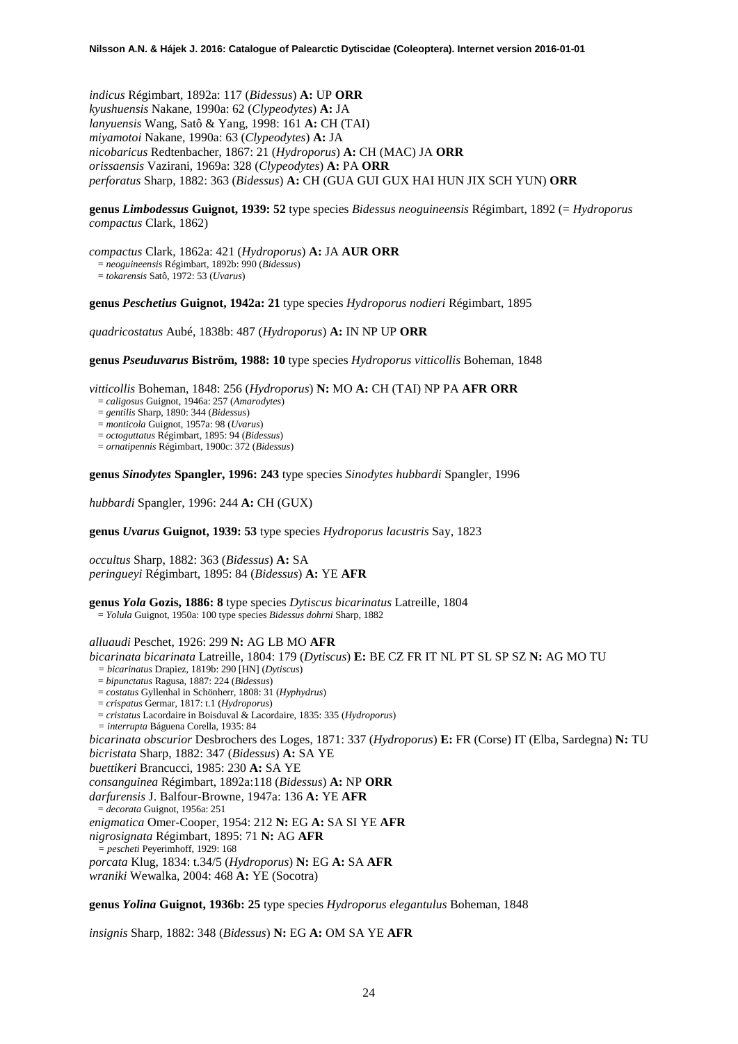*indicus* Régimbart, 1892a: 117 (*Bidessus*) **A:** UP **ORR**
*kyushuensis* Nakane, 1990a: 62 (*Clypeodytes*) **A:** JA
*lanyuensis* Wang, Satô & Yang, 1998: 161 **A:** CH (TAI)
*miyamotoi* Nakane, 1990a: 63 (*Clypeodytes*) **A:** JA
*nicobaricus* Redtenbacher, 1867: 21 (*Hydroporus*) **A:** CH (MAC) JA **ORR**
*orissaensis* Vazirani, 1969a: 328 (*Clypeodytes*) **A:** PA **ORR**
*perforatus* Sharp, 1882: 363 (*Bidessus*) **A:** CH (GUA GUI GUX HAI HUN JIX SCH YUN) **ORR**

**genus *Limbodessus* Guignot, 1939: 52** type species *Bidessus neoguineensis* Régimbart, 1892 (= *Hydroporus compactus* Clark, 1862)

*compactus* Clark, 1862a: 421 (*Hydroporus*) **A:** JA **AUR ORR**
= *neoguineensis* Régimbart, 1892b: 990 (*Bidessus*)
= *tokarensis* Satô, 1972: 53 (*Uvarus*)

**genus *Peschetius* Guignot, 1942a: 21** type species *Hydroporus nodieri* Régimbart, 1895

*quadricostatus* Aubé, 1838b: 487 (*Hydroporus*) **A:** IN NP UP **ORR**

**genus *Pseuduvarus* Biström, 1988: 10** type species *Hydroporus vitticollis* Boheman, 1848

*vitticollis* Boheman, 1848: 256 (*Hydroporus*) **N:** MO **A:** CH (TAI) NP PA **AFR ORR**
= *caligosus* Guignot, 1946a: 257 (*Amarodytes*)
= *gentilis* Sharp, 1890: 344 (*Bidessus*)
= *monticola* Guignot, 1957a: 98 (*Uvarus*)
= *octoguttatus* Régimbart, 1895: 94 (*Bidessus*)
= *ornatipennis* Régimbart, 1900c: 372 (*Bidessus*)

**genus *Sinodytes* Spangler, 1996: 243** type species *Sinodytes hubbardi* Spangler, 1996

*hubbardi* Spangler, 1996: 244 **A:** CH (GUX)

**genus *Uvarus* Guignot, 1939: 53** type species *Hydroporus lacustris* Say, 1823

*occultus* Sharp, 1882: 363 (*Bidessus*) **A:** SA
*peringueyi* Régimbart, 1895: 84 (*Bidessus*) **A:** YE **AFR**

**genus *Yola* Gozis, 1886: 8** type species *Dytiscus bicarinatus* Latreille, 1804
= *Yolula* Guignot, 1950a: 100 type species *Bidessus dohrni* Sharp, 1882

*alluaudi* Peschet, 1926: 299 **N:** AG LB MO **AFR**
*bicarinata bicarinata* Latreille, 1804: 179 (*Dytiscus*) **E:** BE CZ FR IT NL PT SL SP SZ **N:** AG MO TU
= *bicarinatus* Drapiez, 1819b: 290 [HN] (*Dytiscus*)
= *bipunctatus* Ragusa, 1887: 224 (*Bidessus*)
= *costatus* Gyllenhal in Schönherr, 1808: 31 (*Hyphydrus*)
= *crispatus* Germar, 1817: t.1 (*Hydroporus*)
= *cristatus* Lacordaire in Boisduval & Lacordaire, 1835: 335 (*Hydroporus*)
= *interrupta* Báguena Corella, 1935: 84
*bicarinata obscurior* Desbrochers des Loges, 1871: 337 (*Hydroporus*) **E:** FR (Corse) IT (Elba, Sardegna) **N:** TU
*bicristata* Sharp, 1882: 347 (*Bidessus*) **A:** SA YE
*buettikeri* Brancucci, 1985: 230 **A:** SA YE
*consanguinea* Régimbart, 1892a:118 (*Bidessus*) **A:** NP **ORR**
*darfurensis* J. Balfour-Browne, 1947a: 136 **A:** YE **AFR**
= *decorata* Guignot, 1956a: 251
*enigmatica* Omer-Cooper, 1954: 212 **N:** EG **A:** SA SI YE **AFR**
*nigrosignata* Régimbart, 1895: 71 **N:** AG **AFR**
= *pescheti* Peyerimhoff, 1929: 168
*porcata* Klug, 1834: t.34/5 (*Hydroporus*) **N:** EG **A:** SA **AFR**
*wraniki* Wewalka, 2004: 468 **A:** YE (Socotra)

**genus *Yolina* Guignot, 1936b: 25** type species *Hydroporus elegantulus* Boheman, 1848

*insignis* Sharp, 1882: 348 (*Bidessus*) **N:** EG **A:** OM SA YE **AFR**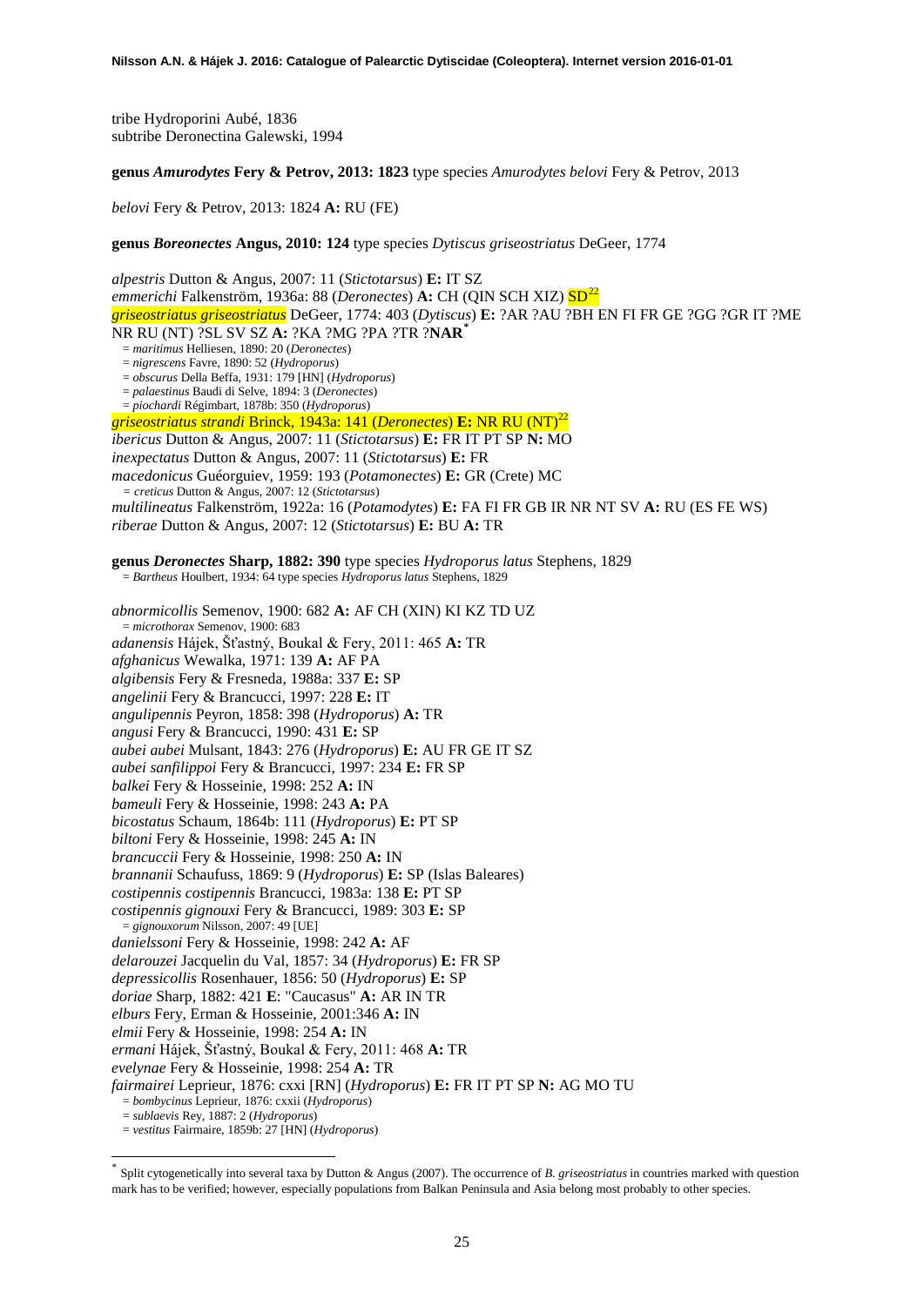tribe Hydroporini Aubé, 1836
subtribe Deronectina Galewski, 1994

**genus *Amurodytes* Fery & Petrov, 2013: 1823** type species *Amurodytes belovi* Fery & Petrov, 2013

*belovi* Fery & Petrov, 2013: 1824 **A:** RU (FE)

**genus *Boreonectes* Angus, 2010: 124** type species *Dytiscus griseostriatus* DeGeer, 1774

*alpestris* Dutton & Angus, 2007: 11 (*Stictotarsus*) **E:** IT SZ
*emmerichi* Falkenström, 1936a: 88 (*Deronectes*) **A:** CH (QIN SCH XIZ) SD[22]
*griseostriatus griseostriatus* DeGeer, 1774: 403 (*Dytiscus*) **E:** ?AR ?AU ?BH EN FI FR GE ?GG ?GR IT ?ME NR RU (NT) ?SL SV SZ **A:** ?KA ?MG ?PA ?TR ?**NAR**[*]
= *maritimus* Helliesen, 1890: 20 (*Deronectes*)
= *nigrescens* Favre, 1890: 52 (*Hydroporus*)
= *obscurus* Della Beffa, 1931: 179 [HN] (*Hydroporus*)
= *palaestinus* Baudi di Selve, 1894: 3 (*Deronectes*)
= *piochardi* Régimbart, 1878b: 350 (*Hydroporus*)
*griseostriatus strandi* Brinck, 1943a: 141 (*Deronectes*) **E:** NR RU (NT)[22]
*ibericus* Dutton & Angus, 2007: 11 (*Stictotarsus*) **E:** FR IT PT SP **N:** MO
*inexpectatus* Dutton & Angus, 2007: 11 (*Stictotarsus*) **E:** FR
*macedonicus* Guéorguiev, 1959: 193 (*Potamonectes*) **E:** GR (Crete) MC
= *creticus* Dutton & Angus, 2007: 12 (*Stictotarsus*)
*multilineatus* Falkenström, 1922a: 16 (*Potamodytes*) **E:** FA FI FR GB IR NR NT SV **A:** RU (ES FE WS)
*riberae* Dutton & Angus, 2007: 12 (*Stictotarsus*) **E:** BU **A:** TR

**genus *Deronectes* Sharp, 1882: 390** type species *Hydroporus latus* Stephens, 1829
= *Bartheus* Houlbert, 1934: 64 type species *Hydroporus latus* Stephens, 1829

*abnormicollis* Semenov, 1900: 682 **A:** AF CH (XIN) KI KZ TD UZ
= *microthorax* Semenov, 1900: 683
*adanensis* Hájek, Šťastný, Boukal & Fery, 2011: 465 **A:** TR
*afghanicus* Wewalka, 1971: 139 **A:** AF PA
*algibensis* Fery & Fresneda, 1988a: 337 **E:** SP
*angelinii* Fery & Brancucci, 1997: 228 **E:** IT
*angulipennis* Peyron, 1858: 398 (*Hydroporus*) **A:** TR
*angusi* Fery & Brancucci, 1990: 431 **E:** SP
*aubei aubei* Mulsant, 1843: 276 (*Hydroporus*) **E:** AU FR GE IT SZ
*aubei sanfilippoi* Fery & Brancucci, 1997: 234 **E:** FR SP
*balkei* Fery & Hosseinie, 1998: 252 **A:** IN
*bameuli* Fery & Hosseinie, 1998: 243 **A:** PA
*bicostatus* Schaum, 1864b: 111 (*Hydroporus*) **E:** PT SP
*biltoni* Fery & Hosseinie, 1998: 245 **A:** IN
*brancuccii* Fery & Hosseinie, 1998: 250 **A:** IN
*brannanii* Schaufuss, 1869: 9 (*Hydroporus*) **E:** SP (Islas Baleares)
*costipennis costipennis* Brancucci, 1983a: 138 **E:** PT SP
*costipennis gignouxi* Fery & Brancucci, 1989: 303 **E:** SP
= *gignouxorum* Nilsson, 2007: 49 [UE]
*danielssoni* Fery & Hosseinie, 1998: 242 **A:** AF
*delarouzei* Jacquelin du Val, 1857: 34 (*Hydroporus*) **E:** FR SP
*depressicollis* Rosenhauer, 1856: 50 (*Hydroporus*) **E:** SP
*doriae* Sharp, 1882: 421 **E**: "Caucasus" **A:** AR IN TR
*elburs* Fery, Erman & Hosseinie, 2001:346 **A:** IN
*elmii* Fery & Hosseinie, 1998: 254 **A:** IN
*ermani* Hájek, Šťastný, Boukal & Fery, 2011: 468 **A:** TR
*evelynae* Fery & Hosseinie, 1998: 254 **A:** TR
*fairmairei* Leprieur, 1876: cxxi [RN] (*Hydroporus*) **E:** FR IT PT SP **N:** AG MO TU
= *bombycinus* Leprieur, 1876: cxxii (*Hydroporus*)
= *sublaevis* Rey, 1887: 2 (*Hydroporus*)
= *vestitus* Fairmaire, 1859b: 27 [HN] (*Hydroporus*)

---

[*] Split cytogenetically into several taxa by Dutton & Angus (2007). The occurrence of *B. griseostriatus* in countries marked with question mark has to be verified; however, especially populations from Balkan Peninsula and Asia belong most probably to other species.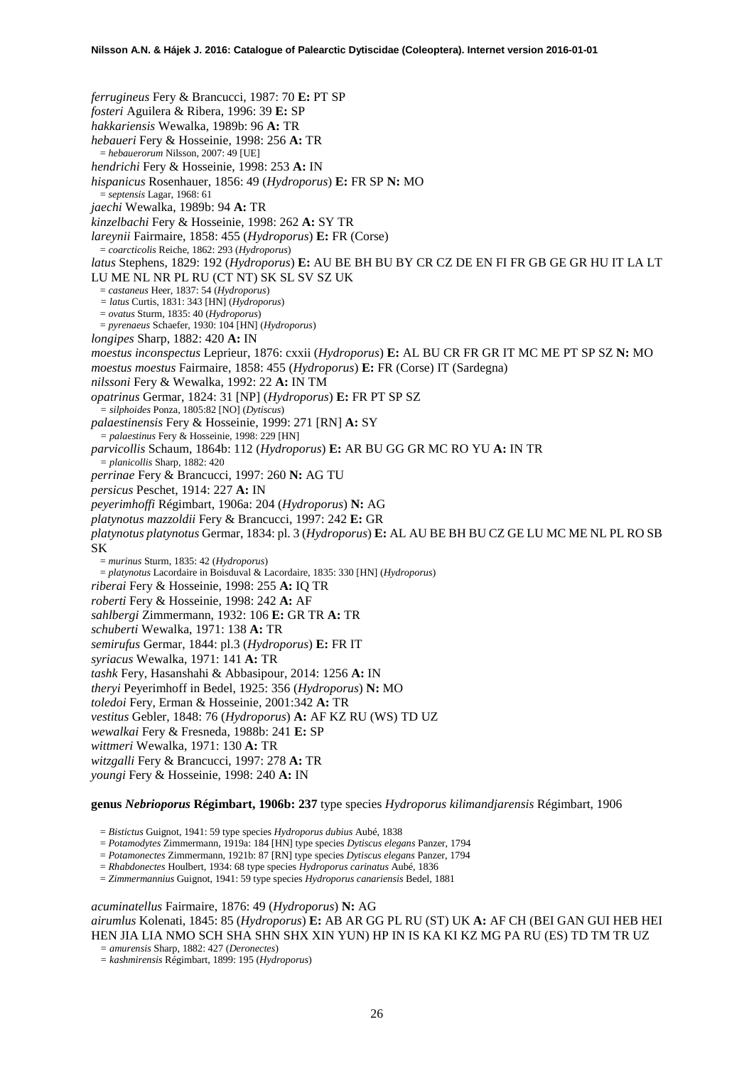*ferrugineus* Fery & Brancucci, 1987: 70 **E:** PT SP
*fosteri* Aguilera & Ribera, 1996: 39 **E:** SP
*hakkariensis* Wewalka, 1989b: 96 **A:** TR
*hebaueri* Fery & Hosseinie, 1998: 256 **A:** TR
= *hebauerorum* Nilsson, 2007: 49 [UE]
*hendrichi* Fery & Hosseinie, 1998: 253 **A:** IN
*hispanicus* Rosenhauer, 1856: 49 (*Hydroporus*) **E:** FR SP **N:** MO
= *septensis* Lagar, 1968: 61
*jaechi* Wewalka, 1989b: 94 **A:** TR
*kinzelbachi* Fery & Hosseinie, 1998: 262 **A:** SY TR
*lareynii* Fairmaire, 1858: 455 (*Hydroporus*) **E:** FR (Corse)
= *coarcticolis* Reiche, 1862: 293 (*Hydroporus*)
*latus* Stephens, 1829: 192 (*Hydroporus*) **E:** AU BE BH BU BY CR CZ DE EN FI FR GB GE GR HU IT LA LT LU ME NL NR PL RU (CT NT) SK SL SV SZ UK
= *castaneus* Heer, 1837: 54 (*Hydroporus*)
= *latus* Curtis, 1831: 343 [HN] (*Hydroporus*)
= *ovatus* Sturm, 1835: 40 (*Hydroporus*)
= *pyrenaeus* Schaefer, 1930: 104 [HN] (*Hydroporus*)
*longipes* Sharp, 1882: 420 **A:** IN
*moestus inconspectus* Leprieur, 1876: cxxii (*Hydroporus*) **E:** AL BU CR FR GR IT MC ME PT SP SZ **N:** MO
*moestus moestus* Fairmaire, 1858: 455 (*Hydroporus*) **E:** FR (Corse) IT (Sardegna)
*nilssoni* Fery & Wewalka, 1992: 22 **A:** IN TM
*opatrinus* Germar, 1824: 31 [NP] (*Hydroporus*) **E:** FR PT SP SZ
= *silphoides* Ponza, 1805:82 [NO] (*Dytiscus*)
*palaestinensis* Fery & Hosseinie, 1999: 271 [RN] **A:** SY
= *palaestinus* Fery & Hosseinie, 1998: 229 [HN]
*parvicollis* Schaum, 1864b: 112 (*Hydroporus*) **E:** AR BU GG GR MC RO YU **A:** IN TR
= *planicollis* Sharp, 1882: 420
*perrinae* Fery & Brancucci, 1997: 260 **N:** AG TU
*persicus* Peschet, 1914: 227 **A:** IN
*peyerimhoffi* Régimbart, 1906a: 204 (*Hydroporus*) **N:** AG
*platynotus mazzoldii* Fery & Brancucci, 1997: 242 **E:** GR
*platynotus platynotus* Germar, 1834: pl. 3 (*Hydroporus*) **E:** AL AU BE BH BU CZ GE LU MC ME NL PL RO SB SK
= *murinus* Sturm, 1835: 42 (*Hydroporus*)
= *platynotus* Lacordaire in Boisduval & Lacordaire, 1835: 330 [HN] (*Hydroporus*)
*riberai* Fery & Hosseinie, 1998: 255 **A:** IQ TR
*roberti* Fery & Hosseinie, 1998: 242 **A:** AF
*sahlbergi* Zimmermann, 1932: 106 **E:** GR TR **A:** TR
*schuberti* Wewalka, 1971: 138 **A:** TR
*semirufus* Germar, 1844: pl.3 (*Hydroporus*) **E:** FR IT
*syriacus* Wewalka, 1971: 141 **A:** TR
*tashk* Fery, Hasanshahi & Abbasipour, 2014: 1256 **A:** IN
*theryi* Peyerimhoff in Bedel, 1925: 356 (*Hydroporus*) **N:** MO
*toledoi* Fery, Erman & Hosseinie, 2001:342 **A:** TR
*vestitus* Gebler, 1848: 76 (*Hydroporus*) **A:** AF KZ RU (WS) TD UZ
*wewalkai* Fery & Fresneda, 1988b: 241 **E:** SP
*wittmeri* Wewalka, 1971: 130 **A:** TR
*witzgalli* Fery & Brancucci, 1997: 278 **A:** TR
*youngi* Fery & Hosseinie, 1998: 240 **A:** IN

**genus *Nebrioporus* Régimbart, 1906b: 237** type species *Hydroporus kilimandjarensis* Régimbart, 1906

= *Bistictus* Guignot, 1941: 59 type species *Hydroporus dubius* Aubé, 1838
= *Potamodytes* Zimmermann, 1919a: 184 [HN] type species *Dytiscus elegans* Panzer, 1794
= *Potamonectes* Zimmermann, 1921b: 87 [RN] type species *Dytiscus elegans* Panzer, 1794
= *Rhabdonectes* Houlbert, 1934: 68 type species *Hydroporus carinatus* Aubé, 1836
= *Zimmermannius* Guignot, 1941: 59 type species *Hydroporus canariensis* Bedel, 1881

*acuminatellus* Fairmaire, 1876: 49 (*Hydroporus*) **N:** AG
*airumlus* Kolenati, 1845: 85 (*Hydroporus*) **E:** AB AR GG PL RU (ST) UK **A:** AF CH (BEI GAN GUI HEB HEI HEN JIA LIA NMO SCH SHA SHN SHX XIN YUN) HP IN IS KA KI KZ MG PA RU (ES) TD TM TR UZ
= *amurensis* Sharp, 1882: 427 (*Deronectes*)
= *kashmirensis* Régimbart, 1899: 195 (*Hydroporus*)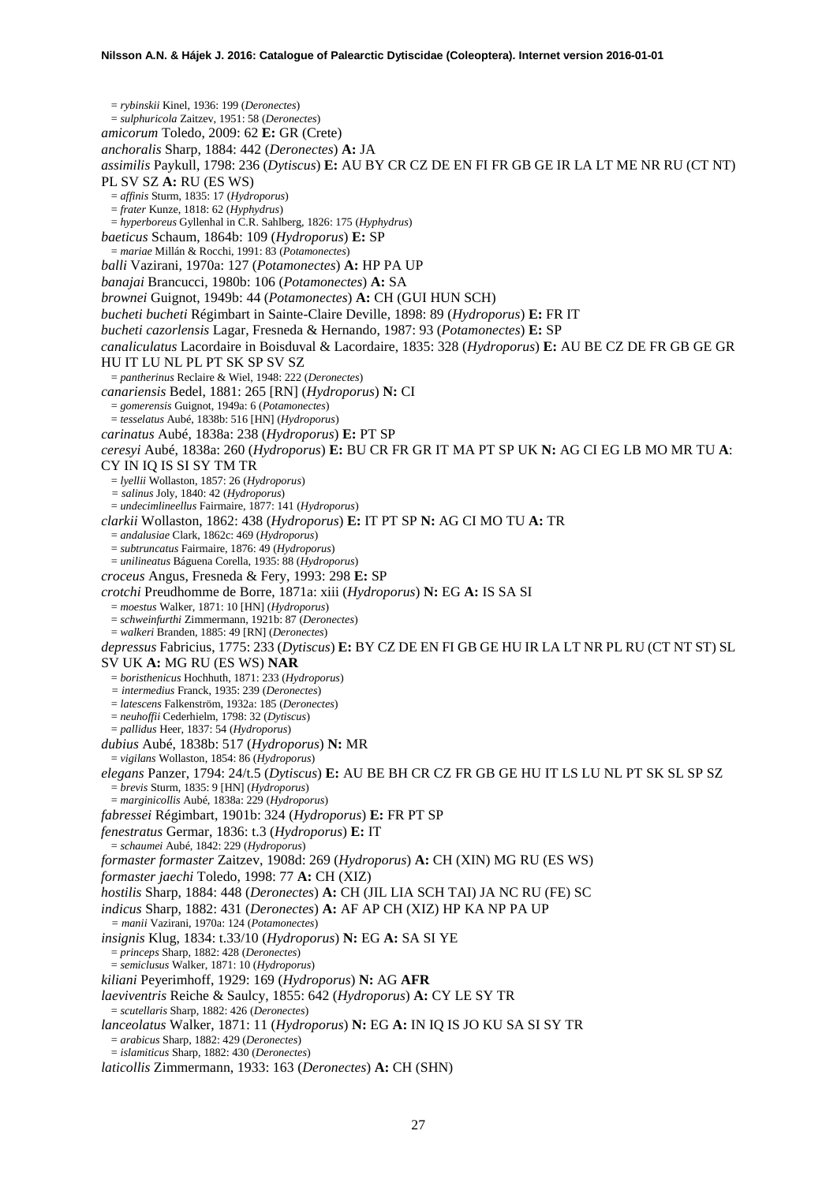= *rybinskii* Kinel, 1936: 199 (*Deronectes*)
= *sulphuricola* Zaitzev, 1951: 58 (*Deronectes*)

*amicorum* Toledo, 2009: 62 **E:** GR (Crete)

*anchoralis* Sharp, 1884: 442 (*Deronectes*) **A:** JA

*assimilis* Paykull, 1798: 236 (*Dytiscus*) **E:** AU BY CR CZ DE EN FI FR GB GE IR LA LT ME NR RU (CT NT) PL SV SZ **A:** RU (ES WS)

= *affinis* Sturm, 1835: 17 (*Hydroporus*)
= *frater* Kunze, 1818: 62 (*Hyphydrus*)
= *hyperboreus* Gyllenhal in C.R. Sahlberg, 1826: 175 (*Hyphydrus*)

*baeticus* Schaum, 1864b: 109 (*Hydroporus*) **E:** SP

= *mariae* Millán & Rocchi, 1991: 83 (*Potamonectes*)

*balli* Vazirani, 1970a: 127 (*Potamonectes*) **A:** HP PA UP

*banajai* Brancucci, 1980b: 106 (*Potamonectes*) **A:** SA

*brownei* Guignot, 1949b: 44 (*Potamonectes*) **A:** CH (GUI HUN SCH)

*bucheti bucheti* Régimbart in Sainte-Claire Deville, 1898: 89 (*Hydroporus*) **E:** FR IT

*bucheti cazorlensis* Lagar, Fresneda & Hernando, 1987: 93 (*Potamonectes*) **E:** SP

*canaliculatus* Lacordaire in Boisduval & Lacordaire, 1835: 328 (*Hydroporus*) **E:** AU BE CZ DE FR GB GE GR HU IT LU NL PL PT SK SP SV SZ

= *pantherinus* Reclaire & Wiel, 1948: 222 (*Deronectes*)

*canariensis* Bedel, 1881: 265 [RN] (*Hydroporus*) **N:** CI

= *gomerensis* Guignot, 1949a: 6 (*Potamonectes*)
= *tesselatus* Aubé, 1838b: 516 [HN] (*Hydroporus*)

*carinatus* Aubé, 1838a: 238 (*Hydroporus*) **E:** PT SP

*ceresyi* Aubé, 1838a: 260 (*Hydroporus*) **E:** BU CR FR GR IT MA PT SP UK **N:** AG CI EG LB MO MR TU **A**: CY IN IQ IS SI SY TM TR

= *lyellii* Wollaston, 1857: 26 (*Hydroporus*)
= *salinus* Joly, 1840: 42 (*Hydroporus*)
= *undecimlineellus* Fairmaire, 1877: 141 (*Hydroporus*)

*clarkii* Wollaston, 1862: 438 (*Hydroporus*) **E:** IT PT SP **N:** AG CI MO TU **A:** TR

= *andalusiae* Clark, 1862c: 469 (*Hydroporus*)
= *subtruncatus* Fairmaire, 1876: 49 (*Hydroporus*)
= *unilineatus* Báguena Corella, 1935: 88 (*Hydroporus*)

*croceus* Angus, Fresneda & Fery, 1993: 298 **E:** SP

*crotchi* Preudhomme de Borre, 1871a: xiii (*Hydroporus*) **N:** EG **A:** IS SA SI

= *moestus* Walker, 1871: 10 [HN] (*Hydroporus*)
= *schweinfurthi* Zimmermann, 1921b: 87 (*Deronectes*)
= *walkeri* Branden, 1885: 49 [RN] (*Deronectes*)

*depressus* Fabricius, 1775: 233 (*Dytiscus*) **E:** BY CZ DE EN FI GB GE HU IR LA LT NR PL RU (CT NT ST) SL SV UK **A:** MG RU (ES WS) **NAR**

= *boristhenicus* Hochhuth, 1871: 233 (*Hydroporus*)
= *intermedius* Franck, 1935: 239 (*Deronectes*)
= *latescens* Falkenström, 1932a: 185 (*Deronectes*)
= *neuhoffii* Cederhielm, 1798: 32 (*Dytiscus*)
= *pallidus* Heer, 1837: 54 (*Hydroporus*)

*dubius* Aubé, 1838b: 517 (*Hydroporus*) **N:** MR

= *vigilans* Wollaston, 1854: 86 (*Hydroporus*)

*elegans* Panzer, 1794: 24/t.5 (*Dytiscus*) **E:** AU BE BH CR CZ FR GB GE HU IT LS LU NL PT SK SL SP SZ

= *brevis* Sturm, 1835: 9 [HN] (*Hydroporus*)
= *marginicollis* Aubé, 1838a: 229 (*Hydroporus*)

*fabressei* Régimbart, 1901b: 324 (*Hydroporus*) **E:** FR PT SP

*fenestratus* Germar, 1836: t.3 (*Hydroporus*) **E:** IT

= *schaumei* Aubé, 1842: 229 (*Hydroporus*)

*formaster formaster* Zaitzev, 1908d: 269 (*Hydroporus*) **A:** CH (XIN) MG RU (ES WS)

*formaster jaechi* Toledo, 1998: 77 **A:** CH (XIZ)

*hostilis* Sharp, 1884: 448 (*Deronectes*) **A:** CH (JIL LIA SCH TAI) JA NC RU (FE) SC

*indicus* Sharp, 1882: 431 (*Deronectes*) **A:** AF AP CH (XIZ) HP KA NP PA UP

= *manii* Vazirani, 1970a: 124 (*Potamonectes*)

*insignis* Klug, 1834: t.33/10 (*Hydroporus*) **N:** EG **A:** SA SI YE

= *princeps* Sharp, 1882: 428 (*Deronectes*)
= *semiclusus* Walker, 1871: 10 (*Hydroporus*)

*kiliani* Peyerimhoff, 1929: 169 (*Hydroporus*) **N:** AG **AFR**

*laeviventris* Reiche & Saulcy, 1855: 642 (*Hydroporus*) **A:** CY LE SY TR

= *scutellaris* Sharp, 1882: 426 (*Deronectes*)

*lanceolatus* Walker, 1871: 11 (*Hydroporus*) **N:** EG **A:** IN IQ IS JO KU SA SI SY TR

= *arabicus* Sharp, 1882: 429 (*Deronectes*)
= *islamiticus* Sharp, 1882: 430 (*Deronectes*)

*laticollis* Zimmermann, 1933: 163 (*Deronectes*) **A:** CH (SHN)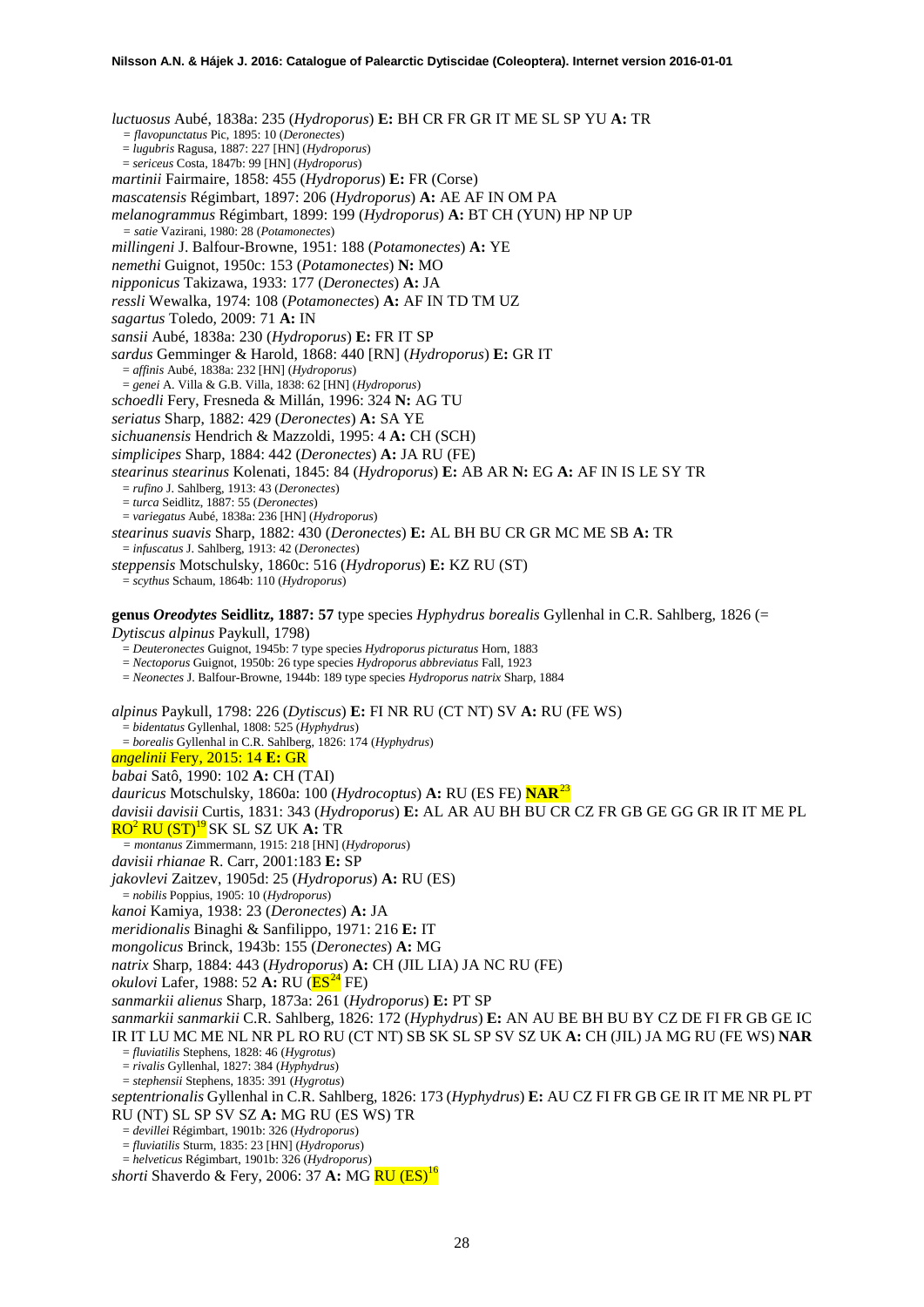*luctuosus* Aubé, 1838a: 235 (*Hydroporus*) **E:** BH CR FR GR IT ME SL SP YU **A:** TR
= *flavopunctatus* Pic, 1895: 10 (*Deronectes*)
= *lugubris* Ragusa, 1887: 227 [HN] (*Hydroporus*)
= *sericeus* Costa, 1847b: 99 [HN] (*Hydroporus*)
*martinii* Fairmaire, 1858: 455 (*Hydroporus*) **E:** FR (Corse)
*mascatensis* Régimbart, 1897: 206 (*Hydroporus*) **A:** AE AF IN OM PA
*melanogrammus* Régimbart, 1899: 199 (*Hydroporus*) **A:** BT CH (YUN) HP NP UP
= *satie* Vazirani, 1980: 28 (*Potamonectes*)
*millingeni* J. Balfour-Browne, 1951: 188 (*Potamonectes*) **A:** YE
*nemethi* Guignot, 1950c: 153 (*Potamonectes*) **N:** MO
*nipponicus* Takizawa, 1933: 177 (*Deronectes*) **A:** JA
*ressli* Wewalka, 1974: 108 (*Potamonectes*) **A:** AF IN TD TM UZ
*sagartus* Toledo, 2009: 71 **A:** IN
*sansii* Aubé, 1838a: 230 (*Hydroporus*) **E:** FR IT SP
*sardus* Gemminger & Harold, 1868: 440 [RN] (*Hydroporus*) **E:** GR IT
= *affinis* Aubé, 1838a: 232 [HN] (*Hydroporus*)
= *genei* A. Villa & G.B. Villa, 1838: 62 [HN] (*Hydroporus*)
*schoedli* Fery, Fresneda & Millán, 1996: 324 **N:** AG TU
*seriatus* Sharp, 1882: 429 (*Deronectes*) **A:** SA YE
*sichuanensis* Hendrich & Mazzoldi, 1995: 4 **A:** CH (SCH)
*simplicipes* Sharp, 1884: 442 (*Deronectes*) **A:** JA RU (FE)
*stearinus stearinus* Kolenati, 1845: 84 (*Hydroporus*) **E:** AB AR **N:** EG **A:** AF IN IS LE SY TR
= *rufino* J. Sahlberg, 1913: 43 (*Deronectes*)
= *turca* Seidlitz, 1887: 55 (*Deronectes*)
= *variegatus* Aubé, 1838a: 236 [HN] (*Hydroporus*)
*stearinus suavis* Sharp, 1882: 430 (*Deronectes*) **E:** AL BH BU CR GR MC ME SB **A:** TR
= *infuscatus* J. Sahlberg, 1913: 42 (*Deronectes*)
*steppensis* Motschulsky, 1860c: 516 (*Hydroporus*) **E:** KZ RU (ST)
= *scythus* Schaum, 1864b: 110 (*Hydroporus*)

**genus *Oreodytes* Seidlitz, 1887: 57** type species *Hyphydrus borealis* Gyllenhal in C.R. Sahlberg, 1826 (= *Dytiscus alpinus* Paykull, 1798)
= *Deuteronectes* Guignot, 1945b: 7 type species *Hydroporus picturatus* Horn, 1883
= *Nectoporus* Guignot, 1950b: 26 type species *Hydroporus abbreviatus* Fall, 1923
= *Neonectes* J. Balfour-Browne, 1944b: 189 type species *Hydroporus natrix* Sharp, 1884

*alpinus* Paykull, 1798: 226 (*Dytiscus*) **E:** FI NR RU (CT NT) SV **A:** RU (FE WS)
= *bidentatus* Gyllenhal, 1808: 525 (*Hyphydrus*)
= *borealis* Gyllenhal in C.R. Sahlberg, 1826: 174 (*Hyphydrus*)
*angelinii* Fery, 2015: 14 **E:** GR
*babai* Satô, 1990: 102 **A:** CH (TAI)
*dauricus* Motschulsky, 1860a: 100 (*Hydrocoptus*) **A:** RU (ES FE) **NAR**[23]
*davisii davisii* Curtis, 1831: 343 (*Hydroporus*) **E:** AL AR AU BH BU CR CZ FR GB GE GG GR IR IT ME PL RO[2] RU (ST)[19] SK SL SZ UK **A:** TR
= *montanus* Zimmermann, 1915: 218 [HN] (*Hydroporus*)
*davisii rhianae* R. Carr, 2001:183 **E:** SP
*jakovlevi* Zaitzev, 1905d: 25 (*Hydroporus*) **A:** RU (ES)
= *nobilis* Poppius, 1905: 10 (*Hydroporus*)
*kanoi* Kamiya, 1938: 23 (*Deronectes*) **A:** JA
*meridionalis* Binaghi & Sanfilippo, 1971: 216 **E:** IT
*mongolicus* Brinck, 1943b: 155 (*Deronectes*) **A:** MG
*natrix* Sharp, 1884: 443 (*Hydroporus*) **A:** CH (JIL LIA) JA NC RU (FE)
*okulovi* Lafer, 1988: 52 **A:** RU (ES[24] FE)
*sanmarkii alienus* Sharp, 1873a: 261 (*Hydroporus*) **E:** PT SP
*sanmarkii sanmarkii* C.R. Sahlberg, 1826: 172 (*Hyphydrus*) **E:** AN AU BE BH BU BY CZ DE FI FR GB GE IC IR IT LU MC ME NL NR PL RO RU (CT NT) SB SK SL SP SV SZ UK **A:** CH (JIL) JA MG RU (FE WS) **NAR**
= *fluviatilis* Stephens, 1828: 46 (*Hygrotus*)
= *rivalis* Gyllenhal, 1827: 384 (*Hyphydrus*)
= *stephensii* Stephens, 1835: 391 (*Hygrotus*)
*septentrionalis* Gyllenhal in C.R. Sahlberg, 1826: 173 (*Hyphydrus*) **E:** AU CZ FI FR GB GE IR IT ME NR PL PT RU (NT) SL SP SV SZ **A:** MG RU (ES WS) TR
= *devillei* Régimbart, 1901b: 326 (*Hydroporus*)
= *fluviatilis* Sturm, 1835: 23 [HN] (*Hydroporus*)
= *helveticus* Régimbart, 1901b: 326 (*Hydroporus*)
*shorti* Shaverdo & Fery, 2006: 37 **A:** MG RU (ES)[16]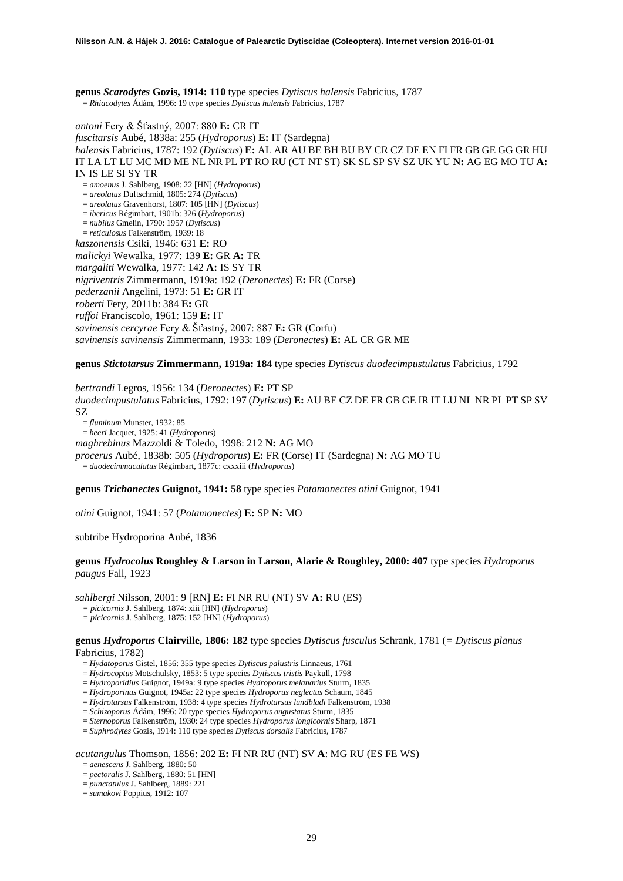**genus *Scarodytes* Gozis, 1914: 110** type species *Dytiscus halensis* Fabricius, 1787
= *Rhiacodytes* Ádám, 1996: 19 type species *Dytiscus halensis* Fabricius, 1787

*antoni* Fery & Šťastný, 2007: 880 **E:** CR IT
*fuscitarsis* Aubé, 1838a: 255 (*Hydroporus*) **E:** IT (Sardegna)
*halensis* Fabricius, 1787: 192 (*Dytiscus*) **E:** AL AR AU BE BH BU BY CR CZ DE EN FI FR GB GE GG GR HU IT LA LT LU MC MD ME NL NR PL PT RO RU (CT NT ST) SK SL SP SV SZ UK YU **N:** AG EG MO TU **A:** IN IS LE SI SY TR
= *amoenus* J. Sahlberg, 1908: 22 [HN] (*Hydroporus*)
= *areolatus* Duftschmid, 1805: 274 (*Dytiscus*)
= *areolatus* Gravenhorst, 1807: 105 [HN] (*Dytiscus*)
= *ibericus* Régimbart, 1901b: 326 (*Hydroporus*)
= *nubilus* Gmelin, 1790: 1957 (*Dytiscus*)
= *reticulosus* Falkenström, 1939: 18
*kaszonensis* Csiki, 1946: 631 **E:** RO
*malickyi* Wewalka, 1977: 139 **E:** GR **A:** TR
*margaliti* Wewalka, 1977: 142 **A:** IS SY TR
*nigriventris* Zimmermann, 1919a: 192 (*Deronectes*) **E:** FR (Corse)
*pederzanii* Angelini, 1973: 51 **E:** GR IT
*roberti* Fery, 2011b: 384 **E:** GR
*ruffoi* Franciscolo, 1961: 159 **E:** IT
*savinensis cercyrae* Fery & Šťastný, 2007: 887 **E:** GR (Corfu)
*savinensis savinensis* Zimmermann, 1933: 189 (*Deronectes*) **E:** AL CR GR ME

**genus *Stictotarsus* Zimmermann, 1919a: 184** type species *Dytiscus duodecimpustulatus* Fabricius, 1792

*bertrandi* Legros, 1956: 134 (*Deronectes*) **E:** PT SP
*duodecimpustulatus* Fabricius, 1792: 197 (*Dytiscus*) **E:** AU BE CZ DE FR GB GE IR IT LU NL NR PL PT SP SV SZ
= *fluminum* Munster, 1932: 85
= *heeri* Jacquet, 1925: 41 (*Hydroporus*)
*maghrebinus* Mazzoldi & Toledo, 1998: 212 **N:** AG MO
*procerus* Aubé, 1838b: 505 (*Hydroporus*) **E:** FR (Corse) IT (Sardegna) **N:** AG MO TU
= *duodecimmaculatus* Régimbart, 1877c: cxxxiii (*Hydroporus*)

**genus *Trichonectes* Guignot, 1941: 58** type species *Potamonectes otini* Guignot, 1941

*otini* Guignot, 1941: 57 (*Potamonectes*) **E:** SP **N:** MO

subtribe Hydroporina Aubé, 1836

**genus *Hydrocolus* Roughley & Larson in Larson, Alarie & Roughley, 2000: 407** type species *Hydroporus paugus* Fall, 1923

*sahlbergi* Nilsson, 2001: 9 [RN] **E:** FI NR RU (NT) SV **A:** RU (ES)
= *picicornis* J. Sahlberg, 1874: xiii [HN] (*Hydroporus*)
= *picicornis* J. Sahlberg, 1875: 152 [HN] (*Hydroporus*)

**genus *Hydroporus* Clairville, 1806: 182** type species *Dytiscus fusculus* Schrank, 1781 (= *Dytiscus planus* Fabricius, 1782)
= *Hydatoporus* Gistel, 1856: 355 type species *Dytiscus palustris* Linnaeus, 1761
= *Hydrocoptus* Motschulsky, 1853: 5 type species *Dytiscus tristis* Paykull, 1798
= *Hydroporidius* Guignot, 1949a: 9 type species *Hydroporus melanarius* Sturm, 1835
= *Hydroporinus* Guignot, 1945a: 22 type species *Hydroporus neglectus* Schaum, 1845
= *Hydrotarsus* Falkenström, 1938: 4 type species *Hydrotarsus lundbladi* Falkenström, 1938
= *Schizoporus* Ádám, 1996: 20 type species *Hydroporus angustatus* Sturm, 1835
= *Sternoporus* Falkenström, 1930: 24 type species *Hydroporus longicornis* Sharp, 1871
= *Suphrodytes* Gozis, 1914: 110 type species *Dytiscus dorsalis* Fabricius, 1787

*acutangulus* Thomson, 1856: 202 **E:** FI NR RU (NT) SV **A**: MG RU (ES FE WS)
= *aenescens* J. Sahlberg, 1880: 50
= *pectoralis* J. Sahlberg, 1880: 51 [HN]
= *punctatulus* J. Sahlberg, 1889: 221
= *sumakovi* Poppius, 1912: 107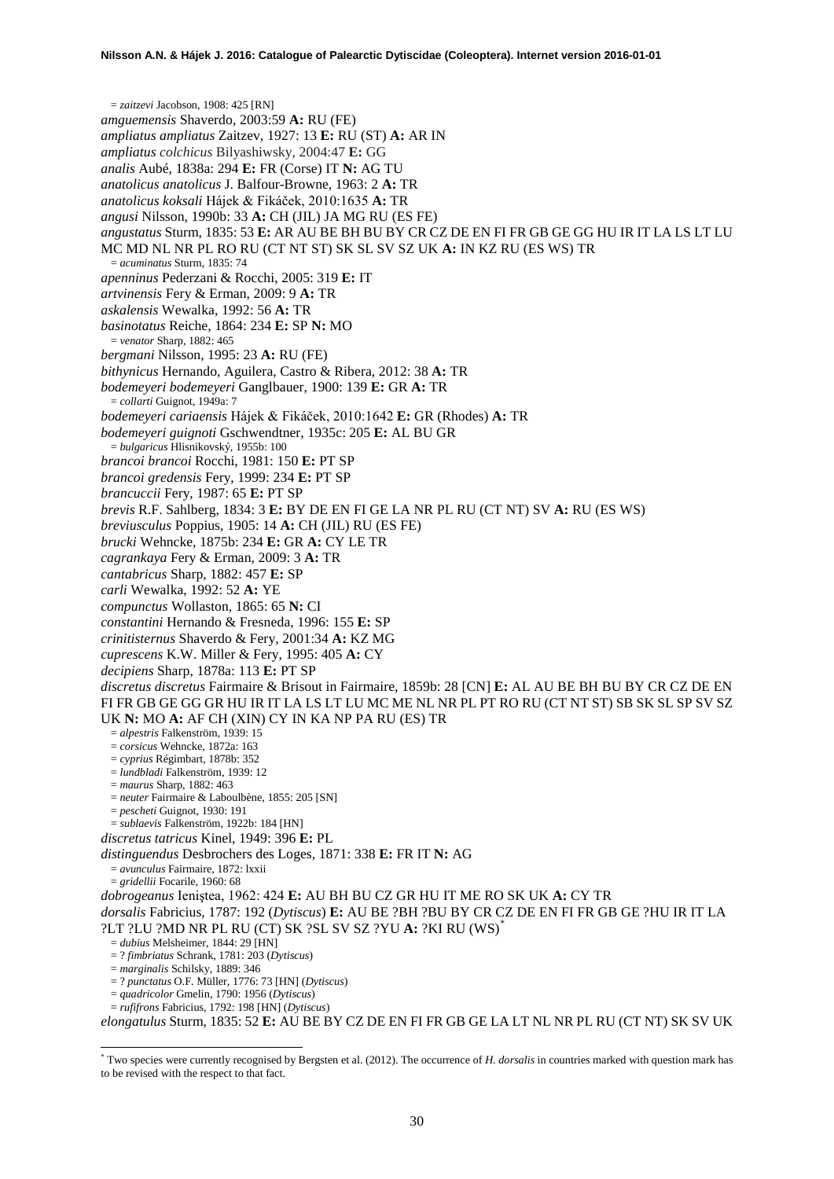= *zaitzevi* Jacobson, 1908: 425 [RN]

*amguemensis* Shaverdo, 2003:59 **A:** RU (FE)

*ampliatus ampliatus* Zaitzev, 1927: 13 **E:** RU (ST) **A:** AR IN

*ampliatus colchicus* Bilyashiwsky, 2004:47 **E:** GG

*analis* Aubé, 1838a: 294 **E:** FR (Corse) IT **N:** AG TU

*anatolicus anatolicus* J. Balfour-Browne, 1963: 2 **A:** TR

*anatolicus koksali* Hájek & Fikáček, 2010:1635 **A:** TR

*angusi* Nilsson, 1990b: 33 **A:** CH (JIL) JA MG RU (ES FE)

*angustatus* Sturm, 1835: 53 **E:** AR AU BE BH BU BY CR CZ DE EN FI FR GB GE GG HU IR IT LA LS LT LU MC MD NL NR PL RO RU (CT NT ST) SK SL SV SZ UK **A:** IN KZ RU (ES WS) TR

= *acuminatus* Sturm, 1835: 74

*apenninus* Pederzani & Rocchi, 2005: 319 **E:** IT

*artvinensis* Fery & Erman, 2009: 9 **A:** TR

*askalensis* Wewalka, 1992: 56 **A:** TR

*basinotatus* Reiche, 1864: 234 **E:** SP **N:** MO

= *venator* Sharp, 1882: 465

*bergmani* Nilsson, 1995: 23 **A:** RU (FE)

*bithynicus* Hernando, Aguilera, Castro & Ribera, 2012: 38 **A:** TR

*bodemeyeri bodemeyeri* Ganglbauer, 1900: 139 **E:** GR **A:** TR

= *collarti* Guignot, 1949a: 7

*bodemeyeri cariaensis* Hájek & Fikáček, 2010:1642 **E:** GR (Rhodes) **A:** TR

*bodemeyeri guignoti* Gschwendtner, 1935c: 205 **E:** AL BU GR

= *bulgaricus* Hlisnikovský, 1955b: 100

*brancoi brancoi* Rocchi, 1981: 150 **E:** PT SP

*brancoi gredensis* Fery, 1999: 234 **E:** PT SP

*brancuccii* Fery, 1987: 65 **E:** PT SP

*brevis* R.F. Sahlberg, 1834: 3 **E:** BY DE EN FI GE LA NR PL RU (CT NT) SV **A:** RU (ES WS)

*breviusculus* Poppius, 1905: 14 **A:** CH (JIL) RU (ES FE)

*brucki* Wehncke, 1875b: 234 **E:** GR **A:** CY LE TR

*cagrankaya* Fery & Erman, 2009: 3 **A:** TR

*cantabricus* Sharp, 1882: 457 **E:** SP

*carli* Wewalka, 1992: 52 **A:** YE

*compunctus* Wollaston, 1865: 65 **N:** CI

*constantini* Hernando & Fresneda, 1996: 155 **E:** SP

*crinitisternus* Shaverdo & Fery, 2001:34 **A:** KZ MG

*cuprescens* K.W. Miller & Fery, 1995: 405 **A:** CY

*decipiens* Sharp, 1878a: 113 **E:** PT SP

*discretus discretus* Fairmaire & Brisout in Fairmaire, 1859b: 28 [CN] **E:** AL AU BE BH BU BY CR CZ DE EN FI FR GB GE GG GR HU IR IT LA LS LT LU MC ME NL NR PL PT RO RU (CT NT ST) SB SK SL SP SV SZ UK **N:** MO **A:** AF CH (XIN) CY IN KA NP PA RU (ES) TR

= *alpestris* Falkenström, 1939: 15

= *corsicus* Wehncke, 1872a: 163

= *cyprius* Régimbart, 1878b: 352

= *lundbladi* Falkenström, 1939: 12

= *maurus* Sharp, 1882: 463

= *neuter* Fairmaire & Laboulbène, 1855: 205 [SN]

= *pescheti* Guignot, 1930: 191

= *sublaevis* Falkenström, 1922b: 184 [HN]

*discretus tatricus* Kinel, 1949: 396 **E:** PL

*distinguendus* Desbrochers des Loges, 1871: 338 **E:** FR IT **N:** AG

= *avunculus* Fairmaire, 1872: lxxii

= *gridellii* Focarile, 1960: 68

*dobrogeanus* Ieniştea, 1962: 424 **E:** AU BH BU CZ GR HU IT ME RO SK UK **A:** CY TR

*dorsalis* Fabricius, 1787: 192 (*Dytiscus*) **E:** AU BE ?BH ?BU BY CR CZ DE EN FI FR GB GE ?HU IR IT LA ?LT ?LU ?MD NR PL RU (CT) SK ?SL SV SZ ?YU **A:** ?KI RU (WS)*

= *dubius* Melsheimer, 1844: 29 [HN]

= ? *fimbriatus* Schrank, 1781: 203 (*Dytiscus*)

= *marginalis* Schilsky, 1889: 346

= ? *punctatus* O.F. Müller, 1776: 73 [HN] (*Dytiscus*)

= *quadricolor* Gmelin, 1790: 1956 (*Dytiscus*)

= *rufifrons* Fabricius, 1792: 198 [HN] (*Dytiscus*)

*elongatulus* Sturm, 1835: 52 **E:** AU BE BY CZ DE EN FI FR GB GE LA LT NL NR PL RU (CT NT) SK SV UK

---

* Two species were currently recognised by Bergsten et al. (2012). The occurrence of *H. dorsalis* in countries marked with question mark has to be revised with the respect to that fact.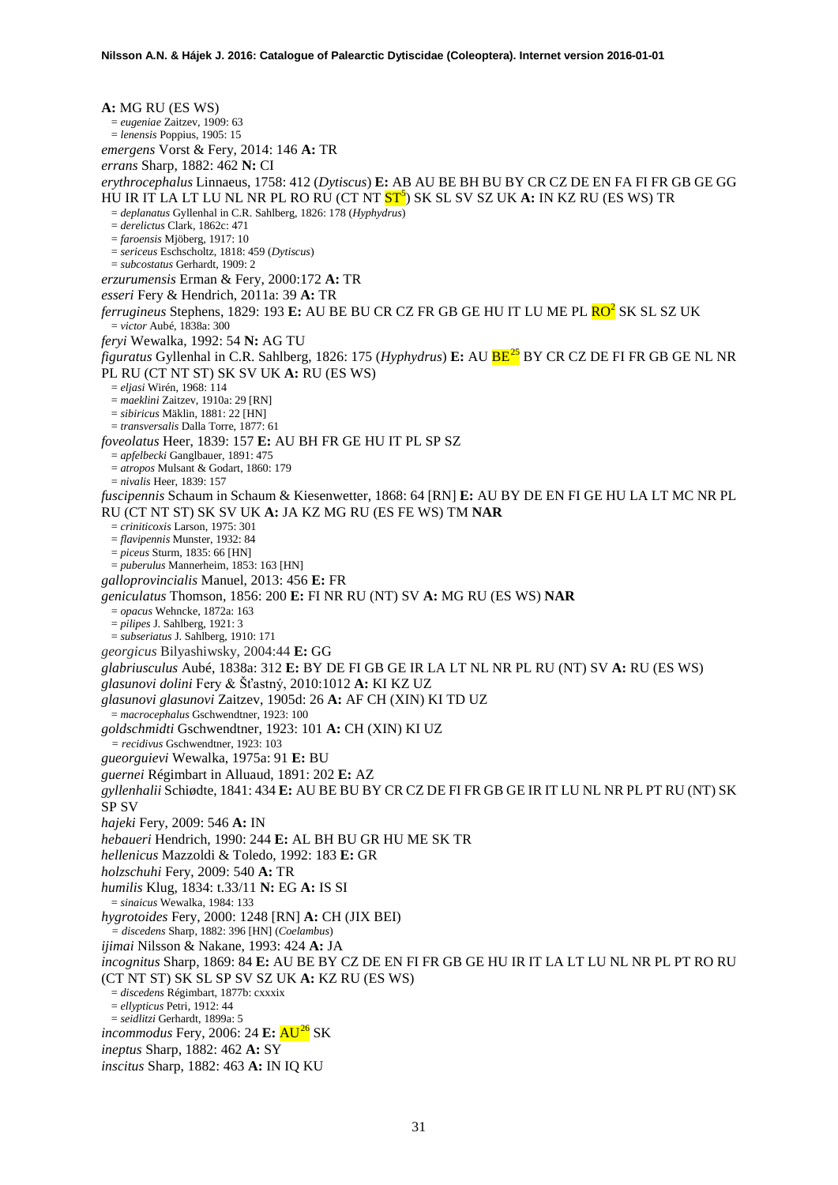**A:** MG RU (ES WS)
= *eugeniae* Zaitzev, 1909: 63
= *lenensis* Poppius, 1905: 15

*emergens* Vorst & Fery, 2014: 146 **A:** TR

*errans* Sharp, 1882: 462 **N:** CI

*erythrocephalus* Linnaeus, 1758: 412 (*Dytiscus*) **E:** AB AU BE BH BU BY CR CZ DE EN FA FI FR GB GE GG HU IR IT LA LT LU NL NR PL RO RU (CT NT ST[5]) SK SL SV SZ UK **A:** IN KZ RU (ES WS) TR
= *deplanatus* Gyllenhal in C.R. Sahlberg, 1826: 178 (*Hyphydrus*)
= *derelictus* Clark, 1862c: 471
= *faroensis* Mjöberg, 1917: 10
= *sericeus* Eschscholtz, 1818: 459 (*Dytiscus*)
= *subcostatus* Gerhardt, 1909: 2

*erzurumensis* Erman & Fery, 2000:172 **A:** TR

*esseri* Fery & Hendrich, 2011a: 39 **A:** TR

*ferrugineus* Stephens, 1829: 193 **E:** AU BE BU CR CZ FR GB GE HU IT LU ME PL RO[2] SK SL SZ UK
= *victor* Aubé, 1838a: 300

*feryi* Wewalka, 1992: 54 **N:** AG TU

*figuratus* Gyllenhal in C.R. Sahlberg, 1826: 175 (*Hyphydrus*) **E:** AU BE[25] BY CR CZ DE FI FR GB GE NL NR PL RU (CT NT ST) SK SV UK **A:** RU (ES WS)
= *eljasi* Wirén, 1968: 114
= *maeklini* Zaitzev, 1910a: 29 [RN]
= *sibiricus* Mäklin, 1881: 22 [HN]
= *transversalis* Dalla Torre, 1877: 61

*foveolatus* Heer, 1839: 157 **E:** AU BH FR GE HU IT PL SP SZ
= *apfelbecki* Ganglbauer, 1891: 475
= *atropos* Mulsant & Godart, 1860: 179
= *nivalis* Heer, 1839: 157

*fuscipennis* Schaum in Schaum & Kiesenwetter, 1868: 64 [RN] **E:** AU BY DE EN FI GE HU LA LT MC NR PL RU (CT NT ST) SK SV UK **A:** JA KZ MG RU (ES FE WS) TM **NAR**
= *criniticoxis* Larson, 1975: 301
= *flavipennis* Munster, 1932: 84
= *piceus* Sturm, 1835: 66 [HN]
= *puberulus* Mannerheim, 1853: 163 [HN]

*galloprovincialis* Manuel, 2013: 456 **E:** FR

*geniculatus* Thomson, 1856: 200 **E:** FI NR RU (NT) SV **A:** MG RU (ES WS) **NAR**
= *opacus* Wehncke, 1872a: 163
= *pilipes* J. Sahlberg, 1921: 3
= *subseriatus* J. Sahlberg, 1910: 171

*georgicus* Bilyashiwsky, 2004:44 **E:** GG

*glabriusculus* Aubé, 1838a: 312 **E:** BY DE FI GB GE IR LA LT NL NR PL RU (NT) SV **A:** RU (ES WS)

*glasunovi dolini* Fery & Šťastný, 2010:1012 **A:** KI KZ UZ

*glasunovi glasunovi* Zaitzev, 1905d: 26 **A:** AF CH (XIN) KI TD UZ
= *macrocephalus* Gschwendtner, 1923: 100

*goldschmidti* Gschwendtner, 1923: 101 **A:** CH (XIN) KI UZ
= *recidivus* Gschwendtner, 1923: 103

*gueorguievi* Wewalka, 1975a: 91 **E:** BU

*guernei* Régimbart in Alluaud, 1891: 202 **E:** AZ

*gyllenhalii* Schiødte, 1841: 434 **E:** AU BE BU BY CR CZ DE FI FR GB GE IR IT LU NL NR PL PT RU (NT) SK SP SV

*hajeki* Fery, 2009: 546 **A:** IN

*hebaueri* Hendrich, 1990: 244 **E:** AL BH BU GR HU ME SK TR

*hellenicus* Mazzoldi & Toledo, 1992: 183 **E:** GR

*holzschuhi* Fery, 2009: 540 **A:** TR

*humilis* Klug, 1834: t.33/11 **N:** EG **A:** IS SI
= *sinaicus* Wewalka, 1984: 133

*hygrotoides* Fery, 2000: 1248 [RN] **A:** CH (JIX BEI)
= *discedens* Sharp, 1882: 396 [HN] (*Coelambus*)

*ijimai* Nilsson & Nakane, 1993: 424 **A:** JA

*incognitus* Sharp, 1869: 84 **E:** AU BE BY CZ DE EN FI FR GB GE HU IR IT LA LT LU NL NR PL PT RO RU (CT NT ST) SK SL SP SV SZ UK **A:** KZ RU (ES WS)
= *discedens* Régimbart, 1877b: cxxxix
= *ellypticus* Petri, 1912: 44
= *seidlitzi* Gerhardt, 1899a: 5

*incommodus* Fery, 2006: 24 **E:** AU[26] SK

*ineptus* Sharp, 1882: 462 **A:** SY

*inscitus* Sharp, 1882: 463 **A:** IN IQ KU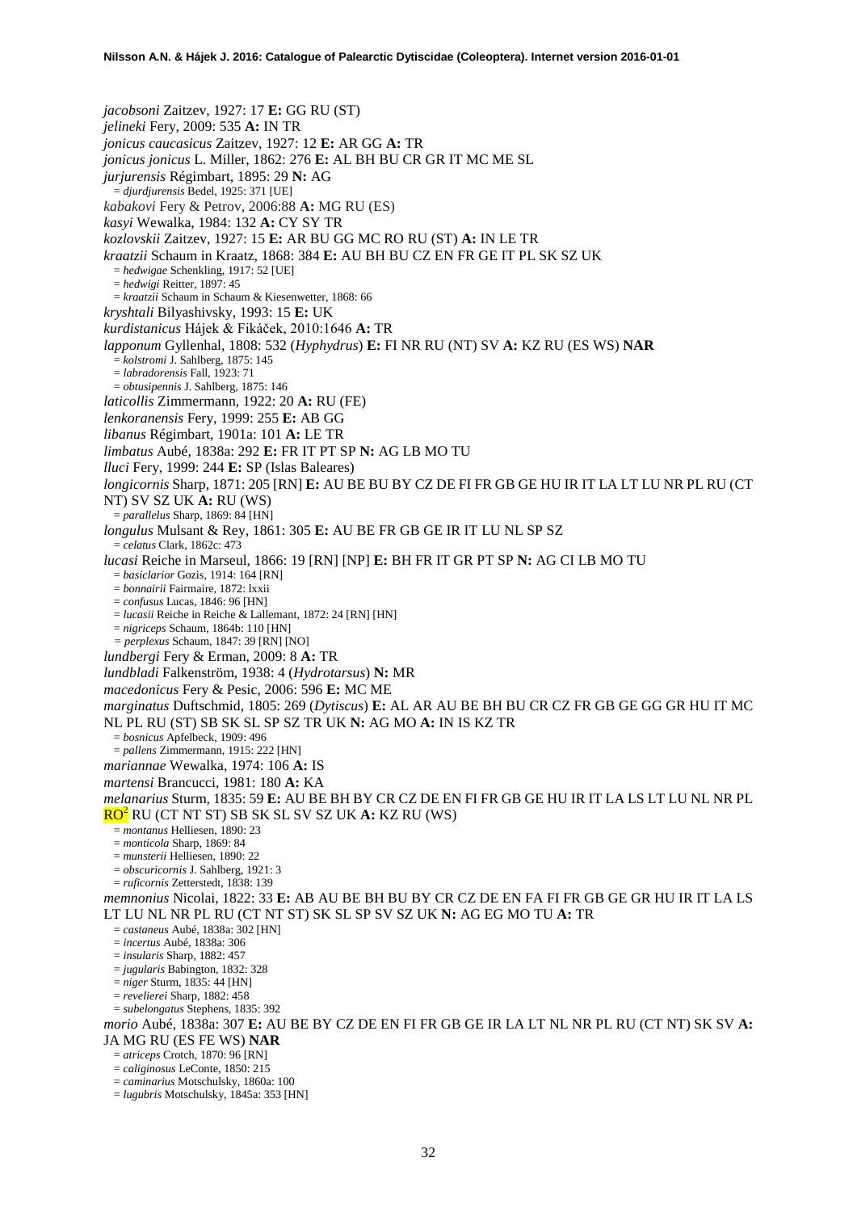*jacobsoni* Zaitzev, 1927: 17 **E:** GG RU (ST)
*jelineki* Fery, 2009: 535 **A:** IN TR
*jonicus caucasicus* Zaitzev, 1927: 12 **E:** AR GG **A:** TR
*jonicus jonicus* L. Miller, 1862: 276 **E:** AL BH BU CR GR IT MC ME SL
*jurjurensis* Régimbart, 1895: 29 **N:** AG
= *djurdjurensis* Bedel, 1925: 371 [UE]
*kabakovi* Fery & Petrov, 2006:88 **A:** MG RU (ES)
*kasyi* Wewalka, 1984: 132 **A:** CY SY TR
*kozlovskii* Zaitzev, 1927: 15 **E:** AR BU GG MC RO RU (ST) **A:** IN LE TR
*kraatzii* Schaum in Kraatz, 1868: 384 **E:** AU BH BU CZ EN FR GE IT PL SK SZ UK
= *hedwigae* Schenkling, 1917: 52 [UE]
= *hedwigi* Reitter, 1897: 45
= *kraatzii* Schaum in Schaum & Kiesenwetter, 1868: 66
*kryshtali* Bilyashivsky, 1993: 15 **E:** UK
*kurdistanicus* Hájek & Fikáček, 2010:1646 **A:** TR
*lapponum* Gyllenhal, 1808: 532 (*Hyphydrus*) **E:** FI NR RU (NT) SV **A:** KZ RU (ES WS) **NAR**
= *kolstromi* J. Sahlberg, 1875: 145
= *labradorensis* Fall, 1923: 71
= *obtusipennis* J. Sahlberg, 1875: 146
*laticollis* Zimmermann, 1922: 20 **A:** RU (FE)
*lenkoranensis* Fery, 1999: 255 **E:** AB GG
*libanus* Régimbart, 1901a: 101 **A:** LE TR
*limbatus* Aubé, 1838a: 292 **E:** FR IT PT SP **N:** AG LB MO TU
*lluci* Fery, 1999: 244 **E:** SP (Islas Baleares)
*longicornis* Sharp, 1871: 205 [RN] **E:** AU BE BU BY CZ DE FI FR GB GE HU IR IT LA LT LU NR PL RU (CT NT) SV SZ UK **A:** RU (WS)
= *parallelus* Sharp, 1869: 84 [HN]
*longulus* Mulsant & Rey, 1861: 305 **E:** AU BE FR GB GE IR IT LU NL SP SZ
= *celatus* Clark, 1862c: 473
*lucasi* Reiche in Marseul, 1866: 19 [RN] [NP] **E:** BH FR IT GR PT SP **N:** AG CI LB MO TU
= *basiclarior* Gozis, 1914: 164 [RN]
= *bonnairii* Fairmaire, 1872: lxxii
= *confusus* Lucas, 1846: 96 [HN]
= *lucasii* Reiche in Reiche & Lallemant, 1872: 24 [RN] [HN]
= *nigriceps* Schaum, 1864b: 110 [HN]
= *perplexus* Schaum, 1847: 39 [RN] [NO]
*lundbergi* Fery & Erman, 2009: 8 **A:** TR
*lundbladi* Falkenström, 1938: 4 (*Hydrotarsus*) **N:** MR
*macedonicus* Fery & Pesic, 2006: 596 **E:** MC ME
*marginatus* Duftschmid, 1805: 269 (*Dytiscus*) **E:** AL AR AU BE BH BU CR CZ FR GB GE GG GR HU IT MC NL PL RU (ST) SB SK SL SP SZ TR UK **N:** AG MO **A:** IN IS KZ TR
= *bosnicus* Apfelbeck, 1909: 496
= *pallens* Zimmermann, 1915: 222 [HN]
*mariannae* Wewalka, 1974: 106 **A:** IS
*martensi* Brancucci, 1981: 180 **A:** KA
*melanarius* Sturm, 1835: 59 **E:** AU BE BH BY CR CZ DE EN FI FR GB GE HU IR IT LA LS LT LU NL NR PL RO[2] RU (CT NT ST) SB SK SL SV SZ UK **A:** KZ RU (WS)
= *montanus* Helliesen, 1890: 23
= *monticola* Sharp, 1869: 84
= *munsterii* Helliesen, 1890: 22
= *obscuricornis* J. Sahlberg, 1921: 3
= *ruficornis* Zetterstedt, 1838: 139
*memnonius* Nicolai, 1822: 33 **E:** AB AU BE BH BU BY CR CZ DE EN FA FI FR GB GE GR HU IR IT LA LS LT LU NL NR PL RU (CT NT ST) SK SL SP SV SZ UK **N:** AG EG MO TU **A:** TR
= *castaneus* Aubé, 1838a: 302 [HN]
= *incertus* Aubé, 1838a: 306
= *insularis* Sharp, 1882: 457
= *jugularis* Babington, 1832: 328
= *niger* Sturm, 1835: 44 [HN]
= *revelierei* Sharp, 1882: 458
= *subelongatus* Stephens, 1835: 392
*morio* Aubé, 1838a: 307 **E:** AU BE BY CZ DE EN FI FR GB GE IR LA LT NL NR PL RU (CT NT) SK SV **A:** JA MG RU (ES FE WS) **NAR**
= *atriceps* Crotch, 1870: 96 [RN]
= *caliginosus* LeConte, 1850: 215
= *caminarius* Motschulsky, 1860a: 100
= *lugubris* Motschulsky, 1845a: 353 [HN]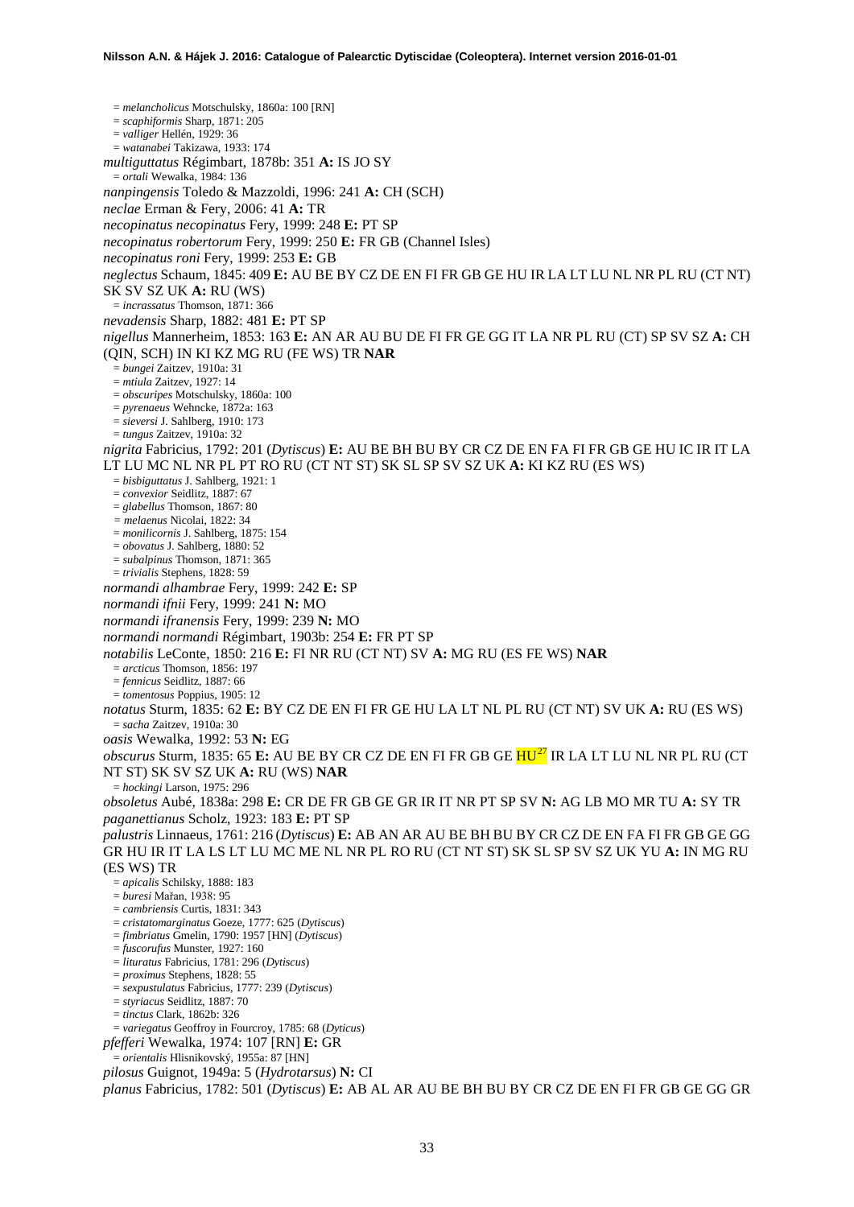= *melancholicus* Motschulsky, 1860a: 100 [RN]
= *scaphiformis* Sharp, 1871: 205
= *valliger* Hellén, 1929: 36
= *watanabei* Takizawa, 1933: 174

*multiguttatus* Régimbart, 1878b: 351 **A:** IS JO SY
= *ortali* Wewalka, 1984: 136

*nanpingensis* Toledo & Mazzoldi, 1996: 241 **A:** CH (SCH)

*neclae* Erman & Fery, 2006: 41 **A:** TR

*necopinatus necopinatus* Fery, 1999: 248 **E:** PT SP

*necopinatus robertorum* Fery, 1999: 250 **E:** FR GB (Channel Isles)

*necopinatus roni* Fery, 1999: 253 **E:** GB

*neglectus* Schaum, 1845: 409 **E:** AU BE BY CZ DE EN FI FR GB GE HU IR LA LT LU NL NR PL RU (CT NT) SK SV SZ UK **A:** RU (WS)
= *incrassatus* Thomson, 1871: 366

*nevadensis* Sharp, 1882: 481 **E:** PT SP

*nigellus* Mannerheim, 1853: 163 **E:** AN AR AU BU DE FI FR GE GG IT LA NR PL RU (CT) SP SV SZ **A:** CH (QIN, SCH) IN KI KZ MG RU (FE WS) TR **NAR**
= *bungei* Zaitzev, 1910a: 31
= *mtiula* Zaitzev, 1927: 14
= *obscuripes* Motschulsky, 1860a: 100
= *pyrenaeus* Wehncke, 1872a: 163
= *sieversi* J. Sahlberg, 1910: 173
= *tungus* Zaitzev, 1910a: 32

*nigrita* Fabricius, 1792: 201 (*Dytiscus*) **E:** AU BE BH BU BY CR CZ DE EN FA FI FR GB GE HU IC IR IT LA LT LU MC NL NR PL PT RO RU (CT NT ST) SK SL SP SV SZ UK **A:** KI KZ RU (ES WS)
= *bisbiguttatus* J. Sahlberg, 1921: 1
= *convexior* Seidlitz, 1887: 67
= *glabellus* Thomson, 1867: 80
= *melaenus* Nicolai, 1822: 34
= *monilicornis* J. Sahlberg, 1875: 154
= *obovatus* J. Sahlberg, 1880: 52
= *subalpinus* Thomson, 1871: 365
= *trivialis* Stephens, 1828: 59

*normandi alhambrae* Fery, 1999: 242 **E:** SP

*normandi ifnii* Fery, 1999: 241 **N:** MO

*normandi ifranensis* Fery, 1999: 239 **N:** MO

*normandi normandi* Régimbart, 1903b: 254 **E:** FR PT SP

*notabilis* LeConte, 1850: 216 **E:** FI NR RU (CT NT) SV **A:** MG RU (ES FE WS) **NAR**
= *arcticus* Thomson, 1856: 197
= *fennicus* Seidlitz, 1887: 66
= *tomentosus* Poppius, 1905: 12

*notatus* Sturm, 1835: 62 **E:** BY CZ DE EN FI FR GE HU LA LT NL PL RU (CT NT) SV UK **A:** RU (ES WS)
= *sacha* Zaitzev, 1910a: 30

*oasis* Wewalka, 1992: 53 **N:** EG

*obscurus* Sturm, 1835: 65 **E:** AU BE BY CR CZ DE EN FI FR GB GE HU[27] IR LA LT LU NL NR PL RU (CT NT ST) SK SV SZ UK **A:** RU (WS) **NAR**
= *hockingi* Larson, 1975: 296

*obsoletus* Aubé, 1838a: 298 **E:** CR DE FR GB GE GR IR IT NR PT SP SV **N:** AG LB MO MR TU **A:** SY TR

*paganettianus* Scholz, 1923: 183 **E:** PT SP

*palustris* Linnaeus, 1761: 216 (*Dytiscus*) **E:** AB AN AR AU BE BH BU BY CR CZ DE EN FA FI FR GB GE GG GR HU IR IT LA LS LT LU MC ME NL NR PL RO RU (CT NT ST) SK SL SP SV SZ UK YU **A:** IN MG RU (ES WS) TR
= *apicalis* Schilsky, 1888: 183
= *buresi* Mařan, 1938: 95
= *cambriensis* Curtis, 1831: 343
= *cristatomarginatus* Goeze, 1777: 625 (*Dytiscus*)
= *fimbriatus* Gmelin, 1790: 1957 [HN] (*Dytiscus*)
= *fuscorufus* Munster, 1927: 160
= *lituratus* Fabricius, 1781: 296 (*Dytiscus*)
= *proximus* Stephens, 1828: 55
= *sexpustulatus* Fabricius, 1777: 239 (*Dytiscus*)
= *styriacus* Seidlitz, 1887: 70
= *tinctus* Clark, 1862b: 326
= *variegatus* Geoffroy in Fourcroy, 1785: 68 (*Dyticus*)

*pfefferi* Wewalka, 1974: 107 [RN] **E:** GR
= *orientalis* Hlisnikovský, 1955a: 87 [HN]

*pilosus* Guignot, 1949a: 5 (*Hydrotarsus*) **N:** CI

*planus* Fabricius, 1782: 501 (*Dytiscus*) **E:** AB AL AR AU BE BH BU BY CR CZ DE EN FI FR GB GE GG GR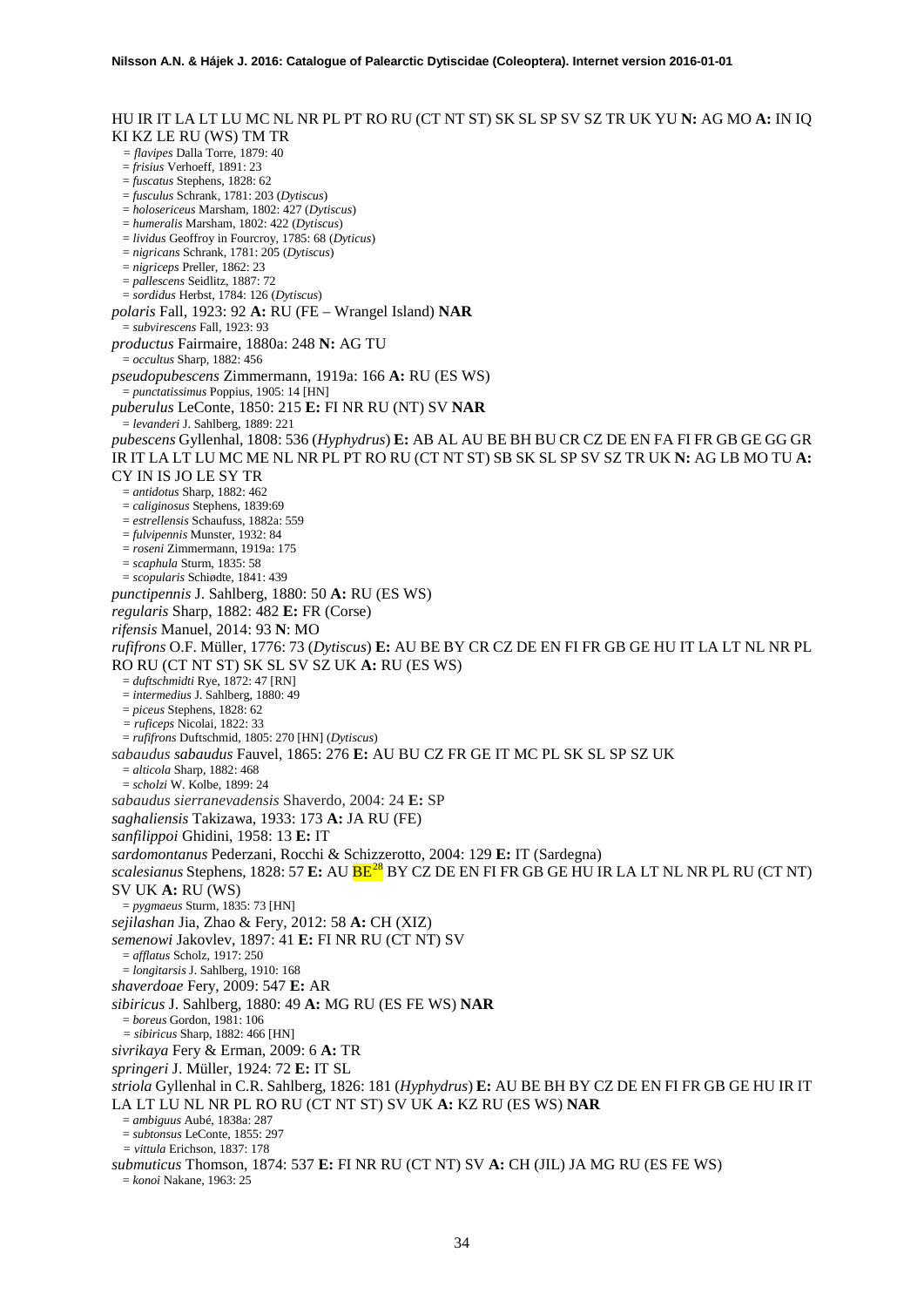HU IR IT LA LT LU MC NL NR PL PT RO RU (CT NT ST) SK SL SP SV SZ TR UK YU **N:** AG MO **A:** IN IQ KI KZ LE RU (WS) TM TR

= *flavipes* Dalla Torre, 1879: 40
= *frisius* Verhoeff, 1891: 23
= *fuscatus* Stephens, 1828: 62
= *fusculus* Schrank, 1781: 203 (*Dytiscus*)
= *holosericeus* Marsham, 1802: 427 (*Dytiscus*)
= *humeralis* Marsham, 1802: 422 (*Dytiscus*)
= *lividus* Geoffroy in Fourcroy, 1785: 68 (*Dyticus*)
= *nigricans* Schrank, 1781: 205 (*Dytiscus*)
= *nigriceps* Preller, 1862: 23
= *pallescens* Seidlitz, 1887: 72
= *sordidus* Herbst, 1784: 126 (*Dytiscus*)

*polaris* Fall, 1923: 92 **A:** RU (FE – Wrangel Island) **NAR**
= *subvirescens* Fall, 1923: 93

*productus* Fairmaire, 1880a: 248 **N:** AG TU
= *occultus* Sharp, 1882: 456

*pseudopubescens* Zimmermann, 1919a: 166 **A:** RU (ES WS)
= *punctatissimus* Poppius, 1905: 14 [HN]

*puberulus* LeConte, 1850: 215 **E:** FI NR RU (NT) SV **NAR**
= *levanderi* J. Sahlberg, 1889: 221

*pubescens* Gyllenhal, 1808: 536 (*Hyphydrus*) **E:** AB AL AU BE BH BU CR CZ DE EN FA FI FR GB GE GG GR IR IT LA LT LU MC ME NL NR PL PT RO RU (CT NT ST) SB SK SL SP SV SZ TR UK **N:** AG LB MO TU **A:** CY IN IS JO LE SY TR
= *antidotus* Sharp, 1882: 462
= *caliginosus* Stephens, 1839:69
= *estrellensis* Schaufuss, 1882a: 559
= *fulvipennis* Munster, 1932: 84
= *roseni* Zimmermann, 1919a: 175
= *scaphula* Sturm, 1835: 58
= *scopularis* Schiødte, 1841: 439

*punctipennis* J. Sahlberg, 1880: 50 **A:** RU (ES WS)

*regularis* Sharp, 1882: 482 **E:** FR (Corse)

*rifensis* Manuel, 2014: 93 **N**: MO

*rufifrons* O.F. Müller, 1776: 73 (*Dytiscus*) **E:** AU BE BY CR CZ DE EN FI FR GB GE HU IT LA LT NL NR PL RO RU (CT NT ST) SK SL SV SZ UK **A:** RU (ES WS)
= *duftschmidti* Rye, 1872: 47 [RN]
= *intermedius* J. Sahlberg, 1880: 49
= *piceus* Stephens, 1828: 62
= *ruficeps* Nicolai, 1822: 33
= *rufifrons* Duftschmid, 1805: 270 [HN] (*Dytiscus*)

*sabaudus sabaudus* Fauvel, 1865: 276 **E:** AU BU CZ FR GE IT MC PL SK SL SP SZ UK
= *alticola* Sharp, 1882: 468
= *scholzi* W. Kolbe, 1899: 24

*sabaudus sierranevadensis* Shaverdo, 2004: 24 **E:** SP

*saghaliensis* Takizawa, 1933: 173 **A:** JA RU (FE)

*sanfilippoi* Ghidini, 1958: 13 **E:** IT

*sardomontanus* Pederzani, Rocchi & Schizzerotto, 2004: 129 **E:** IT (Sardegna)

*scalesianus* Stephens, 1828: 57 **E:** AU BE[28] BY CZ DE EN FI FR GB GE HU IR LA LT NL NR PL RU (CT NT) SV UK **A:** RU (WS)
= *pygmaeus* Sturm, 1835: 73 [HN]

*sejilashan* Jia, Zhao & Fery, 2012: 58 **A:** CH (XIZ)

*semenowi* Jakovlev, 1897: 41 **E:** FI NR RU (CT NT) SV
= *afflatus* Scholz, 1917: 250
= *longitarsis* J. Sahlberg, 1910: 168

*shaverdoae* Fery, 2009: 547 **E:** AR

*sibiricus* J. Sahlberg, 1880: 49 **A:** MG RU (ES FE WS) **NAR**
= *boreus* Gordon, 1981: 106
= *sibiricus* Sharp, 1882: 466 [HN]

*sivrikaya* Fery & Erman, 2009: 6 **A:** TR

*springeri* J. Müller, 1924: 72 **E:** IT SL

*striola* Gyllenhal in C.R. Sahlberg, 1826: 181 (*Hyphydrus*) **E:** AU BE BH BY CZ DE EN FI FR GB GE HU IR IT LA LT LU NL NR PL RO RU (CT NT ST) SV UK **A:** KZ RU (ES WS) **NAR**
= *ambiguus* Aubé, 1838a: 287
= *subtonsus* LeConte, 1855: 297
= *vittula* Erichson, 1837: 178

*submuticus* Thomson, 1874: 537 **E:** FI NR RU (CT NT) SV **A:** CH (JIL) JA MG RU (ES FE WS)
= *konoi* Nakane, 1963: 25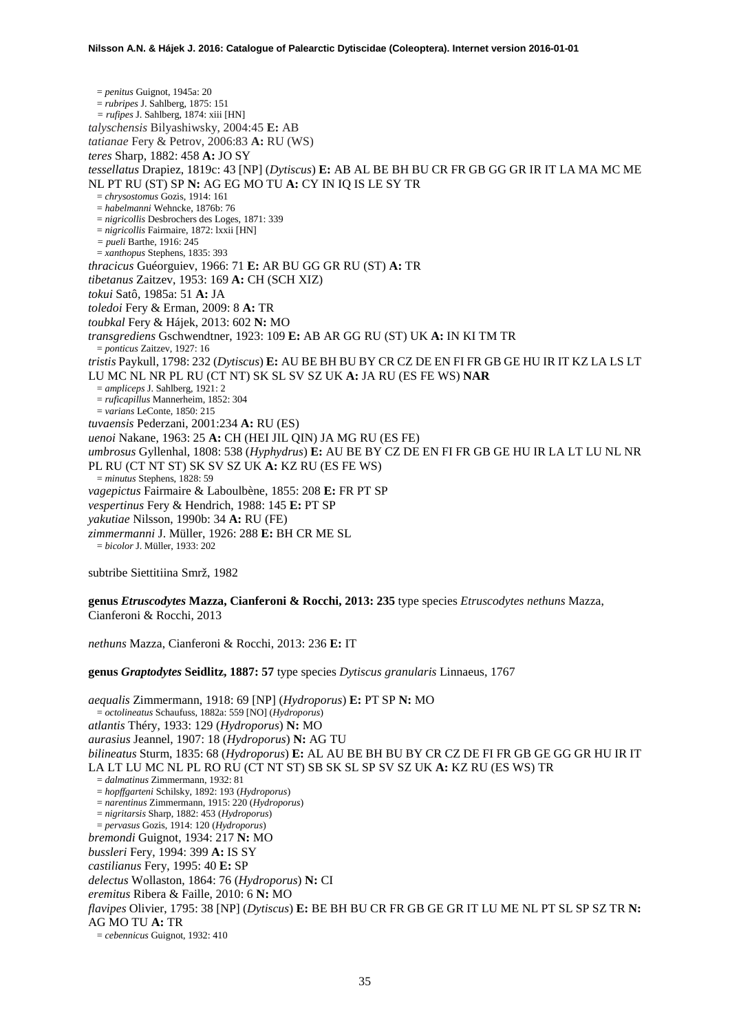= *penitus* Guignot, 1945a: 20
= *rubripes* J. Sahlberg, 1875: 151
= *rufipes* J. Sahlberg, 1874: xiii [HN]

*talyschensis* Bilyashiwsky, 2004:45 **E:** AB

*tatianae* Fery & Petrov, 2006:83 **A:** RU (WS)

*teres* Sharp, 1882: 458 **A:** JO SY

*tessellatus* Drapiez, 1819c: 43 [NP] (*Dytiscus*) **E:** AB AL BE BH BU CR FR GB GG GR IR IT LA MA MC ME NL PT RU (ST) SP **N:** AG EG MO TU **A:** CY IN IQ IS LE SY TR
= *chrysostomus* Gozis, 1914: 161
= *habelmanni* Wehncke, 1876b: 76
= *nigricollis* Desbrochers des Loges, 1871: 339
= *nigricollis* Fairmaire, 1872: lxxii [HN]
= *pueli* Barthe, 1916: 245
= *xanthopus* Stephens, 1835: 393

*thracicus* Guéorguiev, 1966: 71 **E:** AR BU GG GR RU (ST) **A:** TR

*tibetanus* Zaitzev, 1953: 169 **A:** CH (SCH XIZ)

*tokui* Satô, 1985a: 51 **A:** JA

*toledoi* Fery & Erman, 2009: 8 **A:** TR

*toubkal* Fery & Hájek, 2013: 602 **N:** MO

*transgrediens* Gschwendtner, 1923: 109 **E:** AB AR GG RU (ST) UK **A:** IN KI TM TR
= *ponticus* Zaitzev, 1927: 16

*tristis* Paykull, 1798: 232 (*Dytiscus*) **E:** AU BE BH BU BY CR CZ DE EN FI FR GB GE HU IR IT KZ LA LS LT LU MC NL NR PL RU (CT NT) SK SL SV SZ UK **A:** JA RU (ES FE WS) **NAR**
= *ampliceps* J. Sahlberg, 1921: 2
= *ruficapillus* Mannerheim, 1852: 304
= *varians* LeConte, 1850: 215

*tuvaensis* Pederzani, 2001:234 **A:** RU (ES)

*uenoi* Nakane, 1963: 25 **A:** CH (HEI JIL QIN) JA MG RU (ES FE)

*umbrosus* Gyllenhal, 1808: 538 (*Hyphydrus*) **E:** AU BE BY CZ DE EN FI FR GB GE HU IR LA LT LU NL NR PL RU (CT NT ST) SK SV SZ UK **A:** KZ RU (ES FE WS)
= *minutus* Stephens, 1828: 59

*vagepictus* Fairmaire & Laboulbène, 1855: 208 **E:** FR PT SP

*vespertinus* Fery & Hendrich, 1988: 145 **E:** PT SP

*yakutiae* Nilsson, 1990b: 34 **A:** RU (FE)

*zimmermanni* J. Müller, 1926: 288 **E:** BH CR ME SL
= *bicolor* J. Müller, 1933: 202

subtribe Siettitiina Smrž, 1982

**genus *Etruscodytes* Mazza, Cianferoni & Rocchi, 2013: 235** type species *Etruscodytes nethuns* Mazza, Cianferoni & Rocchi, 2013

*nethuns* Mazza, Cianferoni & Rocchi, 2013: 236 **E:** IT

**genus *Graptodytes* Seidlitz, 1887: 57** type species *Dytiscus granularis* Linnaeus, 1767

*aequalis* Zimmermann, 1918: 69 [NP] (*Hydroporus*) **E:** PT SP **N:** MO
= *octolineatus* Schaufuss, 1882a: 559 [NO] (*Hydroporus*)

*atlantis* Théry, 1933: 129 (*Hydroporus*) **N:** MO

*aurasius* Jeannel, 1907: 18 (*Hydroporus*) **N:** AG TU

*bilineatus* Sturm, 1835: 68 (*Hydroporus*) **E:** AL AU BE BH BU BY CR CZ DE FI FR GB GE GG GR HU IR IT LA LT LU MC NL PL RO RU (CT NT ST) SB SK SL SP SV SZ UK **A:** KZ RU (ES WS) TR
= *dalmatinus* Zimmermann, 1932: 81
= *hopffgarteni* Schilsky, 1892: 193 (*Hydroporus*)
= *narentinus* Zimmermann, 1915: 220 (*Hydroporus*)
= *nigritarsis* Sharp, 1882: 453 (*Hydroporus*)
= *pervasus* Gozis, 1914: 120 (*Hydroporus*)

*bremondi* Guignot, 1934: 217 **N:** MO

*bussleri* Fery, 1994: 399 **A:** IS SY

*castilianus* Fery, 1995: 40 **E:** SP

*delectus* Wollaston, 1864: 76 (*Hydroporus*) **N:** CI

*eremitus* Ribera & Faille, 2010: 6 **N:** MO

*flavipes* Olivier, 1795: 38 [NP] (*Dytiscus*) **E:** BE BH BU CR FR GB GE GR IT LU ME NL PT SL SP SZ TR **N:** AG MO TU **A:** TR
= *cebennicus* Guignot, 1932: 410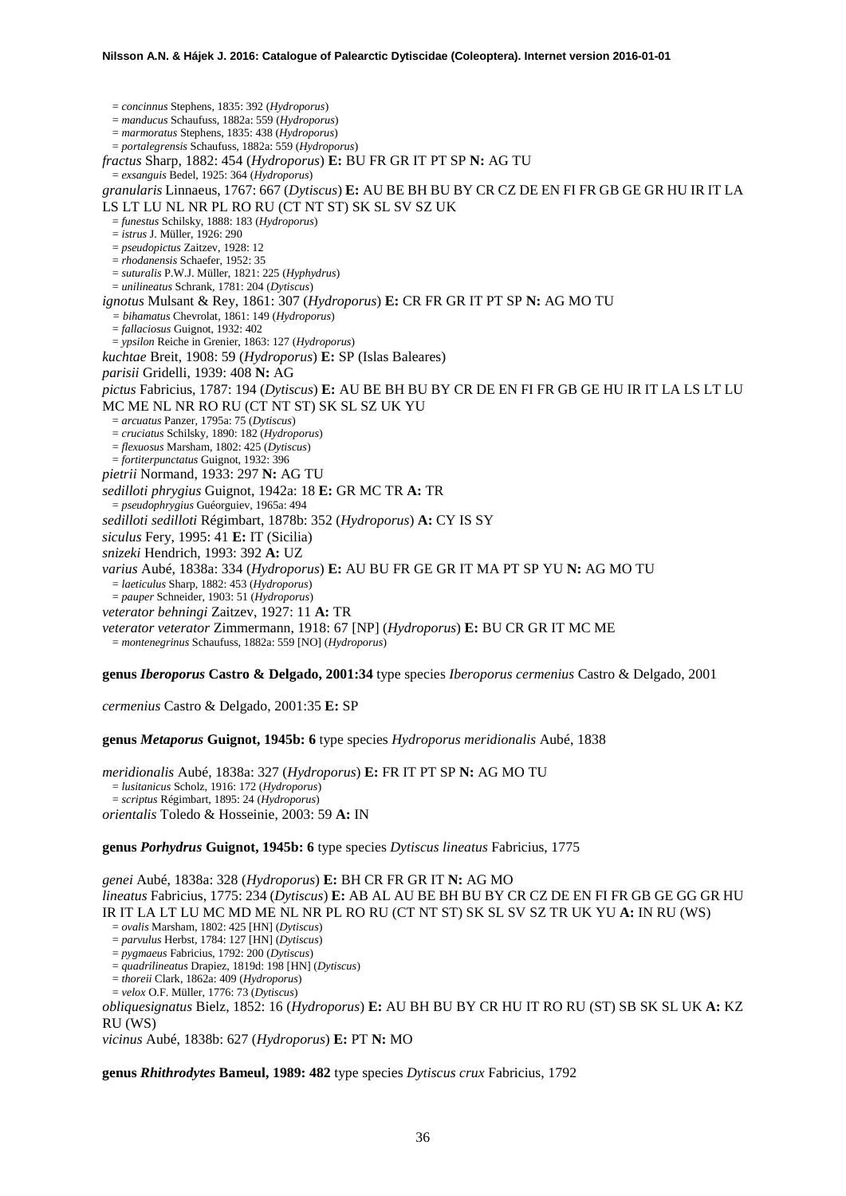= *concinnus* Stephens, 1835: 392 (*Hydroporus*)
= *manducus* Schaufuss, 1882a: 559 (*Hydroporus*)
= *marmoratus* Stephens, 1835: 438 (*Hydroporus*)
= *portalegrensis* Schaufuss, 1882a: 559 (*Hydroporus*)

*fractus* Sharp, 1882: 454 (*Hydroporus*) **E:** BU FR GR IT PT SP **N:** AG TU
= *exsanguis* Bedel, 1925: 364 (*Hydroporus*)

*granularis* Linnaeus, 1767: 667 (*Dytiscus*) **E:** AU BE BH BU BY CR CZ DE EN FI FR GB GE GR HU IR IT LA LS LT LU NL NR PL RO RU (CT NT ST) SK SL SV SZ UK
= *funestus* Schilsky, 1888: 183 (*Hydroporus*)
= *istrus* J. Müller, 1926: 290
= *pseudopictus* Zaitzev, 1928: 12
= *rhodanensis* Schaefer, 1952: 35
= *suturalis* P.W.J. Müller, 1821: 225 (*Hyphydrus*)
= *unilineatus* Schrank, 1781: 204 (*Dytiscus*)

*ignotus* Mulsant & Rey, 1861: 307 (*Hydroporus*) **E:** CR FR GR IT PT SP **N:** AG MO TU
= *bihamatus* Chevrolat, 1861: 149 (*Hydroporus*)
= *fallaciosus* Guignot, 1932: 402
= *ypsilon* Reiche in Grenier, 1863: 127 (*Hydroporus*)

*kuchtae* Breit, 1908: 59 (*Hydroporus*) **E:** SP (Islas Baleares)

*parisii* Gridelli, 1939: 408 **N:** AG

*pictus* Fabricius, 1787: 194 (*Dytiscus*) **E:** AU BE BH BU BY CR DE EN FI FR GB GE HU IR IT LA LS LT LU MC ME NL NR RO RU (CT NT ST) SK SL SZ UK YU
= *arcuatus* Panzer, 1795a: 75 (*Dytiscus*)
= *cruciatus* Schilsky, 1890: 182 (*Hydroporus*)
= *flexuosus* Marsham, 1802: 425 (*Dytiscus*)
= *fortiterpunctatus* Guignot, 1932: 396

*pietrii* Normand, 1933: 297 **N:** AG TU

*sedilloti phrygius* Guignot, 1942a: 18 **E:** GR MC TR **A:** TR
= *pseudophrygius* Guéorguiev, 1965a: 494

*sedilloti sedilloti* Régimbart, 1878b: 352 (*Hydroporus*) **A:** CY IS SY

*siculus* Fery, 1995: 41 **E:** IT (Sicilia)

*snizeki* Hendrich, 1993: 392 **A:** UZ

*varius* Aubé, 1838a: 334 (*Hydroporus*) **E:** AU BU FR GE GR IT MA PT SP YU **N:** AG MO TU
= *laeticulus* Sharp, 1882: 453 (*Hydroporus*)
= *pauper* Schneider, 1903: 51 (*Hydroporus*)

*veterator behningi* Zaitzev, 1927: 11 **A:** TR

*veterator veterator* Zimmermann, 1918: 67 [NP] (*Hydroporus*) **E:** BU CR GR IT MC ME
= *montenegrinus* Schaufuss, 1882a: 559 [NO] (*Hydroporus*)

**genus *Iberoporus* Castro & Delgado, 2001:34** type species *Iberoporus cermenius* Castro & Delgado, 2001

*cermenius* Castro & Delgado, 2001:35 **E:** SP

**genus *Metaporus* Guignot, 1945b: 6** type species *Hydroporus meridionalis* Aubé, 1838

*meridionalis* Aubé, 1838a: 327 (*Hydroporus*) **E:** FR IT PT SP **N:** AG MO TU
= *lusitanicus* Scholz, 1916: 172 (*Hydroporus*)
= *scriptus* Régimbart, 1895: 24 (*Hydroporus*)

*orientalis* Toledo & Hosseinie, 2003: 59 **A:** IN

**genus *Porhydrus* Guignot, 1945b: 6** type species *Dytiscus lineatus* Fabricius, 1775

*genei* Aubé, 1838a: 328 (*Hydroporus*) **E:** BH CR FR GR IT **N:** AG MO

*lineatus* Fabricius, 1775: 234 (*Dytiscus*) **E:** AB AL AU BE BH BU BY CR CZ DE EN FI FR GB GE GG GR HU IR IT LA LT LU MC MD ME NL NR PL RO RU (CT NT ST) SK SL SV SZ TR UK YU **A:** IN RU (WS)
= *ovalis* Marsham, 1802: 425 [HN] (*Dytiscus*)
= *parvulus* Herbst, 1784: 127 [HN] (*Dytiscus*)
= *pygmaeus* Fabricius, 1792: 200 (*Dytiscus*)
= *quadrilineatus* Drapiez, 1819d: 198 [HN] (*Dytiscus*)
= *thoreii* Clark, 1862a: 409 (*Hydroporus*)
= *velox* O.F. Müller, 1776: 73 (*Dytiscus*)

*obliquesignatus* Bielz, 1852: 16 (*Hydroporus*) **E:** AU BH BU BY CR HU IT RO RU (ST) SB SK SL UK **A:** KZ RU (WS)

*vicinus* Aubé, 1838b: 627 (*Hydroporus*) **E:** PT **N:** MO

**genus *Rhithrodytes* Bameul, 1989: 482** type species *Dytiscus crux* Fabricius, 1792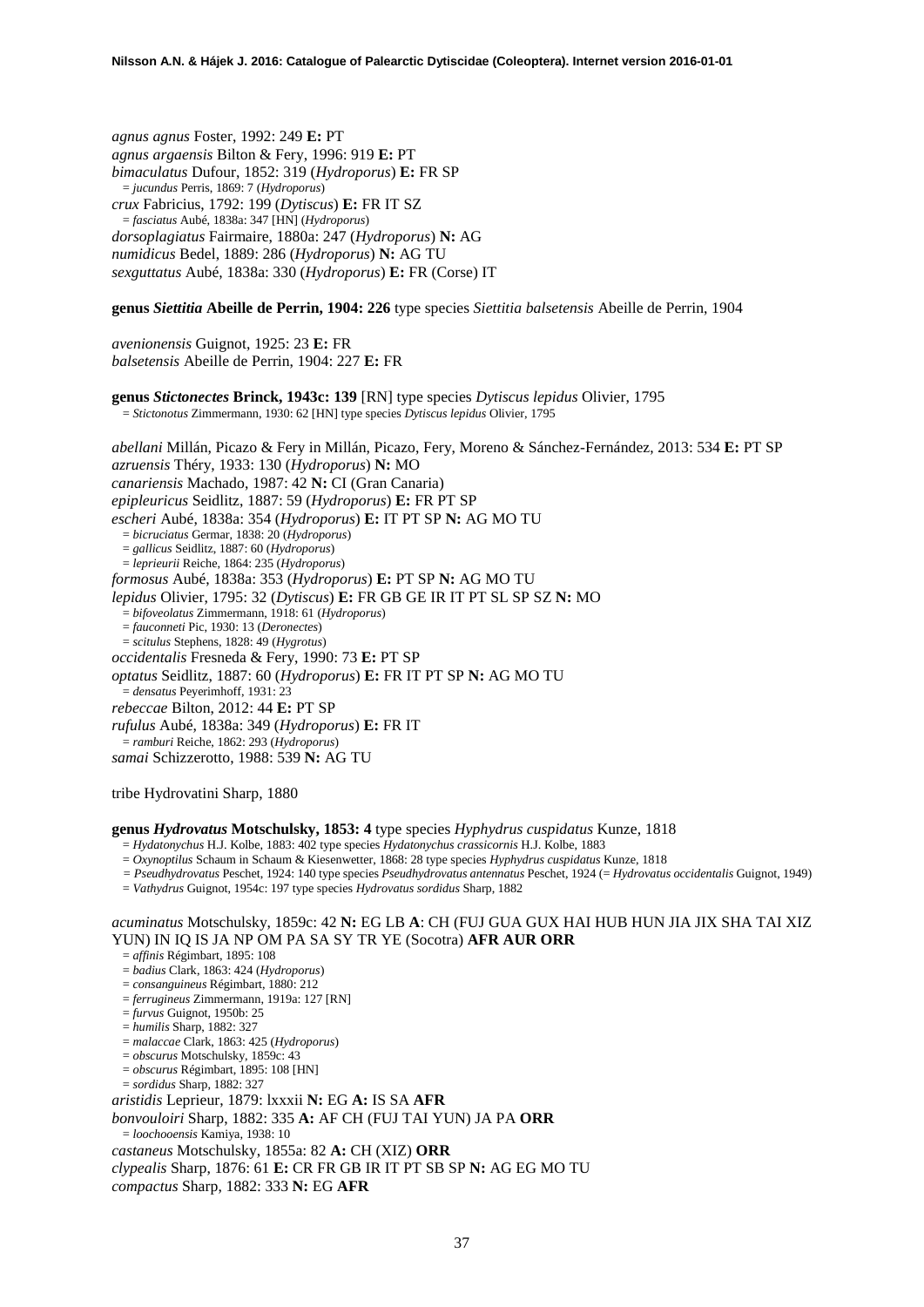*agnus agnus* Foster, 1992: 249 **E:** PT
*agnus argaensis* Bilton & Fery, 1996: 919 **E:** PT
*bimaculatus* Dufour, 1852: 319 (*Hydroporus*) **E:** FR SP
= *jucundus* Perris, 1869: 7 (*Hydroporus*)
*crux* Fabricius, 1792: 199 (*Dytiscus*) **E:** FR IT SZ
= *fasciatus* Aubé, 1838a: 347 [HN] (*Hydroporus*)
*dorsoplagiatus* Fairmaire, 1880a: 247 (*Hydroporus*) **N:** AG
*numidicus* Bedel, 1889: 286 (*Hydroporus*) **N:** AG TU
*sexguttatus* Aubé, 1838a: 330 (*Hydroporus*) **E:** FR (Corse) IT

**genus *Siettitia* Abeille de Perrin, 1904: 226** type species *Siettitia balsetensis* Abeille de Perrin, 1904

*avenionensis* Guignot, 1925: 23 **E:** FR
*balsetensis* Abeille de Perrin, 1904: 227 **E:** FR

**genus *Stictonectes* Brinck, 1943c: 139** [RN] type species *Dytiscus lepidus* Olivier, 1795
= *Stictonotus* Zimmermann, 1930: 62 [HN] type species *Dytiscus lepidus* Olivier, 1795

*abellani* Millán, Picazo & Fery in Millán, Picazo, Fery, Moreno & Sánchez-Fernández, 2013: 534 **E:** PT SP
*azruensis* Théry, 1933: 130 (*Hydroporus*) **N:** MO
*canariensis* Machado, 1987: 42 **N:** CI (Gran Canaria)
*epipleuricus* Seidlitz, 1887: 59 (*Hydroporus*) **E:** FR PT SP
*escheri* Aubé, 1838a: 354 (*Hydroporus*) **E:** IT PT SP **N:** AG MO TU
= *bicruciatus* Germar, 1838: 20 (*Hydroporus*)
= *gallicus* Seidlitz, 1887: 60 (*Hydroporus*)
= *leprieurii* Reiche, 1864: 235 (*Hydroporus*)
*formosus* Aubé, 1838a: 353 (*Hydroporus*) **E:** PT SP **N:** AG MO TU
*lepidus* Olivier, 1795: 32 (*Dytiscus*) **E:** FR GB GE IR IT PT SL SP SZ **N:** MO
= *bifoveolatus* Zimmermann, 1918: 61 (*Hydroporus*)
= *fauconneti* Pic, 1930: 13 (*Deronectes*)
= *scitulus* Stephens, 1828: 49 (*Hygrotus*)
*occidentalis* Fresneda & Fery, 1990: 73 **E:** PT SP
*optatus* Seidlitz, 1887: 60 (*Hydroporus*) **E:** FR IT PT SP **N:** AG MO TU
= *densatus* Peyerimhoff, 1931: 23
*rebeccae* Bilton, 2012: 44 **E:** PT SP
*rufulus* Aubé, 1838a: 349 (*Hydroporus*) **E:** FR IT
= *ramburi* Reiche, 1862: 293 (*Hydroporus*)
*samai* Schizzerotto, 1988: 539 **N:** AG TU

tribe Hydrovatini Sharp, 1880

**genus *Hydrovatus* Motschulsky, 1853: 4** type species *Hyphydrus cuspidatus* Kunze, 1818
= *Hydatonychus* H.J. Kolbe, 1883: 402 type species *Hydatonychus crassicornis* H.J. Kolbe, 1883
= *Oxynoptilus* Schaum in Schaum & Kiesenwetter, 1868: 28 type species *Hyphydrus cuspidatus* Kunze, 1818
= *Pseudhydrovatus* Peschet, 1924: 140 type species *Pseudhydrovatus antennatus* Peschet, 1924 (= *Hydrovatus occidentalis* Guignot, 1949)
= *Vathydrus* Guignot, 1954c: 197 type species *Hydrovatus sordidus* Sharp, 1882

*acuminatus* Motschulsky, 1859c: 42 **N:** EG LB **A**: CH (FUJ GUA GUX HAI HUB HUN JIA JIX SHA TAI XIZ YUN) IN IQ IS JA NP OM PA SA SY TR YE (Socotra) **AFR AUR ORR**
= *affinis* Régimbart, 1895: 108
= *badius* Clark, 1863: 424 (*Hydroporus*)
= *consanguineus* Régimbart, 1880: 212
= *ferrugineus* Zimmermann, 1919a: 127 [RN]
= *furvus* Guignot, 1950b: 25
= *humilis* Sharp, 1882: 327
= *malaccae* Clark, 1863: 425 (*Hydroporus*)
= *obscurus* Motschulsky, 1859c: 43
= *obscurus* Régimbart, 1895: 108 [HN]
= *sordidus* Sharp, 1882: 327
*aristidis* Leprieur, 1879: lxxxii **N:** EG **A:** IS SA **AFR**
*bonvouloiri* Sharp, 1882: 335 **A:** AF CH (FUJ TAI YUN) JA PA **ORR**
= *loochooensis* Kamiya, 1938: 10
*castaneus* Motschulsky, 1855a: 82 **A:** CH (XIZ) **ORR**
*clypealis* Sharp, 1876: 61 **E:** CR FR GB IR IT PT SB SP **N:** AG EG MO TU
*compactus* Sharp, 1882: 333 **N:** EG **AFR**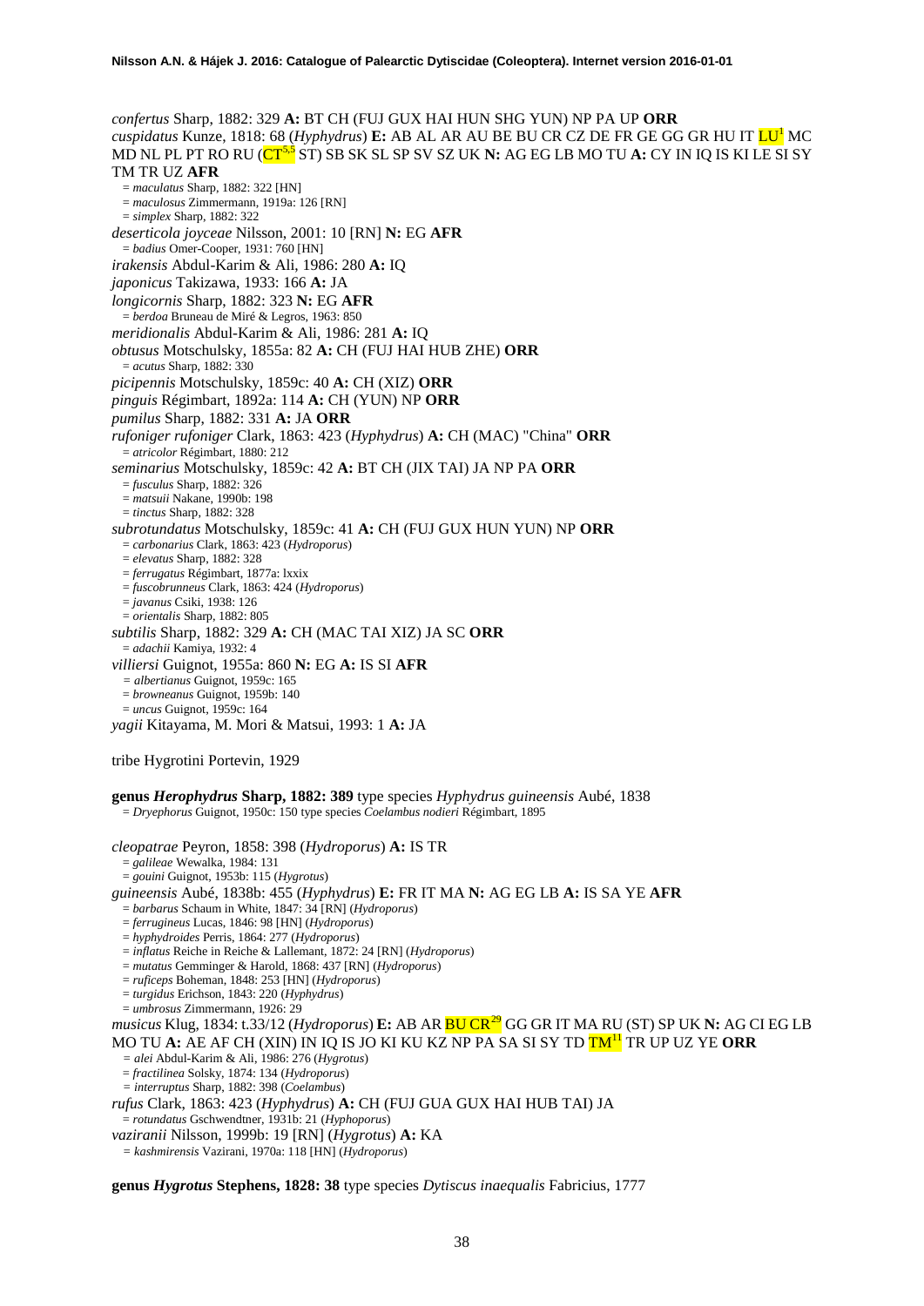*confertus* Sharp, 1882: 329 **A:** BT CH (FUJ GUX HAI HUN SHG YUN) NP PA UP **ORR**

*cuspidatus* Kunze, 1818: 68 (*Hyphydrus*) **E:** AB AL AR AU BE BU CR CZ DE FR GE GG GR HU IT LU[1] MC MD NL PL PT RO RU (CT[5,3] ST) SB SK SL SP SV SZ UK **N:** AG EG LB MO TU **A:** CY IN IQ IS KI LE SI SY TM TR UZ **AFR**

= *maculatus* Sharp, 1882: 322 [HN]
= *maculosus* Zimmermann, 1919a: 126 [RN]
= *simplex* Sharp, 1882: 322

*deserticola joyceae* Nilsson, 2001: 10 [RN] **N:** EG **AFR**

= *badius* Omer-Cooper, 1931: 760 [HN]

*irakensis* Abdul-Karim & Ali, 1986: 280 **A:** IQ

*japonicus* Takizawa, 1933: 166 **A:** JA

*longicornis* Sharp, 1882: 323 **N:** EG **AFR**

= *berdoa* Bruneau de Miré & Legros, 1963: 850

*meridionalis* Abdul-Karim & Ali, 1986: 281 **A:** IQ

*obtusus* Motschulsky, 1855a: 82 **A:** CH (FUJ HAI HUB ZHE) **ORR**

= *acutus* Sharp, 1882: 330

*picipennis* Motschulsky, 1859c: 40 **A:** CH (XIZ) **ORR**

*pinguis* Régimbart, 1892a: 114 **A:** CH (YUN) NP **ORR**

*pumilus* Sharp, 1882: 331 **A:** JA **ORR**

*rufoniger rufoniger* Clark, 1863: 423 (*Hyphydrus*) **A:** CH (MAC) "China" **ORR**

= *atricolor* Régimbart, 1880: 212

*seminarius* Motschulsky, 1859c: 42 **A:** BT CH (JIX TAI) JA NP PA **ORR**

= *fusculus* Sharp, 1882: 326
= *matsuii* Nakane, 1990b: 198
= *tinctus* Sharp, 1882: 328

*subrotundatus* Motschulsky, 1859c: 41 **A:** CH (FUJ GUX HUN YUN) NP **ORR**

= *carbonarius* Clark, 1863: 423 (*Hydroporus*)
= *elevatus* Sharp, 1882: 328
= *ferrugatus* Régimbart, 1877a: lxxix
= *fuscobrunneus* Clark, 1863: 424 (*Hydroporus*)
= *javanus* Csiki, 1938: 126
= *orientalis* Sharp, 1882: 805

*subtilis* Sharp, 1882: 329 **A:** CH (MAC TAI XIZ) JA SC **ORR**

= *adachii* Kamiya, 1932: 4

*villiersi* Guignot, 1955a: 860 **N:** EG **A:** IS SI **AFR**

= *albertianus* Guignot, 1959c: 165
= *browneanus* Guignot, 1959b: 140
= *uncus* Guignot, 1959c: 164

*yagii* Kitayama, M. Mori & Matsui, 1993: 1 **A:** JA

tribe Hygrotini Portevin, 1929

**genus *Herophydrus* Sharp, 1882: 389** type species *Hyphydrus guineensis* Aubé, 1838

= *Dryephorus* Guignot, 1950c: 150 type species *Coelambus nodieri* Régimbart, 1895

*cleopatrae* Peyron, 1858: 398 (*Hydroporus*) **A:** IS TR

= *galileae* Wewalka, 1984: 131
= *gouini* Guignot, 1953b: 115 (*Hygrotus*)

*guineensis* Aubé, 1838b: 455 (*Hyphydrus*) **E:** FR IT MA **N:** AG EG LB **A:** IS SA YE **AFR**

= *barbarus* Schaum in White, 1847: 34 [RN] (*Hydroporus*)
= *ferrugineus* Lucas, 1846: 98 [HN] (*Hydroporus*)
= *hyphydroides* Perris, 1864: 277 (*Hydroporus*)
= *inflatus* Reiche in Reiche & Lallemant, 1872: 24 [RN] (*Hydroporus*)
= *mutatus* Gemminger & Harold, 1868: 437 [RN] (*Hydroporus*)
= *ruficeps* Boheman, 1848: 253 [HN] (*Hydroporus*)
= *turgidus* Erichson, 1843: 220 (*Hyphydrus*)
= *umbrosus* Zimmermann, 1926: 29

*musicus* Klug, 1834: t.33/12 (*Hydroporus*) **E:** AB AR BU CR[29] GG GR IT MA RU (ST) SP UK **N:** AG CI EG LB MO TU **A:** AE AF CH (XIN) IN IQ IS JO KI KU KZ NP PA SA SI SY TD TM[11] TR UP UZ YE **ORR**

= *alei* Abdul-Karim & Ali, 1986: 276 (*Hygrotus*)
= *fractilinea* Solsky, 1874: 134 (*Hydroporus*)
= *interruptus* Sharp, 1882: 398 (*Coelambus*)

*rufus* Clark, 1863: 423 (*Hyphydrus*) **A:** CH (FUJ GUA GUX HAI HUB TAI) JA

= *rotundatus* Gschwendtner, 1931b: 21 (*Hyphoporus*)

*vaziranii* Nilsson, 1999b: 19 [RN] (*Hygrotus*) **A:** KA

= *kashmirensis* Vazirani, 1970a: 118 [HN] (*Hydroporus*)

**genus *Hygrotus* Stephens, 1828: 38** type species *Dytiscus inaequalis* Fabricius, 1777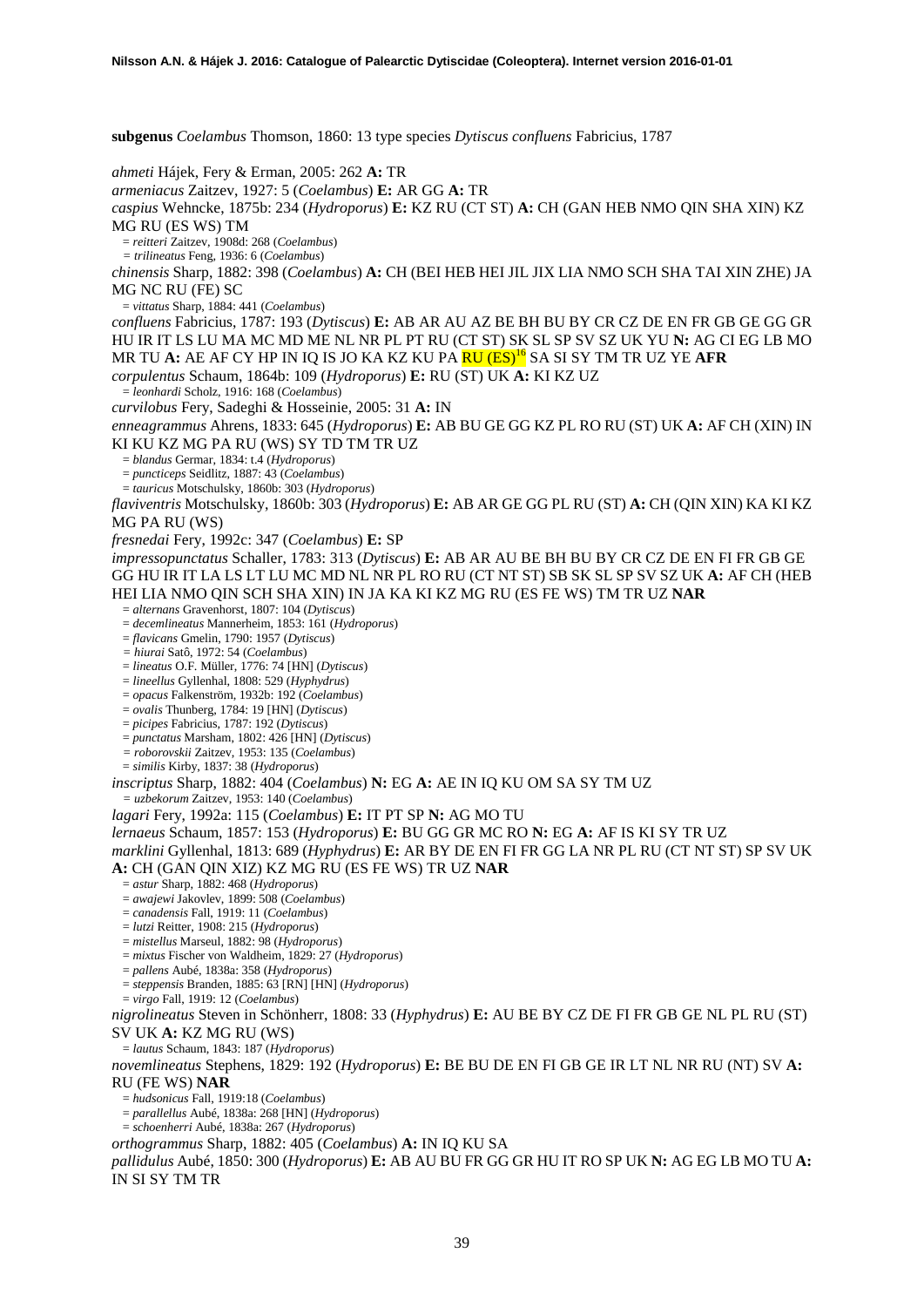**subgenus** *Coelambus* Thomson, 1860: 13 type species *Dytiscus confluens* Fabricius, 1787

*ahmeti* Hájek, Fery & Erman, 2005: 262 **A:** TR

*armeniacus* Zaitzev, 1927: 5 (*Coelambus*) **E:** AR GG **A:** TR

*caspius* Wehncke, 1875b: 234 (*Hydroporus*) **E:** KZ RU (CT ST) **A:** CH (GAN HEB NMO QIN SHA XIN) KZ MG RU (ES WS) TM

= *reitteri* Zaitzev, 1908d: 268 (*Coelambus*)

= *trilineatus* Feng, 1936: 6 (*Coelambus*)

*chinensis* Sharp, 1882: 398 (*Coelambus*) **A:** CH (BEI HEB HEI JIL JIX LIA NMO SCH SHA TAI XIN ZHE) JA MG NC RU (FE) SC

= *vittatus* Sharp, 1884: 441 (*Coelambus*)

*confluens* Fabricius, 1787: 193 (*Dytiscus*) **E:** AB AR AU AZ BE BH BU BY CR CZ DE EN FR GB GE GG GR HU IR IT LS LU MA MC MD ME NL NR PL PT RU (CT ST) SK SL SP SV SZ UK YU **N:** AG CI EG LB MO MR TU **A:** AE AF CY HP IN IQ IS JO KA KZ KU PA RU (ES)[16] SA SI SY TM TR UZ YE **AFR**

*corpulentus* Schaum, 1864b: 109 (*Hydroporus*) **E:** RU (ST) UK **A:** KI KZ UZ

= *leonhardi* Scholz, 1916: 168 (*Coelambus*)

*curvilobus* Fery, Sadeghi & Hosseinie, 2005: 31 **A:** IN

*enneagrammus* Ahrens, 1833: 645 (*Hydroporus*) **E:** AB BU GE GG KZ PL RO RU (ST) UK **A:** AF CH (XIN) IN KI KU KZ MG PA RU (WS) SY TD TM TR UZ

= *blandus* Germar, 1834: t.4 (*Hydroporus*)

= *puncticeps* Seidlitz, 1887: 43 (*Coelambus*)

= *tauricus* Motschulsky, 1860b: 303 (*Hydroporus*)

*flaviventris* Motschulsky, 1860b: 303 (*Hydroporus*) **E:** AB AR GE GG PL RU (ST) **A:** CH (QIN XIN) KA KI KZ MG PA RU (WS)

*fresnedai* Fery, 1992c: 347 (*Coelambus*) **E:** SP

*impressopunctatus* Schaller, 1783: 313 (*Dytiscus*) **E:** AB AR AU BE BH BU BY CR CZ DE EN FI FR GB GE GG HU IR IT LA LS LT LU MC MD NL NR PL RO RU (CT NT ST) SB SK SL SP SV SZ UK **A:** AF CH (HEB HEI LIA NMO QIN SCH SHA XIN) IN JA KA KI KZ MG RU (ES FE WS) TM TR UZ **NAR**

= *alternans* Gravenhorst, 1807: 104 (*Dytiscus*)

= *decemlineatus* Mannerheim, 1853: 161 (*Hydroporus*)

= *flavicans* Gmelin, 1790: 1957 (*Dytiscus*)

= *hiurai* Satô, 1972: 54 (*Coelambus*)

= *lineatus* O.F. Müller, 1776: 74 [HN] (*Dytiscus*)

= *lineellus* Gyllenhal, 1808: 529 (*Hyphydrus*)

= *opacus* Falkenström, 1932b: 192 (*Coelambus*)

= *ovalis* Thunberg, 1784: 19 [HN] (*Dytiscus*)

= *picipes* Fabricius, 1787: 192 (*Dytiscus*)

= *punctatus* Marsham, 1802: 426 [HN] (*Dytiscus*)

= *roborovskii* Zaitzev, 1953: 135 (*Coelambus*)

= *similis* Kirby, 1837: 38 (*Hydroporus*)

*inscriptus* Sharp, 1882: 404 (*Coelambus*) **N:** EG **A:** AE IN IQ KU OM SA SY TM UZ

= *uzbekorum* Zaitzev, 1953: 140 (*Coelambus*)

*lagari* Fery, 1992a: 115 (*Coelambus*) **E:** IT PT SP **N:** AG MO TU

*lernaeus* Schaum, 1857: 153 (*Hydroporus*) **E:** BU GG GR MC RO **N:** EG **A:** AF IS KI SY TR UZ

*marklini* Gyllenhal, 1813: 689 (*Hyphydrus*) **E:** AR BY DE EN FI FR GG LA NR PL RU (CT NT ST) SP SV UK **A:** CH (GAN QIN XIZ) KZ MG RU (ES FE WS) TR UZ **NAR**

= *astur* Sharp, 1882: 468 (*Hydroporus*)

= *awajewi* Jakovlev, 1899: 508 (*Coelambus*)

= *canadensis* Fall, 1919: 11 (*Coelambus*)

= *lutzi* Reitter, 1908: 215 (*Hydroporus*)

= *mistellus* Marseul, 1882: 98 (*Hydroporus*)

= *mixtus* Fischer von Waldheim, 1829: 27 (*Hydroporus*)

= *pallens* Aubé, 1838a: 358 (*Hydroporus*)

= *steppensis* Branden, 1885: 63 [RN] [HN] (*Hydroporus*)

= *virgo* Fall, 1919: 12 (*Coelambus*)

*nigrolineatus* Steven in Schönherr, 1808: 33 (*Hyphydrus*) **E:** AU BE BY CZ DE FI FR GB GE NL PL RU (ST) SV UK **A:** KZ MG RU (WS)

= *lautus* Schaum, 1843: 187 (*Hydroporus*)

*novemlineatus* Stephens, 1829: 192 (*Hydroporus*) **E:** BE BU DE EN FI GB GE IR LT NL NR RU (NT) SV **A:** RU (FE WS) **NAR**

= *hudsonicus* Fall, 1919:18 (*Coelambus*)

= *parallellus* Aubé, 1838a: 268 [HN] (*Hydroporus*)

= *schoenherri* Aubé, 1838a: 267 (*Hydroporus*)

*orthogrammus* Sharp, 1882: 405 (*Coelambus*) **A:** IN IQ KU SA

*pallidulus* Aubé, 1850: 300 (*Hydroporus*) **E:** AB AU BU FR GG GR HU IT RO SP UK **N:** AG EG LB MO TU **A:** IN SI SY TM TR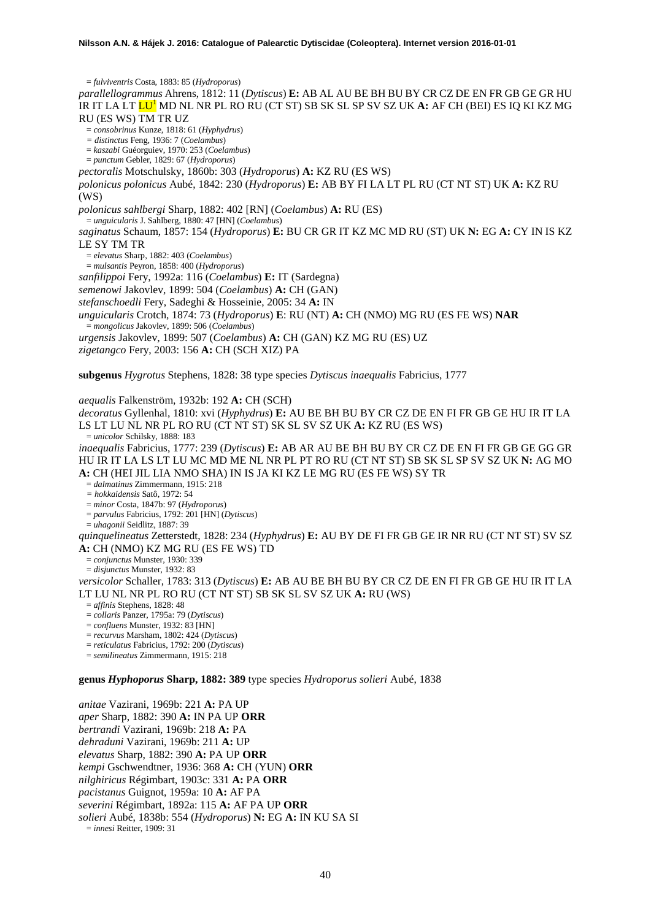= *fulviventris* Costa, 1883: 85 (*Hydroporus*)

*parallellogrammus* Ahrens, 1812: 11 (*Dytiscus*) **E:** AB AL AU BE BH BU BY CR CZ DE EN FR GB GE GR HU IR IT LA LT LU[1] MD NL NR PL RO RU (CT ST) SB SK SL SP SV SZ UK **A:** AF CH (BEI) ES IQ KI KZ MG RU (ES WS) TM TR UZ

= *consobrinus* Kunze, 1818: 61 (*Hyphydrus*)

= *distinctus* Feng, 1936: 7 (*Coelambus*)

= *kaszabi* Guéorguiev, 1970: 253 (*Coelambus*)

= *punctum* Gebler, 1829: 67 (*Hydroporus*)

*pectoralis* Motschulsky, 1860b: 303 (*Hydroporus*) **A:** KZ RU (ES WS)

*polonicus polonicus* Aubé, 1842: 230 (*Hydroporus*) **E:** AB BY FI LA LT PL RU (CT NT ST) UK **A:** KZ RU (WS)

*polonicus sahlbergi* Sharp, 1882: 402 [RN] (*Coelambus*) **A:** RU (ES)

= *unguicularis* J. Sahlberg, 1880: 47 [HN] (*Coelambus*)

*saginatus* Schaum, 1857: 154 (*Hydroporus*) **E:** BU CR GR IT KZ MC MD RU (ST) UK **N:** EG **A:** CY IN IS KZ LE SY TM TR

= *elevatus* Sharp, 1882: 403 (*Coelambus*)

= *mulsantis* Peyron, 1858: 400 (*Hydroporus*)

*sanfilippoi* Fery, 1992a: 116 (*Coelambus*) **E:** IT (Sardegna)

*semenowi* Jakovlev, 1899: 504 (*Coelambus*) **A:** CH (GAN)

*stefanschoedli* Fery, Sadeghi & Hosseinie, 2005: 34 **A:** IN

*unguicularis* Crotch, 1874: 73 (*Hydroporus*) **E**: RU (NT) **A:** CH (NMO) MG RU (ES FE WS) **NAR**

= *mongolicus* Jakovlev, 1899: 506 (*Coelambus*)

*urgensis* Jakovlev, 1899: 507 (*Coelambus*) **A:** CH (GAN) KZ MG RU (ES) UZ

*zigetangco* Fery, 2003: 156 **A:** CH (SCH XIZ) PA

**subgenus *Hygrotus* Stephens, 1828: 38** type species *Dytiscus inaequalis* Fabricius, 1777

*aequalis* Falkenström, 1932b: 192 **A:** CH (SCH)

*decoratus* Gyllenhal, 1810: xvi (*Hyphydrus*) **E:** AU BE BH BU BY CR CZ DE EN FI FR GB GE HU IR IT LA LS LT LU NL NR PL RO RU (CT NT ST) SK SL SV SZ UK **A:** KZ RU (ES WS)

= *unicolor* Schilsky, 1888: 183

*inaequalis* Fabricius, 1777: 239 (*Dytiscus*) **E:** AB AR AU BE BH BU BY CR CZ DE EN FI FR GB GE GG GR HU IR IT LA LS LT LU MC MD ME NL NR PL PT RO RU (CT NT ST) SB SK SL SP SV SZ UK **N:** AG MO **A:** CH (HEI JIL LIA NMO SHA) IN IS JA KI KZ LE MG RU (ES FE WS) SY TR

= *dalmatinus* Zimmermann, 1915: 218

= *hokkaidensis* Satô, 1972: 54

= *minor* Costa, 1847b: 97 (*Hydroporus*)

= *parvulus* Fabricius, 1792: 201 [HN] (*Dytiscus*)

= *uhagonii* Seidlitz, 1887: 39

*quinquelineatus* Zetterstedt, 1828: 234 (*Hyphydrus*) **E:** AU BY DE FI FR GB GE IR NR RU (CT NT ST) SV SZ **A:** CH (NMO) KZ MG RU (ES FE WS) TD

= *conjunctus* Munster, 1930: 339

= *disjunctus* Munster, 1932: 83

*versicolor* Schaller, 1783: 313 (*Dytiscus*) **E:** AB AU BE BH BU BY CR CZ DE EN FI FR GB GE HU IR IT LA LT LU NL NR PL RO RU (CT NT ST) SB SK SL SV SZ UK **A:** RU (WS)

= *affinis* Stephens, 1828: 48

= *collaris* Panzer, 1795a: 79 (*Dytiscus*)

= *confluens* Munster, 1932: 83 [HN]

= *recurvus* Marsham, 1802: 424 (*Dytiscus*)

= *reticulatus* Fabricius, 1792: 200 (*Dytiscus*)

= *semilineatus* Zimmermann, 1915: 218

**genus *Hyphoporus* Sharp, 1882: 389** type species *Hydroporus solieri* Aubé, 1838

*anitae* Vazirani, 1969b: 221 **A:** PA UP

*aper* Sharp, 1882: 390 **A:** IN PA UP **ORR**

*bertrandi* Vazirani, 1969b: 218 **A:** PA

*dehraduni* Vazirani, 1969b: 211 **A:** UP

*elevatus* Sharp, 1882: 390 **A:** PA UP **ORR**

*kempi* Gschwendtner, 1936: 368 **A:** CH (YUN) **ORR**

*nilghiricus* Régimbart, 1903c: 331 **A:** PA **ORR**

*pacistanus* Guignot, 1959a: 10 **A:** AF PA

*severini* Régimbart, 1892a: 115 **A:** AF PA UP **ORR**

*solieri* Aubé, 1838b: 554 (*Hydroporus*) **N:** EG **A:** IN KU SA SI

= *innesi* Reitter, 1909: 31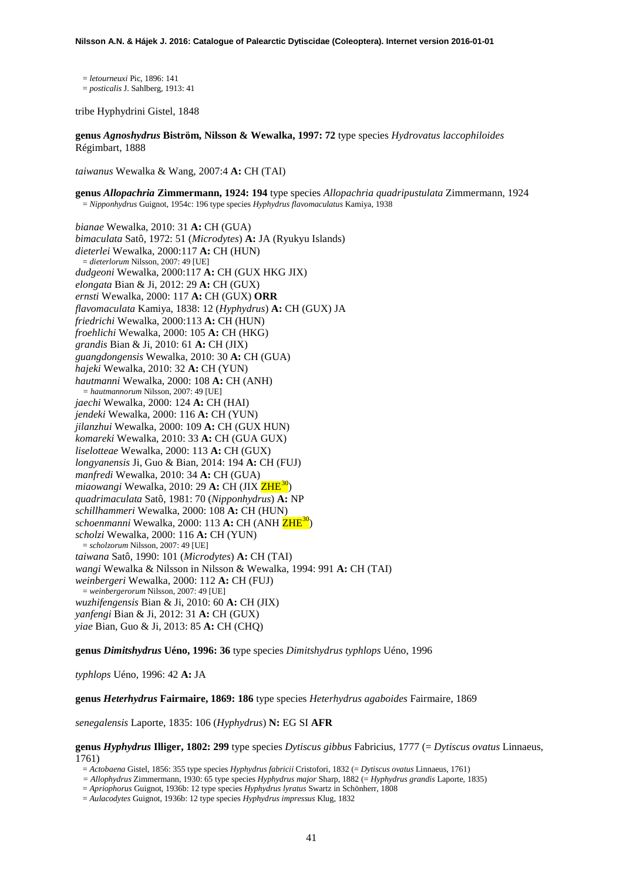= *letourneuxi* Pic, 1896: 141
= *posticalis* J. Sahlberg, 1913: 41

tribe Hyphydrini Gistel, 1848

**genus *Agnoshydrus* Biström, Nilsson & Wewalka, 1997: 72** type species *Hydrovatus laccophiloides* Régimbart, 1888

*taiwanus* Wewalka & Wang, 2007:4 **A:** CH (TAI)

**genus *Allopachria* Zimmermann, 1924: 194** type species *Allopachria quadripustulata* Zimmermann, 1924
= *Nipponhydrus* Guignot, 1954c: 196 type species *Hyphydrus flavomaculatus* Kamiya, 1938

*bianae* Wewalka, 2010: 31 **A:** CH (GUA)
*bimaculata* Satô, 1972: 51 (*Microdytes*) **A:** JA (Ryukyu Islands)
*dieterlei* Wewalka, 2000:117 **A:** CH (HUN)
= *dieterlorum* Nilsson, 2007: 49 [UE]
*dudgeoni* Wewalka, 2000:117 **A:** CH (GUX HKG JIX)
*elongata* Bian & Ji, 2012: 29 **A:** CH (GUX)
*ernsti* Wewalka, 2000: 117 **A:** CH (GUX) **ORR**
*flavomaculata* Kamiya, 1838: 12 (*Hyphydrus*) **A:** CH (GUX) JA
*friedrichi* Wewalka, 2000:113 **A:** CH (HUN)
*froehlichi* Wewalka, 2000: 105 **A:** CH (HKG)
*grandis* Bian & Ji, 2010: 61 **A:** CH (JIX)
*guangdongensis* Wewalka, 2010: 30 **A:** CH (GUA)
*hajeki* Wewalka, 2010: 32 **A:** CH (YUN)
*hautmanni* Wewalka, 2000: 108 **A:** CH (ANH)
= *hautmannorum* Nilsson, 2007: 49 [UE]
*jaechi* Wewalka, 2000: 124 **A:** CH (HAI)
*jendeki* Wewalka, 2000: 116 **A:** CH (YUN)
*jilanzhui* Wewalka, 2000: 109 **A:** CH (GUX HUN)
*komareki* Wewalka, 2010: 33 **A:** CH (GUA GUX)
*liselotteae* Wewalka, 2000: 113 **A:** CH (GUX)
*longyanensis* Ji, Guo & Bian, 2014: 194 **A:** CH (FUJ)
*manfredi* Wewalka, 2010: 34 **A:** CH (GUA)
*miaowangi* Wewalka, 2010: 29 **A:** CH (JIX ZHE[30])
*quadrimaculata* Satô, 1981: 70 (*Nipponhydrus*) **A:** NP
*schillhammeri* Wewalka, 2000: 108 **A:** CH (HUN)
*schoenmanni* Wewalka, 2000: 113 **A:** CH (ANH ZHE[30])
*scholzi* Wewalka, 2000: 116 **A:** CH (YUN)
= *scholzorum* Nilsson, 2007: 49 [UE]
*taiwana* Satô, 1990: 101 (*Microdytes*) **A:** CH (TAI)
*wangi* Wewalka & Nilsson in Nilsson & Wewalka, 1994: 991 **A:** CH (TAI)
*weinbergeri* Wewalka, 2000: 112 **A:** CH (FUJ)
= *weinbergerorum* Nilsson, 2007: 49 [UE]
*wuzhifengensis* Bian & Ji, 2010: 60 **A:** CH (JIX)
*yanfengi* Bian & Ji, 2012: 31 **A:** CH (GUX)
*yiae* Bian, Guo & Ji, 2013: 85 **A:** CH (CHQ)

**genus *Dimitshydrus* Uéno, 1996: 36** type species *Dimitshydrus typhlops* Uéno, 1996

*typhlops* Uéno, 1996: 42 **A:** JA

**genus *Heterhydrus* Fairmaire, 1869: 186** type species *Heterhydrus agaboides* Fairmaire, 1869

*senegalensis* Laporte, 1835: 106 (*Hyphydrus*) **N:** EG SI **AFR**

**genus *Hyphydrus* Illiger, 1802: 299** type species *Dytiscus gibbus* Fabricius, 1777 (= *Dytiscus ovatus* Linnaeus, 1761)
= *Actobaena* Gistel, 1856: 355 type species *Hyphydrus fabricii* Cristofori, 1832 (= *Dytiscus ovatus* Linnaeus, 1761)
= *Allophydrus* Zimmermann, 1930: 65 type species *Hyphydrus major* Sharp, 1882 (= *Hyphydrus grandis* Laporte, 1835)
= *Apriophorus* Guignot, 1936b: 12 type species *Hyphydrus lyratus* Swartz in Schönherr, 1808
= *Aulacodytes* Guignot, 1936b: 12 type species *Hyphydrus impressus* Klug, 1832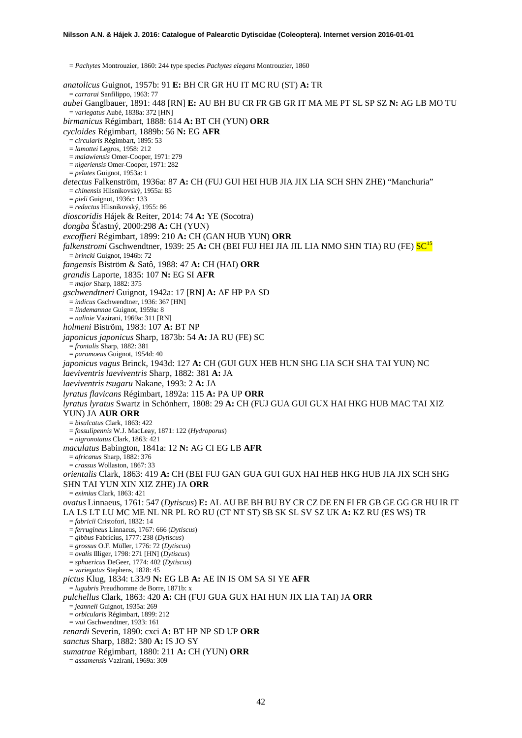= *Pachytes* Montrouzier, 1860: 244 type species *Pachytes elegans* Montrouzier, 1860

*anatolicus* Guignot, 1957b: 91 **E:** BH CR GR HU IT MC RU (ST) **A:** TR
= *carrarai* Sanfilippo, 1963: 77

*aubei* Ganglbauer, 1891: 448 [RN] **E:** AU BH BU CR FR GB GR IT MA ME PT SL SP SZ **N:** AG LB MO TU
= *variegatus* Aubé, 1838a: 372 [HN]

*birmanicus* Régimbart, 1888: 614 **A:** BT CH (YUN) **ORR**

*cycloides* Régimbart, 1889b: 56 **N:** EG **AFR**
= *circularis* Régimbart, 1895: 53
= *lamottei* Legros, 1958: 212
= *malawiensis* Omer-Cooper, 1971: 279
= *nigeriensis* Omer-Cooper, 1971: 282
= *pelates* Guignot, 1953a: 1

*detectus* Falkenström, 1936a: 87 **A:** CH (FUJ GUI HEI HUB JIA JIX LIA SCH SHN ZHE) "Manchuria"
= *chinensis* Hlisnikovský, 1955a: 85
= *pieli* Guignot, 1936c: 133
= *reductus* Hlisnikovský, 1955: 86

*dioscoridis* Hájek & Reiter, 2014: 74 **A:** YE (Socotra)

*dongba* Šťastný, 2000:298 **A:** CH (YUN)

*excoffieri* Régimbart, 1899: 210 **A:** CH (GAN HUB YUN) **ORR**

*falkenstromi* Gschwendtner, 1939: 25 **A:** CH (BEI FUJ HEI JIA JIL LIA NMO SHN TIA) RU (FE) SC[15]
= *brincki* Guignot, 1946b: 72

*fangensis* Biström & Satô, 1988: 47 **A:** CH (HAI) **ORR**

*grandis* Laporte, 1835: 107 **N:** EG SI **AFR**
= *major* Sharp, 1882: 375

*gschwendtneri* Guignot, 1942a: 17 [RN] **A:** AF HP PA SD
= *indicus* Gschwendtner, 1936: 367 [HN]
= *lindemannae* Guignot, 1959a: 8
= *nalinie* Vazirani, 1969a: 311 [RN]

*holmeni* Biström, 1983: 107 **A:** BT NP

*japonicus japonicus* Sharp, 1873b: 54 **A:** JA RU (FE) SC
= *frontalis* Sharp, 1882: 381
= *paromoeus* Guignot, 1954d: 40

*japonicus vagus* Brinck, 1943d: 127 **A:** CH (GUI GUX HEB HUN SHG LIA SCH SHA TAI YUN) NC

*laeviventris laeviventris* Sharp, 1882: 381 **A:** JA

*laeviventris tsugaru* Nakane, 1993: 2 **A:** JA

*lyratus flavicans* Régimbart, 1892a: 115 **A:** PA UP **ORR**

*lyratus lyratus* Swartz in Schönherr, 1808: 29 **A:** CH (FUJ GUA GUI GUX HAI HKG HUB MAC TAI XIZ YUN) JA **AUR ORR**
= *bisulcatus* Clark, 1863: 422
= *fossulipennis* W.J. MacLeay, 1871: 122 (*Hydroporus*)
= *nigronotatus* Clark, 1863: 421

*maculatus* Babington, 1841a: 12 **N:** AG CI EG LB **AFR**
= *africanus* Sharp, 1882: 376
= *crassus* Wollaston, 1867: 33

*orientalis* Clark, 1863: 419 **A:** CH (BEI FUJ GAN GUA GUI GUX HAI HEB HKG HUB JIA JIX SCH SHG SHN TAI YUN XIN XIZ ZHE) JA **ORR**
= *eximius* Clark, 1863: 421

*ovatus* Linnaeus, 1761: 547 (*Dytiscus*) **E:** AL AU BE BH BU BY CR CZ DE EN FI FR GB GE GG GR HU IR IT LA LS LT LU MC ME NL NR PL RO RU (CT NT ST) SB SK SL SV SZ UK **A:** KZ RU (ES WS) TR
= *fabricii* Cristofori, 1832: 14
= *ferrugineus* Linnaeus, 1767: 666 (*Dytiscus*)
= *gibbus* Fabricius, 1777: 238 (*Dytiscus*)
= *grossus* O.F. Müller, 1776: 72 (*Dytiscus*)
= *ovalis* Illiger, 1798: 271 [HN] (*Dytiscus*)
= *sphaericus* DeGeer, 1774: 402 (*Dytiscus*)
= *variegatus* Stephens, 1828: 45

*pictus* Klug, 1834: t.33/9 **N:** EG LB **A:** AE IN IS OM SA SI YE **AFR**
= *lugubris* Preudhomme de Borre, 1871b: x

*pulchellus* Clark, 1863: 420 **A:** CH (FUJ GUA GUX HAI HUN JIX LIA TAI) JA **ORR**
= *jeanneli* Guignot, 1935a: 269
= *orbicularis* Régimbart, 1899: 212
= *wui* Gschwendtner, 1933: 161

*renardi* Severin, 1890: cxci **A:** BT HP NP SD UP **ORR**

*sanctus* Sharp, 1882: 380 **A:** IS JO SY

*sumatrae* Régimbart, 1880: 211 **A:** CH (YUN) **ORR**
= *assamensis* Vazirani, 1969a: 309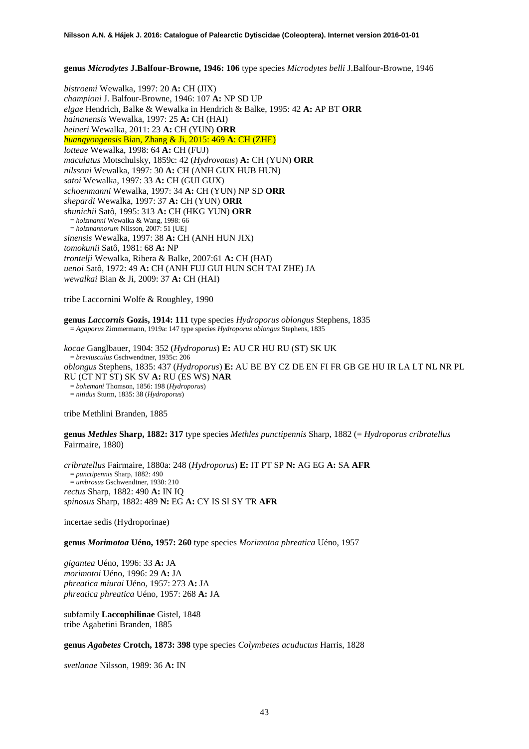**genus *Microdytes* J.Balfour-Browne, 1946: 106** type species *Microdytes belli* J.Balfour-Browne, 1946

*bistroemi* Wewalka, 1997: 20 **A:** CH (JIX)
*championi* J. Balfour-Browne, 1946: 107 **A:** NP SD UP
*elgae* Hendrich, Balke & Wewalka in Hendrich & Balke, 1995: 42 **A:** AP BT **ORR**
*hainanensis* Wewalka, 1997: 25 **A:** CH (HAI)
*heineri* Wewalka, 2011: 23 **A:** CH (YUN) **ORR**
*huangyongensis* Bian, Zhang & Ji, 2015: 469 **A**: CH (ZHE)
*lotteae* Wewalka, 1998: 64 **A:** CH (FUJ)
*maculatus* Motschulsky, 1859c: 42 (*Hydrovatus*) **A:** CH (YUN) **ORR**
*nilssoni* Wewalka, 1997: 30 **A:** CH (ANH GUX HUB HUN)
*satoi* Wewalka, 1997: 33 **A:** CH (GUI GUX)
*schoenmanni* Wewalka, 1997: 34 **A:** CH (YUN) NP SD **ORR**
*shepardi* Wewalka, 1997: 37 **A:** CH (YUN) **ORR**
*shunichii* Satô, 1995: 313 **A:** CH (HKG YUN) **ORR**
= *holzmanni* Wewalka & Wang, 1998: 66
= *holzmannorum* Nilsson, 2007: 51 [UE]
*sinensis* Wewalka, 1997: 38 **A:** CH (ANH HUN JIX)
*tomokunii* Satô, 1981: 68 **A:** NP
*trontelji* Wewalka, Ribera & Balke, 2007:61 **A:** CH (HAI)
*uenoi* Satô, 1972: 49 **A:** CH (ANH FUJ GUI HUN SCH TAI ZHE) JA
*wewalkai* Bian & Ji, 2009: 37 **A:** CH (HAI)

tribe Laccornini Wolfe & Roughley, 1990

**genus *Laccornis* Gozis, 1914: 111** type species *Hydroporus oblongus* Stephens, 1835
= *Agaporus* Zimmermann, 1919a: 147 type species *Hydroporus oblongus* Stephens, 1835

*kocae* Ganglbauer, 1904: 352 (*Hydroporus*) **E:** AU CR HU RU (ST) SK UK
= *breviusculus* Gschwendtner, 1935c: 206
*oblongus* Stephens, 1835: 437 (*Hydroporus*) **E:** AU BE BY CZ DE EN FI FR GB GE HU IR LA LT NL NR PL RU (CT NT ST) SK SV **A:** RU (ES WS) **NAR**
= *bohemani* Thomson, 1856: 198 (*Hydroporus*)
= *nitidus* Sturm, 1835: 38 (*Hydroporus*)

tribe Methlini Branden, 1885

**genus *Methles* Sharp, 1882: 317** type species *Methles punctipennis* Sharp, 1882 (= *Hydroporus cribratellus* Fairmaire, 1880)

*cribratellus* Fairmaire, 1880a: 248 (*Hydroporus*) **E:** IT PT SP **N:** AG EG **A:** SA **AFR**
= *punctipennis* Sharp, 1882: 490
= *umbrosus* Gschwendtner, 1930: 210
*rectus* Sharp, 1882: 490 **A:** IN IQ
*spinosus* Sharp, 1882: 489 **N:** EG **A:** CY IS SI SY TR **AFR**

incertae sedis (Hydroporinae)

**genus *Morimotoa* Uéno, 1957: 260** type species *Morimotoa phreatica* Uéno, 1957

*gigantea* Uéno, 1996: 33 **A:** JA
*morimotoi* Uéno, 1996: 29 **A:** JA
*phreatica miurai* Uéno, 1957: 273 **A:** JA
*phreatica phreatica* Uéno, 1957: 268 **A:** JA

subfamily **Laccophilinae** Gistel, 1848
tribe Agabetini Branden, 1885

**genus *Agabetes* Crotch, 1873: 398** type species *Colymbetes acuductus* Harris, 1828

*svetlanae* Nilsson, 1989: 36 **A:** IN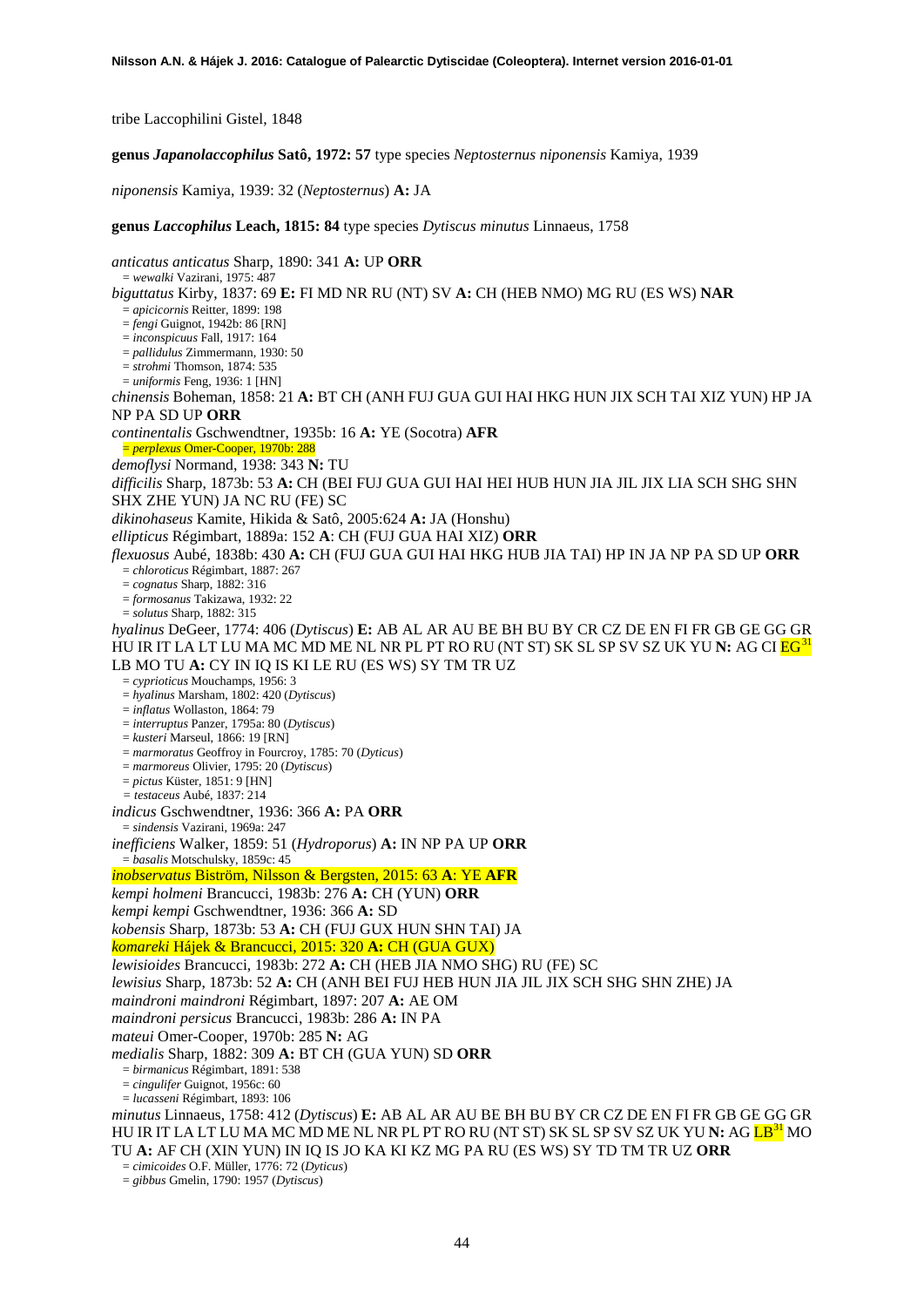tribe Laccophilini Gistel, 1848

**genus *Japanolaccophilus* Satô, 1972: 57** type species *Neptosternus niponensis* Kamiya, 1939

*niponensis* Kamiya, 1939: 32 (*Neptosternus*) **A:** JA

**genus *Laccophilus* Leach, 1815: 84** type species *Dytiscus minutus* Linnaeus, 1758

*anticatus anticatus* Sharp, 1890: 341 **A:** UP **ORR**
= *wewalki* Vazirani, 1975: 487

*biguttatus* Kirby, 1837: 69 **E:** FI MD NR RU (NT) SV **A:** CH (HEB NMO) MG RU (ES WS) **NAR**
= *apicicornis* Reitter, 1899: 198
= *fengi* Guignot, 1942b: 86 [RN]
= *inconspicuus* Fall, 1917: 164
= *pallidulus* Zimmermann, 1930: 50
= *strohmi* Thomson, 1874: 535
= *uniformis* Feng, 1936: 1 [HN]

*chinensis* Boheman, 1858: 21 **A:** BT CH (ANH FUJ GUA GUI HAI HKG HUN JIX SCH TAI XIZ YUN) HP JA NP PA SD UP **ORR**

*continentalis* Gschwendtner, 1935b: 16 **A:** YE (Socotra) **AFR**
= *perplexus* Omer-Cooper, 1970b: 288

*demoflysi* Normand, 1938: 343 **N:** TU

*difficilis* Sharp, 1873b: 53 **A:** CH (BEI FUJ GUA GUI HAI HEI HUB HUN JIA JIL JIX LIA SCH SHG SHN SHX ZHE YUN) JA NC RU (FE) SC

*dikinohaseus* Kamite, Hikida & Satô, 2005:624 **A:** JA (Honshu)

*ellipticus* Régimbart, 1889a: 152 **A**: CH (FUJ GUA HAI XIZ) **ORR**

*flexuosus* Aubé, 1838b: 430 **A:** CH (FUJ GUA GUI HAI HKG HUB JIA TAI) HP IN JA NP PA SD UP **ORR**
= *chloroticus* Régimbart, 1887: 267
= *cognatus* Sharp, 1882: 316
= *formosanus* Takizawa, 1932: 22
= *solutus* Sharp, 1882: 315

*hyalinus* DeGeer, 1774: 406 (*Dytiscus*) **E:** AB AL AR AU BE BH BU BY CR CZ DE EN FI FR GB GE GG GR HU IR IT LA LT LU MA MC MD ME NL NR PL PT RO RU (NT ST) SK SL SP SV SZ UK YU **N:** AG CI EG[31] LB MO TU **A:** CY IN IQ IS KI LE RU (ES WS) SY TM TR UZ
= *cyprioticus* Mouchamps, 1956: 3
= *hyalinus* Marsham, 1802: 420 (*Dytiscus*)
= *inflatus* Wollaston, 1864: 79
= *interruptus* Panzer, 1795a: 80 (*Dytiscus*)
= *kusteri* Marseul, 1866: 19 [RN]
= *marmoratus* Geoffroy in Fourcroy, 1785: 70 (*Dyticus*)
= *marmoreus* Olivier, 1795: 20 (*Dytiscus*)
= *pictus* Küster, 1851: 9 [HN]
= *testaceus* Aubé, 1837: 214

*indicus* Gschwendtner, 1936: 366 **A:** PA **ORR**
= *sindensis* Vazirani, 1969a: 247

*inefficiens* Walker, 1859: 51 (*Hydroporus*) **A:** IN NP PA UP **ORR**
= *basalis* Motschulsky, 1859c: 45

*inobservatus* Biström, Nilsson & Bergsten, 2015: 63 **A**: YE **AFR**

*kempi holmeni* Brancucci, 1983b: 276 **A:** CH (YUN) **ORR**

*kempi kempi* Gschwendtner, 1936: 366 **A:** SD

*kobensis* Sharp, 1873b: 53 **A:** CH (FUJ GUX HUN SHN TAI) JA

*komareki* Hájek & Brancucci, 2015: 320 **A:** CH (GUA GUX)

*lewisioides* Brancucci, 1983b: 272 **A:** CH (HEB JIA NMO SHG) RU (FE) SC

*lewisius* Sharp, 1873b: 52 **A:** CH (ANH BEI FUJ HEB HUN JIA JIL JIX SCH SHG SHN ZHE) JA

*maindroni maindroni* Régimbart, 1897: 207 **A:** AE OM

*maindroni persicus* Brancucci, 1983b: 286 **A:** IN PA

*mateui* Omer-Cooper, 1970b: 285 **N:** AG

*medialis* Sharp, 1882: 309 **A:** BT CH (GUA YUN) SD **ORR**
= *birmanicus* Régimbart, 1891: 538
= *cingulifer* Guignot, 1956c: 60
= *lucasseni* Régimbart, 1893: 106

*minutus* Linnaeus, 1758: 412 (*Dytiscus*) **E:** AB AL AR AU BE BH BU BY CR CZ DE EN FI FR GB GE GG GR HU IR IT LA LT LU MA MC MD ME NL NR PL PT RO RU (NT ST) SK SL SP SV SZ UK YU **N:** AG LB[31] MO TU **A:** AF CH (XIN YUN) IN IQ IS JO KA KI KZ MG PA RU (ES WS) SY TD TM TR UZ **ORR**
= *cimicoides* O.F. Müller, 1776: 72 (*Dyticus*)
= *gibbus* Gmelin, 1790: 1957 (*Dytiscus*)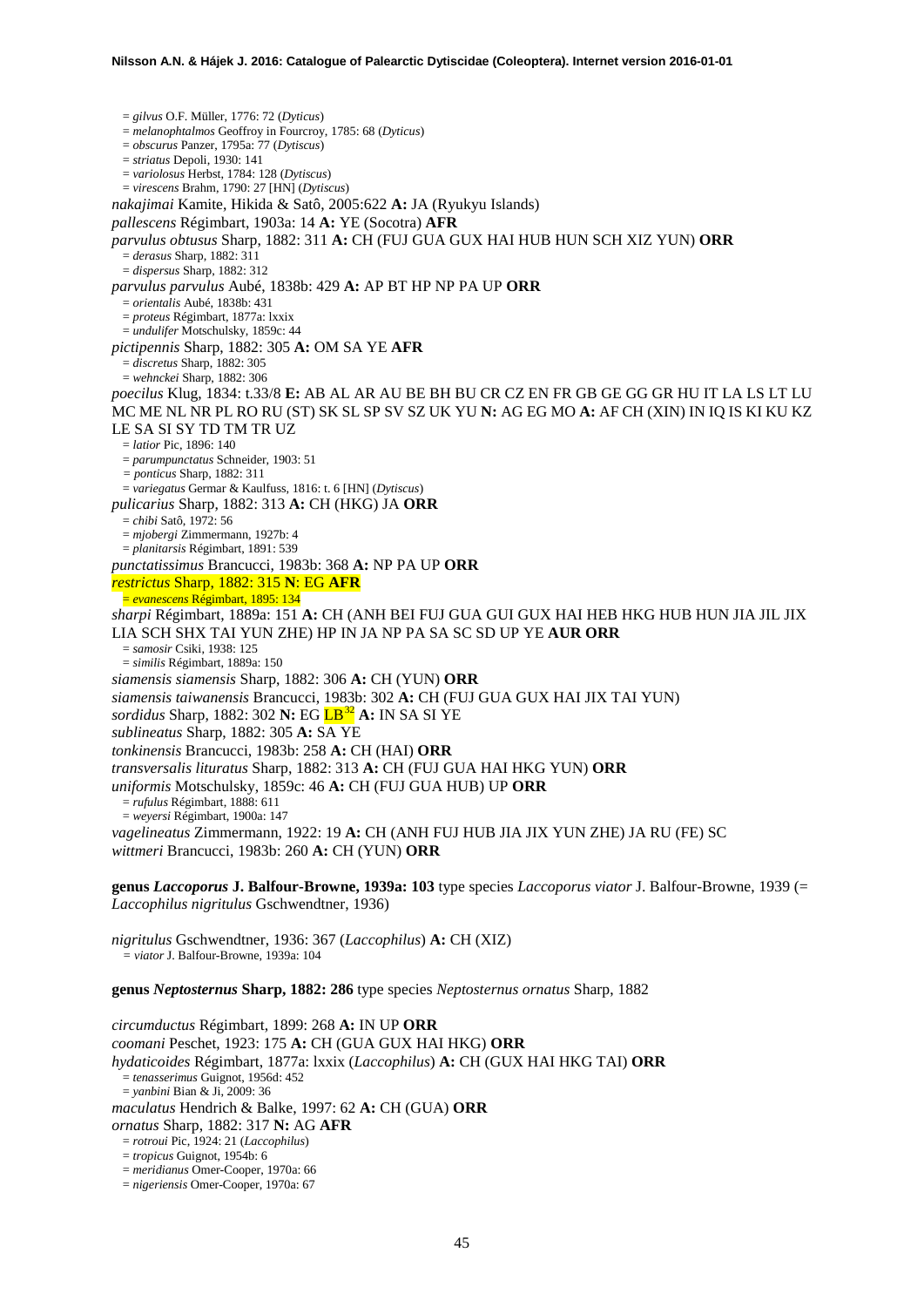= *gilvus* O.F. Müller, 1776: 72 (*Dyticus*)
= *melanophtalmos* Geoffroy in Fourcroy, 1785: 68 (*Dyticus*)
= *obscurus* Panzer, 1795a: 77 (*Dytiscus*)
= *striatus* Depoli, 1930: 141
= *variolosus* Herbst, 1784: 128 (*Dytiscus*)
= *virescens* Brahm, 1790: 27 [HN] (*Dytiscus*)

*nakajimai* Kamite, Hikida & Satô, 2005:622 **A:** JA (Ryukyu Islands)

*pallescens* Régimbart, 1903a: 14 **A:** YE (Socotra) **AFR**

*parvulus obtusus* Sharp, 1882: 311 **A:** CH (FUJ GUA GUX HAI HUB HUN SCH XIZ YUN) **ORR**
= *derasus* Sharp, 1882: 311
= *dispersus* Sharp, 1882: 312

*parvulus parvulus* Aubé, 1838b: 429 **A:** AP BT HP NP PA UP **ORR**
= *orientalis* Aubé, 1838b: 431
= *proteus* Régimbart, 1877a: lxxix
= *undulifer* Motschulsky, 1859c: 44

*pictipennis* Sharp, 1882: 305 **A:** OM SA YE **AFR**
= *discretus* Sharp, 1882: 305
= *wehnckei* Sharp, 1882: 306

*poecilus* Klug, 1834: t.33/8 **E:** AB AL AR AU BE BH BU CR CZ EN FR GB GE GG GR HU IT LA LS LT LU MC ME NL NR PL RO RU (ST) SK SL SP SV SZ UK YU **N:** AG EG MO **A:** AF CH (XIN) IN IQ IS KI KU KZ LE SA SI SY TD TM TR UZ
= *latior* Pic, 1896: 140
= *parumpunctatus* Schneider, 1903: 51
= *ponticus* Sharp, 1882: 311
= *variegatus* Germar & Kaulfuss, 1816: t. 6 [HN] (*Dytiscus*)

*pulicarius* Sharp, 1882: 313 **A:** CH (HKG) JA **ORR**
= *chibi* Satô, 1972: 56
= *mjobergi* Zimmermann, 1927b: 4
= *planitarsis* Régimbart, 1891: 539

*punctatissimus* Brancucci, 1983b: 368 **A:** NP PA UP **ORR**

*restrictus* Sharp, 1882: 315 **N**: EG **AFR**
= *evanescens* Régimbart, 1895: 134

*sharpi* Régimbart, 1889a: 151 **A:** CH (ANH BEI FUJ GUA GUI GUX HAI HEB HKG HUB HUN JIA JIL JIX LIA SCH SHX TAI YUN ZHE) HP IN JA NP PA SA SC SD UP YE **AUR ORR**
= *samosir* Csiki, 1938: 125
= *similis* Régimbart, 1889a: 150

*siamensis siamensis* Sharp, 1882: 306 **A:** CH (YUN) **ORR**

*siamensis taiwanensis* Brancucci, 1983b: 302 **A:** CH (FUJ GUA GUX HAI JIX TAI YUN)

*sordidus* Sharp, 1882: 302 **N:** EG LB[32] **A:** IN SA SI YE

*sublineatus* Sharp, 1882: 305 **A:** SA YE

*tonkinensis* Brancucci, 1983b: 258 **A:** CH (HAI) **ORR**

*transversalis lituratus* Sharp, 1882: 313 **A:** CH (FUJ GUA HAI HKG YUN) **ORR**

*uniformis* Motschulsky, 1859c: 46 **A:** CH (FUJ GUA HUB) UP **ORR**
= *rufulus* Régimbart, 1888: 611
= *weyersi* Régimbart, 1900a: 147

*vagelineatus* Zimmermann, 1922: 19 **A:** CH (ANH FUJ HUB JIA JIX YUN ZHE) JA RU (FE) SC

*wittmeri* Brancucci, 1983b: 260 **A:** CH (YUN) **ORR**

**genus *Laccoporus* J. Balfour-Browne, 1939a: 103** type species *Laccoporus viator* J. Balfour-Browne, 1939 (= *Laccophilus nigritulus* Gschwendtner, 1936)

*nigritulus* Gschwendtner, 1936: 367 (*Laccophilus*) **A:** CH (XIZ)
= *viator* J. Balfour-Browne, 1939a: 104

**genus *Neptosternus* Sharp, 1882: 286** type species *Neptosternus ornatus* Sharp, 1882

*circumductus* Régimbart, 1899: 268 **A:** IN UP **ORR**

*coomani* Peschet, 1923: 175 **A:** CH (GUA GUX HAI HKG) **ORR**

*hydaticoides* Régimbart, 1877a: lxxix (*Laccophilus*) **A:** CH (GUX HAI HKG TAI) **ORR**
= *tenasserimus* Guignot, 1956d: 452
= *yanbini* Bian & Ji, 2009: 36

*maculatus* Hendrich & Balke, 1997: 62 **A:** CH (GUA) **ORR**

*ornatus* Sharp, 1882: 317 **N:** AG **AFR**
= *rotroui* Pic, 1924: 21 (*Laccophilus*)
= *tropicus* Guignot, 1954b: 6
= *meridianus* Omer-Cooper, 1970a: 66
= *nigeriensis* Omer-Cooper, 1970a: 67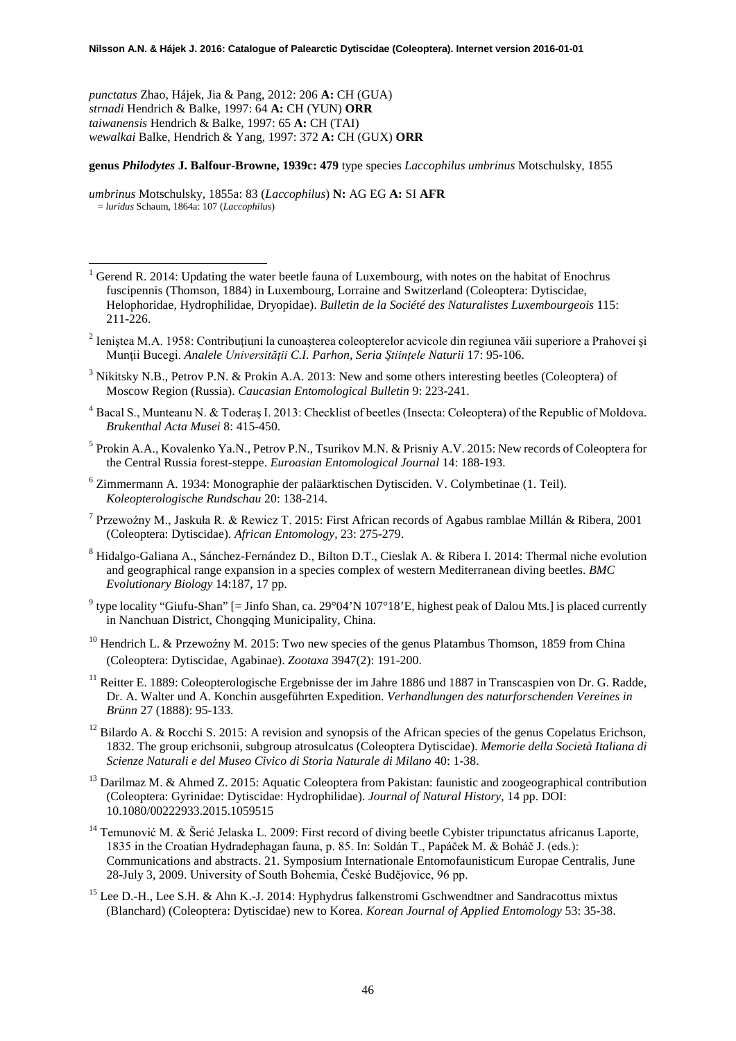*punctatus* Zhao, Hájek, Jia & Pang, 2012: 206 **A:** CH (GUA)
*strnadi* Hendrich & Balke, 1997: 64 **A:** CH (YUN) **ORR**
*taiwanensis* Hendrich & Balke, 1997: 65 **A:** CH (TAI)
*wewalkai* Balke, Hendrich & Yang, 1997: 372 **A:** CH (GUX) **ORR**

**genus *Philodytes* J. Balfour-Browne, 1939c: 479** type species *Laccophilus umbrinus* Motschulsky, 1855

*umbrinus* Motschulsky, 1855a: 83 (*Laccophilus*) **N:** AG EG **A:** SI **AFR**
= *luridus* Schaum, 1864a: 107 (*Laccophilus*)

---

[1] Gerend R. 2014: Updating the water beetle fauna of Luxembourg, with notes on the habitat of Enochrus fuscipennis (Thomson, 1884) in Luxembourg, Lorraine and Switzerland (Coleoptera: Dytiscidae, Helophoridae, Hydrophilidae, Dryopidae). *Bulletin de la Société des Naturalistes Luxembourgeois* 115: 211-226.

[2] Ieniştea M.A. 1958: Contribuţiuni la cunoaşterea coleopterelor acvicole din regiunea văii superiore a Prahovei şi Munţii Bucegi. *Analele Universităţii C.I. Parhon, Seria Ştiinţele Naturii* 17: 95-106.

[3] Nikitsky N.B., Petrov P.N. & Prokin A.A. 2013: New and some others interesting beetles (Coleoptera) of Moscow Region (Russia). *Caucasian Entomological Bulletin* 9: 223-241.

[4] Bacal S., Munteanu N. & Toderaş I. 2013: Checklist of beetles (Insecta: Coleoptera) of the Republic of Moldova. *Brukenthal Acta Musei* 8: 415-450.

[5] Prokin A.A., Kovalenko Ya.N., Petrov P.N., Tsurikov M.N. & Prisniy A.V. 2015: New records of Coleoptera for the Central Russia forest-steppe. *Euroasian Entomological Journal* 14: 188-193.

[6] Zimmermann A. 1934: Monographie der paläarktischen Dytisciden. V. Colymbetinae (1. Teil). *Koleopterologische Rundschau* 20: 138-214.

[7] Przewoźny M., Jaskuła R. & Rewicz T. 2015: First African records of Agabus ramblae Millán & Ribera, 2001 (Coleoptera: Dytiscidae). *African Entomology*, 23: 275-279.

[8] Hidalgo-Galiana A., Sánchez-Fernández D., Bilton D.T., Cieslak A. & Ribera I. 2014: Thermal niche evolution and geographical range expansion in a species complex of western Mediterranean diving beetles. *BMC Evolutionary Biology* 14:187, 17 pp.

[9] type locality "Giufu-Shan" [= Jinfo Shan, ca. 29°04'N 107°18'E, highest peak of Dalou Mts.] is placed currently in Nanchuan District, Chongqing Municipality, China.

[10] Hendrich L. & Przewoźny M. 2015: Two new species of the genus Platambus Thomson, 1859 from China (Coleoptera: Dytiscidae, Agabinae). *Zootaxa* 3947(2): 191-200.

[11] Reitter E. 1889: Coleopterologische Ergebnisse der im Jahre 1886 und 1887 in Transcaspien von Dr. G. Radde, Dr. A. Walter und A. Konchin ausgeführten Expedition. *Verhandlungen des naturforschenden Vereines in Brünn* 27 (1888): 95-133.

[12] Bilardo A. & Rocchi S. 2015: A revision and synopsis of the African species of the genus Copelatus Erichson, 1832. The group erichsonii, subgroup atrosulcatus (Coleoptera Dytiscidae). *Memorie della Società Italiana di Scienze Naturali e del Museo Civico di Storia Naturale di Milano* 40: 1-38.

[13] Darilmaz M. & Ahmed Z. 2015: Aquatic Coleoptera from Pakistan: faunistic and zoogeographical contribution (Coleoptera: Gyrinidae: Dytiscidae: Hydrophilidae). *Journal of Natural History*, 14 pp. DOI: 10.1080/00222933.2015.1059515

[14] Temunović M. & Šerić Jelaska L. 2009: First record of diving beetle Cybister tripunctatus africanus Laporte, 1835 in the Croatian Hydradephagan fauna, p. 85. In: Soldán T., Papáček M. & Boháč J. (eds.): Communications and abstracts. 21. Symposium Internationale Entomofaunisticum Europae Centralis, June 28-July 3, 2009. University of South Bohemia, České Budějovice, 96 pp.

[15] Lee D.-H., Lee S.H. & Ahn K.-J. 2014: Hyphydrus falkenstromi Gschwendtner and Sandracottus mixtus (Blanchard) (Coleoptera: Dytiscidae) new to Korea. *Korean Journal of Applied Entomology* 53: 35-38.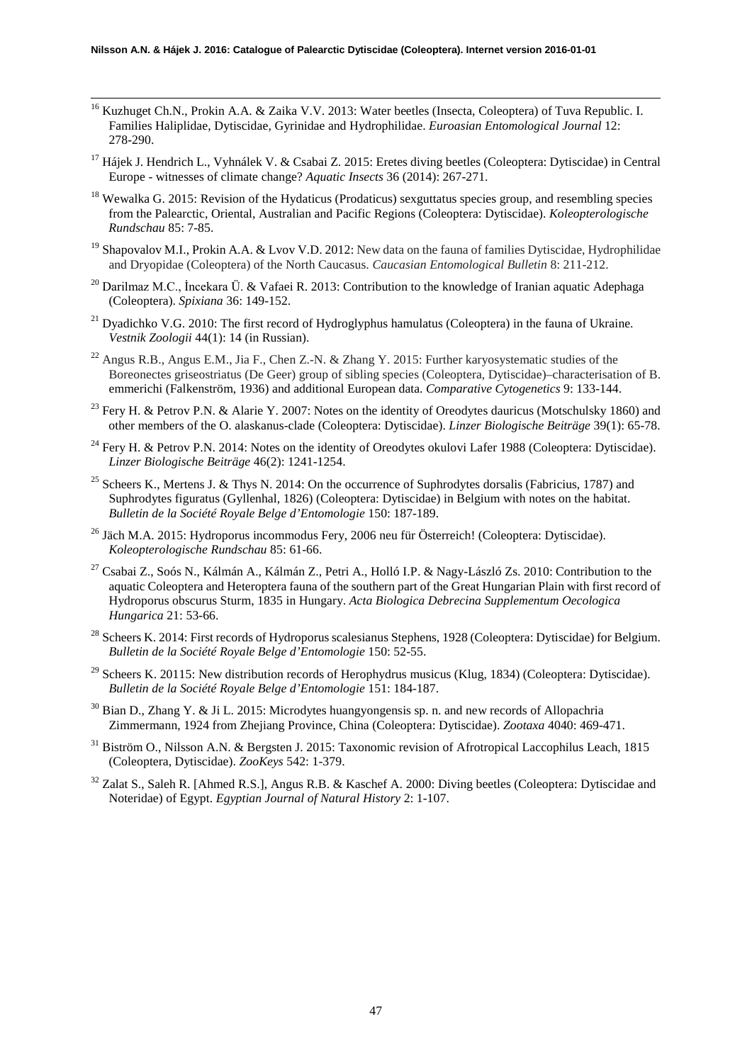[16] Kuzhuget Ch.N., Prokin A.A. & Zaika V.V. 2013: Water beetles (Insecta, Coleoptera) of Tuva Republic. I. Families Haliplidae, Dytiscidae, Gyrinidae and Hydrophilidae. *Euroasian Entomological Journal* 12: 278-290.

[17] Hájek J. Hendrich L., Vyhnálek V. & Csabai Z. 2015: Eretes diving beetles (Coleoptera: Dytiscidae) in Central Europe - witnesses of climate change? *Aquatic Insects* 36 (2014): 267-271.

[18] Wewalka G. 2015: Revision of the Hydaticus (Prodaticus) sexguttatus species group, and resembling species from the Palearctic, Oriental, Australian and Pacific Regions (Coleoptera: Dytiscidae). *Koleopterologische Rundschau* 85: 7-85.

[19] Shapovalov M.I., Prokin A.A. & Lvov V.D. 2012: New data on the fauna of families Dytiscidae, Hydrophilidae and Dryopidae (Coleoptera) of the North Caucasus. *Caucasian Entomological Bulletin* 8: 211-212.

[20] Darilmaz M.C., İncekara Ü. & Vafaei R. 2013: Contribution to the knowledge of Iranian aquatic Adephaga (Coleoptera). *Spixiana* 36: 149-152.

[21] Dyadichko V.G. 2010: The first record of Hydroglyphus hamulatus (Coleoptera) in the fauna of Ukraine. *Vestnik Zoologii* 44(1): 14 (in Russian).

[22] Angus R.B., Angus E.M., Jia F., Chen Z.-N. & Zhang Y. 2015: Further karyosystematic studies of the Boreonectes griseostriatus (De Geer) group of sibling species (Coleoptera, Dytiscidae)–characterisation of B. emmerichi (Falkenström, 1936) and additional European data. *Comparative Cytogenetics* 9: 133-144.

[23] Fery H. & Petrov P.N. & Alarie Y. 2007: Notes on the identity of Oreodytes dauricus (Motschulsky 1860) and other members of the O. alaskanus-clade (Coleoptera: Dytiscidae). *Linzer Biologische Beiträge* 39(1): 65-78.

[24] Fery H. & Petrov P.N. 2014: Notes on the identity of Oreodytes okulovi Lafer 1988 (Coleoptera: Dytiscidae). *Linzer Biologische Beiträge* 46(2): 1241-1254.

[25] Scheers K., Mertens J. & Thys N. 2014: On the occurrence of Suphrodytes dorsalis (Fabricius, 1787) and Suphrodytes figuratus (Gyllenhal, 1826) (Coleoptera: Dytiscidae) in Belgium with notes on the habitat. *Bulletin de la Société Royale Belge d'Entomologie* 150: 187-189.

[26] Jäch M.A. 2015: Hydroporus incommodus Fery, 2006 neu für Österreich! (Coleoptera: Dytiscidae). *Koleopterologische Rundschau* 85: 61-66.

[27] Csabai Z., Soós N., Kálmán A., Kálmán Z., Petri A., Holló I.P. & Nagy-László Zs. 2010: Contribution to the aquatic Coleoptera and Heteroptera fauna of the southern part of the Great Hungarian Plain with first record of Hydroporus obscurus Sturm, 1835 in Hungary. *Acta Biologica Debrecina Supplementum Oecologica Hungarica* 21: 53-66.

[28] Scheers K. 2014: First records of Hydroporus scalesianus Stephens, 1928 (Coleoptera: Dytiscidae) for Belgium. *Bulletin de la Société Royale Belge d'Entomologie* 150: 52-55.

[29] Scheers K. 20115: New distribution records of Herophydrus musicus (Klug, 1834) (Coleoptera: Dytiscidae). *Bulletin de la Société Royale Belge d'Entomologie* 151: 184-187.

[30] Bian D., Zhang Y. & Ji L. 2015: Microdytes huangyongensis sp. n. and new records of Allopachria Zimmermann, 1924 from Zhejiang Province, China (Coleoptera: Dytiscidae). *Zootaxa* 4040: 469-471.

[31] Biström O., Nilsson A.N. & Bergsten J. 2015: Taxonomic revision of Afrotropical Laccophilus Leach, 1815 (Coleoptera, Dytiscidae). *ZooKeys* 542: 1-379.

[32] Zalat S., Saleh R. [Ahmed R.S.], Angus R.B. & Kaschef A. 2000: Diving beetles (Coleoptera: Dytiscidae and Noteridae) of Egypt. *Egyptian Journal of Natural History* 2: 1-107.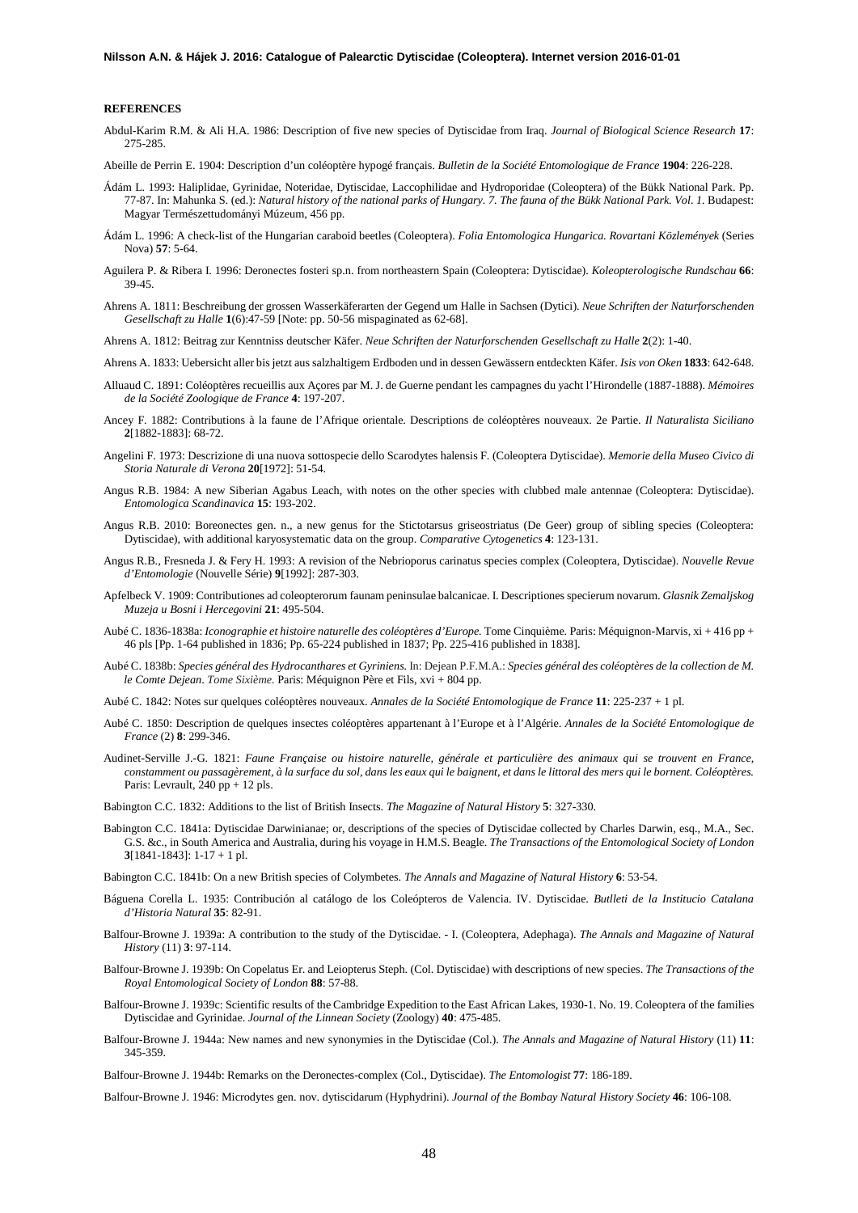**REFERENCES**

Abdul-Karim R.M. & Ali H.A. 1986: Description of five new species of Dytiscidae from Iraq. *Journal of Biological Science Research* **17**: 275-285.

Abeille de Perrin E. 1904: Description d'un coléoptère hypogé français. *Bulletin de la Société Entomologique de France* **1904**: 226-228.

Ádám L. 1993: Haliplidae, Gyrinidae, Noteridae, Dytiscidae, Laccophilidae and Hydroporidae (Coleoptera) of the Bükk National Park. Pp. 77-87. In: Mahunka S. (ed.): *Natural history of the national parks of Hungary. 7. The fauna of the Bükk National Park. Vol. 1.* Budapest: Magyar Természettudományi Múzeum, 456 pp.

Ádám L. 1996: A check-list of the Hungarian caraboid beetles (Coleoptera). *Folia Entomologica Hungarica. Rovartani Közlemények* (Series Nova) **57**: 5-64.

Aguilera P. & Ribera I. 1996: Deronectes fosteri sp.n. from northeastern Spain (Coleoptera: Dytiscidae). *Koleopterologische Rundschau* **66**: 39-45.

Ahrens A. 1811: Beschreibung der grossen Wasserkäferarten der Gegend um Halle in Sachsen (Dytici). *Neue Schriften der Naturforschenden Gesellschaft zu Halle* **1**(6):47-59 [Note: pp. 50-56 mispaginated as 62-68].

Ahrens A. 1812: Beitrag zur Kenntniss deutscher Käfer. *Neue Schriften der Naturforschenden Gesellschaft zu Halle* **2**(2): 1-40.

Ahrens A. 1833: Uebersicht aller bis jetzt aus salzhaltigem Erdboden und in dessen Gewässern entdeckten Käfer. *Isis von Oken* **1833**: 642-648.

Alluaud C. 1891: Coléoptères recueillis aux Açores par M. J. de Guerne pendant les campagnes du yacht l'Hirondelle (1887-1888). *Mémoires de la Société Zoologique de France* **4**: 197-207.

Ancey F. 1882: Contributions à la faune de l'Afrique orientale. Descriptions de coléoptères nouveaux. 2e Partie. *Il Naturalista Siciliano* **2**[1882-1883]: 68-72.

Angelini F. 1973: Descrizione di una nuova sottospecie dello Scarodytes halensis F. (Coleoptera Dytiscidae). *Memorie della Museo Civico di Storia Naturale di Verona* **20**[1972]: 51-54.

Angus R.B. 1984: A new Siberian Agabus Leach, with notes on the other species with clubbed male antennae (Coleoptera: Dytiscidae). *Entomologica Scandinavica* **15**: 193-202.

Angus R.B. 2010: Boreonectes gen. n., a new genus for the Stictotarsus griseostriatus (De Geer) group of sibling species (Coleoptera: Dytiscidae), with additional karyosystematic data on the group. *Comparative Cytogenetics* **4**: 123-131.

Angus R.B., Fresneda J. & Fery H. 1993: A revision of the Nebrioporus carinatus species complex (Coleoptera, Dytiscidae). *Nouvelle Revue d'Entomologie* (Nouvelle Série) **9**[1992]: 287-303.

Apfelbeck V. 1909: Contributiones ad coleopterorum faunam peninsulae balcanicae. I. Descriptiones specierum novarum. *Glasnik Zemaljskog Muzeja u Bosni i Hercegovini* **21**: 495-504.

Aubé C. 1836-1838a: *Iconographie et histoire naturelle des coléoptères d'Europe.* Tome Cinquième. Paris: Méquignon-Marvis, xi + 416 pp + 46 pls [Pp. 1-64 published in 1836; Pp. 65-224 published in 1837; Pp. 225-416 published in 1838].

Aubé C. 1838b: *Species général des Hydrocanthares et Gyriniens.* In: Dejean P.F.M.A.: *Species général des coléoptères de la collection de M. le Comte Dejean. Tome Sixième.* Paris: Méquignon Père et Fils, xvi + 804 pp.

Aubé C. 1842: Notes sur quelques coléoptères nouveaux. *Annales de la Société Entomologique de France* **11**: 225-237 + 1 pl.

Aubé C. 1850: Description de quelques insectes coléoptères appartenant à l'Europe et à l'Algérie. *Annales de la Société Entomologique de France* (2) **8**: 299-346.

Audinet-Serville J.-G. 1821: *Faune Française ou histoire naturelle, générale et particulière des animaux qui se trouvent en France, constamment ou passagèrement, à la surface du sol, dans les eaux qui le baignent, et dans le littoral des mers qui le bornent. Coléoptères.* Paris: Levrault, 240 pp + 12 pls.

Babington C.C. 1832: Additions to the list of British Insects. *The Magazine of Natural History* **5**: 327-330.

Babington C.C. 1841a: Dytiscidae Darwinianae; or, descriptions of the species of Dytiscidae collected by Charles Darwin, esq., M.A., Sec. G.S. &c., in South America and Australia, during his voyage in H.M.S. Beagle. *The Transactions of the Entomological Society of London* **3**[1841-1843]: 1-17 + 1 pl.

Babington C.C. 1841b: On a new British species of Colymbetes. *The Annals and Magazine of Natural History* **6**: 53-54.

Báguena Corella L. 1935: Contribución al catálogo de los Coleópteros de Valencia. IV. Dytiscidae. *Butlleti de la Institucio Catalana d'Historia Natural* **35**: 82-91.

Balfour-Browne J. 1939a: A contribution to the study of the Dytiscidae. - I. (Coleoptera, Adephaga). *The Annals and Magazine of Natural History* (11) **3**: 97-114.

Balfour-Browne J. 1939b: On Copelatus Er. and Leiopterus Steph. (Col. Dytiscidae) with descriptions of new species. *The Transactions of the Royal Entomological Society of London* **88**: 57-88.

Balfour-Browne J. 1939c: Scientific results of the Cambridge Expedition to the East African Lakes, 1930-1. No. 19. Coleoptera of the families Dytiscidae and Gyrinidae. *Journal of the Linnean Society* (Zoology) **40**: 475-485.

Balfour-Browne J. 1944a: New names and new synonymies in the Dytiscidae (Col.). *The Annals and Magazine of Natural History* (11) **11**: 345-359.

Balfour-Browne J. 1944b: Remarks on the Deronectes-complex (Col., Dytiscidae). *The Entomologist* **77**: 186-189.

Balfour-Browne J. 1946: Microdytes gen. nov. dytiscidarum (Hyphydrini). *Journal of the Bombay Natural History Society* **46**: 106-108.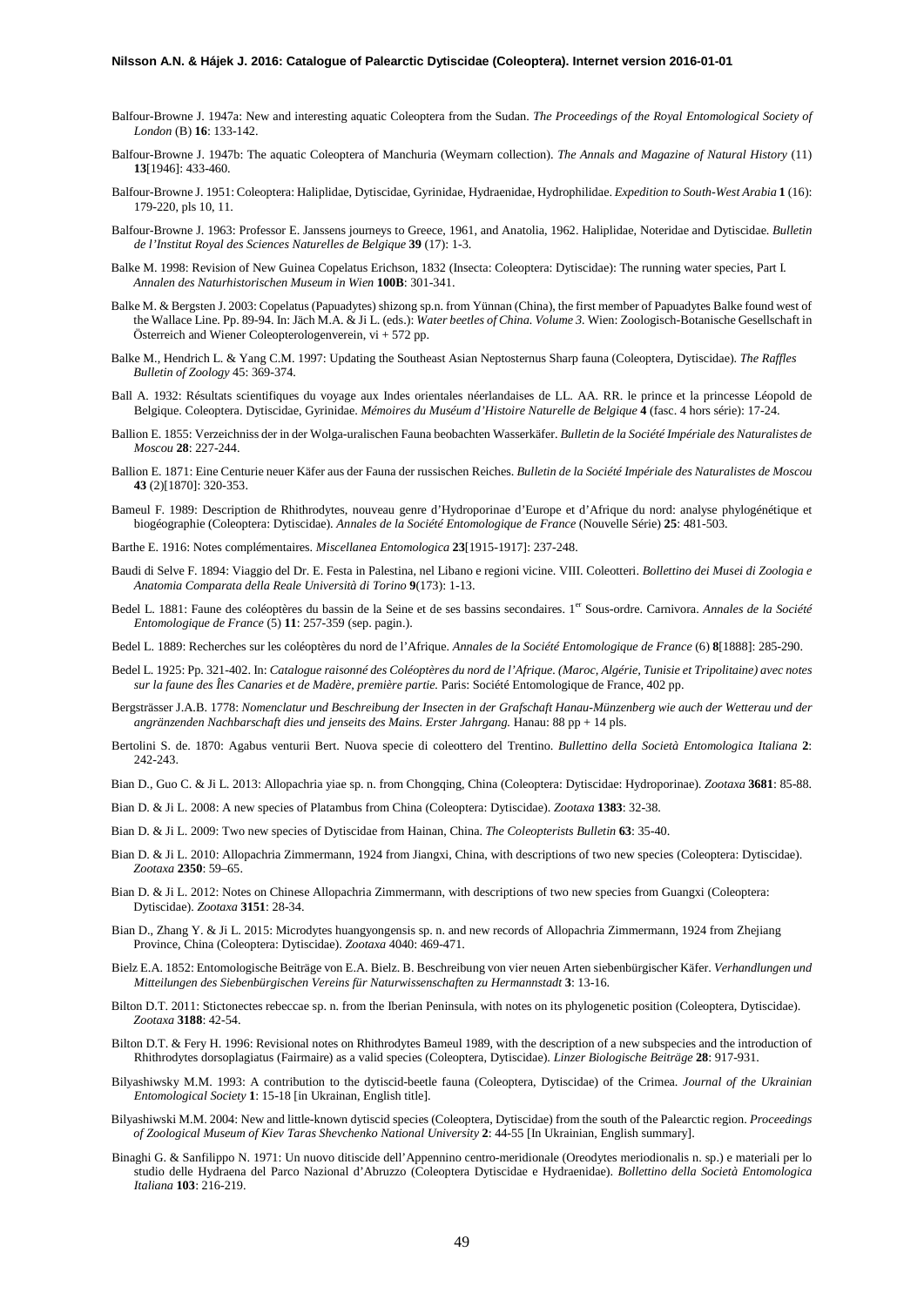Balfour-Browne J. 1947a: New and interesting aquatic Coleoptera from the Sudan. *The Proceedings of the Royal Entomological Society of London* (B) **16**: 133-142.

Balfour-Browne J. 1947b: The aquatic Coleoptera of Manchuria (Weymarn collection). *The Annals and Magazine of Natural History* (11) **13**[1946]: 433-460.

Balfour-Browne J. 1951: Coleoptera: Haliplidae, Dytiscidae, Gyrinidae, Hydraenidae, Hydrophilidae. *Expedition to South-West Arabia* **1** (16): 179-220, pls 10, 11.

Balfour-Browne J. 1963: Professor E. Janssens journeys to Greece, 1961, and Anatolia, 1962. Haliplidae, Noteridae and Dytiscidae. *Bulletin de l'Institut Royal des Sciences Naturelles de Belgique* **39** (17): 1-3.

Balke M. 1998: Revision of New Guinea Copelatus Erichson, 1832 (Insecta: Coleoptera: Dytiscidae): The running water species, Part I. *Annalen des Naturhistorischen Museum in Wien* **100B**: 301-341.

Balke M. & Bergsten J. 2003: Copelatus (Papuadytes) shizong sp.n. from Yünnan (China), the first member of Papuadytes Balke found west of the Wallace Line. Pp. 89-94. In: Jäch M.A. & Ji L. (eds.): *Water beetles of China. Volume 3*. Wien: Zoologisch-Botanische Gesellschaft in Österreich and Wiener Coleopterologenverein, vi + 572 pp.

Balke M., Hendrich L. & Yang C.M. 1997: Updating the Southeast Asian Neptosternus Sharp fauna (Coleoptera, Dytiscidae). *The Raffles Bulletin of Zoology* 45: 369-374.

Ball A. 1932: Résultats scientifiques du voyage aux Indes orientales néerlandaises de LL. AA. RR. le prince et la princesse Léopold de Belgique. Coleoptera. Dytiscidae, Gyrinidae. *Mémoires du Muséum d'Histoire Naturelle de Belgique* **4** (fasc. 4 hors série): 17-24.

Ballion E. 1855: Verzeichniss der in der Wolga-uralischen Fauna beobachten Wasserkäfer. *Bulletin de la Société Impériale des Naturalistes de Moscou* **28**: 227-244.

Ballion E. 1871: Eine Centurie neuer Käfer aus der Fauna der russischen Reiches. *Bulletin de la Société Impériale des Naturalistes de Moscou* **43** (2)[1870]: 320-353.

Bameul F. 1989: Description de Rhithrodytes, nouveau genre d'Hydroporinae d'Europe et d'Afrique du nord: analyse phylogénétique et biogéographie (Coleoptera: Dytiscidae). *Annales de la Société Entomologique de France* (Nouvelle Série) **25**: 481-503.

Barthe E. 1916: Notes complémentaires. *Miscellanea Entomologica* **23**[1915-1917]: 237-248.

Baudi di Selve F. 1894: Viaggio del Dr. E. Festa in Palestina, nel Libano e regioni vicine. VIII. Coleotteri. *Bollettino dei Musei di Zoologia e Anatomia Comparata della Reale Università di Torino* **9**(173): 1-13.

Bedel L. 1881: Faune des coléoptères du bassin de la Seine et de ses bassins secondaires. 1[er] Sous-ordre. Carnivora. *Annales de la Société Entomologique de France* (5) **11**: 257-359 (sep. pagin.).

Bedel L. 1889: Recherches sur les coléoptères du nord de l'Afrique. *Annales de la Société Entomologique de France* (6) **8**[1888]: 285-290.

Bedel L. 1925: Pp. 321-402. In: *Catalogue raisonné des Coléoptères du nord de l'Afrique. (Maroc, Algérie, Tunisie et Tripolitaine) avec notes sur la faune des Îles Canaries et de Madère, première partie.* Paris: Société Entomologique de France, 402 pp.

Bergsträsser J.A.B. 1778: *Nomenclatur und Beschreibung der Insecten in der Grafschaft Hanau-Münzenberg wie auch der Wetterau und der angränzenden Nachbarschaft dies und jenseits des Mains. Erster Jahrgang.* Hanau: 88 pp + 14 pls.

Bertolini S. de. 1870: Agabus venturii Bert. Nuova specie di coleottero del Trentino. *Bullettino della Società Entomologica Italiana* **2**: 242-243.

Bian D., Guo C. & Ji L. 2013: Allopachria yiae sp. n. from Chongqing, China (Coleoptera: Dytiscidae: Hydroporinae). *Zootaxa* **3681**: 85-88.

Bian D. & Ji L. 2008: A new species of Platambus from China (Coleoptera: Dytiscidae). *Zootaxa* **1383**: 32-38.

Bian D. & Ji L. 2009: Two new species of Dytiscidae from Hainan, China. *The Coleopterists Bulletin* **63**: 35-40.

Bian D. & Ji L. 2010: Allopachria Zimmermann, 1924 from Jiangxi, China, with descriptions of two new species (Coleoptera: Dytiscidae). *Zootaxa* **2350**: 59–65.

Bian D. & Ji L. 2012: Notes on Chinese Allopachria Zimmermann, with descriptions of two new species from Guangxi (Coleoptera: Dytiscidae). *Zootaxa* **3151**: 28-34.

Bian D., Zhang Y. & Ji L. 2015: Microdytes huangyongensis sp. n. and new records of Allopachria Zimmermann, 1924 from Zhejiang Province, China (Coleoptera: Dytiscidae). *Zootaxa* 4040: 469-471.

Bielz E.A. 1852: Entomologische Beiträge von E.A. Bielz. B. Beschreibung von vier neuen Arten siebenbürgischer Käfer. *Verhandlungen und Mitteilungen des Siebenbürgischen Vereins für Naturwissenschaften zu Hermannstadt* **3**: 13-16.

Bilton D.T. 2011: Stictonectes rebeccae sp. n. from the Iberian Peninsula, with notes on its phylogenetic position (Coleoptera, Dytiscidae). *Zootaxa* **3188**: 42-54.

Bilton D.T. & Fery H. 1996: Revisional notes on Rhithrodytes Bameul 1989, with the description of a new subspecies and the introduction of Rhithrodytes dorsoplagiatus (Fairmaire) as a valid species (Coleoptera, Dytiscidae). *Linzer Biologische Beiträge* **28**: 917-931.

Bilyashiwsky M.M. 1993: A contribution to the dytiscid-beetle fauna (Coleoptera, Dytiscidae) of the Crimea. *Journal of the Ukrainian Entomological Society* **1**: 15-18 [in Ukrainan, English title].

Bilyashiwski M.M. 2004: New and little-known dytiscid species (Coleoptera, Dytiscidae) from the south of the Palearctic region. *Proceedings of Zoological Museum of Kiev Taras Shevchenko National University* **2**: 44-55 [In Ukrainian, English summary].

Binaghi G. & Sanfilippo N. 1971: Un nuovo ditiscide dell'Appennino centro-meridionale (Oreodytes meriodionalis n. sp.) e materiali per lo studio delle Hydraena del Parco Nazional d'Abruzzo (Coleoptera Dytiscidae e Hydraenidae). *Bollettino della Società Entomologica Italiana* **103**: 216-219.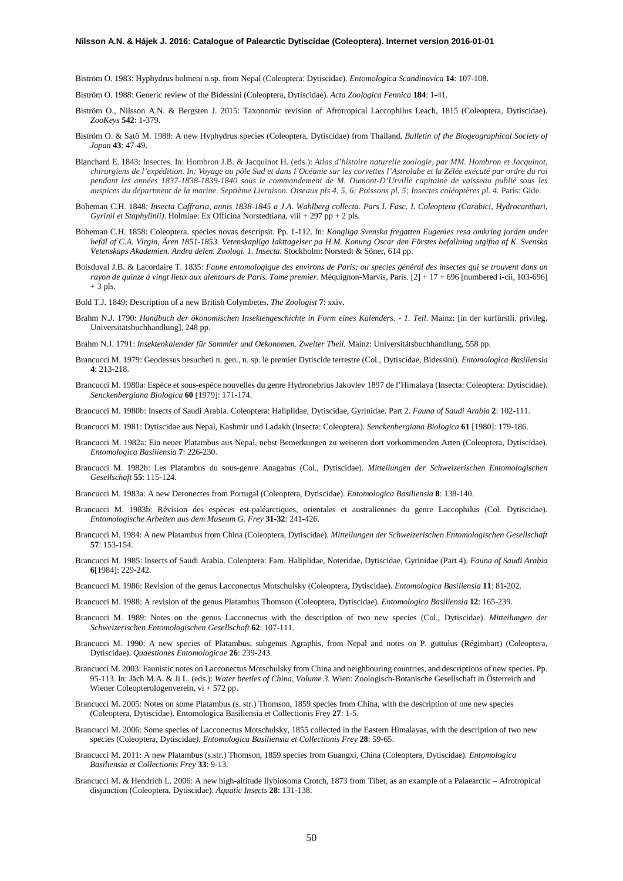Biström O. 1983: Hyphydrus holmeni n.sp. from Nepal (Coleoptera: Dytiscidae). *Entomologica Scandinavica* **14**: 107-108.

Biström O. 1988: Generic review of the Bidessini (Coleoptera, Dytiscidae). *Acta Zoologica Fennica* **184**: 1-41.

Biström O., Nilsson A.N. & Bergsten J. 2015: Taxonomic revision of Afrotropical Laccophilus Leach, 1815 (Coleoptera, Dytiscidae). *ZooKeys* **542**: 1-379.

Biström O. & Satô M. 1988: A new Hyphydrus species (Coleoptera, Dytiscidae) from Thailand. *Bulletin of the Biogeographical Society of Japan* **43**: 47-49.

Blanchard E. 1843: Insectes. In: Hombron J.B. & Jacquinot H. (eds.): *Atlas d'histoire naturelle zoologie, par MM. Hombron et Jacquinot, chirurgiens de l'expédition. In: Voyage au pôle Sud et dans l'Océanie sur les corvettes l'Astrolabe et la Zélée exécuté par ordre du roi pendant les années 1837-1838-1839-1840 sous le commandement de M. Dumont-D'Urville capitaine de vaisseau publié sous les auspices du départment de la marine. Septième Livraison. Oiseaux pls 4, 5, 6; Poissons pl. 5; Insectes coléoptères pl. 4.* Paris: Gide.

Boheman C.H. 1848: *Insecta Caffraria, annis 1838-1845 a J.A. Wahlberg collecta. Pars I. Fasc. I. Coleoptera (Carabici, Hydrocanthari, Gyrinii et Staphylinii)*. Holmiae: Ex Officina Norstedtiana, viii + 297 pp + 2 pls.

Boheman C.H. 1858: Coleoptera. species novas descripsit. Pp. 1-112. In: *Kongliga Svenska fregatten Eugenies resa omkring jorden under befäl af C.A. Virgin, Ären 1851-1853. Vetenskapliga Iakttagelser pa H.M. Konung Oscar den Förstes befallning utgifna af K. Svenska Vetenskaps Akademien. Andra delen. Zoologi. 1. Insecta.* Stockholm: Norstedt & Söner, 614 pp.

Boisduval J.B. & Lacordaire T. 1835: *Faune entomologique des environs de Paris; ou species général des insectes qui se trouvent dans un rayon de quinze à vingt lieux aux alentours de Paris. Tome premier.* Méquignon-Marvis, Paris. [2] + 17 + 696 [numbered i-cii, 103-696] + 3 pls.

Bold T.J. 1849: Description of a new British Colymbetes. *The Zoologist* **7**: xxiv.

Brahm N.J. 1790: *Handbuch der ökonomischen Insektengeschichte in Form eines Kalenders. - 1. Teil*. Mainz: [in der kurfürstli. privileg. Universitätsbuchhandlung], 248 pp.

Brahm N.J. 1791: *Insektenkalender für Sammler und Oekonomen. Zweiter Theil.* Mainz: Universitätsbuchhandlung, 558 pp.

Brancucci M. 1979: Geodessus besucheti n. gen., n. sp. le premier Dytiscide terrestre (Col., Dytiscidae, Bidessini). *Entomologica Basiliensia* **4**: 213-218.

Brancucci M. 1980a: Espèce et sous-espèce nouvelles du genre Hydronebrius Jakovlev 1897 de l'Himalaya (Insecta: Coleoptera: Dytiscidae). *Senckenbergiana Biologica* **60** [1979]: 171-174.

Brancucci M. 1980b: Insects of Saudi Arabia. Coleoptera: Haliplidae, Dytiscidae, Gyrinidae. Part 2. *Fauna of Saudi Arabia* **2**: 102-111.

Brancucci M. 1981: Dytiscidae aus Nepal, Kashmir und Ladakh (Insecta: Coleoptera). *Senckenbergiana Biologica* **61** [1980]: 179-186.

Brancucci M. 1982a: Ein neuer Platambus aus Nepal, nebst Bemerkungen zu weiteren dort vorkommenden Arten (Coleoptera, Dytiscidae). *Entomologica Basiliensia* **7**: 226-230.

Brancucci M. 1982b: Les Platambus du sous-genre Anagabus (Col., Dytiscidae). *Mitteilungen der Schweizerischen Entomologischen Gesellschaft* **55**: 115-124.

Brancucci M. 1983a: A new Deronectes from Portugal (Coleoptera, Dytiscidae). *Entomologica Basiliensia* **8**: 138-140.

Brancucci M. 1983b: Révision des espèces est-paléarctiques, orientales et australiennes du genre Laccophilus (Col. Dytiscidae). *Entomologische Arbeiten aus dem Museum G. Frey* **31-32**: 241-426.

Brancucci M. 1984: A new Platambus from China (Coleoptera, Dytiscidae). *Mitteilungen der Schweizerischen Entomologischen Gesellschaft* **57**: 153-154.

Brancucci M. 1985: Insects of Saudi Arabia. Coleoptera: Fam. Haliplidae, Noteridae, Dytiscidae, Gyrinidae (Part 4). *Fauna of Saudi Arabia* **6**[1984]: 229-242.

Brancucci M. 1986: Revision of the genus Lacconectus Motschulsky (Coleoptera, Dytiscidae). *Entomologica Basiliensia* **11**: 81-202.

Brancucci M. 1988: A revision of the genus Platambus Thomson (Coleoptera, Dytiscidae). *Entomologica Basiliensia* **12**: 165-239.

Brancucci M. 1989: Notes on the genus Lacconectus with the description of two new species (Col., Dytiscidae). *Mitteilungen der Schweizerischen Entomologischen Gesellschaft* **62**: 107-111.

Brancucci M. 1990: A new species of Platambus, subgenus Agraphis, from Nepal and notes on P. guttulus (Régimbart) (Coleoptera, Dytiscidae). *Quaestiones Entomologicae* **26**: 239-243.

Brancucci M. 2003: Faunistic notes on Lacconectus Motschulsky from China and neighbouring countries, and descriptions of new species. Pp. 95-113. In: Jäch M.A. & Ji L. (eds.): *Water beetles of China, Volume 3*. Wien: Zoologisch-Botanische Gesellschaft in Österreich and Wiener Coleopterologenverein, vi + 572 pp.

Brancucci M. 2005: Notes on some Platambus (s. str.) Thomson, 1859 species from China, with the description of one new species (Coleoptera, Dytiscidae). Entomologica Basiliensia et Collectionis Frey **27**: 1-5.

Brancucci M. 2006: Some species of Lacconectus Motschulsky, 1855 collected in the Eastern Himalayas, with the description of two new species (Coleoptera, Dytiscidae*). Entomologica Basiliensia et Collectionis Frey* **28**: 59-65.

Brancucci M. 2011: A new Platambus (s.str.) Thomson, 1859 species from Guangxi, China (Coleoptera, Dytiscidae). *Entomologica Basiliensia et Collectionis Frey* **33**: 9-13.

Brancucci M. & Hendrich L. 2006: A new high-altitude Ilybiosoma Crotch, 1873 from Tibet, as an example of a Palaearctic – Afrotropical disjunction (Coleoptera, Dytiscidae). *Aquatic Insects* **28**: 131-138.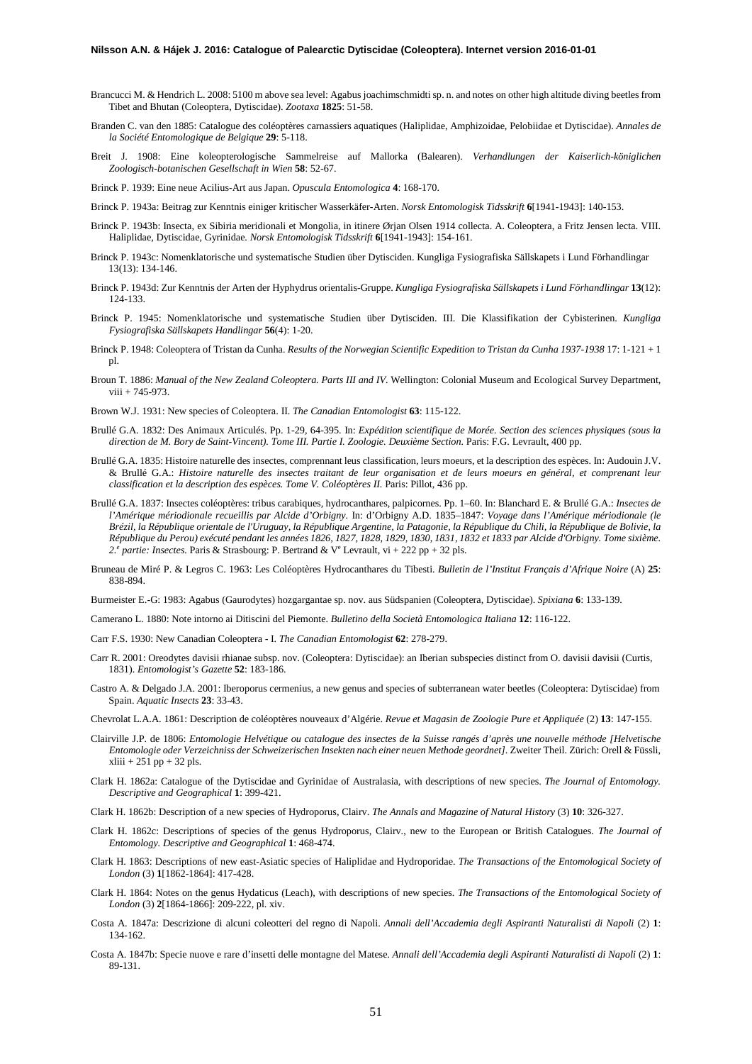Brancucci M. & Hendrich L. 2008: 5100 m above sea level: Agabus joachimschmidti sp. n. and notes on other high altitude diving beetles from Tibet and Bhutan (Coleoptera, Dytiscidae). *Zootaxa* **1825**: 51-58.

Branden C. van den 1885: Catalogue des coléoptères carnassiers aquatiques (Haliplidae, Amphizoidae, Pelobiidae et Dytiscidae). *Annales de la Société Entomologique de Belgique* **29**: 5-118.

Breit J. 1908: Eine koleopterologische Sammelreise auf Mallorka (Balearen). *Verhandlungen der Kaiserlich-königlichen Zoologisch-botanischen Gesellschaft in Wien* **58**: 52-67.

Brinck P. 1939: Eine neue Acilius-Art aus Japan. *Opuscula Entomologica* **4**: 168-170.

Brinck P. 1943a: Beitrag zur Kenntnis einiger kritischer Wasserkäfer-Arten. *Norsk Entomologisk Tidsskrift* **6**[1941-1943]: 140-153.

Brinck P. 1943b: Insecta, ex Sibiria meridionali et Mongolia, in itinere Ørjan Olsen 1914 collecta. A. Coleoptera, a Fritz Jensen lecta. VIII. Haliplidae, Dytiscidae, Gyrinidae. *Norsk Entomologisk Tidsskrift* **6**[1941-1943]: 154-161.

Brinck P. 1943c: Nomenklatorische und systematische Studien über Dytisciden. Kungliga Fysiografiska Sällskapets i Lund Förhandlingar 13(13): 134-146.

Brinck P. 1943d: Zur Kenntnis der Arten der Hyphydrus orientalis-Gruppe. *Kungliga Fysiografiska Sällskapets i Lund Förhandlingar* **13**(12): 124-133.

Brinck P. 1945: Nomenklatorische und systematische Studien über Dytisciden. III. Die Klassifikation der Cybisterinen. *Kungliga Fysiografiska Sällskapets Handlingar* **56**(4): 1-20.

Brinck P. 1948: Coleoptera of Tristan da Cunha. *Results of the Norwegian Scientific Expedition to Tristan da Cunha 1937-1938* 17: 1-121 + 1 pl.

Broun T. 1886: *Manual of the New Zealand Coleoptera. Parts III and IV*. Wellington: Colonial Museum and Ecological Survey Department, viii + 745-973.

Brown W.J. 1931: New species of Coleoptera. II. *The Canadian Entomologist* **63**: 115-122.

Brullé G.A. 1832: Des Animaux Articulés. Pp. 1-29, 64-395. In: *Expédition scientifique de Morée. Section des sciences physiques (sous la direction de M. Bory de Saint-Vincent). Tome III. Partie I. Zoologie. Deuxième Section*. Paris: F.G. Levrault, 400 pp.

Brullé G.A. 1835: Histoire naturelle des insectes, comprennant leus classification, leurs moeurs, et la description des espèces. In: Audouin J.V. & Brullé G.A.: *Histoire naturelle des insectes traitant de leur organisation et de leurs moeurs en général, et comprenant leur classification et la description des espèces. Tome V. Coléoptères II*. Paris: Pillot, 436 pp.

Brullé G.A. 1837: Insectes coléoptères: tribus carabiques, hydrocanthares, palpicornes. Pp. 1–60. In: Blanchard E. & Brullé G.A.: *Insectes de l'Amérique mériodionale recueillis par Alcide d'Orbigny*. In: d'Orbigny A.D. 1835–1847: *Voyage dans l'Amérique mériodionale (le Brézil, la République orientale de l'Uruguay, la République Argentine, la Patagonie, la République du Chili, la République de Bolivie, la République du Perou) exécuté pendant les années 1826, 1827, 1828, 1829, 1830, 1831, 1832 et 1833 par Alcide d'Orbigny. Tome sixième. 2.e partie: Insectes*. Paris & Strasbourg: P. Bertrand & Ve Levrault, vi + 222 pp + 32 pls.

Bruneau de Miré P. & Legros C. 1963: Les Coléoptères Hydrocanthares du Tibesti. *Bulletin de l'Institut Français d'Afrique Noire* (A) **25**: 838-894.

Burmeister E.-G: 1983: Agabus (Gaurodytes) hozgargantae sp. nov. aus Südspanien (Coleoptera, Dytiscidae). *Spixiana* **6**: 133-139.

Camerano L. 1880: Note intorno ai Ditiscini del Piemonte. *Bulletino della Società Entomologica Italiana* **12**: 116-122.

Carr F.S. 1930: New Canadian Coleoptera - I. *The Canadian Entomologist* **62**: 278-279.

Carr R. 2001: Oreodytes davisii rhianae subsp. nov. (Coleoptera: Dytiscidae): an Iberian subspecies distinct from O. davisii davisii (Curtis, 1831). *Entomologist's Gazette* **52**: 183-186.

Castro A. & Delgado J.A. 2001: Iberoporus cermenius, a new genus and species of subterranean water beetles (Coleoptera: Dytiscidae) from Spain. *Aquatic Insects* **23**: 33-43.

Chevrolat L.A.A. 1861: Description de coléoptères nouveaux d'Algérie. *Revue et Magasin de Zoologie Pure et Appliquée* (2) **13**: 147-155.

Clairville J.P. de 1806: *Entomologie Helvétique ou catalogue des insectes de la Suisse rangés d'après une nouvelle méthode [Helvetische Entomologie oder Verzeichniss der Schweizerischen Insekten nach einer neuen Methode geordnet]*. Zweiter Theil. Zürich: Orell & Füssli, xliii + 251 pp + 32 pls.

Clark H. 1862a: Catalogue of the Dytiscidae and Gyrinidae of Australasia, with descriptions of new species. *The Journal of Entomology. Descriptive and Geographical* **1**: 399-421.

Clark H. 1862b: Description of a new species of Hydroporus, Clairv. *The Annals and Magazine of Natural History* (3) **10**: 326-327.

Clark H. 1862c: Descriptions of species of the genus Hydroporus, Clairv., new to the European or British Catalogues. *The Journal of Entomology. Descriptive and Geographical* **1**: 468-474.

Clark H. 1863: Descriptions of new east-Asiatic species of Haliplidae and Hydroporidae. *The Transactions of the Entomological Society of London* (3) **1**[1862-1864]: 417-428.

Clark H. 1864: Notes on the genus Hydaticus (Leach), with descriptions of new species. *The Transactions of the Entomological Society of London* (3) **2**[1864-1866]: 209-222, pl. xiv.

Costa A. 1847a: Descrizione di alcuni coleotteri del regno di Napoli. *Annali dell'Accademia degli Aspiranti Naturalisti di Napoli* (2) **1**: 134-162.

Costa A. 1847b: Specie nuove e rare d'insetti delle montagne del Matese. *Annali dell'Accademia degli Aspiranti Naturalisti di Napoli* (2) **1**: 89-131.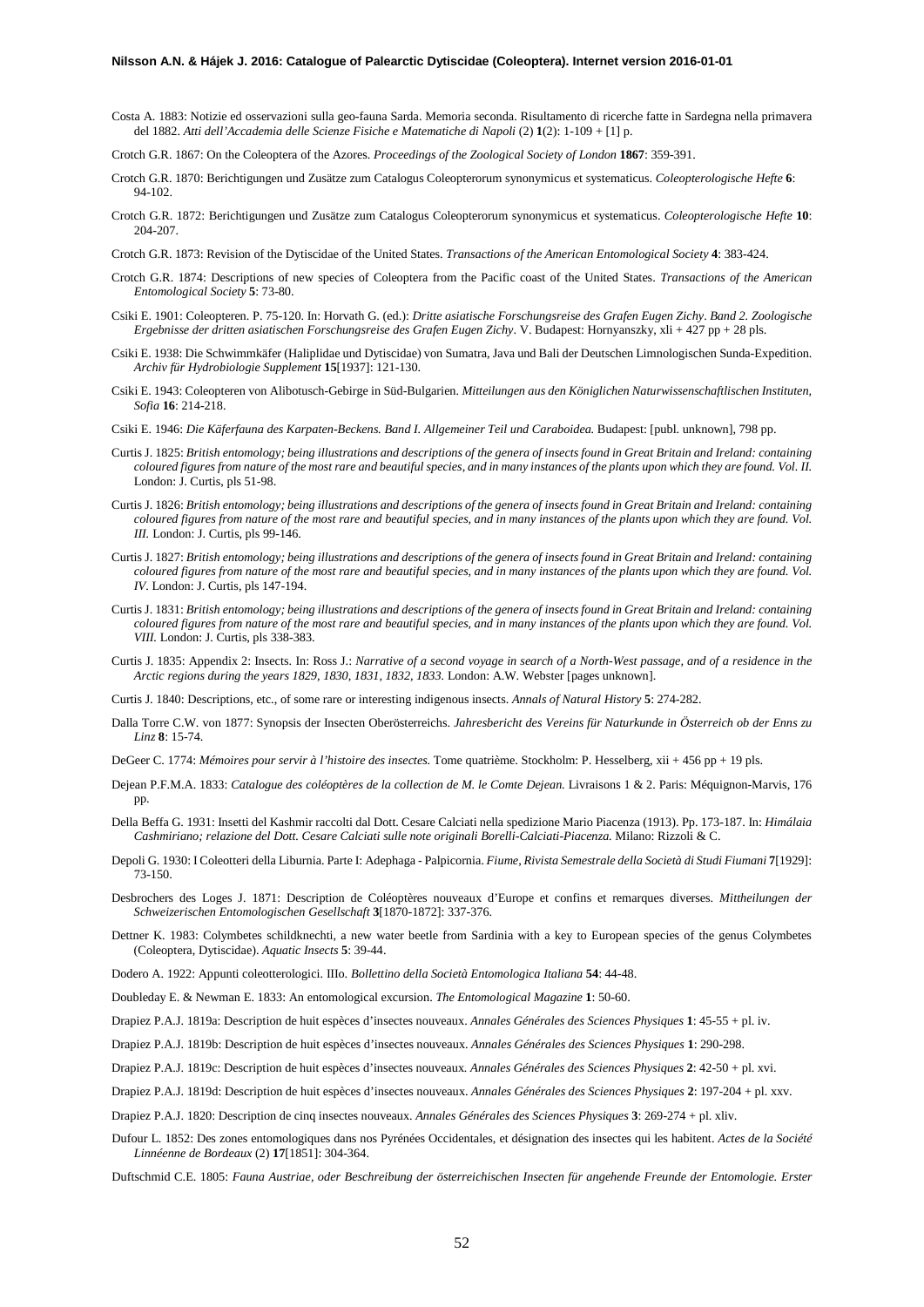Costa A. 1883: Notizie ed osservazioni sulla geo-fauna Sarda. Memoria seconda. Risultamento di ricerche fatte in Sardegna nella primavera del 1882. *Atti dell'Accademia delle Scienze Fisiche e Matematiche di Napoli* (2) **1**(2): 1-109 + [1] p.

Crotch G.R. 1867: On the Coleoptera of the Azores. *Proceedings of the Zoological Society of London* **1867**: 359-391.

Crotch G.R. 1870: Berichtigungen und Zusätze zum Catalogus Coleopterorum synonymicus et systematicus. *Coleopterologische Hefte* **6**: 94-102.

Crotch G.R. 1872: Berichtigungen und Zusätze zum Catalogus Coleopterorum synonymicus et systematicus. *Coleopterologische Hefte* **10**: 204-207.

Crotch G.R. 1873: Revision of the Dytiscidae of the United States. *Transactions of the American Entomological Society* **4**: 383-424.

Crotch G.R. 1874: Descriptions of new species of Coleoptera from the Pacific coast of the United States. *Transactions of the American Entomological Society* **5**: 73-80.

Csiki E. 1901: Coleopteren. P. 75-120. In: Horvath G. (ed.): *Dritte asiatische Forschungsreise des Grafen Eugen Zichy. Band 2. Zoologische Ergebnisse der dritten asiatischen Forschungsreise des Grafen Eugen Zichy*. V. Budapest: Hornyanszky, xli + 427 pp + 28 pls.

Csiki E. 1938: Die Schwimmkäfer (Haliplidae und Dytiscidae) von Sumatra, Java und Bali der Deutschen Limnologischen Sunda-Expedition. *Archiv für Hydrobiologie Supplement* **15**[1937]: 121-130.

Csiki E. 1943: Coleopteren von Alibotusch-Gebirge in Süd-Bulgarien. *Mitteilungen aus den Königlichen Naturwissenschaftlischen Instituten, Sofia* **16**: 214-218.

Csiki E. 1946: *Die Käferfauna des Karpaten-Beckens. Band I. Allgemeiner Teil und Caraboidea.* Budapest: [publ. unknown], 798 pp.

Curtis J. 1825: *British entomology; being illustrations and descriptions of the genera of insects found in Great Britain and Ireland: containing coloured figures from nature of the most rare and beautiful species, and in many instances of the plants upon which they are found. Vol. II.* London: J. Curtis, pls 51-98.

Curtis J. 1826: *British entomology; being illustrations and descriptions of the genera of insects found in Great Britain and Ireland: containing coloured figures from nature of the most rare and beautiful species, and in many instances of the plants upon which they are found. Vol. III.* London: J. Curtis, pls 99-146.

Curtis J. 1827: *British entomology; being illustrations and descriptions of the genera of insects found in Great Britain and Ireland: containing coloured figures from nature of the most rare and beautiful species, and in many instances of the plants upon which they are found. Vol. IV*. London: J. Curtis, pls 147-194.

Curtis J. 1831: *British entomology; being illustrations and descriptions of the genera of insects found in Great Britain and Ireland: containing coloured figures from nature of the most rare and beautiful species, and in many instances of the plants upon which they are found. Vol. VIII.* London: J. Curtis, pls 338-383.

Curtis J. 1835: Appendix 2: Insects. In: Ross J.: *Narrative of a second voyage in search of a North-West passage, and of a residence in the Arctic regions during the years 1829, 1830, 1831, 1832, 1833.* London: A.W. Webster [pages unknown].

Curtis J. 1840: Descriptions, etc., of some rare or interesting indigenous insects. *Annals of Natural History* **5**: 274-282.

Dalla Torre C.W. von 1877: Synopsis der Insecten Oberösterreichs. *Jahresbericht des Vereins für Naturkunde in Österreich ob der Enns zu Linz* **8**: 15-74.

DeGeer C. 1774: *Mémoires pour servir à l'histoire des insectes.* Tome quatrième. Stockholm: P. Hesselberg, xii + 456 pp + 19 pls.

Dejean P.F.M.A. 1833: *Catalogue des coléoptères de la collection de M. le Comte Dejean.* Livraisons 1 & 2. Paris: Méquignon-Marvis, 176 pp.

Della Beffa G. 1931: Insetti del Kashmir raccolti dal Dott. Cesare Calciati nella spedizione Mario Piacenza (1913). Pp. 173-187. In: *Himálaia Cashmiriano; relazione del Dott. Cesare Calciati sulle note originali Borelli-Calciati-Piacenza.* Milano: Rizzoli & C.

Depoli G. 1930: I Coleotteri della Liburnia. Parte I: Adephaga - Palpicornia. *Fiume, Rivista Semestrale della Società di Studi Fiumani* **7**[1929]: 73-150.

Desbrochers des Loges J. 1871: Description de Coléoptères nouveaux d'Europe et confins et remarques diverses. *Mittheilungen der Schweizerischen Entomologischen Gesellschaft* **3**[1870-1872]: 337-376.

Dettner K. 1983: Colymbetes schildknechti, a new water beetle from Sardinia with a key to European species of the genus Colymbetes (Coleoptera, Dytiscidae). *Aquatic Insects* **5**: 39-44.

Dodero A. 1922: Appunti coleotterologici. IIIo. *Bollettino della Società Entomologica Italiana* **54**: 44-48.

Doubleday E. & Newman E. 1833: An entomological excursion. *The Entomological Magazine* **1**: 50-60.

Drapiez P.A.J. 1819a: Description de huit espèces d'insectes nouveaux. *Annales Générales des Sciences Physiques* **1**: 45-55 + pl. iv.

Drapiez P.A.J. 1819b: Description de huit espèces d'insectes nouveaux. *Annales Générales des Sciences Physiques* **1**: 290-298.

Drapiez P.A.J. 1819c: Description de huit espèces d'insectes nouveaux. *Annales Générales des Sciences Physiques* **2**: 42-50 + pl. xvi.

Drapiez P.A.J. 1819d: Description de huit espèces d'insectes nouveaux. *Annales Générales des Sciences Physiques* **2**: 197-204 + pl. xxv.

Drapiez P.A.J. 1820: Description de cinq insectes nouveaux. *Annales Générales des Sciences Physiques* **3**: 269-274 + pl. xliv.

Dufour L. 1852: Des zones entomologiques dans nos Pyrénées Occidentales, et désignation des insectes qui les habitent. *Actes de la Société Linnéenne de Bordeaux* (2) **17**[1851]: 304-364.

Duftschmid C.E. 1805: *Fauna Austriae, oder Beschreibung der österreichischen Insecten für angehende Freunde der Entomologie. Erster*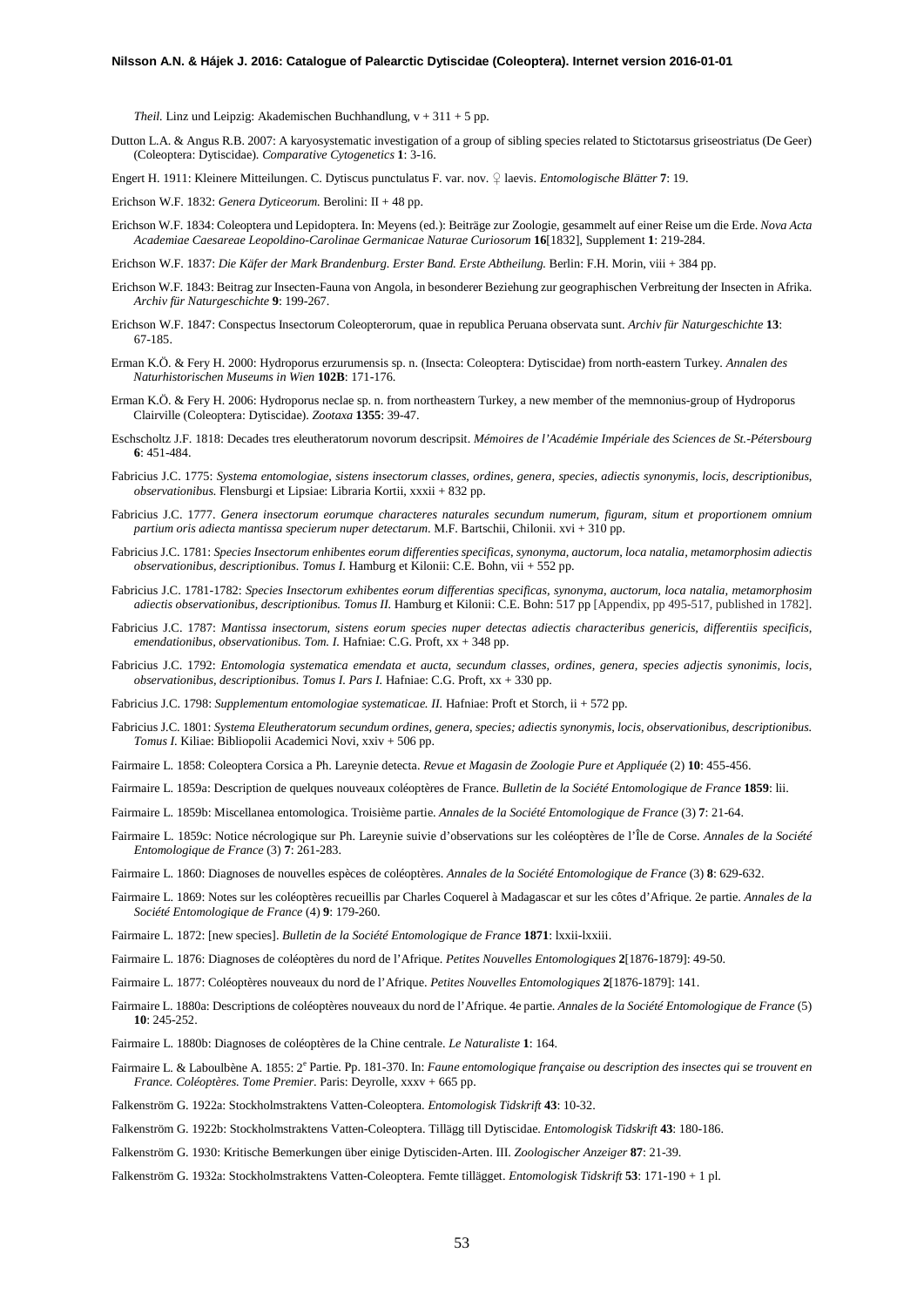*Theil.* Linz und Leipzig: Akademischen Buchhandlung, v + 311 + 5 pp.

Dutton L.A. & Angus R.B. 2007: A karyosystematic investigation of a group of sibling species related to Stictotarsus griseostriatus (De Geer) (Coleoptera: Dytiscidae). *Comparative Cytogenetics* **1**: 3-16.

Engert H. 1911: Kleinere Mitteilungen. C. Dytiscus punctulatus F. var. nov. ♀ laevis. *Entomologische Blätter* **7**: 19.

Erichson W.F. 1832: *Genera Dyticeorum.* Berolini: II + 48 pp.

Erichson W.F. 1834: Coleoptera und Lepidoptera. In: Meyens (ed.): Beiträge zur Zoologie, gesammelt auf einer Reise um die Erde. *Nova Acta Academiae Caesareae Leopoldino-Carolinae Germanicae Naturae Curiosorum* **16**[1832], Supplement **1**: 219-284.

Erichson W.F. 1837: *Die Käfer der Mark Brandenburg. Erster Band. Erste Abtheilung.* Berlin: F.H. Morin, viii + 384 pp.

Erichson W.F. 1843: Beitrag zur Insecten-Fauna von Angola, in besonderer Beziehung zur geographischen Verbreitung der Insecten in Afrika. *Archiv für Naturgeschichte* **9**: 199-267.

Erichson W.F. 1847: Conspectus Insectorum Coleopterorum, quae in republica Peruana observata sunt. *Archiv für Naturgeschichte* **13**: 67-185.

Erman K.Ö. & Fery H. 2000: Hydroporus erzurumensis sp. n. (Insecta: Coleoptera: Dytiscidae) from north-eastern Turkey. *Annalen des Naturhistorischen Museums in Wien* **102B**: 171-176.

Erman K.Ö. & Fery H. 2006: Hydroporus neclae sp. n. from northeastern Turkey, a new member of the memnonius-group of Hydroporus Clairville (Coleoptera: Dytiscidae). *Zootaxa* **1355**: 39-47.

Eschscholtz J.F. 1818: Decades tres eleutheratorum novorum descripsit. *Mémoires de l'Académie Impériale des Sciences de St.-Pétersbourg* **6**: 451-484.

Fabricius J.C. 1775: *Systema entomologiae, sistens insectorum classes, ordines, genera, species, adiectis synonymis, locis, descriptionibus, observationibus.* Flensburgi et Lipsiae: Libraria Kortii, xxxii + 832 pp.

Fabricius J.C. 1777. *Genera insectorum eorumque characteres naturales secundum numerum, figuram, situm et proportionem omnium partium oris adiecta mantissa specierum nuper detectarum.* M.F. Bartschii, Chilonii. xvi + 310 pp.

Fabricius J.C. 1781: *Species Insectorum enhibentes eorum differenties specificas, synonyma, auctorum, loca natalia, metamorphosim adiectis observationibus, descriptionibus. Tomus I.* Hamburg et Kilonii: C.E. Bohn, vii + 552 pp.

Fabricius J.C. 1781-1782: *Species Insectorum exhibentes eorum differentias specificas, synonyma, auctorum, loca natalia, metamorphosim adiectis observationibus, descriptionibus. Tomus II.* Hamburg et Kilonii: C.E. Bohn: 517 pp [Appendix, pp 495-517, published in 1782].

Fabricius J.C. 1787: *Mantissa insectorum, sistens eorum species nuper detectas adiectis characteribus genericis, differentiis specificis, emendationibus, observationibus. Tom. I.* Hafniae: C.G. Proft, xx + 348 pp.

Fabricius J.C. 1792: *Entomologia systematica emendata et aucta, secundum classes, ordines, genera, species adjectis synonimis, locis, observationibus, descriptionibus. Tomus I. Pars I.* Hafniae: C.G. Proft, xx + 330 pp.

Fabricius J.C. 1798: *Supplementum entomologiae systematicae. II.* Hafniae: Proft et Storch, ii + 572 pp.

Fabricius J.C. 1801: *Systema Eleutheratorum secundum ordines, genera, species; adiectis synonymis, locis, observationibus, descriptionibus. Tomus I.* Kiliae: Bibliopolii Academici Novi, xxiv + 506 pp.

Fairmaire L. 1858: Coleoptera Corsica a Ph. Lareynie detecta. *Revue et Magasin de Zoologie Pure et Appliquée* (2) **10**: 455-456.

Fairmaire L. 1859a: Description de quelques nouveaux coléoptères de France. *Bulletin de la Société Entomologique de France* **1859**: lii.

Fairmaire L. 1859b: Miscellanea entomologica. Troisième partie. *Annales de la Société Entomologique de France* (3) **7**: 21-64.

Fairmaire L. 1859c: Notice nécrologique sur Ph. Lareynie suivie d'observations sur les coléoptères de l'Île de Corse. *Annales de la Société Entomologique de France* (3) **7**: 261-283.

Fairmaire L. 1860: Diagnoses de nouvelles espèces de coléoptères. *Annales de la Société Entomologique de France* (3) **8**: 629-632.

Fairmaire L. 1869: Notes sur les coléoptères recueillis par Charles Coquerel à Madagascar et sur les côtes d'Afrique. 2e partie. *Annales de la Société Entomologique de France* (4) **9**: 179-260.

Fairmaire L. 1872: [new species]. *Bulletin de la Société Entomologique de France* **1871**: lxxii-lxxiii.

Fairmaire L. 1876: Diagnoses de coléoptères du nord de l'Afrique. *Petites Nouvelles Entomologiques* **2**[1876-1879]: 49-50.

Fairmaire L. 1877: Coléoptères nouveaux du nord de l'Afrique. *Petites Nouvelles Entomologiques* **2**[1876-1879]: 141.

Fairmaire L. 1880a: Descriptions de coléoptères nouveaux du nord de l'Afrique. 4e partie. *Annales de la Société Entomologique de France* (5) **10**: 245-252.

Fairmaire L. 1880b: Diagnoses de coléoptères de la Chine centrale. *Le Naturaliste* **1**: 164.

Fairmaire L. & Laboulbène A. 1855: 2e Partie. Pp. 181-370. In: *Faune entomologique française ou description des insectes qui se trouvent en France. Coléoptères. Tome Premier.* Paris: Deyrolle, xxxv + 665 pp.

Falkenström G. 1922a: Stockholmstraktens Vatten-Coleoptera. *Entomologisk Tidskrift* **43**: 10-32.

Falkenström G. 1922b: Stockholmstraktens Vatten-Coleoptera. Tillägg till Dytiscidae. *Entomologisk Tidskrift* **43**: 180-186.

Falkenström G. 1930: Kritische Bemerkungen über einige Dytisciden-Arten. III. *Zoologischer Anzeiger* **87**: 21-39.

Falkenström G. 1932a: Stockholmstraktens Vatten-Coleoptera. Femte tillägget. *Entomologisk Tidskrift* **53**: 171-190 + 1 pl.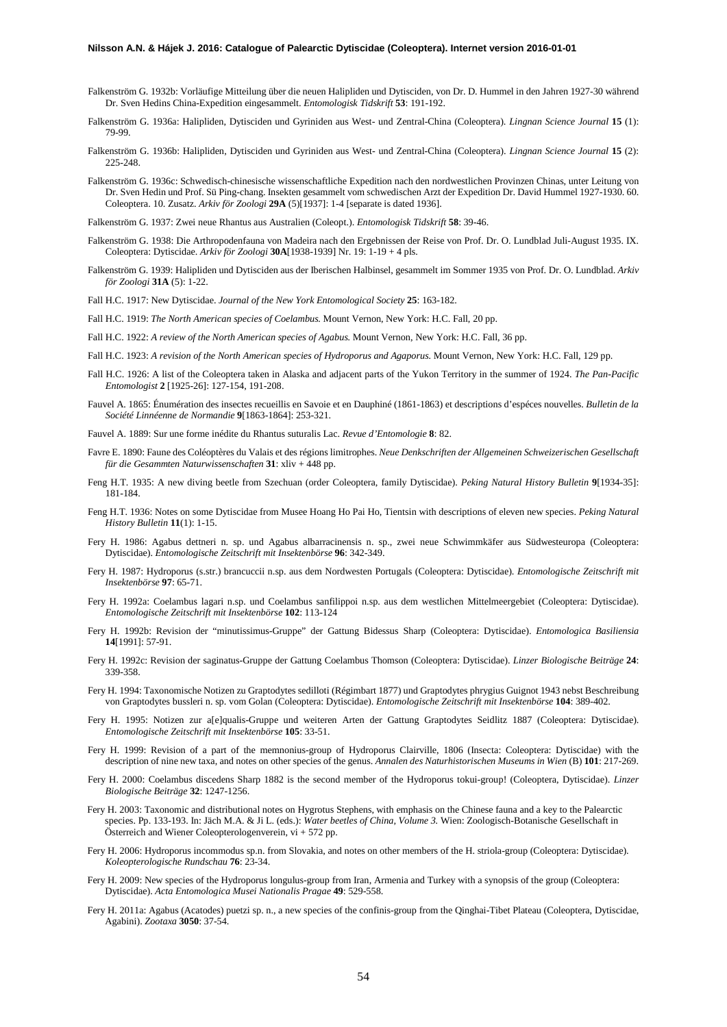Falkenström G. 1932b: Vorläufige Mitteilung über die neuen Halipliden und Dytisciden, von Dr. D. Hummel in den Jahren 1927-30 während Dr. Sven Hedins China-Expedition eingesammelt. *Entomologisk Tidskrift* **53**: 191-192.

Falkenström G. 1936a: Halipliden, Dytisciden und Gyriniden aus West- und Zentral-China (Coleoptera). *Lingnan Science Journal* **15** (1): 79-99.

Falkenström G. 1936b: Halipliden, Dytisciden und Gyriniden aus West- und Zentral-China (Coleoptera). *Lingnan Science Journal* **15** (2): 225-248.

Falkenström G. 1936c: Schwedisch-chinesische wissenschaftliche Expedition nach den nordwestlichen Provinzen Chinas, unter Leitung von Dr. Sven Hedin und Prof. Sü Ping-chang. Insekten gesammelt vom schwedischen Arzt der Expedition Dr. David Hummel 1927-1930. 60. Coleoptera. 10. Zusatz. *Arkiv för Zoologi* **29A** (5)[1937]: 1-4 [separate is dated 1936].

Falkenström G. 1937: Zwei neue Rhantus aus Australien (Coleopt.). *Entomologisk Tidskrift* **58**: 39-46.

Falkenström G. 1938: Die Arthropodenfauna von Madeira nach den Ergebnissen der Reise von Prof. Dr. O. Lundblad Juli-August 1935. IX. Coleoptera: Dytiscidae. *Arkiv för Zoologi* **30A**[1938-1939] Nr. 19: 1-19 + 4 pls.

Falkenström G. 1939: Halipliden und Dytisciden aus der Iberischen Halbinsel, gesammelt im Sommer 1935 von Prof. Dr. O. Lundblad. *Arkiv för Zoologi* **31A** (5): 1-22.

Fall H.C. 1917: New Dytiscidae. *Journal of the New York Entomological Society* **25**: 163-182.

Fall H.C. 1919: *The North American species of Coelambus.* Mount Vernon, New York: H.C. Fall, 20 pp.

Fall H.C. 1922: *A review of the North American species of Agabus.* Mount Vernon, New York: H.C. Fall, 36 pp.

Fall H.C. 1923: *A revision of the North American species of Hydroporus and Agaporus.* Mount Vernon, New York: H.C. Fall, 129 pp.

Fall H.C. 1926: A list of the Coleoptera taken in Alaska and adjacent parts of the Yukon Territory in the summer of 1924. *The Pan-Pacific Entomologist* **2** [1925-26]: 127-154, 191-208.

Fauvel A. 1865: Énumération des insectes recueillis en Savoie et en Dauphiné (1861-1863) et descriptions d'espéces nouvelles. *Bulletin de la Société Linnéenne de Normandie* **9**[1863-1864]: 253-321.

Fauvel A. 1889: Sur une forme inédite du Rhantus suturalis Lac. *Revue d'Entomologie* **8**: 82.

Favre E. 1890: Faune des Coléoptères du Valais et des régions limitrophes. *Neue Denkschriften der Allgemeinen Schweizerischen Gesellschaft für die Gesammten Naturwissenschaften* **31**: xliv + 448 pp.

Feng H.T. 1935: A new diving beetle from Szechuan (order Coleoptera, family Dytiscidae). *Peking Natural History Bulletin* **9**[1934-35]: 181-184.

Feng H.T. 1936: Notes on some Dytiscidae from Musee Hoang Ho Pai Ho, Tientsin with descriptions of eleven new species. *Peking Natural History Bulletin* **11**(1): 1-15.

Fery H. 1986: Agabus dettneri n. sp. und Agabus albarracinensis n. sp., zwei neue Schwimmkäfer aus Südwesteuropa (Coleoptera: Dytiscidae). *Entomologische Zeitschrift mit Insektenbörse* **96**: 342-349.

Fery H. 1987: Hydroporus (s.str.) brancuccii n.sp. aus dem Nordwesten Portugals (Coleoptera: Dytiscidae). *Entomologische Zeitschrift mit Insektenbörse* **97**: 65-71.

Fery H. 1992a: Coelambus lagari n.sp. und Coelambus sanfilippoi n.sp. aus dem westlichen Mittelmeergebiet (Coleoptera: Dytiscidae). *Entomologische Zeitschrift mit Insektenbörse* **102**: 113-124

Fery H. 1992b: Revision der "minutissimus-Gruppe" der Gattung Bidessus Sharp (Coleoptera: Dytiscidae). *Entomologica Basiliensia* **14**[1991]: 57-91.

Fery H. 1992c: Revision der saginatus-Gruppe der Gattung Coelambus Thomson (Coleoptera: Dytiscidae). *Linzer Biologische Beiträge* **24**: 339-358.

Fery H. 1994: Taxonomische Notizen zu Graptodytes sedilloti (Régimbart 1877) und Graptodytes phrygius Guignot 1943 nebst Beschreibung von Graptodytes bussleri n. sp. vom Golan (Coleoptera: Dytiscidae). *Entomologische Zeitschrift mit Insektenbörse* **104**: 389-402.

Fery H. 1995: Notizen zur a[e]qualis-Gruppe und weiteren Arten der Gattung Graptodytes Seidlitz 1887 (Coleoptera: Dytiscidae). *Entomologische Zeitschrift mit Insektenbörse* **105**: 33-51.

Fery H. 1999: Revision of a part of the memnonius-group of Hydroporus Clairville, 1806 (Insecta: Coleoptera: Dytiscidae) with the description of nine new taxa, and notes on other species of the genus. *Annalen des Naturhistorischen Museums in Wien* (B) **101**: 217-269.

Fery H. 2000: Coelambus discedens Sharp 1882 is the second member of the Hydroporus tokui-group! (Coleoptera, Dytiscidae). *Linzer Biologische Beiträge* **32**: 1247-1256.

Fery H. 2003: Taxonomic and distributional notes on Hygrotus Stephens, with emphasis on the Chinese fauna and a key to the Palearctic species. Pp. 133-193. In: Jäch M.A. & Ji L. (eds.): *Water beetles of China, Volume 3.* Wien: Zoologisch-Botanische Gesellschaft in Österreich and Wiener Coleopterologenverein, vi + 572 pp.

Fery H. 2006: Hydroporus incommodus sp.n. from Slovakia, and notes on other members of the H. striola-group (Coleoptera: Dytiscidae). *Koleopterologische Rundschau* **76**: 23-34.

Fery H. 2009: New species of the Hydroporus longulus-group from Iran, Armenia and Turkey with a synopsis of the group (Coleoptera: Dytiscidae). *Acta Entomologica Musei Nationalis Pragae* **49**: 529-558.

Fery H. 2011a: Agabus (Acatodes) puetzi sp. n., a new species of the confinis-group from the Qinghai-Tibet Plateau (Coleoptera, Dytiscidae, Agabini). *Zootaxa* **3050**: 37-54.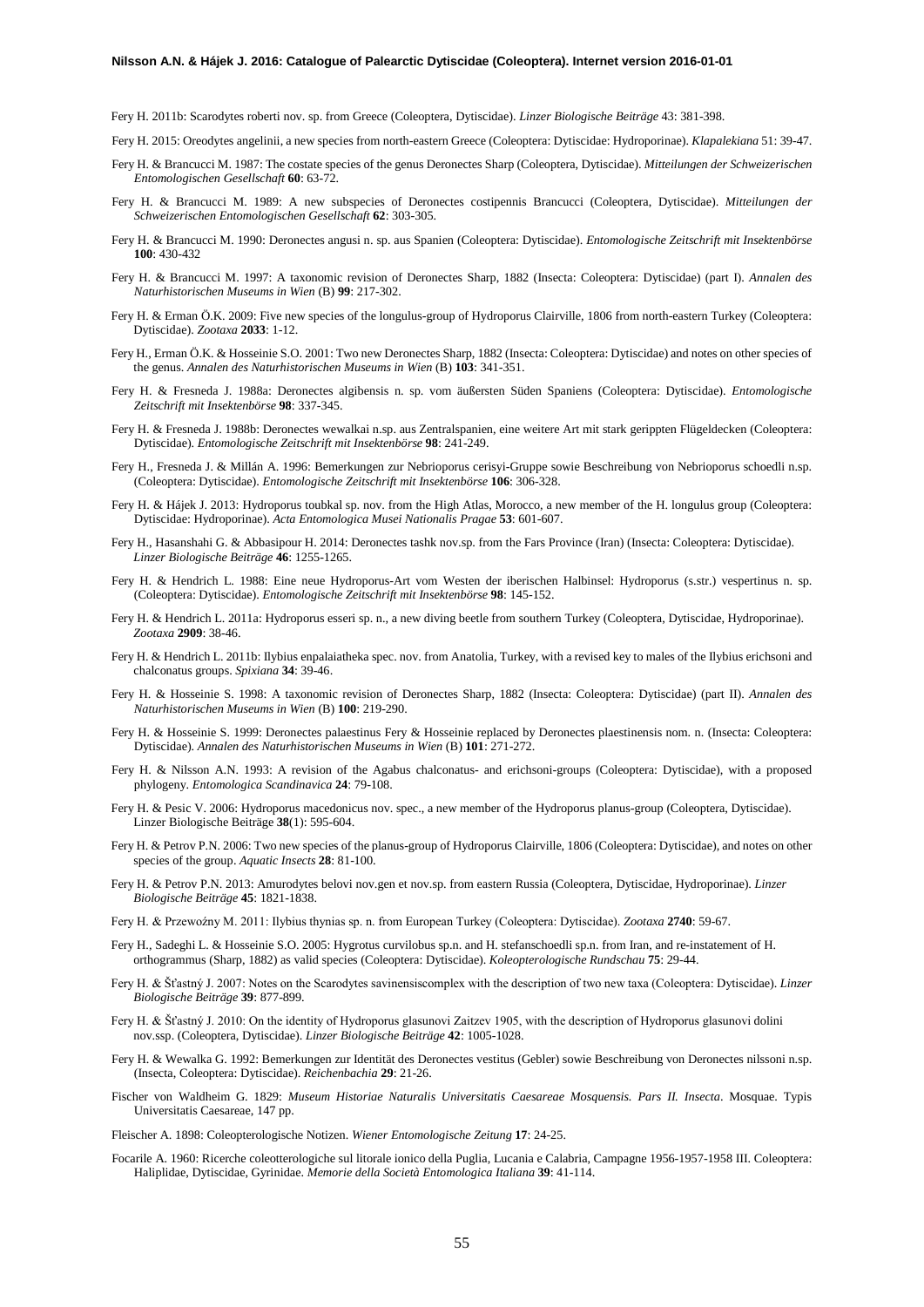Fery H. 2011b: Scarodytes roberti nov. sp. from Greece (Coleoptera, Dytiscidae). *Linzer Biologische Beiträge* 43: 381-398.

Fery H. 2015: Oreodytes angelinii, a new species from north-eastern Greece (Coleoptera: Dytiscidae: Hydroporinae). *Klapalekiana* 51: 39-47.

Fery H. & Brancucci M. 1987: The costate species of the genus Deronectes Sharp (Coleoptera, Dytiscidae). *Mitteilungen der Schweizerischen Entomologischen Gesellschaft* **60**: 63-72.

Fery H. & Brancucci M. 1989: A new subspecies of Deronectes costipennis Brancucci (Coleoptera, Dytiscidae). *Mitteilungen der Schweizerischen Entomologischen Gesellschaft* **62**: 303-305.

Fery H. & Brancucci M. 1990: Deronectes angusi n. sp. aus Spanien (Coleoptera: Dytiscidae). *Entomologische Zeitschrift mit Insektenbörse* **100**: 430-432

Fery H. & Brancucci M. 1997: A taxonomic revision of Deronectes Sharp, 1882 (Insecta: Coleoptera: Dytiscidae) (part I). *Annalen des Naturhistorischen Museums in Wien* (B) **99**: 217-302.

Fery H. & Erman Ö.K. 2009: Five new species of the longulus-group of Hydroporus Clairville, 1806 from north-eastern Turkey (Coleoptera: Dytiscidae). *Zootaxa* **2033**: 1-12.

Fery H., Erman Ö.K. & Hosseinie S.O. 2001: Two new Deronectes Sharp, 1882 (Insecta: Coleoptera: Dytiscidae) and notes on other species of the genus. *Annalen des Naturhistorischen Museums in Wien* (B) **103**: 341-351.

Fery H. & Fresneda J. 1988a: Deronectes algibensis n. sp. vom äußersten Süden Spaniens (Coleoptera: Dytiscidae). *Entomologische Zeitschrift mit Insektenbörse* **98**: 337-345.

Fery H. & Fresneda J. 1988b: Deronectes wewalkai n.sp. aus Zentralspanien, eine weitere Art mit stark gerippten Flügeldecken (Coleoptera: Dytiscidae). *Entomologische Zeitschrift mit Insektenbörse* **98**: 241-249.

Fery H., Fresneda J. & Millán A. 1996: Bemerkungen zur Nebrioporus cerisyi-Gruppe sowie Beschreibung von Nebrioporus schoedli n.sp. (Coleoptera: Dytiscidae). *Entomologische Zeitschrift mit Insektenbörse* **106**: 306-328.

Fery H. & Hájek J. 2013: Hydroporus toubkal sp. nov. from the High Atlas, Morocco, a new member of the H. longulus group (Coleoptera: Dytiscidae: Hydroporinae). *Acta Entomologica Musei Nationalis Pragae* **53**: 601-607.

Fery H., Hasanshahi G. & Abbasipour H. 2014: Deronectes tashk nov.sp. from the Fars Province (Iran) (Insecta: Coleoptera: Dytiscidae). *Linzer Biologische Beiträge* **46**: 1255-1265.

Fery H. & Hendrich L. 1988: Eine neue Hydroporus-Art vom Westen der iberischen Halbinsel: Hydroporus (s.str.) vespertinus n. sp. (Coleoptera: Dytiscidae). *Entomologische Zeitschrift mit Insektenbörse* **98**: 145-152.

Fery H. & Hendrich L. 2011a: Hydroporus esseri sp. n., a new diving beetle from southern Turkey (Coleoptera, Dytiscidae, Hydroporinae). *Zootaxa* **2909**: 38-46.

Fery H. & Hendrich L. 2011b: Ilybius enpalaiatheka spec. nov. from Anatolia, Turkey, with a revised key to males of the Ilybius erichsoni and chalconatus groups. *Spixiana* **34**: 39-46.

Fery H. & Hosseinie S. 1998: A taxonomic revision of Deronectes Sharp, 1882 (Insecta: Coleoptera: Dytiscidae) (part II). *Annalen des Naturhistorischen Museums in Wien* (B) **100**: 219-290.

Fery H. & Hosseinie S. 1999: Deronectes palaestinus Fery & Hosseinie replaced by Deronectes plaestinensis nom. n. (Insecta: Coleoptera: Dytiscidae). *Annalen des Naturhistorischen Museums in Wien* (B) **101**: 271-272.

Fery H. & Nilsson A.N. 1993: A revision of the Agabus chalconatus- and erichsoni-groups (Coleoptera: Dytiscidae), with a proposed phylogeny. *Entomologica Scandinavica* **24**: 79-108.

Fery H. & Pesic V. 2006: Hydroporus macedonicus nov. spec., a new member of the Hydroporus planus-group (Coleoptera, Dytiscidae). Linzer Biologische Beiträge **38**(1): 595-604.

Fery H. & Petrov P.N. 2006: Two new species of the planus-group of Hydroporus Clairville, 1806 (Coleoptera: Dytiscidae), and notes on other species of the group. *Aquatic Insects* **28**: 81-100.

Fery H. & Petrov P.N. 2013: Amurodytes belovi nov.gen et nov.sp. from eastern Russia (Coleoptera, Dytiscidae, Hydroporinae). *Linzer Biologische Beiträge* **45**: 1821-1838.

Fery H. & Przewoźny M. 2011: Ilybius thynias sp. n. from European Turkey (Coleoptera: Dytiscidae). *Zootaxa* **2740**: 59-67.

Fery H., Sadeghi L. & Hosseinie S.O. 2005: Hygrotus curvilobus sp.n. and H. stefanschoedli sp.n. from Iran, and re-instatement of H. orthogrammus (Sharp, 1882) as valid species (Coleoptera: Dytiscidae). *Koleopterologische Rundschau* **75**: 29-44.

Fery H. & Šťastný J. 2007: Notes on the Scarodytes savinensiscomplex with the description of two new taxa (Coleoptera: Dytiscidae). *Linzer Biologische Beiträge* **39**: 877-899.

Fery H. & Šťastný J. 2010: On the identity of Hydroporus glasunovi Zaitzev 1905, with the description of Hydroporus glasunovi dolini nov.ssp. (Coleoptera, Dytiscidae). *Linzer Biologische Beiträge* **42**: 1005-1028.

Fery H. & Wewalka G. 1992: Bemerkungen zur Identität des Deronectes vestitus (Gebler) sowie Beschreibung von Deronectes nilssoni n.sp. (Insecta, Coleoptera: Dytiscidae). *Reichenbachia* **29**: 21-26.

Fischer von Waldheim G. 1829: *Museum Historiae Naturalis Universitatis Caesareae Mosquensis. Pars II. Insecta*. Mosquae. Typis Universitatis Caesareae, 147 pp.

Fleischer A. 1898: Coleopterologische Notizen. *Wiener Entomologische Zeitung* **17**: 24-25.

Focarile A. 1960: Ricerche coleotterologiche sul litorale ionico della Puglia, Lucania e Calabria, Campagne 1956-1957-1958 III. Coleoptera: Haliplidae, Dytiscidae, Gyrinidae. *Memorie della Società Entomologica Italiana* **39**: 41-114.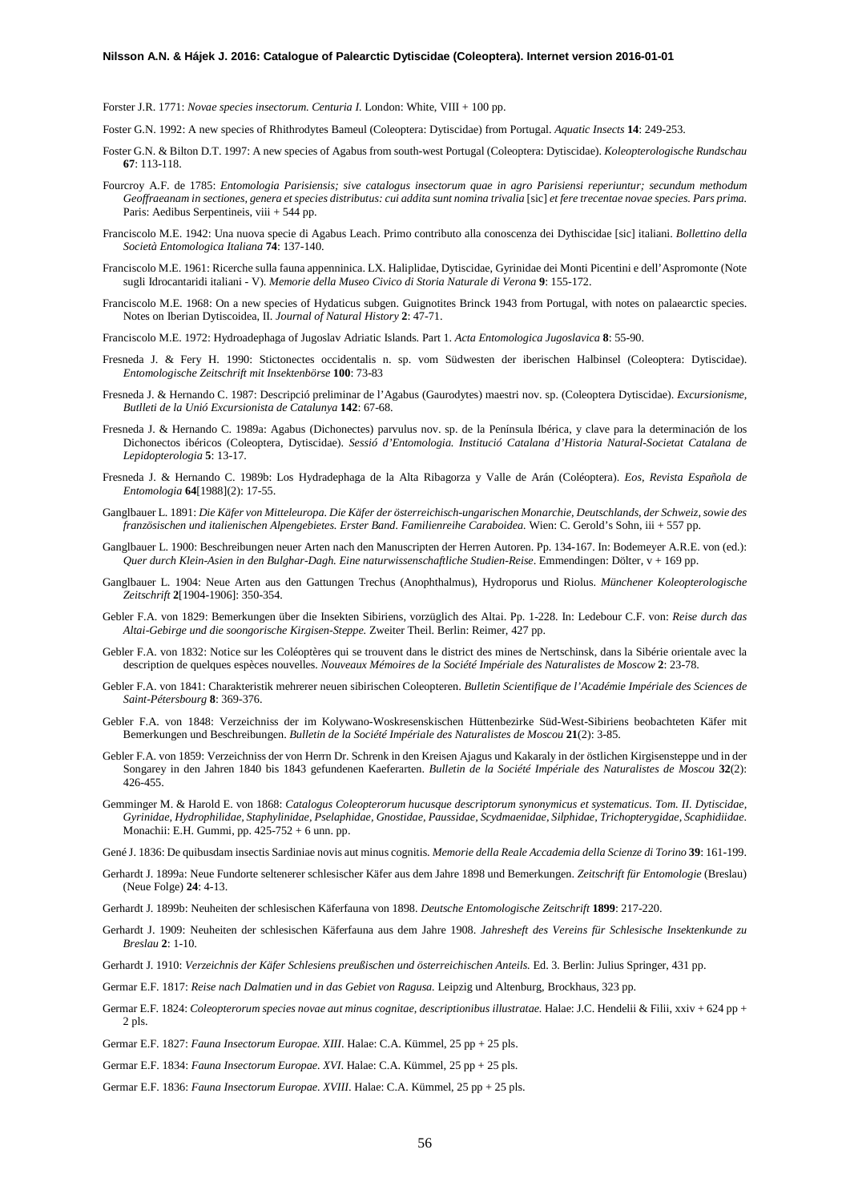Forster J.R. 1771: *Novae species insectorum. Centuria I.* London: White, VIII + 100 pp.

Foster G.N. 1992: A new species of Rhithrodytes Bameul (Coleoptera: Dytiscidae) from Portugal. *Aquatic Insects* **14**: 249-253.

Foster G.N. & Bilton D.T. 1997: A new species of Agabus from south-west Portugal (Coleoptera: Dytiscidae). *Koleopterologische Rundschau* **67**: 113-118.

Fourcroy A.F. de 1785: *Entomologia Parisiensis; sive catalogus insectorum quae in agro Parisiensi reperiuntur; secundum methodum Geoffraeanam in sectiones, genera et species distributus: cui addita sunt nomina trivalia* [sic] *et fere trecentae novae species. Pars prima.* Paris: Aedibus Serpentineis, viii + 544 pp.

Franciscolo M.E. 1942: Una nuova specie di Agabus Leach. Primo contributo alla conoscenza dei Dythiscidae [sic] italiani. *Bollettino della Società Entomologica Italiana* **74**: 137-140.

Franciscolo M.E. 1961: Ricerche sulla fauna appenninica. LX. Haliplidae, Dytiscidae, Gyrinidae dei Monti Picentini e dell'Aspromonte (Note sugli Idrocantaridi italiani - V). *Memorie della Museo Civico di Storia Naturale di Verona* **9**: 155-172.

Franciscolo M.E. 1968: On a new species of Hydaticus subgen. Guignotites Brinck 1943 from Portugal, with notes on palaearctic species. Notes on Iberian Dytiscoidea, II. *Journal of Natural History* **2**: 47-71.

Franciscolo M.E. 1972: Hydroadephaga of Jugoslav Adriatic Islands. Part 1. *Acta Entomologica Jugoslavica* **8**: 55-90.

Fresneda J. & Fery H. 1990: Stictonectes occidentalis n. sp. vom Südwesten der iberischen Halbinsel (Coleoptera: Dytiscidae). *Entomologische Zeitschrift mit Insektenbörse* **100**: 73-83

Fresneda J. & Hernando C. 1987: Descripció preliminar de l'Agabus (Gaurodytes) maestri nov. sp. (Coleoptera Dytiscidae). *Excursionisme, Butlleti de la Unió Excursionista de Catalunya* **142**: 67-68.

Fresneda J. & Hernando C. 1989a: Agabus (Dichonectes) parvulus nov. sp. de la Península Ibérica, y clave para la determinación de los Dichonectos ibéricos (Coleoptera, Dytiscidae). *Sessió d'Entomologia. Institució Catalana d'Historia Natural-Societat Catalana de Lepidopterologia* **5**: 13-17.

Fresneda J. & Hernando C. 1989b: Los Hydradephaga de la Alta Ribagorza y Valle de Arán (Coléoptera). *Eos, Revista Española de Entomologia* **64**[1988](2): 17-55.

Ganglbauer L. 1891: *Die Käfer von Mitteleuropa. Die Käfer der österreichisch-ungarischen Monarchie, Deutschlands, der Schweiz, sowie des französischen und italienischen Alpengebietes. Erster Band. Familienreihe Caraboidea.* Wien: C. Gerold's Sohn, iii + 557 pp.

Ganglbauer L. 1900: Beschreibungen neuer Arten nach den Manuscripten der Herren Autoren. Pp. 134-167. In: Bodemeyer A.R.E. von (ed.): *Quer durch Klein-Asien in den Bulghar-Dagh. Eine naturwissenschaftliche Studien-Reise*. Emmendingen: Dölter, v + 169 pp.

Ganglbauer L. 1904: Neue Arten aus den Gattungen Trechus (Anophthalmus), Hydroporus und Riolus. *Münchener Koleopterologische Zeitschrift* **2**[1904-1906]: 350-354.

Gebler F.A. von 1829: Bemerkungen über die Insekten Sibiriens, vorzüglich des Altai. Pp. 1-228. In: Ledebour C.F. von: *Reise durch das Altai-Gebirge und die soongorische Kirgisen-Steppe.* Zweiter Theil. Berlin: Reimer, 427 pp.

Gebler F.A. von 1832: Notice sur les Coléoptères qui se trouvent dans le district des mines de Nertschinsk, dans la Sibérie orientale avec la description de quelques espèces nouvelles. *Nouveaux Mémoires de la Société Impériale des Naturalistes de Moscow* **2**: 23-78.

Gebler F.A. von 1841: Charakteristik mehrerer neuen sibirischen Coleopteren. *Bulletin Scientifique de l'Académie Impériale des Sciences de Saint-Pétersbourg* **8**: 369-376.

Gebler F.A. von 1848: Verzeichniss der im Kolywano-Woskresenskischen Hüttenbezirke Süd-West-Sibiriens beobachteten Käfer mit Bemerkungen und Beschreibungen. *Bulletin de la Société Impériale des Naturalistes de Moscou* **21**(2): 3-85.

Gebler F.A. von 1859: Verzeichniss der von Herrn Dr. Schrenk in den Kreisen Ajagus und Kakaraly in der östlichen Kirgisensteppe und in der Songarey in den Jahren 1840 bis 1843 gefundenen Kaeferarten. *Bulletin de la Société Impériale des Naturalistes de Moscou* **32**(2): 426-455.

Gemminger M. & Harold E. von 1868: *Catalogus Coleopterorum hucusque descriptorum synonymicus et systematicus. Tom. II. Dytiscidae, Gyrinidae, Hydrophilidae, Staphylinidae, Pselaphidae, Gnostidae, Paussidae, Scydmaenidae, Silphidae, Trichopterygidae, Scaphidiidae.* Monachii: E.H. Gummi, pp. 425-752 + 6 unn. pp.

Gené J. 1836: De quibusdam insectis Sardiniae novis aut minus cognitis. *Memorie della Reale Accademia della Scienze di Torino* **39**: 161-199.

Gerhardt J. 1899a: Neue Fundorte seltenerer schlesischer Käfer aus dem Jahre 1898 und Bemerkungen. *Zeitschrift für Entomologie* (Breslau) (Neue Folge) **24**: 4-13.

Gerhardt J. 1899b: Neuheiten der schlesischen Käferfauna von 1898. *Deutsche Entomologische Zeitschrift* **1899**: 217-220.

Gerhardt J. 1909: Neuheiten der schlesischen Käferfauna aus dem Jahre 1908. *Jahresheft des Vereins für Schlesische Insektenkunde zu Breslau* **2**: 1-10.

Gerhardt J. 1910: *Verzeichnis der Käfer Schlesiens preußischen und österreichischen Anteils.* Ed. 3. Berlin: Julius Springer, 431 pp.

Germar E.F. 1817: *Reise nach Dalmatien und in das Gebiet von Ragusa.* Leipzig und Altenburg, Brockhaus, 323 pp.

Germar E.F. 1824: *Coleopterorum species novae aut minus cognitae, descriptionibus illustratae.* Halae: J.C. Hendelii & Filii, xxiv + 624 pp + 2 pls.

Germar E.F. 1827: *Fauna Insectorum Europae. XIII.* Halae: C.A. Kümmel, 25 pp + 25 pls.

Germar E.F. 1834: *Fauna Insectorum Europae. XVI.* Halae: C.A. Kümmel, 25 pp + 25 pls.

Germar E.F. 1836: *Fauna Insectorum Europae. XVIII.* Halae: C.A. Kümmel, 25 pp + 25 pls.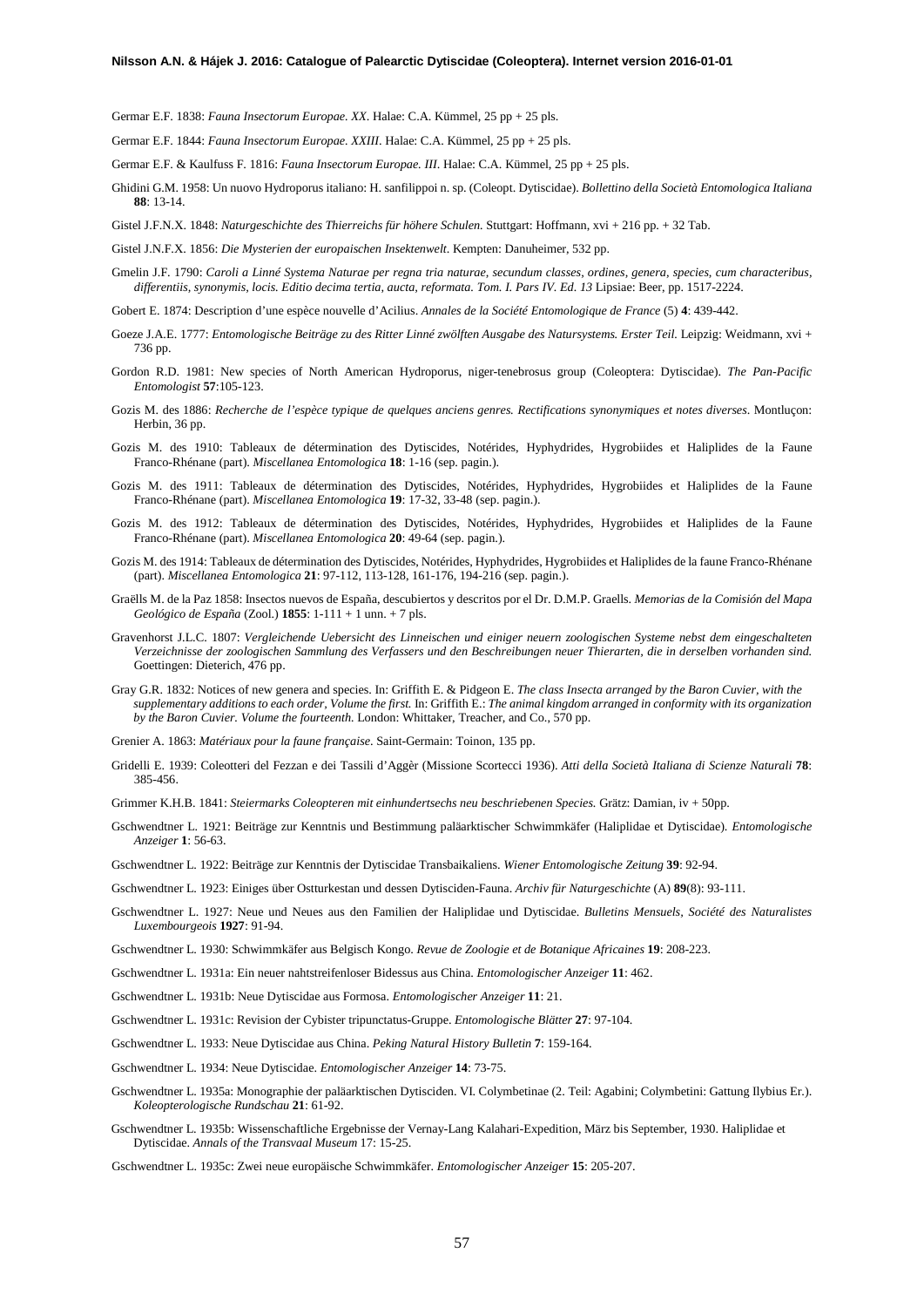Germar E.F. 1838: *Fauna Insectorum Europae. XX*. Halae: C.A. Kümmel, 25 pp + 25 pls.

Germar E.F. 1844: *Fauna Insectorum Europae. XXIII*. Halae: C.A. Kümmel, 25 pp + 25 pls.

Germar E.F. & Kaulfuss F. 1816: *Fauna Insectorum Europae. III*. Halae: C.A. Kümmel, 25 pp + 25 pls.

Ghidini G.M. 1958: Un nuovo Hydroporus italiano: H. sanfilippoi n. sp. (Coleopt. Dytiscidae). *Bollettino della Società Entomologica Italiana* **88**: 13-14.

Gistel J.F.N.X. 1848: *Naturgeschichte des Thierreichs für höhere Schulen.* Stuttgart: Hoffmann, xvi + 216 pp. + 32 Tab.

Gistel J.N.F.X. 1856: *Die Mysterien der europaischen Insektenwelt*. Kempten: Danuheimer, 532 pp.

Gmelin J.F. 1790: *Caroli a Linné Systema Naturae per regna tria naturae, secundum classes, ordines, genera, species, cum characteribus, differentiis, synonymis, locis. Editio decima tertia, aucta, reformata. Tom. I. Pars IV. Ed. 13* Lipsiae: Beer, pp. 1517-2224.

Gobert E. 1874: Description d'une espèce nouvelle d'Acilius. *Annales de la Société Entomologique de France* (5) **4**: 439-442.

Goeze J.A.E. 1777: *Entomologische Beiträge zu des Ritter Linné zwölften Ausgabe des Natursystems. Erster Teil.* Leipzig: Weidmann, xvi + 736 pp.

Gordon R.D. 1981: New species of North American Hydroporus, niger-tenebrosus group (Coleoptera: Dytiscidae). *The Pan-Pacific Entomologist* **57**:105-123.

Gozis M. des 1886: *Recherche de l'espèce typique de quelques anciens genres. Rectifications synonymiques et notes diverses*. Montluçon: Herbin, 36 pp.

Gozis M. des 1910: Tableaux de détermination des Dytiscides, Notérides, Hyphydrides, Hygrobiides et Haliplides de la Faune Franco-Rhénane (part). *Miscellanea Entomologica* **18**: 1-16 (sep. pagin.).

Gozis M. des 1911: Tableaux de détermination des Dytiscides, Notérides, Hyphydrides, Hygrobiides et Haliplides de la Faune Franco-Rhénane (part). *Miscellanea Entomologica* **19**: 17-32, 33-48 (sep. pagin.).

Gozis M. des 1912: Tableaux de détermination des Dytiscides, Notérides, Hyphydrides, Hygrobiides et Haliplides de la Faune Franco-Rhénane (part). *Miscellanea Entomologica* **20**: 49-64 (sep. pagin.).

Gozis M. des 1914: Tableaux de détermination des Dytiscides, Notérides, Hyphydrides, Hygrobiides et Haliplides de la faune Franco-Rhénane (part). *Miscellanea Entomologica* **21**: 97-112, 113-128, 161-176, 194-216 (sep. pagin.).

Graëlls M. de la Paz 1858: Insectos nuevos de España, descubiertos y descritos por el Dr. D.M.P. Graells. *Memorias de la Comisión del Mapa Geológico de España* (Zool.) **1855**: 1-111 + 1 unn. + 7 pls.

Gravenhorst J.L.C. 1807: *Vergleichende Uebersicht des Linneischen und einiger neuern zoologischen Systeme nebst dem eingeschalteten Verzeichnisse der zoologischen Sammlung des Verfassers und den Beschreibungen neuer Thierarten, die in derselben vorhanden sind.* Goettingen: Dieterich, 476 pp.

Gray G.R. 1832: Notices of new genera and species. In: Griffith E. & Pidgeon E. *The class Insecta arranged by the Baron Cuvier, with the supplementary additions to each order, Volume the first.* In: Griffith E.: *The animal kingdom arranged in conformity with its organization by the Baron Cuvier. Volume the fourteenth.* London: Whittaker, Treacher, and Co., 570 pp.

Grenier A. 1863: *Matériaux pour la faune française*. Saint-Germain: Toinon, 135 pp.

Gridelli E. 1939: Coleotteri del Fezzan e dei Tassili d'Aggèr (Missione Scortecci 1936). *Atti della Società Italiana di Scienze Naturali* **78**: 385-456.

Grimmer K.H.B. 1841: *Steiermarks Coleopteren mit einhundertsechs neu beschriebenen Species.* Grätz: Damian, iv + 50pp.

Gschwendtner L. 1921: Beiträge zur Kenntnis und Bestimmung paläarktischer Schwimmkäfer (Haliplidae et Dytiscidae). *Entomologische Anzeiger* **1**: 56-63.

Gschwendtner L. 1922: Beiträge zur Kenntnis der Dytiscidae Transbaikaliens. *Wiener Entomologische Zeitung* **39**: 92-94.

Gschwendtner L. 1923: Einiges über Ostturkestan und dessen Dytisciden-Fauna. *Archiv für Naturgeschichte* (A) **89**(8): 93-111.

Gschwendtner L. 1927: Neue und Neues aus den Familien der Haliplidae und Dytiscidae. *Bulletins Mensuels, Société des Naturalistes Luxembourgeois* **1927**: 91-94.

Gschwendtner L. 1930: Schwimmkäfer aus Belgisch Kongo. *Revue de Zoologie et de Botanique Africaines* **19**: 208-223.

Gschwendtner L. 1931a: Ein neuer nahtstreifenloser Bidessus aus China. *Entomologischer Anzeiger* **11**: 462.

Gschwendtner L. 1931b: Neue Dytiscidae aus Formosa. *Entomologischer Anzeiger* **11**: 21.

Gschwendtner L. 1931c: Revision der Cybister tripunctatus-Gruppe. *Entomologische Blätter* **27**: 97-104.

Gschwendtner L. 1933: Neue Dytiscidae aus China. *Peking Natural History Bulletin* **7**: 159-164.

Gschwendtner L. 1934: Neue Dytiscidae. *Entomologischer Anzeiger* **14**: 73-75.

Gschwendtner L. 1935a: Monographie der paläarktischen Dytisciden. VI. Colymbetinae (2. Teil: Agabini; Colymbetini: Gattung Ilybius Er.). *Koleopterologische Rundschau* **21**: 61-92.

Gschwendtner L. 1935b: Wissenschaftliche Ergebnisse der Vernay-Lang Kalahari-Expedition, März bis September, 1930. Haliplidae et Dytiscidae. *Annals of the Transvaal Museum* 17: 15-25.

Gschwendtner L. 1935c: Zwei neue europäische Schwimmkäfer. *Entomologischer Anzeiger* **15**: 205-207.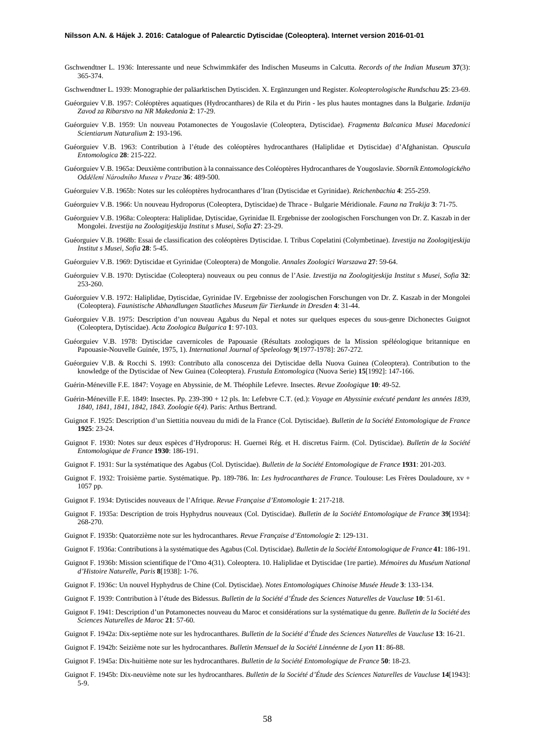Gschwendtner L. 1936: Interessante und neue Schwimmkäfer des Indischen Museums in Calcutta. *Records of the Indian Museum* **37**(3): 365-374.

Gschwendtner L. 1939: Monographie der paläarktischen Dytisciden. X. Ergänzungen und Register. *Koleopterologische Rundschau* **25**: 23-69.

Guéorguiev V.B. 1957: Coléoptères aquatiques (Hydrocanthares) de Rila et du Pirin - les plus hautes montagnes dans la Bulgarie. *Izdanija Zavod za Ribarstvo na NR Makedonia* **2**: 17-29.

Guéorguiev V.B. 1959: Un nouveau Potamonectes de Yougoslavie (Coleoptera, Dytiscidae). *Fragmenta Balcanica Musei Macedonici Scientiarum Naturalium* **2**: 193-196.

Guéorguiev V.B. 1963: Contribution à l'étude des coléoptères hydrocanthares (Haliplidae et Dytiscidae) d'Afghanistan. *Opuscula Entomologica* **28**: 215-222.

Guéorguiev V.B. 1965a: Deuxième contribution à la connaissance des Coléoptères Hydrocanthares de Yougoslavie. *Sborník Entomologického Oddělení Národního Musea v Praze* **36**: 489-500.

Guéorguiev V.B. 1965b: Notes sur les coléoptères hydrocanthares d'Iran (Dytiscidae et Gyrinidae). *Reichenbachia* **4**: 255-259.

Guéorguiev V.B. 1966: Un nouveau Hydroporus (Coleoptera, Dytiscidae) de Thrace - Bulgarie Méridionale. *Fauna na Trakija* **3**: 71-75.

Guéorguiev V.B. 1968a: Coleoptera: Haliplidae, Dytiscidae, Gyrinidae II. Ergebnisse der zoologischen Forschungen von Dr. Z. Kaszab in der Mongolei. *Izvestija na Zoologitjeskija Institut s Musei, Sofia* **27**: 23-29.

Guéorguiev V.B. 1968b: Essai de classification des coléoptères Dytiscidae. I. Tribus Copelatini (Colymbetinae). *Izvestija na Zoologitjeskija Institut s Musei, Sofia* **28**: 5-45.

Guéorguiev V.B. 1969: Dytiscidae et Gyrinidae (Coleoptera) de Mongolie. *Annales Zoologici Warszawa* **27**: 59-64.

Guéorguiev V.B. 1970: Dytiscidae (Coleoptera) nouveaux ou peu connus de l'Asie. *Izvestija na Zoologitjeskija Institut s Musei, Sofia* **32**: 253-260.

Guéorguiev V.B. 1972: Haliplidae, Dytiscidae, Gyrinidae IV. Ergebnisse der zoologischen Forschungen von Dr. Z. Kaszab in der Mongolei (Coleoptera). *Faunistische Abhandlungen Staatliches Museum für Tierkunde in Dresden* **4**: 31-44.

Guéorguiev V.B. 1975: Description d'un nouveau Agabus du Nepal et notes sur quelques especes du sous-genre Dichonectes Guignot (Coleoptera, Dytiscidae). *Acta Zoologica Bulgarica* **1**: 97-103.

Guéorguiev V.B. 1978: Dytiscidae cavernicoles de Papouasie (Résultats zoologiques de la Mission spéléologique britannique en Papouasie-Nouvelle Guinée, 1975, 1). *International Journal of Speleology* **9**[1977-1978]: 267-272.

Guéorguiev V.B. & Rocchi S. 1993: Contributo alla conoscenza dei Dytiscidae della Nuova Guinea (Coleoptera). Contribution to the knowledge of the Dytiscidae of New Guinea (Coleoptera). *Frustula Entomologica* (Nuova Serie) **15**[1992]: 147-166.

Guérin-Méneville F.E. 1847: Voyage en Abyssinie, de M. Théophile Lefevre. Insectes. *Revue Zoologique* **10**: 49-52.

Guérin-Méneville F.E. 1849: Insectes. Pp. 239-390 + 12 pls. In: Lefebvre C.T. (ed.): *Voyage en Abyssinie exécuté pendant les années 1839, 1840, 1841, 1841, 1842, 1843. Zoologie 6(4).* Paris: Arthus Bertrand.

Guignot F. 1925: Description d'un Siettitia nouveau du midi de la France (Col. Dytiscidae). *Bulletin de la Société Entomologique de France* **1925**: 23-24.

Guignot F. 1930: Notes sur deux espèces d'Hydroporus: H. Guernei Rég. et H. discretus Fairm. (Col. Dytiscidae). *Bulletin de la Société Entomologique de France* **1930**: 186-191.

Guignot F. 1931: Sur la systématique des Agabus (Col. Dytiscidae). *Bulletin de la Société Entomologique de France* **1931**: 201-203.

Guignot F. 1932: Troisième partie. Systématique. Pp. 189-786. In: *Les hydrocanthares de France*. Toulouse: Les Frères Douladoure, xv + 1057 pp.

Guignot F. 1934: Dytiscides nouveaux de l'Afrique. *Revue Française d'Entomologie* **1**: 217-218.

Guignot F. 1935a: Description de trois Hyphydrus nouveaux (Col. Dytiscidae). *Bulletin de la Société Entomologique de France* **39**[1934]: 268-270.

Guignot F. 1935b: Quatorzième note sur les hydrocanthares. *Revue Française d'Entomologie* **2**: 129-131.

Guignot F. 1936a: Contributions à la systématique des Agabus (Col. Dytiscidae). *Bulletin de la Société Entomologique de France* **41**: 186-191.

Guignot F. 1936b: Mission scientifique de l'Omo 4(31). Coleoptera. 10. Haliplidae et Dytiscidae (1re partie). *Mémoires du Muséum National d'Histoire Naturelle, Paris* **8**[1938]: 1-76.

Guignot F. 1936c: Un nouvel Hyphydrus de Chine (Col. Dytiscidae). *Notes Entomologiques Chinoise Musée Heude* **3**: 133-134.

Guignot F. 1939: Contribution à l'étude des Bidessus. *Bulletin de la Société d'Étude des Sciences Naturelles de Vaucluse* **10**: 51-61.

Guignot F. 1941: Description d'un Potamonectes nouveau du Maroc et considérations sur la systématique du genre. *Bulletin de la Société des Sciences Naturelles de Maroc* **21**: 57-60.

Guignot F. 1942a: Dix-septième note sur les hydrocanthares. *Bulletin de la Société d'Étude des Sciences Naturelles de Vaucluse* **13**: 16-21.

Guignot F. 1942b: Seizième note sur les hydrocanthares. *Bulletin Mensuel de la Société Linnéenne de Lyon* **11**: 86-88.

Guignot F. 1945a: Dix-huitième note sur les hydrocanthares. *Bulletin de la Société Entomologique de France* **50**: 18-23.

Guignot F. 1945b: Dix-neuvième note sur les hydrocanthares. *Bulletin de la Société d'Étude des Sciences Naturelles de Vaucluse* **14**[1943]: 5-9.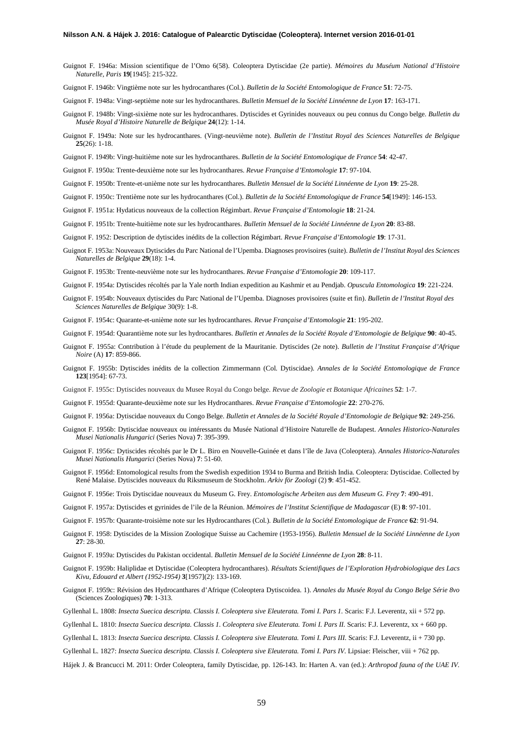Guignot F. 1946a: Mission scientifique de l'Omo 6(58). Coleoptera Dytiscidae (2e partie). *Mémoires du Muséum National d'Histoire Naturelle, Paris* **19**[1945]: 215-322.

Guignot F. 1946b: Vingtième note sur les hydrocanthares (Col.). *Bulletin de la Société Entomologique de France* **51**: 72-75.

Guignot F. 1948a: Vingt-septième note sur les hydrocanthares. *Bulletin Mensuel de la Société Linnéenne de Lyon* **17**: 163-171.

Guignot F. 1948b: Vingt-sixième note sur les hydrocanthares. Dytiscides et Gyrinides nouveaux ou peu connus du Congo belge. *Bulletin du Musée Royal d'Histoire Naturelle de Belgique* **24**(12): 1-14.

Guignot F. 1949a: Note sur les hydrocanthares. (Vingt-neuvième note). *Bulletin de l'Institut Royal des Sciences Naturelles de Belgique* **25**(26): 1-18.

Guignot F. 1949b: Vingt-huitième note sur les hydrocanthares. *Bulletin de la Société Entomologique de France* **54**: 42-47.

Guignot F. 1950a: Trente-deuxième note sur les hydrocanthares. *Revue Française d'Entomologie* **17**: 97-104.

Guignot F. 1950b: Trente-et-unième note sur les hydrocanthares. *Bulletin Mensuel de la Société Linnéenne de Lyon* **19**: 25-28.

Guignot F. 1950c: Trentième note sur les hydrocanthares (Col.). *Bulletin de la Société Entomologique de France* **54**[1949]: 146-153.

Guignot F. 1951a: Hydaticus nouveaux de la collection Régimbart. *Revue Française d'Entomologie* **18**: 21-24.

Guignot F. 1951b: Trente-huitième note sur les hydrocanthares. *Bulletin Mensuel de la Société Linnéenne de Lyon* **20**: 83-88.

Guignot F. 1952: Description de dytiscides inédits de la collection Régimbart. *Revue Française d'Entomologie* **19**: 17-31.

Guignot F. 1953a: Nouveaux Dytiscides du Parc National de l'Upemba. Diagnoses provisoires (suite). *Bulletin de l'Institut Royal des Sciences Naturelles de Belgique* **29**(18): 1-4.

Guignot F. 1953b: Trente-neuvième note sur les hydrocanthares. *Revue Française d'Entomologie* **20**: 109-117.

Guignot F. 1954a: Dytiscides récoltés par la Yale north Indian expedition au Kashmir et au Pendjab. *Opuscula Entomologica* **19**: 221-224.

Guignot F. 1954b: Nouveaux dytiscides du Parc National de l'Upemba. Diagnoses provisoires (suite et fin). *Bulletin de l'Institut Royal des Sciences Naturelles de Belgique* 30(9): 1-8.

Guignot F. 1954c: Quarante-et-unième note sur les hydrocanthares. *Revue Française d'Entomologie* **21**: 195-202.

Guignot F. 1954d: Quarantième note sur les hydrocanthares. *Bulletin et Annales de la Société Royale d'Entomologie de Belgique* **90**: 40-45.

Guignot F. 1955a: Contribution à l'étude du peuplement de la Mauritanie. Dytiscides (2e note). *Bulletin de l'Institut Française d'Afrique Noire* (A) **17**: 859-866.

Guignot F. 1955b: Dytiscides inédits de la collection Zimmermann (Col. Dytiscidae). *Annales de la Société Entomologique de France* **123**[1954]: 67-73.

Guignot F. 1955c: Dytiscides nouveaux du Musee Royal du Congo belge. *Revue de Zoologie et Botanique Africaines* **52**: 1-7.

Guignot F. 1955d: Quarante-deuxième note sur les Hydrocanthares. *Revue Française d'Entomologie* **22**: 270-276.

Guignot F. 1956a: Dytiscidae nouveaux du Congo Belge. *Bulletin et Annales de la Société Royale d'Entomologie de Belgique* **92**: 249-256.

Guignot F. 1956b: Dytiscidae nouveaux ou intéressants du Musée National d'Histoire Naturelle de Budapest. *Annales Historico-Naturales Musei Nationalis Hungarici* (Series Nova) **7**: 395-399.

Guignot F. 1956c: Dytiscides récoltés par le Dr L. Biro en Nouvelle-Guinée et dans l'île de Java (Coleoptera). *Annales Historico-Naturales Musei Nationalis Hungarici* (Series Nova) **7**: 51-60.

Guignot F. 1956d: Entomological results from the Swedish expedition 1934 to Burma and British India. Coleoptera: Dytiscidae. Collected by René Malaise. Dytiscides nouveaux du Riksmuseum de Stockholm. *Arkiv för Zoologi* (2) **9**: 451-452.

Guignot F. 1956e: Trois Dytiscidae nouveaux du Museum G. Frey. *Entomologische Arbeiten aus dem Museum G. Frey* **7**: 490-491.

Guignot F. 1957a: Dytiscides et gyrinides de l'ile de la Réunion. *Mémoires de l'Institut Scientifique de Madagascar* (E) **8**: 97-101.

Guignot F. 1957b: Quarante-troisième note sur les Hydrocanthares (Col.). *Bulletin de la Société Entomologique de France* **62**: 91-94.

Guignot F. 1958: Dytiscides de la Mission Zoologique Suisse au Cachemire (1953-1956). *Bulletin Mensuel de la Société Linnéenne de Lyon* **27**: 28-30.

Guignot F. 1959a: Dytiscides du Pakistan occidental. *Bulletin Mensuel de la Société Linnéenne de Lyon* **28**: 8-11.

Guignot F. 1959b: Haliplidae et Dytiscidae (Coleoptera hydrocanthares). *Résultats Scientifiques de l'Exploration Hydrobiologique des Lacs Kivu, Edouard et Albert (1952-1954)* **3**[1957](2): 133-169.

Guignot F. 1959c: Révision des Hydrocanthares d'Afrique (Coleoptera Dytiscoidea. 1). *Annales du Musée Royal du Congo Belge Série 8vo* (Sciences Zoologiques) **70**: 1-313.

Gyllenhal L. 1808: *Insecta Suecica descripta. Classis I. Coleoptera sive Eleuterata. Tomi I. Pars 1.* Scaris: F.J. Leverentz, xii + 572 pp.

Gyllenhal L. 1810: *Insecta Suecica descripta. Classis 1. Coleoptera sive Eleuterata. Tomi I. Pars II.* Scaris: F.J. Leverentz, xx + 660 pp.

Gyllenhal L. 1813: *Insecta Suecica descripta. Classis I. Coleoptera sive Eleuterata. Tomi I. Pars III.* Scaris: F.J. Leverentz, ii + 730 pp.

Gyllenhal L. 1827: *Insecta Suecica descripta. Classis I. Coleoptera sive Eleuterata. Tomi I. Pars IV.* Lipsiae: Fleischer, viii + 762 pp.

Hájek J. & Brancucci M. 2011: Order Coleoptera, family Dytiscidae, pp. 126-143. In: Harten A. van (ed.): *Arthropod fauna of the UAE IV*.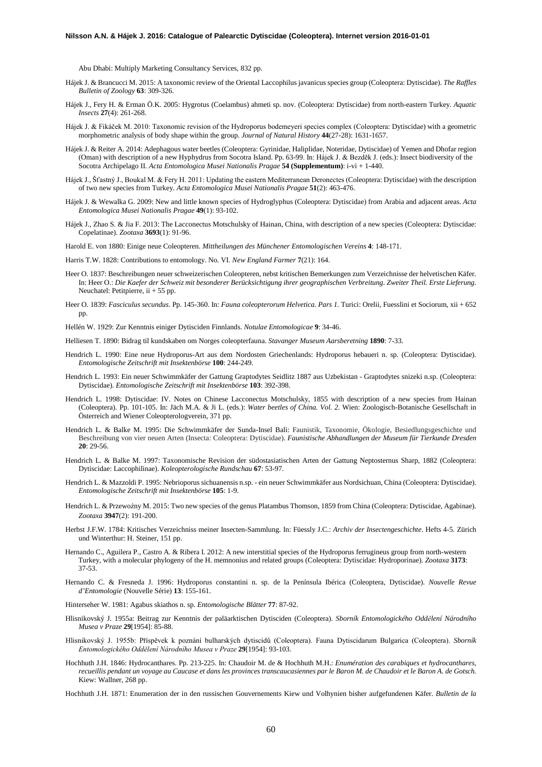Abu Dhabi: Multiply Marketing Consultancy Services, 832 pp.

Hájek J. & Brancucci M. 2015: A taxonomic review of the Oriental Laccophilus javanicus species group (Coleoptera: Dytiscidae). *The Raffles Bulletin of Zoology* **63**: 309-326.

Hájek J., Fery H. & Erman Ö.K. 2005: Hygrotus (Coelambus) ahmeti sp. nov. (Coleoptera: Dytiscidae) from north-eastern Turkey. *Aquatic Insects* **27**(4): 261-268.

Hájek J. & Fikáček M. 2010: Taxonomic revision of the Hydroporus bodemeyeri species complex (Coleoptera: Dytiscidae) with a geometric morphometric analysis of body shape within the group. *Journal of Natural History* **44**(27-28): 1631-1657.

Hájek J. & Reiter A. 2014: Adephagous water beetles (Coleoptera: Gyrinidae, Haliplidae, Noteridae, Dytiscidae) of Yemen and Dhofar region (Oman) with description of a new Hyphydrus from Socotra Island. Pp. 63-99. In: Hájek J. & Bezděk J. (eds.): Insect biodiversity of the Socotra Archipelago II. *Acta Entomologica Musei Nationalis Pragae* **54 (Supplementum)**: i-vi + 1-440.

Hájek J., Šťastný J., Boukal M. & Fery H. 2011: Updating the eastern Mediterranean Deronectes (Coleoptera: Dytiscidae) with the description of two new species from Turkey. *Acta Entomologica Musei Nationalis Pragae* **51**(2): 463-476.

Hájek J. & Wewalka G. 2009: New and little known species of Hydroglyphus (Coleoptera: Dytiscidae) from Arabia and adjacent areas. *Acta Entomologica Musei Nationalis Pragae* **49**(1): 93-102.

Hájek J., Zhao S. & Jia F. 2013: The Lacconectus Motschulsky of Hainan, China, with description of a new species (Coleoptera: Dytiscidae: Copelatinae). *Zootaxa* **3693**(1): 91-96.

Harold E. von 1880: Einige neue Coleopteren. *Mittheilungen des Münchener Entomologischen Vereins* **4**: 148-171.

Harris T.W. 1828: Contributions to entomology. No. VI. *New England Farmer* **7**(21): 164.

Heer O. 1837: Beschreibungen neuer schweizerischen Coleopteren, nebst kritischen Bemerkungen zum Verzeichnisse der helvetischen Käfer. In: Heer O.: *Die Kaefer der Schweiz mit besonderer Berücksichtigung ihrer geographischen Verbreitung. Zweiter Theil. Erste Lieferung*. Neuchatel: Petitpierre, ii + 55 pp.

Heer O. 1839: *Fasciculus secundus*. Pp. 145-360. In: *Fauna coleopterorum Helvetica. Pars 1.* Turici: Orelii, Fuesslini et Sociorum, xii + 652 pp.

Hellén W. 1929: Zur Kenntnis einiger Dytisciden Finnlands. *Notulae Entomologicae* **9**: 34-46.

Helliesen T. 1890: Bidrag til kundskaben om Norges coleopterfauna. *Stavanger Museum Aarsberetning* **1890**: 7-33.

Hendrich L. 1990: Eine neue Hydroporus-Art aus dem Nordosten Griechenlands: Hydroporus hebaueri n. sp. (Coleoptera: Dytiscidae). *Entomologische Zeitschrift mit Insektenbörse* **100**: 244-249.

Hendrich L. 1993: Ein neuer Schwimmkäfer der Gattung Graptodytes Seidlitz 1887 aus Uzbekistan - Graptodytes snizeki n.sp. (Coleoptera: Dytiscidae). *Entomologische Zeitschrift mit Insektenbörse* **103**: 392-398.

Hendrich L. 1998: Dytiscidae: IV. Notes on Chinese Lacconectus Motschulsky, 1855 with description of a new species from Hainan (Coleoptera). Pp. 101-105. In: Jäch M.A. & Ji L. (eds.): *Water beetles of China. Vol. 2.* Wien: Zoologisch-Botanische Gesellschaft in Österreich and Wiener Coleopterologverein, 371 pp.

Hendrich L. & Balke M. 1995: Die Schwimmkäfer der Sunda-Insel Bali: Faunistik, Taxonomie, Ökologie, Besiedlungsgeschichte und Beschreibung von vier neuen Arten (Insecta: Coleoptera: Dytiscidae). *Faunistische Abhandlungen der Museum für Tierkunde Dresden* **20**: 29-56.

Hendrich L. & Balke M. 1997: Taxonomische Revision der südostasiatischen Arten der Gattung Neptosternus Sharp, 1882 (Coleoptera: Dytiscidae: Laccophilinae). *Koleopterologische Rundschau* **67**: 53-97.

Hendrich L. & Mazzoldi P. 1995: Nebrioporus sichuanensis n.sp. - ein neuer Schwimmkäfer aus Nordsichuan, China (Coleoptera: Dytiscidae). *Entomologische Zeitschrift mit Insektenbörse* **105**: 1-9.

Hendrich L. & Przewoźny M. 2015: Two new species of the genus Platambus Thomson, 1859 from China (Coleoptera: Dytiscidae, Agabinae). *Zootaxa* **3947**(2): 191-200.

Herbst J.F.W. 1784: Kritisches Verzeichniss meiner Insecten-Sammlung. In: Füessly J.C.: *Archiv der Insectengeschichte*. Hefts 4-5. Zürich und Winterthur: H. Steiner, 151 pp.

Hernando C., Aguilera P., Castro A. & Ribera I. 2012: A new interstitial species of the Hydroporus ferrugineus group from north-western Turkey, with a molecular phylogeny of the H. memnonius and related groups (Coleoptera: Dytiscidae: Hydroporinae). *Zootaxa* **3173**: 37-53.

Hernando C. & Fresneda J. 1996: Hydroporus constantini n. sp. de la Península Ibérica (Coleoptera, Dytiscidae). *Nouvelle Revue d'Entomologie* (Nouvelle Série) **13**: 155-161.

Hinterseher W. 1981: Agabus skiathos n. sp. *Entomologische Blätter* **77**: 87-92.

Hlisnikovský J. 1955a: Beitrag zur Kenntnis der paläarktischen Dytisciden (Coleoptera). *Sborník Entomologického Oddělení Národního Musea v Praze* **29**[1954]: 85-88.

Hlisnikovský J. 1955b: Příspěvek k poznání bulharských dytisců (Coleoptera). Fauna Dytiscidarum Bulgarica (Coleoptera). *Sborník Entomologického Oddělení Národního Musea v Praze* **29**[1954]: 93-103.

Hochhuth J.H. 1846: Hydrocanthares. Pp. 213-225. In: Chaudoir M. de & Hochhuth M.H.: *Enumération des carabiques et hydrocanthares, recueillis pendant un voyage au Caucase et dans les provinces transcaucasiennes par le Baron M. de Chaudoir et le Baron A. de Gotsch.* Kiew: Wallner, 268 pp.

Hochhuth J.H. 1871: Enumeration der in den russischen Gouvernements Kiew und Volhynien bisher aufgefundenen Käfer. *Bulletin de la*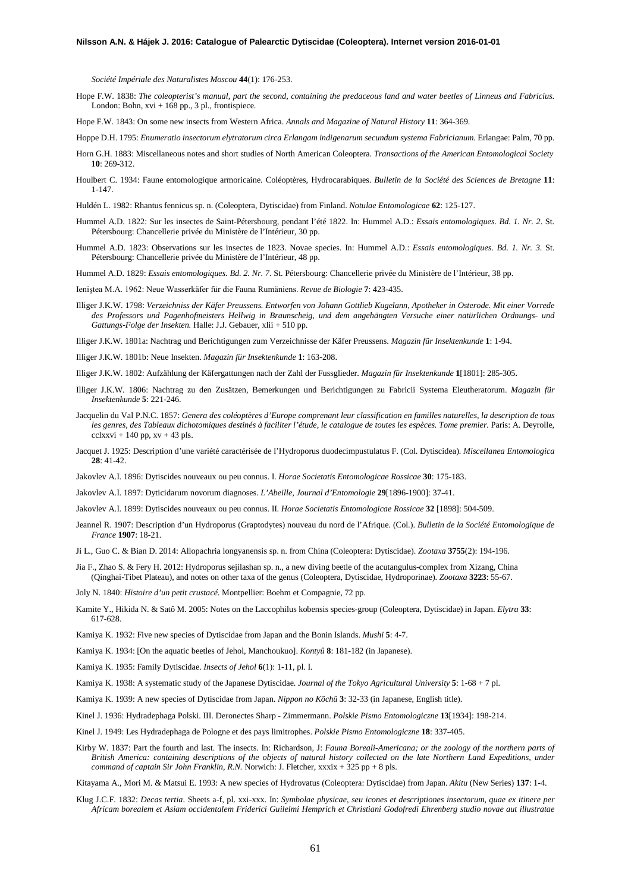*Société Impériale des Naturalistes Moscou* **44**(1): 176-253.

Hope F.W. 1838: *The coleopterist's manual, part the second, containing the predaceous land and water beetles of Linneus and Fabricius.* London: Bohn, xvi + 168 pp., 3 pl., frontispiece.

Hope F.W. 1843: On some new insects from Western Africa. *Annals and Magazine of Natural History* **11**: 364-369.

Hoppe D.H. 1795: *Enumeratio insectorum elytratorum circa Erlangam indigenarum secundum systema Fabricianum.* Erlangae: Palm, 70 pp.

Horn G.H. 1883: Miscellaneous notes and short studies of North American Coleoptera. *Transactions of the American Entomological Society* **10**: 269-312.

Houlbert C. 1934: Faune entomologique armoricaine. Coléoptères, Hydrocarabiques. *Bulletin de la Société des Sciences de Bretagne* **11**: 1-147.

Huldén L. 1982: Rhantus fennicus sp. n. (Coleoptera, Dytiscidae) from Finland. *Notulae Entomologicae* **62**: 125-127.

Hummel A.D. 1822: Sur les insectes de Saint-Pétersbourg, pendant l'été 1822. In: Hummel A.D.: *Essais entomologiques. Bd. 1. Nr. 2.* St. Pétersbourg: Chancellerie privée du Ministère de l'Intérieur, 30 pp.

Hummel A.D. 1823: Observations sur les insectes de 1823. Novae species. In: Hummel A.D.: *Essais entomologiques. Bd. 1. Nr. 3.* St. Pétersbourg: Chancellerie privée du Ministère de l'Intérieur, 48 pp.

Hummel A.D. 1829: *Essais entomologiques. Bd. 2. Nr. 7.* St. Pétersbourg: Chancellerie privée du Ministère de l'Intérieur, 38 pp.

Ieniştea M.A. 1962: Neue Wasserkäfer für die Fauna Rumäniens. *Revue de Biologie* **7**: 423-435.

Illiger J.K.W. 1798: *Verzeichniss der Käfer Preussens. Entworfen von Johann Gottlieb Kugelann, Apotheker in Osterode. Mit einer Vorrede des Professors und Pagenhofmeisters Hellwig in Braunscheig, und dem angehängten Versuche einer natürlichen Ordnungs- und Gattungs-Folge der Insekten.* Halle: J.J. Gebauer, xlii + 510 pp.

Illiger J.K.W. 1801a: Nachtrag und Berichtigungen zum Verzeichnisse der Käfer Preussens. *Magazin für Insektenkunde* **1**: 1-94.

Illiger J.K.W. 1801b: Neue Insekten. *Magazin für Insektenkunde* **1**: 163-208.

Illiger J.K.W. 1802: Aufzählung der Käfergattungen nach der Zahl der Fussglieder. *Magazin für Insektenkunde* **1**[1801]: 285-305.

Illiger J.K.W. 1806: Nachtrag zu den Zusätzen, Bemerkungen und Berichtigungen zu Fabricii Systema Eleutheratorum. *Magazin für Insektenkunde* **5**: 221-246.

Jacquelin du Val P.N.C. 1857: *Genera des coléoptères d'Europe comprenant leur classification en familles naturelles, la description de tous les genres, des Tableaux dichotomiques destinés à faciliter l'étude, le catalogue de toutes les espèces. Tome premier.* Paris: A. Deyrolle, cclxxvi + 140 pp, xv + 43 pls.

Jacquet J. 1925: Description d'une variété caractérisée de l'Hydroporus duodecimpustulatus F. (Col. Dytiscidea). *Miscellanea Entomologica* **28**: 41-42.

Jakovlev A.I. 1896: Dytiscides nouveaux ou peu connus. I. *Horae Societatis Entomologicae Rossicae* **30**: 175-183.

Jakovlev A.I. 1897: Dyticidarum novorum diagnoses. *L'Abeille, Journal d'Entomologie* **29**[1896-1900]: 37-41.

Jakovlev A.I. 1899: Dytiscides nouveaux ou peu connus. II. *Horae Societatis Entomologicae Rossicae* **32** [1898]: 504-509.

Jeannel R. 1907: Description d'un Hydroporus (Graptodytes) nouveau du nord de l'Afrique. (Col.). *Bulletin de la Société Entomologique de France* **1907**: 18-21.

Ji L., Guo C. & Bian D. 2014: Allopachria longyanensis sp. n. from China (Coleoptera: Dytiscidae). *Zootaxa* **3755**(2): 194-196.

Jia F., Zhao S. & Fery H. 2012: Hydroporus sejilashan sp. n., a new diving beetle of the acutangulus-complex from Xizang, China (Qinghai-Tibet Plateau), and notes on other taxa of the genus (Coleoptera, Dytiscidae, Hydroporinae). *Zootaxa* **3223**: 55-67.

Joly N. 1840: *Histoire d'un petit crustacé.* Montpellier: Boehm et Compagnie, 72 pp.

Kamite Y., Hikida N. & Satô M. 2005: Notes on the Laccophilus kobensis species-group (Coleoptera, Dytiscidae) in Japan. *Elytra* **33**: 617-628.

Kamiya K. 1932: Five new species of Dytiscidae from Japan and the Bonin Islands. *Mushi* **5**: 4-7.

Kamiya K. 1934: [On the aquatic beetles of Jehol, Manchoukuo]. *Kontyû* **8**: 181-182 (in Japanese).

Kamiya K. 1935: Family Dytiscidae. *Insects of Jehol* **6**(1): 1-11, pl. I.

Kamiya K. 1938: A systematic study of the Japanese Dytiscidae. *Journal of the Tokyo Agricultural University* **5**: 1-68 + 7 pl.

Kamiya K. 1939: A new species of Dytiscidae from Japan. *Nippon no Kôchû* **3**: 32-33 (in Japanese, English title).

Kinel J. 1936: Hydradephaga Polski. III. Deronectes Sharp - Zimmermann. *Polskie Pismo Entomologiczne* **13**[1934]: 198-214.

Kinel J. 1949: Les Hydradephaga de Pologne et des pays limitrophes. *Polskie Pismo Entomologiczne* **18**: 337-405.

Kirby W. 1837: Part the fourth and last. The insects. In: Richardson, J: *Fauna Boreali-Americana; or the zoology of the northern parts of British America: containing descriptions of the objects of natural history collected on the late Northern Land Expeditions, under command of captain Sir John Franklin, R.N.* Norwich: J. Fletcher, xxxix + 325 pp + 8 pls.

Kitayama A., Mori M. & Matsui E. 1993: A new species of Hydrovatus (Coleoptera: Dytiscidae) from Japan. *Akitu* (New Series) **137**: 1-4.

Klug J.C.F. 1832: *Decas tertia.* Sheets a-f, pl. xxi-xxx. In: *Symbolae physicae, seu icones et descriptiones insectorum, quae ex itinere per Africam borealem et Asiam occidentalem Friderici Guilelmi Hemprich et Christiani Godofredi Ehrenberg studio novae aut illustratae*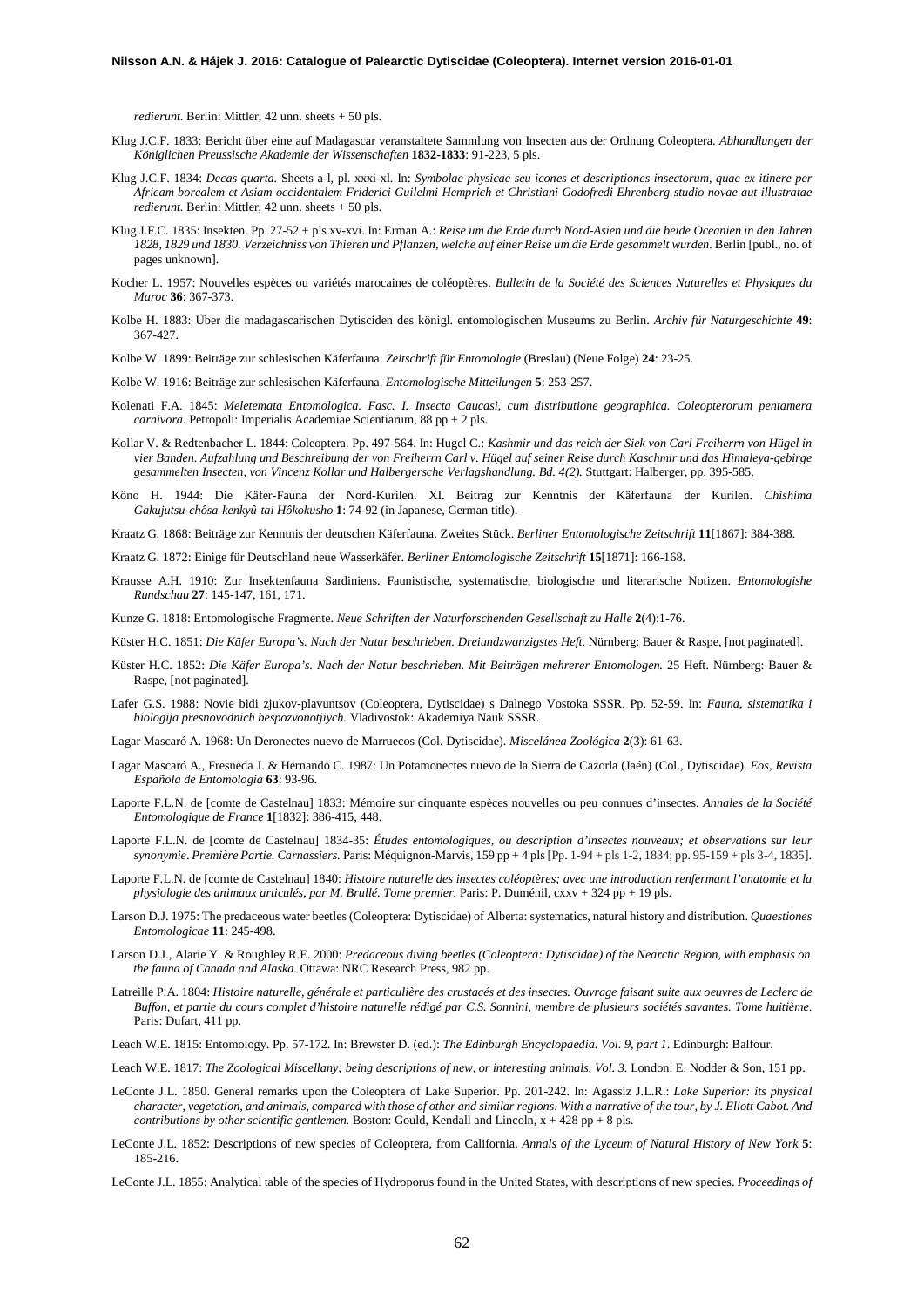*redierunt.* Berlin: Mittler, 42 unn. sheets + 50 pls.

Klug J.C.F. 1833: Bericht über eine auf Madagascar veranstaltete Sammlung von Insecten aus der Ordnung Coleoptera. *Abhandlungen der Königlichen Preussische Akademie der Wissenschaften* **1832-1833**: 91-223, 5 pls.

Klug J.C.F. 1834: *Decas quarta.* Sheets a-l, pl. xxxi-xl. In: *Symbolae physicae seu icones et descriptiones insectorum, quae ex itinere per Africam borealem et Asiam occidentalem Friderici Guilelmi Hemprich et Christiani Godofredi Ehrenberg studio novae aut illustratae redierunt.* Berlin: Mittler, 42 unn. sheets + 50 pls.

Klug J.F.C. 1835: Insekten. Pp. 27-52 + pls xv-xvi. In: Erman A.: *Reise um die Erde durch Nord-Asien und die beide Oceanien in den Jahren 1828, 1829 und 1830. Verzeichniss von Thieren und Pflanzen, welche auf einer Reise um die Erde gesammelt wurden*. Berlin [publ., no. of pages unknown].

Kocher L. 1957: Nouvelles espèces ou variétés marocaines de coléoptères. *Bulletin de la Société des Sciences Naturelles et Physiques du Maroc* **36**: 367-373.

Kolbe H. 1883: Über die madagascarischen Dytisciden des königl. entomologischen Museums zu Berlin. *Archiv für Naturgeschichte* **49**: 367-427.

Kolbe W. 1899: Beiträge zur schlesischen Käferfauna. *Zeitschrift für Entomologie* (Breslau) (Neue Folge) **24**: 23-25.

Kolbe W. 1916: Beiträge zur schlesischen Käferfauna. *Entomologische Mitteilungen* **5**: 253-257.

Kolenati F.A. 1845: *Meletemata Entomologica. Fasc. I. Insecta Caucasi, cum distributione geographica. Coleopterorum pentamera carnivora*. Petropoli: Imperialis Academiae Scientiarum, 88 pp + 2 pls.

Kollar V. & Redtenbacher L. 1844: Coleoptera. Pp. 497-564. In: Hugel C.: *Kashmir und das reich der Siek von Carl Freiherrn von Hügel in vier Banden. Aufzahlung und Beschreibung der von Freiherrn Carl v. Hügel auf seiner Reise durch Kaschmir und das Himaleya-gebirge gesammelten Insecten, von Vincenz Kollar und Halbergersche Verlagshandlung. Bd. 4(2).* Stuttgart: Halberger, pp. 395-585.

Kôno H. 1944: Die Käfer-Fauna der Nord-Kurilen. XI. Beitrag zur Kenntnis der Käferfauna der Kurilen. *Chishima Gakujutsu-chôsa-kenkyû-tai Hôkokusho* **1**: 74-92 (in Japanese, German title).

Kraatz G. 1868: Beiträge zur Kenntnis der deutschen Käferfauna. Zweites Stück. *Berliner Entomologische Zeitschrift* **11**[1867]: 384-388.

Kraatz G. 1872: Einige für Deutschland neue Wasserkäfer. *Berliner Entomologische Zeitschrift* **15**[1871]: 166-168.

Krausse A.H. 1910: Zur Insektenfauna Sardiniens. Faunistische, systematische, biologische und literarische Notizen. *Entomologishe Rundschau* **27**: 145-147, 161, 171.

Kunze G. 1818: Entomologische Fragmente. *Neue Schriften der Naturforschenden Gesellschaft zu Halle* **2**(4):1-76.

Küster H.C. 1851: *Die Käfer Europa's. Nach der Natur beschrieben. Dreiundzwanzigstes Heft*. Nürnberg: Bauer & Raspe, [not paginated].

Küster H.C. 1852: *Die Käfer Europa's. Nach der Natur beschrieben. Mit Beiträgen mehrerer Entomologen.* 25 Heft. Nürnberg: Bauer & Raspe, [not paginated].

Lafer G.S. 1988: Novie bidi zjukov-plavuntsov (Coleoptera, Dytiscidae) s Dalnego Vostoka SSSR. Pp. 52-59. In: *Fauna, sistematika i biologija presnovodnich bespozvonotjiych.* Vladivostok: Akademiya Nauk SSSR.

Lagar Mascaró A. 1968: Un Deronectes nuevo de Marruecos (Col. Dytiscidae). *Miscelánea Zoológica* **2**(3): 61-63.

Lagar Mascaró A., Fresneda J. & Hernando C. 1987: Un Potamonectes nuevo de la Sierra de Cazorla (Jaén) (Col., Dytiscidae). *Eos, Revista Española de Entomologia* **63**: 93-96.

Laporte F.L.N. de [comte de Castelnau] 1833: Mémoire sur cinquante espèces nouvelles ou peu connues d'insectes. *Annales de la Société Entomologique de France* **1**[1832]: 386-415, 448.

Laporte F.L.N. de [comte de Castelnau] 1834-35: *Études entomologiques, ou description d'insectes nouveaux; et observations sur leur synonymie*. *Première Partie. Carnassiers.* Paris: Méquignon-Marvis, 159 pp + 4 pls [Pp. 1-94 + pls 1-2, 1834; pp. 95-159 + pls 3-4, 1835].

Laporte F.L.N. de [comte de Castelnau] 1840: *Histoire naturelle des insectes coléoptères; avec une introduction renfermant l'anatomie et la physiologie des animaux articulés, par M. Brullé. Tome premier.* Paris: P. Duménil, cxxv + 324 pp + 19 pls.

Larson D.J. 1975: The predaceous water beetles (Coleoptera: Dytiscidae) of Alberta: systematics, natural history and distribution. *Quaestiones Entomologicae* **11**: 245-498.

Larson D.J., Alarie Y. & Roughley R.E. 2000: *Predaceous diving beetles (Coleoptera: Dytiscidae) of the Nearctic Region, with emphasis on the fauna of Canada and Alaska.* Ottawa: NRC Research Press, 982 pp.

Latreille P.A. 1804: *Histoire naturelle, générale et particulière des crustacés et des insectes. Ouvrage faisant suite aux oeuvres de Leclerc de Buffon, et partie du cours complet d'histoire naturelle rédigé par C.S. Sonnini, membre de plusieurs sociétés savantes. Tome huitième*. Paris: Dufart, 411 pp.

Leach W.E. 1815: Entomology. Pp. 57-172. In: Brewster D. (ed.): *The Edinburgh Encyclopaedia. Vol. 9, part 1*. Edinburgh: Balfour.

Leach W.E. 1817: *The Zoological Miscellany; being descriptions of new, or interesting animals. Vol. 3.* London: E. Nodder & Son, 151 pp.

LeConte J.L. 1850. General remarks upon the Coleoptera of Lake Superior. Pp. 201-242. In: Agassiz J.L.R.: *Lake Superior: its physical character, vegetation, and animals, compared with those of other and similar regions. With a narrative of the tour, by J. Eliott Cabot. And contributions by other scientific gentlemen.* Boston: Gould, Kendall and Lincoln, x + 428 pp + 8 pls.

LeConte J.L. 1852: Descriptions of new species of Coleoptera, from California. *Annals of the Lyceum of Natural History of New York* **5**: 185-216.

LeConte J.L. 1855: Analytical table of the species of Hydroporus found in the United States, with descriptions of new species. *Proceedings of*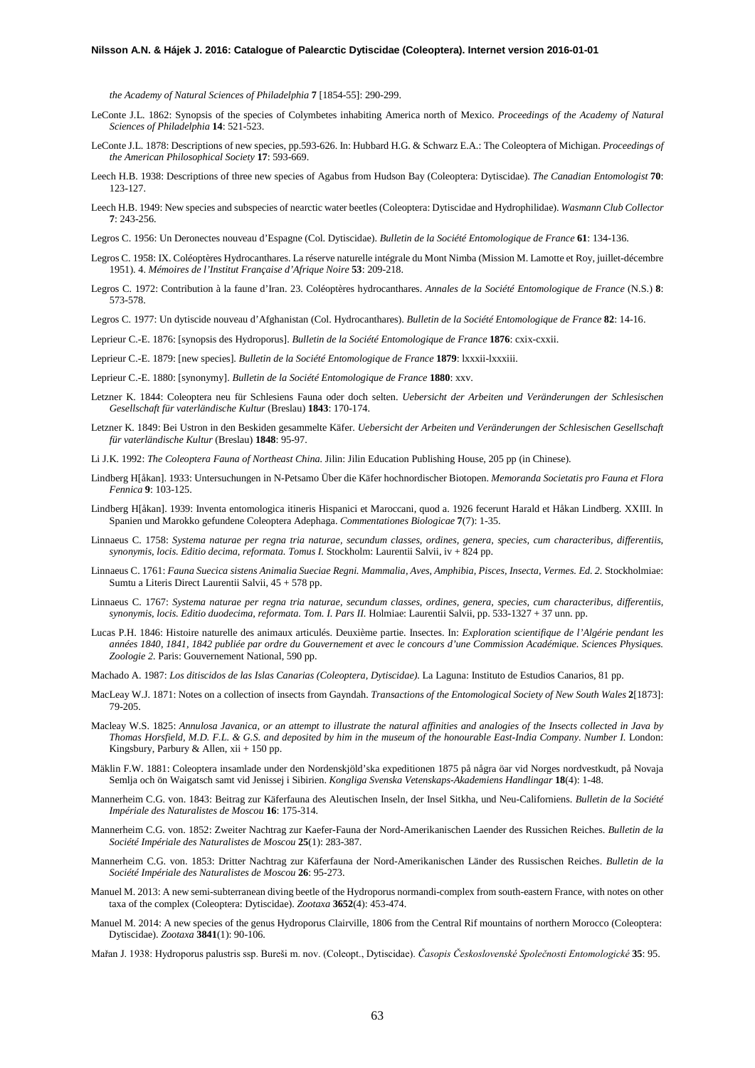*the Academy of Natural Sciences of Philadelphia* **7** [1854-55]: 290-299.

LeConte J.L. 1862: Synopsis of the species of Colymbetes inhabiting America north of Mexico. *Proceedings of the Academy of Natural Sciences of Philadelphia* **14**: 521-523.

LeConte J.L. 1878: Descriptions of new species, pp.593-626. In: Hubbard H.G. & Schwarz E.A.: The Coleoptera of Michigan. *Proceedings of the American Philosophical Society* **17**: 593-669.

Leech H.B. 1938: Descriptions of three new species of Agabus from Hudson Bay (Coleoptera: Dytiscidae). *The Canadian Entomologist* **70**: 123-127.

Leech H.B. 1949: New species and subspecies of nearctic water beetles (Coleoptera: Dytiscidae and Hydrophilidae). *Wasmann Club Collector* **7**: 243-256.

Legros C. 1956: Un Deronectes nouveau d'Espagne (Col. Dytiscidae). *Bulletin de la Société Entomologique de France* **61**: 134-136.

Legros C. 1958: IX. Coléoptères Hydrocanthares. La réserve naturelle intégrale du Mont Nimba (Mission M. Lamotte et Roy, juillet-décembre 1951). 4. *Mémoires de l'Institut Française d'Afrique Noire* **53**: 209-218.

Legros C. 1972: Contribution à la faune d'Iran. 23. Coléoptères hydrocanthares. *Annales de la Société Entomologique de France* (N.S.) **8**: 573-578.

Legros C. 1977: Un dytiscide nouveau d'Afghanistan (Col. Hydrocanthares). *Bulletin de la Société Entomologique de France* **82**: 14-16.

Leprieur C.-E. 1876: [synopsis des Hydroporus]. *Bulletin de la Société Entomologique de France* **1876**: cxix-cxxii.

Leprieur C.-E. 1879: [new species]. *Bulletin de la Société Entomologique de France* **1879**: lxxxii-lxxxiii.

Leprieur C.-E. 1880: [synonymy]. *Bulletin de la Société Entomologique de France* **1880**: xxv.

Letzner K. 1844: Coleoptera neu für Schlesiens Fauna oder doch selten. *Uebersicht der Arbeiten und Veränderungen der Schlesischen Gesellschaft für vaterländische Kultur* (Breslau) **1843**: 170-174.

Letzner K. 1849: Bei Ustron in den Beskiden gesammelte Käfer. *Uebersicht der Arbeiten und Veränderungen der Schlesischen Gesellschaft für vaterländische Kultur* (Breslau) **1848**: 95-97.

Li J.K. 1992: *The Coleoptera Fauna of Northeast China.* Jilin: Jilin Education Publishing House, 205 pp (in Chinese).

Lindberg H[åkan]. 1933: Untersuchungen in N-Petsamo Über die Käfer hochnordischer Biotopen. *Memoranda Societatis pro Fauna et Flora Fennica* **9**: 103-125.

Lindberg H[åkan]. 1939: Inventa entomologica itineris Hispanici et Maroccani, quod a. 1926 fecerunt Harald et Håkan Lindberg. XXIII. In Spanien und Marokko gefundene Coleoptera Adephaga. *Commentationes Biologicae* **7**(7): 1-35.

Linnaeus C. 1758: *Systema naturae per regna tria naturae, secundum classes, ordines, genera, species, cum characteribus, differentiis, synonymis, locis. Editio decima, reformata. Tomus I.* Stockholm: Laurentii Salvii, iv + 824 pp.

Linnaeus C. 1761: *Fauna Suecica sistens Animalia Sueciae Regni. Mammalia, Aves, Amphibia, Pisces, Insecta, Vermes. Ed. 2.* Stockholmiae: Sumtu a Literis Direct Laurentii Salvii, 45 + 578 pp.

Linnaeus C. 1767: *Systema naturae per regna tria naturae, secundum classes, ordines, genera, species, cum characteribus, differentiis, synonymis, locis. Editio duodecima, reformata. Tom. I. Pars II.* Holmiae: Laurentii Salvii, pp. 533-1327 + 37 unn. pp.

Lucas P.H. 1846: Histoire naturelle des animaux articulés. Deuxième partie. Insectes. In: *Exploration scientifique de l'Algérie pendant les années 1840, 1841, 1842 publiée par ordre du Gouvernement et avec le concours d'une Commission Académique. Sciences Physiques. Zoologie 2.* Paris: Gouvernement National, 590 pp.

Machado A. 1987: *Los ditiscidos de las Islas Canarias (Coleoptera, Dytiscidae).* La Laguna: Instituto de Estudios Canarios, 81 pp.

MacLeay W.J. 1871: Notes on a collection of insects from Gayndah. *Transactions of the Entomological Society of New South Wales* **2**[1873]: 79-205.

Macleay W.S. 1825: *Annulosa Javanica, or an attempt to illustrate the natural affinities and analogies of the Insects collected in Java by Thomas Horsfield, M.D. F.L. & G.S. and deposited by him in the museum of the honourable East-India Company. Number I.* London: Kingsbury, Parbury & Allen, xii + 150 pp.

Mäklin F.W. 1881: Coleoptera insamlade under den Nordenskjöld'ska expeditionen 1875 på några öar vid Norges nordvestkudt, på Novaja Semlja och ön Waigatsch samt vid Jenissej i Sibirien. *Kongliga Svenska Vetenskaps-Akademiens Handlingar* **18**(4): 1-48.

Mannerheim C.G. von. 1843: Beitrag zur Käferfauna des Aleutischen Inseln, der Insel Sitkha, und Neu-Californiens. *Bulletin de la Société Impériale des Naturalistes de Moscou* **16**: 175-314.

Mannerheim C.G. von. 1852: Zweiter Nachtrag zur Kaefer-Fauna der Nord-Amerikanischen Laender des Russichen Reiches. *Bulletin de la Société Impériale des Naturalistes de Moscou* **25**(1): 283-387.

Mannerheim C.G. von. 1853: Dritter Nachtrag zur Käferfauna der Nord-Amerikanischen Länder des Russischen Reiches. *Bulletin de la Société Impériale des Naturalistes de Moscou* **26**: 95-273.

Manuel M. 2013: A new semi-subterranean diving beetle of the Hydroporus normandi-complex from south-eastern France, with notes on other taxa of the complex (Coleoptera: Dytiscidae). *Zootaxa* **3652**(4): 453-474.

Manuel M. 2014: A new species of the genus Hydroporus Clairville, 1806 from the Central Rif mountains of northern Morocco (Coleoptera: Dytiscidae). *Zootaxa* **3841**(1): 90-106.

Mařan J. 1938: Hydroporus palustris ssp. Bureši m. nov. (Coleopt., Dytiscidae). *Časopis Československé Společnosti Entomologické* **35**: 95.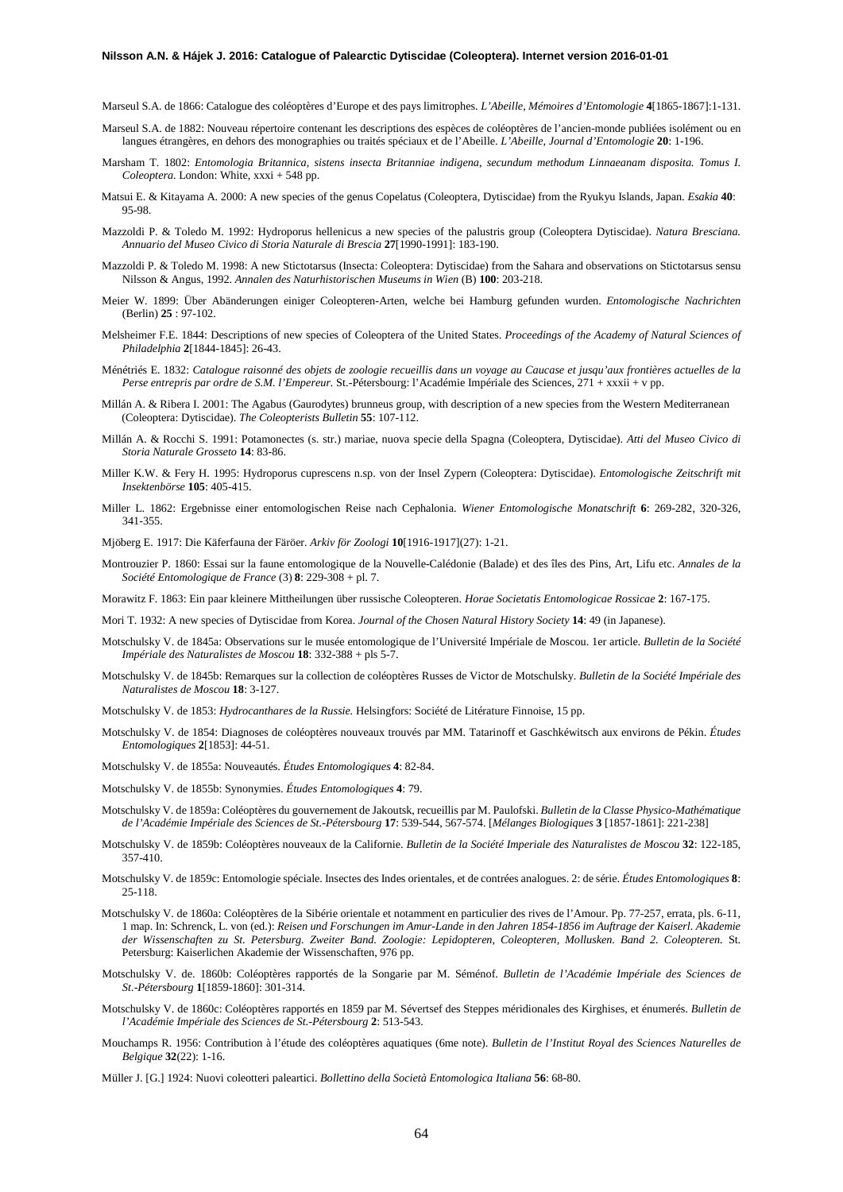Marseul S.A. de 1866: Catalogue des coléoptères d'Europe et des pays limitrophes. *L'Abeille, Mémoires d'Entomologie* **4**[1865-1867]:1-131.

Marseul S.A. de 1882: Nouveau répertoire contenant les descriptions des espèces de coléoptères de l'ancien-monde publiées isolément ou en langues étrangères, en dehors des monographies ou traités spéciaux et de l'Abeille. *L'Abeille, Journal d'Entomologie* **20**: 1-196.

Marsham T. 1802: *Entomologia Britannica, sistens insecta Britanniae indigena, secundum methodum Linnaeanam disposita. Tomus I. Coleoptera.* London: White, xxxi + 548 pp.

Matsui E. & Kitayama A. 2000: A new species of the genus Copelatus (Coleoptera, Dytiscidae) from the Ryukyu Islands, Japan. *Esakia* **40**: 95-98.

Mazzoldi P. & Toledo M. 1992: Hydroporus hellenicus a new species of the palustris group (Coleoptera Dytiscidae). *Natura Bresciana. Annuario del Museo Civico di Storia Naturale di Brescia* **27**[1990-1991]: 183-190.

Mazzoldi P. & Toledo M. 1998: A new Stictotarsus (Insecta: Coleoptera: Dytiscidae) from the Sahara and observations on Stictotarsus sensu Nilsson & Angus, 1992. *Annalen des Naturhistorischen Museums in Wien* (B) **100**: 203-218.

Meier W. 1899: Über Abänderungen einiger Coleopteren-Arten, welche bei Hamburg gefunden wurden. *Entomologische Nachrichten* (Berlin) **25** : 97-102.

Melsheimer F.E. 1844: Descriptions of new species of Coleoptera of the United States. *Proceedings of the Academy of Natural Sciences of Philadelphia* **2**[1844-1845]: 26-43.

Ménétriés E. 1832: *Catalogue raisonné des objets de zoologie recueillis dans un voyage au Caucase et jusqu'aux frontières actuelles de la Perse entrepris par ordre de S.M. l'Empereur.* St.-Pétersbourg: l'Académie Impériale des Sciences, 271 + xxxii + v pp.

Millán A. & Ribera I. 2001: The Agabus (Gaurodytes) brunneus group, with description of a new species from the Western Mediterranean (Coleoptera: Dytiscidae). *The Coleopterists Bulletin* **55**: 107-112.

Millán A. & Rocchi S. 1991: Potamonectes (s. str.) mariae, nuova specie della Spagna (Coleoptera, Dytiscidae). *Atti del Museo Civico di Storia Naturale Grosseto* **14**: 83-86.

Miller K.W. & Fery H. 1995: Hydroporus cuprescens n.sp. von der Insel Zypern (Coleoptera: Dytiscidae). *Entomologische Zeitschrift mit Insektenbörse* **105**: 405-415.

Miller L. 1862: Ergebnisse einer entomologischen Reise nach Cephalonia. *Wiener Entomologische Monatschrift* **6**: 269-282, 320-326, 341-355.

Mjöberg E. 1917: Die Käferfauna der Färöer. *Arkiv för Zoologi* **10**[1916-1917](27): 1-21.

Montrouzier P. 1860: Essai sur la faune entomologique de la Nouvelle-Calédonie (Balade) et des îles des Pins, Art, Lifu etc. *Annales de la Société Entomologique de France* (3) **8**: 229-308 + pl. 7.

Morawitz F. 1863: Ein paar kleinere Mittheilungen über russische Coleopteren. *Horae Societatis Entomologicae Rossicae* **2**: 167-175.

Mori T. 1932: A new species of Dytiscidae from Korea. *Journal of the Chosen Natural History Society* **14**: 49 (in Japanese).

Motschulsky V. de 1845a: Observations sur le musée entomologique de l'Université Impériale de Moscou. 1er article. *Bulletin de la Société Impériale des Naturalistes de Moscou* **18**: 332-388 + pls 5-7.

Motschulsky V. de 1845b: Remarques sur la collection de coléoptères Russes de Victor de Motschulsky. *Bulletin de la Société Impériale des Naturalistes de Moscou* **18**: 3-127.

Motschulsky V. de 1853: *Hydrocanthares de la Russie.* Helsingfors: Société de Litérature Finnoise, 15 pp.

Motschulsky V. de 1854: Diagnoses de coléoptères nouveaux trouvés par MM. Tatarinoff et Gaschkéwitsch aux environs de Pékin. *Études Entomologiques* **2**[1853]: 44-51.

Motschulsky V. de 1855a: Nouveautés. *Études Entomologiques* **4**: 82-84.

Motschulsky V. de 1855b: Synonymies. *Études Entomologiques* **4**: 79.

Motschulsky V. de 1859a: Coléoptères du gouvernement de Jakoutsk, recueillis par M. Paulofski. *Bulletin de la Classe Physico-Mathématique de l'Académie Impériale des Sciences de St.-Pétersbourg* **17**: 539-544, 567-574. [*Mélanges Biologiques* **3** [1857-1861]: 221-238]

Motschulsky V. de 1859b: Coléoptères nouveaux de la Californie. *Bulletin de la Société Imperiale des Naturalistes de Moscou* **32**: 122-185, 357-410.

Motschulsky V. de 1859c: Entomologie spéciale. Insectes des Indes orientales, et de contrées analogues. 2: de série. *Études Entomologiques* **8**: 25-118.

Motschulsky V. de 1860a: Coléoptères de la Sibérie orientale et notamment en particulier des rives de l'Amour. Pp. 77-257, errata, pls. 6-11, 1 map. In: Schrenck, L. von (ed.): *Reisen und Forschungen im Amur-Lande in den Jahren 1854-1856 im Auftrage der Kaiserl. Akademie der Wissenschaften zu St. Petersburg. Zweiter Band. Zoologie: Lepidopteren, Coleopteren, Mollusken. Band 2. Coleopteren.* St. Petersburg: Kaiserlichen Akademie der Wissenschaften, 976 pp.

Motschulsky V. de. 1860b: Coléoptères rapportés de la Songarie par M. Séménof. *Bulletin de l'Académie Impériale des Sciences de St.-Pétersbourg* **1**[1859-1860]: 301-314.

Motschulsky V. de 1860c: Coléoptères rapportés en 1859 par M. Sévertsef des Steppes méridionales des Kirghises, et énumerés. *Bulletin de l'Académie Impériale des Sciences de St.-Pétersbourg* **2**: 513-543.

Mouchamps R. 1956: Contribution à l'étude des coléoptères aquatiques (6me note). *Bulletin de l'Institut Royal des Sciences Naturelles de Belgique* **32**(22): 1-16.

Müller J. [G.] 1924: Nuovi coleotteri paleartici. *Bollettino della Società Entomologica Italiana* **56**: 68-80.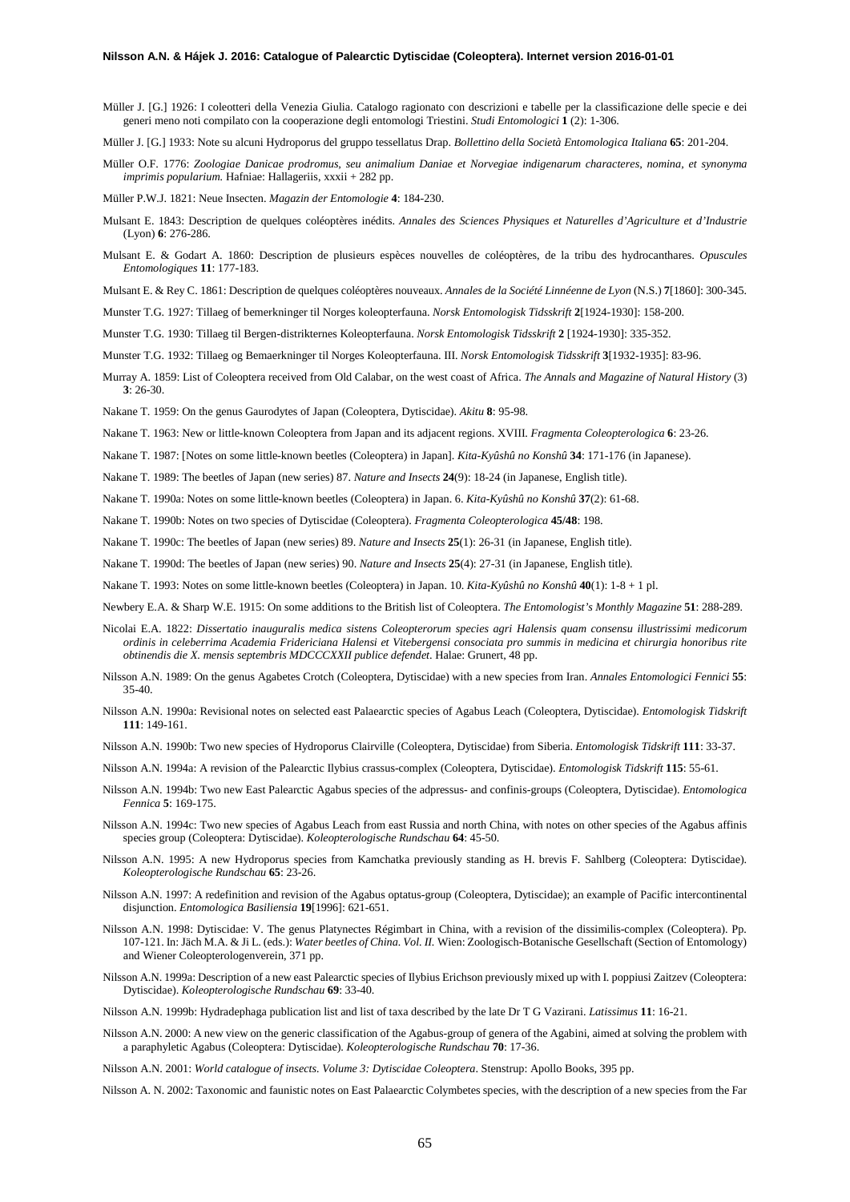Müller J. [G.] 1926: I coleotteri della Venezia Giulia. Catalogo ragionato con descrizioni e tabelle per la classificazione delle specie e dei generi meno noti compilato con la cooperazione degli entomologi Triestini. *Studi Entomologici* **1** (2): 1-306.

Müller J. [G.] 1933: Note su alcuni Hydroporus del gruppo tessellatus Drap. *Bollettino della Società Entomologica Italiana* **65**: 201-204.

Müller O.F. 1776: *Zoologiae Danicae prodromus, seu animalium Daniae et Norvegiae indigenarum characteres, nomina, et synonyma imprimis popularium*. Hafniae: Hallageriis, xxxii + 282 pp.

Müller P.W.J. 1821: Neue Insecten. *Magazin der Entomologie* **4**: 184-230.

Mulsant E. 1843: Description de quelques coléoptères inédits. *Annales des Sciences Physiques et Naturelles d'Agriculture et d'Industrie* (Lyon) **6**: 276-286.

Mulsant E. & Godart A. 1860: Description de plusieurs espèces nouvelles de coléoptères, de la tribu des hydrocanthares. *Opuscules Entomologiques* **11**: 177-183.

Mulsant E. & Rey C. 1861: Description de quelques coléoptères nouveaux. *Annales de la Société Linnéenne de Lyon* (N.S.) **7**[1860]: 300-345.

Munster T.G. 1927: Tillaeg of bemerkninger til Norges koleopterfauna. *Norsk Entomologisk Tidsskrift* **2**[1924-1930]: 158-200.

Munster T.G. 1930: Tillaeg til Bergen-distrikternes Koleopterfauna. *Norsk Entomologisk Tidsskrift* **2** [1924-1930]: 335-352.

Munster T.G. 1932: Tillaeg og Bemaerkninger til Norges Koleopterfauna. III. *Norsk Entomologisk Tidsskrift* **3**[1932-1935]: 83-96.

Murray A. 1859: List of Coleoptera received from Old Calabar, on the west coast of Africa. *The Annals and Magazine of Natural History* (3) **3**: 26-30.

Nakane T. 1959: On the genus Gaurodytes of Japan (Coleoptera, Dytiscidae). *Akitu* **8**: 95-98.

Nakane T. 1963: New or little-known Coleoptera from Japan and its adjacent regions. XVIII. *Fragmenta Coleopterologica* **6**: 23-26.

Nakane T. 1987: [Notes on some little-known beetles (Coleoptera) in Japan]. *Kita-Kyûshû no Konshû* **34**: 171-176 (in Japanese).

Nakane T. 1989: The beetles of Japan (new series) 87. *Nature and Insects* **24**(9): 18-24 (in Japanese, English title).

Nakane T. 1990a: Notes on some little-known beetles (Coleoptera) in Japan. 6. *Kita-Kyûshû no Konshû* **37**(2): 61-68.

Nakane T. 1990b: Notes on two species of Dytiscidae (Coleoptera). *Fragmenta Coleopterologica* **45/48**: 198.

Nakane T. 1990c: The beetles of Japan (new series) 89. *Nature and Insects* **25**(1): 26-31 (in Japanese, English title).

Nakane T. 1990d: The beetles of Japan (new series) 90. *Nature and Insects* **25**(4): 27-31 (in Japanese, English title).

Nakane T. 1993: Notes on some little-known beetles (Coleoptera) in Japan. 10. *Kita-Kyûshû no Konshû* **40**(1): 1-8 + 1 pl.

Newbery E.A. & Sharp W.E. 1915: On some additions to the British list of Coleoptera. *The Entomologist's Monthly Magazine* **51**: 288-289.

Nicolai E.A. 1822: *Dissertatio inauguralis medica sistens Coleopterorum species agri Halensis quam consensu illustrissimi medicorum ordinis in celeberrima Academia Fridericiana Halensi et Vitebergensi consociata pro summis in medicina et chirurgia honoribus rite obtinendis die X. mensis septembris MDCCCXXII publice defendet*. Halae: Grunert, 48 pp.

Nilsson A.N. 1989: On the genus Agabetes Crotch (Coleoptera, Dytiscidae) with a new species from Iran. *Annales Entomologici Fennici* **55**: 35-40.

Nilsson A.N. 1990a: Revisional notes on selected east Palaearctic species of Agabus Leach (Coleoptera, Dytiscidae). *Entomologisk Tidskrift* **111**: 149-161.

Nilsson A.N. 1990b: Two new species of Hydroporus Clairville (Coleoptera, Dytiscidae) from Siberia. *Entomologisk Tidskrift* **111**: 33-37.

Nilsson A.N. 1994a: A revision of the Palearctic Ilybius crassus-complex (Coleoptera, Dytiscidae). *Entomologisk Tidskrift* **115**: 55-61.

Nilsson A.N. 1994b: Two new East Palearctic Agabus species of the adpressus- and confinis-groups (Coleoptera, Dytiscidae). *Entomologica Fennica* **5**: 169-175.

Nilsson A.N. 1994c: Two new species of Agabus Leach from east Russia and north China, with notes on other species of the Agabus affinis species group (Coleoptera: Dytiscidae). *Koleopterologische Rundschau* **64**: 45-50.

Nilsson A.N. 1995: A new Hydroporus species from Kamchatka previously standing as H. brevis F. Sahlberg (Coleoptera: Dytiscidae). *Koleopterologische Rundschau* **65**: 23-26.

Nilsson A.N. 1997: A redefinition and revision of the Agabus optatus-group (Coleoptera, Dytiscidae); an example of Pacific intercontinental disjunction. *Entomologica Basiliensia* **19**[1996]: 621-651.

Nilsson A.N. 1998: Dytiscidae: V. The genus Platynectes Régimbart in China, with a revision of the dissimilis-complex (Coleoptera). Pp. 107-121. In: Jäch M.A. & Ji L. (eds.): *Water beetles of China. Vol. II.* Wien: Zoologisch-Botanische Gesellschaft (Section of Entomology) and Wiener Coleopterologenverein, 371 pp.

Nilsson A.N. 1999a: Description of a new east Palearctic species of Ilybius Erichson previously mixed up with I. poppiusi Zaitzev (Coleoptera: Dytiscidae). *Koleopterologische Rundschau* **69**: 33-40.

Nilsson A.N. 1999b: Hydradephaga publication list and list of taxa described by the late Dr T G Vazirani. *Latissimus* **11**: 16-21.

Nilsson A.N. 2000: A new view on the generic classification of the Agabus-group of genera of the Agabini, aimed at solving the problem with a paraphyletic Agabus (Coleoptera: Dytiscidae). *Koleopterologische Rundschau* **70**: 17-36.

Nilsson A.N. 2001: *World catalogue of insects. Volume 3: Dytiscidae Coleoptera*. Stenstrup: Apollo Books, 395 pp.

Nilsson A. N. 2002: Taxonomic and faunistic notes on East Palaearctic Colymbetes species, with the description of a new species from the Far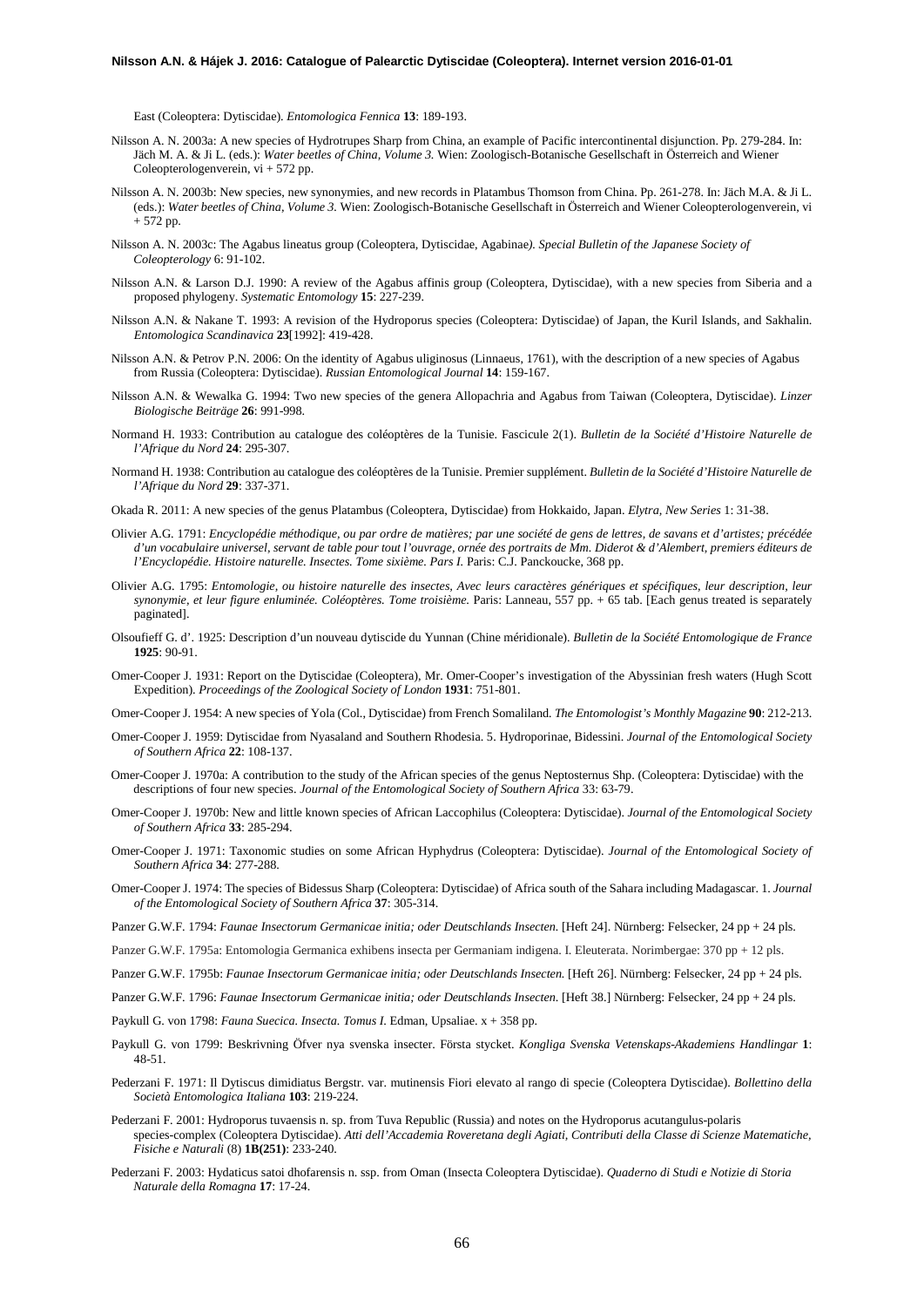East (Coleoptera: Dytiscidae). *Entomologica Fennica* **13**: 189-193.

Nilsson A. N. 2003a: A new species of Hydrotrupes Sharp from China, an example of Pacific intercontinental disjunction. Pp. 279-284. In: Jäch M. A. & Ji L. (eds.): *Water beetles of China, Volume 3.* Wien: Zoologisch-Botanische Gesellschaft in Österreich and Wiener Coleopterologenverein, vi + 572 pp.

Nilsson A. N. 2003b: New species, new synonymies, and new records in Platambus Thomson from China. Pp. 261-278. In: Jäch M.A. & Ji L. (eds.): *Water beetles of China, Volume 3.* Wien: Zoologisch-Botanische Gesellschaft in Österreich and Wiener Coleopterologenverein, vi + 572 pp.

Nilsson A. N. 2003c: The Agabus lineatus group (Coleoptera, Dytiscidae, Agabinae*). Special Bulletin of the Japanese Society of Coleopterology* 6: 91-102.

Nilsson A.N. & Larson D.J. 1990: A review of the Agabus affinis group (Coleoptera, Dytiscidae), with a new species from Siberia and a proposed phylogeny. *Systematic Entomology* **15**: 227-239.

Nilsson A.N. & Nakane T. 1993: A revision of the Hydroporus species (Coleoptera: Dytiscidae) of Japan, the Kuril Islands, and Sakhalin. *Entomologica Scandinavica* **23**[1992]: 419-428.

Nilsson A.N. & Petrov P.N. 2006: On the identity of Agabus uliginosus (Linnaeus, 1761), with the description of a new species of Agabus from Russia (Coleoptera: Dytiscidae). *Russian Entomological Journal* **14**: 159-167.

Nilsson A.N. & Wewalka G. 1994: Two new species of the genera Allopachria and Agabus from Taiwan (Coleoptera, Dytiscidae). *Linzer Biologische Beiträge* **26**: 991-998.

Normand H. 1933: Contribution au catalogue des coléoptères de la Tunisie. Fascicule 2(1). *Bulletin de la Société d'Histoire Naturelle de l'Afrique du Nord* **24**: 295-307.

Normand H. 1938: Contribution au catalogue des coléoptères de la Tunisie. Premier supplément. *Bulletin de la Société d'Histoire Naturelle de l'Afrique du Nord* **29**: 337-371.

Okada R. 2011: A new species of the genus Platambus (Coleoptera, Dytiscidae) from Hokkaido, Japan. *Elytra, New Series* 1: 31-38.

Olivier A.G. 1791: *Encyclopédie méthodique, ou par ordre de matières; par une société de gens de lettres, de savans et d'artistes; précédée d'un vocabulaire universel, servant de table pour tout l'ouvrage, ornée des portraits de Mm. Diderot & d'Alembert, premiers éditeurs de l'Encyclopédie. Histoire naturelle. Insectes. Tome sixième. Pars I.* Paris: C.J. Panckoucke, 368 pp.

Olivier A.G. 1795: *Entomologie, ou histoire naturelle des insectes, Avec leurs caractères génériques et spécifiques, leur description, leur synonymie, et leur figure enluminée. Coléoptères. Tome troisième.* Paris: Lanneau, 557 pp. + 65 tab. [Each genus treated is separately paginated].

Olsoufieff G. d'. 1925: Description d'un nouveau dytiscide du Yunnan (Chine méridionale). *Bulletin de la Société Entomologique de France* **1925**: 90-91.

Omer-Cooper J. 1931: Report on the Dytiscidae (Coleoptera), Mr. Omer-Cooper's investigation of the Abyssinian fresh waters (Hugh Scott Expedition). *Proceedings of the Zoological Society of London* **1931**: 751-801.

Omer-Cooper J. 1954: A new species of Yola (Col., Dytiscidae) from French Somaliland. *The Entomologist's Monthly Magazine* **90**: 212-213.

Omer-Cooper J. 1959: Dytiscidae from Nyasaland and Southern Rhodesia. 5. Hydroporinae, Bidessini. *Journal of the Entomological Society of Southern Africa* **22**: 108-137.

Omer-Cooper J. 1970a: A contribution to the study of the African species of the genus Neptosternus Shp. (Coleoptera: Dytiscidae) with the descriptions of four new species. *Journal of the Entomological Society of Southern Africa* 33: 63-79.

Omer-Cooper J. 1970b: New and little known species of African Laccophilus (Coleoptera: Dytiscidae). *Journal of the Entomological Society of Southern Africa* **33**: 285-294.

Omer-Cooper J. 1971: Taxonomic studies on some African Hyphydrus (Coleoptera: Dytiscidae). *Journal of the Entomological Society of Southern Africa* **34**: 277-288.

Omer-Cooper J. 1974: The species of Bidessus Sharp (Coleoptera: Dytiscidae) of Africa south of the Sahara including Madagascar. 1. *Journal of the Entomological Society of Southern Africa* **37**: 305-314.

Panzer G.W.F. 1794: *Faunae Insectorum Germanicae initia; oder Deutschlands Insecten.* [Heft 24]. Nürnberg: Felsecker, 24 pp + 24 pls.

Panzer G.W.F. 1795a: Entomologia Germanica exhibens insecta per Germaniam indigena. I. Eleuterata. Norimbergae: 370 pp + 12 pls.

Panzer G.W.F. 1795b: *Faunae Insectorum Germanicae initia; oder Deutschlands Insecten.* [Heft 26]. Nürnberg: Felsecker, 24 pp + 24 pls.

Panzer G.W.F. 1796: *Faunae Insectorum Germanicae initia; oder Deutschlands Insecten.* [Heft 38.] Nürnberg: Felsecker, 24 pp + 24 pls.

Paykull G. von 1798: *Fauna Suecica. Insecta. Tomus I.* Edman, Upsaliae. x + 358 pp.

Paykull G. von 1799: Beskrivning Öfver nya svenska insecter. Första stycket. *Kongliga Svenska Vetenskaps-Akademiens Handlingar* **1**: 48-51.

Pederzani F. 1971: Il Dytiscus dimidiatus Bergstr. var. mutinensis Fiori elevato al rango di specie (Coleoptera Dytiscidae). *Bollettino della Società Entomologica Italiana* **103**: 219-224.

Pederzani F. 2001: Hydroporus tuvaensis n. sp. from Tuva Republic (Russia) and notes on the Hydroporus acutangulus-polaris species-complex (Coleoptera Dytiscidae). *Atti dell'Accademia Roveretana degli Agiati, Contributi della Classe di Scienze Matematiche, Fisiche e Naturali* (8) **1B(251)**: 233-240.

Pederzani F. 2003: Hydaticus satoi dhofarensis n. ssp. from Oman (Insecta Coleoptera Dytiscidae). *Quaderno di Studi e Notizie di Storia Naturale della Romagna* **17**: 17-24.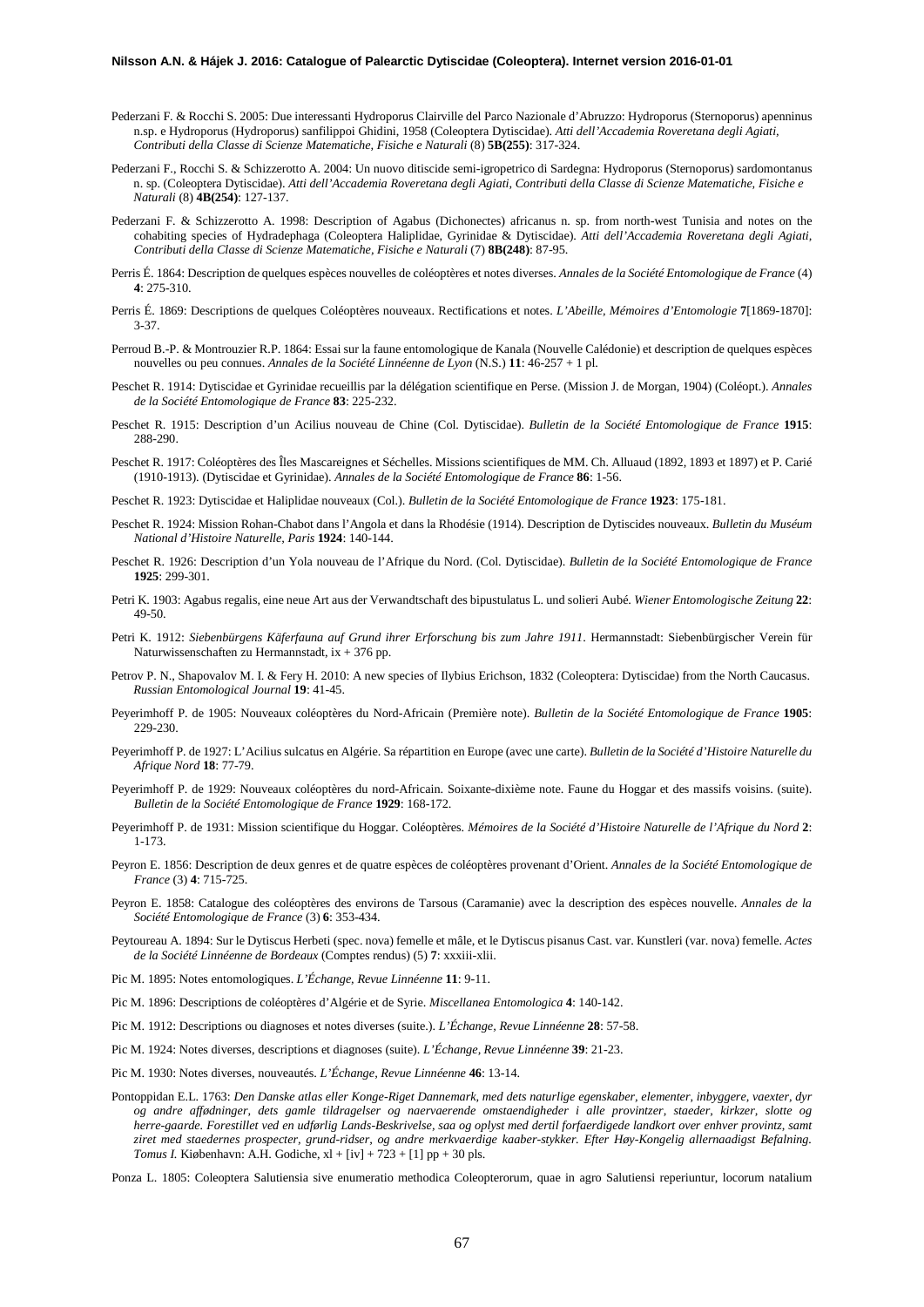Pederzani F. & Rocchi S. 2005: Due interessanti Hydroporus Clairville del Parco Nazionale d'Abruzzo: Hydroporus (Sternoporus) apenninus n.sp. e Hydroporus (Hydroporus) sanfilippoi Ghidini, 1958 (Coleoptera Dytiscidae). *Atti dell'Accademia Roveretana degli Agiati, Contributi della Classe di Scienze Matematiche, Fisiche e Naturali* (8) **5B(255)**: 317-324.

Pederzani F., Rocchi S. & Schizzerotto A. 2004: Un nuovo ditiscide semi-igropetrico di Sardegna: Hydroporus (Sternoporus) sardomontanus n. sp. (Coleoptera Dytiscidae). *Atti dell'Accademia Roveretana degli Agiati, Contributi della Classe di Scienze Matematiche, Fisiche e Naturali* (8) **4B(254)**: 127-137.

Pederzani F. & Schizzerotto A. 1998: Description of Agabus (Dichonectes) africanus n. sp. from north-west Tunisia and notes on the cohabiting species of Hydradephaga (Coleoptera Haliplidae, Gyrinidae & Dytiscidae). *Atti dell'Accademia Roveretana degli Agiati, Contributi della Classe di Scienze Matematiche, Fisiche e Naturali* (7) **8B(248)**: 87-95.

Perris É. 1864: Description de quelques espèces nouvelles de coléoptères et notes diverses. *Annales de la Société Entomologique de France* (4) **4**: 275-310.

Perris É. 1869: Descriptions de quelques Coléoptères nouveaux. Rectifications et notes. *L'Abeille, Mémoires d'Entomologie* **7**[1869-1870]: 3-37.

Perroud B.-P. & Montrouzier R.P. 1864: Essai sur la faune entomologique de Kanala (Nouvelle Calédonie) et description de quelques espèces nouvelles ou peu connues. *Annales de la Société Linnéenne de Lyon* (N.S.) **11**: 46-257 + 1 pl.

Peschet R. 1914: Dytiscidae et Gyrinidae recueillis par la délégation scientifique en Perse. (Mission J. de Morgan, 1904) (Coléopt.). *Annales de la Société Entomologique de France* **83**: 225-232.

Peschet R. 1915: Description d'un Acilius nouveau de Chine (Col. Dytiscidae). *Bulletin de la Société Entomologique de France* **1915**: 288-290.

Peschet R. 1917: Coléoptères des Îles Mascareignes et Séchelles. Missions scientifiques de MM. Ch. Alluaud (1892, 1893 et 1897) et P. Carié (1910-1913). (Dytiscidae et Gyrinidae). *Annales de la Société Entomologique de France* **86**: 1-56.

Peschet R. 1923: Dytiscidae et Haliplidae nouveaux (Col.). *Bulletin de la Société Entomologique de France* **1923**: 175-181.

Peschet R. 1924: Mission Rohan-Chabot dans l'Angola et dans la Rhodésie (1914). Description de Dytiscides nouveaux. *Bulletin du Muséum National d'Histoire Naturelle, Paris* **1924**: 140-144.

Peschet R. 1926: Description d'un Yola nouveau de l'Afrique du Nord. (Col. Dytiscidae). *Bulletin de la Société Entomologique de France* **1925**: 299-301.

Petri K. 1903: Agabus regalis, eine neue Art aus der Verwandtschaft des bipustulatus L. und solieri Aubé. *Wiener Entomologische Zeitung* **22**: 49-50.

Petri K. 1912: *Siebenbürgens Käferfauna auf Grund ihrer Erforschung bis zum Jahre 1911*. Hermannstadt: Siebenbürgischer Verein für Naturwissenschaften zu Hermannstadt, ix + 376 pp.

Petrov P. N., Shapovalov M. I. & Fery H. 2010: A new species of Ilybius Erichson, 1832 (Coleoptera: Dytiscidae) from the North Caucasus. *Russian Entomological Journal* **19**: 41-45.

Peyerimhoff P. de 1905: Nouveaux coléoptères du Nord-Africain (Première note). *Bulletin de la Société Entomologique de France* **1905**: 229-230.

Peyerimhoff P. de 1927: L'Acilius sulcatus en Algérie. Sa répartition en Europe (avec une carte). *Bulletin de la Société d'Histoire Naturelle du Afrique Nord* **18**: 77-79.

Peyerimhoff P. de 1929: Nouveaux coléoptères du nord-Africain. Soixante-dixième note. Faune du Hoggar et des massifs voisins. (suite). *Bulletin de la Société Entomologique de France* **1929**: 168-172.

Peyerimhoff P. de 1931: Mission scientifique du Hoggar. Coléoptères. *Mémoires de la Société d'Histoire Naturelle de l'Afrique du Nord* **2**: 1-173.

Peyron E. 1856: Description de deux genres et de quatre espèces de coléoptères provenant d'Orient. *Annales de la Société Entomologique de France* (3) **4**: 715-725.

Peyron E. 1858: Catalogue des coléoptères des environs de Tarsous (Caramanie) avec la description des espèces nouvelle. *Annales de la Société Entomologique de France* (3) **6**: 353-434.

Peytoureau A. 1894: Sur le Dytiscus Herbeti (spec. nova) femelle et mâle, et le Dytiscus pisanus Cast. var. Kunstleri (var. nova) femelle. *Actes de la Société Linnéenne de Bordeaux* (Comptes rendus) (5) **7**: xxxiii-xlii.

Pic M. 1895: Notes entomologiques. *L'Échange, Revue Linnéenne* **11**: 9-11.

Pic M. 1896: Descriptions de coléoptères d'Algérie et de Syrie. *Miscellanea Entomologica* **4**: 140-142.

Pic M. 1912: Descriptions ou diagnoses et notes diverses (suite.). *L'Échange, Revue Linnéenne* **28**: 57-58.

Pic M. 1924: Notes diverses, descriptions et diagnoses (suite). *L'Échange, Revue Linnéenne* **39**: 21-23.

Pic M. 1930: Notes diverses, nouveautés. *L'Échange, Revue Linnéenne* **46**: 13-14.

Pontoppidan E.L. 1763: *Den Danske atlas eller Konge-Riget Dannemark, med dets naturlige egenskaber, elementer, inbyggere, vaexter, dyr og andre afødninger, dets gamle tildragelser og naervaerende omstaendigheder i alle provintzer, staeder, kirkzer, slotte og herre-gaarde. Forestillet ved en udførlig Lands-Beskrivelse, saa og oplyst med dertil forfaerdigede landkort over enhver provintz, samt ziret med staedernes prospecter, grund-ridser, og andre merkvaerdige kaaber-stykker. Efter Høy-Kongelig allernaadigst Befalning. Tomus I.* Kiøbenhavn: A.H. Godiche, xl + [iv] + 723 + [1] pp + 30 pls.

Ponza L. 1805: Coleoptera Salutiensia sive enumeratio methodica Coleopterorum, quae in agro Salutiensi reperiuntur, locorum natalium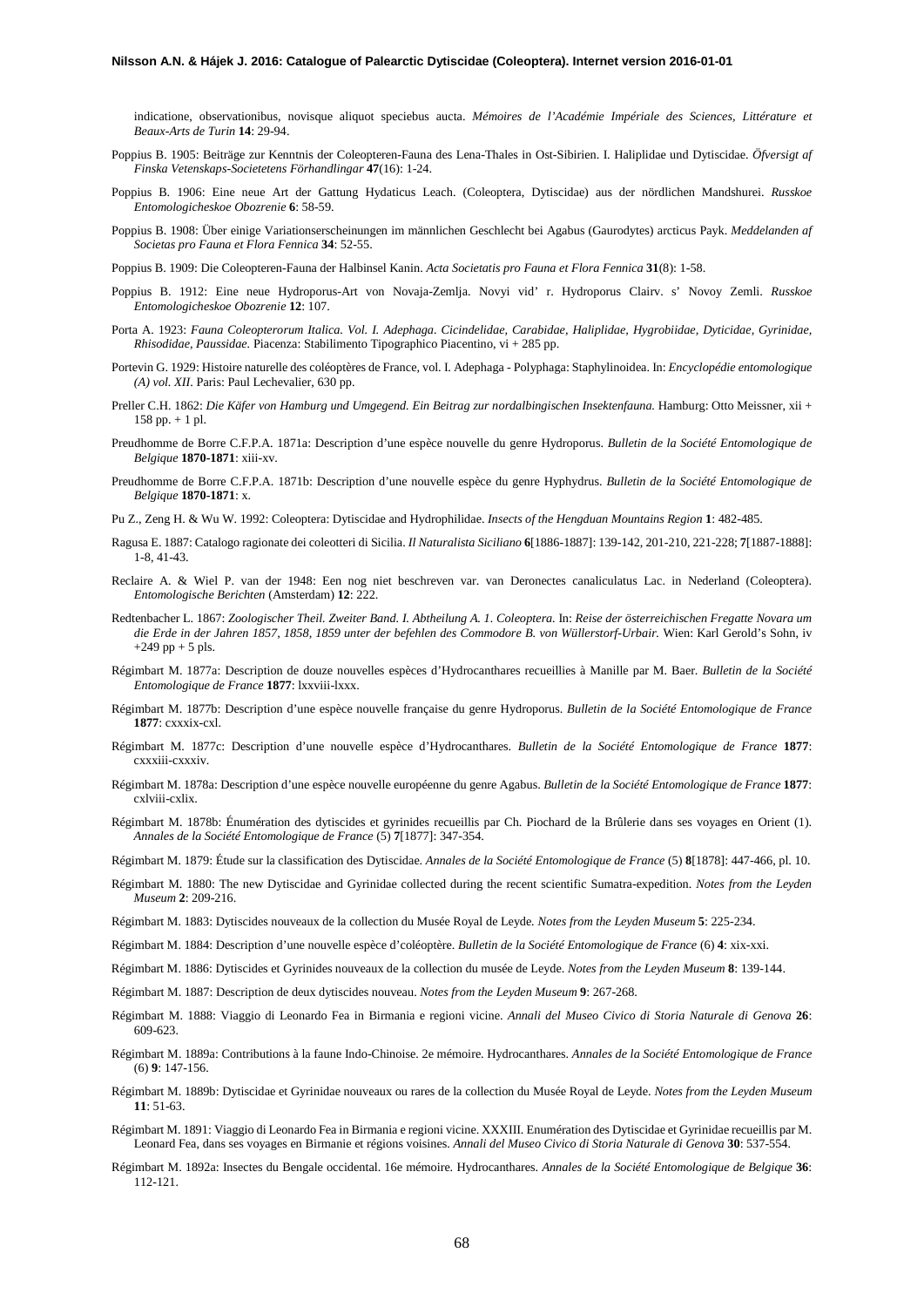indicatione, observationibus, novisque aliquot speciebus aucta. *Mémoires de l'Académie Impériale des Sciences, Littérature et Beaux-Arts de Turin* **14**: 29-94.

Poppius B. 1905: Beiträge zur Kenntnis der Coleopteren-Fauna des Lena-Thales in Ost-Sibirien. I. Haliplidae und Dytiscidae. *Öfversigt af Finska Vetenskaps-Societetens Förhandlingar* **47**(16): 1-24.

Poppius B. 1906: Eine neue Art der Gattung Hydaticus Leach. (Coleoptera, Dytiscidae) aus der nördlichen Mandshurei. *Russkoe Entomologicheskoe Obozrenie* **6**: 58-59.

Poppius B. 1908: Über einige Variationserscheinungen im männlichen Geschlecht bei Agabus (Gaurodytes) arcticus Payk. *Meddelanden af Societas pro Fauna et Flora Fennica* **34**: 52-55.

Poppius B. 1909: Die Coleopteren-Fauna der Halbinsel Kanin. *Acta Societatis pro Fauna et Flora Fennica* **31**(8): 1-58.

Poppius B. 1912: Eine neue Hydroporus-Art von Novaja-Zemlja. Novyi vid' r. Hydroporus Clairv. s' Novoy Zemli. *Russkoe Entomologicheskoe Obozrenie* **12**: 107.

Porta A. 1923: *Fauna Coleopterorum Italica. Vol. I. Adephaga. Cicindelidae, Carabidae, Haliplidae, Hygrobiidae, Dyticidae, Gyrinidae, Rhisodidae, Paussidae.* Piacenza: Stabilimento Tipographico Piacentino, vi + 285 pp.

Portevin G. 1929: Histoire naturelle des coléoptères de France, vol. I. Adephaga - Polyphaga: Staphylinoidea. In: *Encyclopédie entomologique (A) vol. XII*. Paris: Paul Lechevalier, 630 pp.

Preller C.H. 1862: *Die Käfer von Hamburg und Umgegend. Ein Beitrag zur nordalbingischen Insektenfauna.* Hamburg: Otto Meissner, xii + 158 pp. + 1 pl.

Preudhomme de Borre C.F.P.A. 1871a: Description d'une espèce nouvelle du genre Hydroporus. *Bulletin de la Société Entomologique de Belgique* **1870-1871**: xiii-xv.

Preudhomme de Borre C.F.P.A. 1871b: Description d'une nouvelle espèce du genre Hyphydrus. *Bulletin de la Société Entomologique de Belgique* **1870-1871**: x.

Pu Z., Zeng H. & Wu W. 1992: Coleoptera: Dytiscidae and Hydrophilidae. *Insects of the Hengduan Mountains Region* **1**: 482-485.

Ragusa E. 1887: Catalogo ragionate dei coleotteri di Sicilia. *Il Naturalista Siciliano* **6**[1886-1887]: 139-142, 201-210, 221-228; **7**[1887-1888]: 1-8, 41-43.

Reclaire A. & Wiel P. van der 1948: Een nog niet beschreven var. van Deronectes canaliculatus Lac. in Nederland (Coleoptera). *Entomologische Berichten* (Amsterdam) **12**: 222.

Redtenbacher L. 1867: *Zoologischer Theil. Zweiter Band. I. Abtheilung A. 1. Coleoptera.* In: *Reise der österreichischen Fregatte Novara um die Erde in der Jahren 1857, 1858, 1859 unter der befehlen des Commodore B. von Wüllerstorf-Urbair.* Wien: Karl Gerold's Sohn, iv +249 pp + 5 pls.

Régimbart M. 1877a: Description de douze nouvelles espèces d'Hydrocanthares recueillies à Manille par M. Baer. *Bulletin de la Société Entomologique de France* **1877**: lxxviii-lxxx.

Régimbart M. 1877b: Description d'une espèce nouvelle française du genre Hydroporus. *Bulletin de la Société Entomologique de France* **1877**: cxxxix-cxl.

Régimbart M. 1877c: Description d'une nouvelle espèce d'Hydrocanthares. *Bulletin de la Société Entomologique de France* **1877**: cxxxiii-cxxxiv.

Régimbart M. 1878a: Description d'une espèce nouvelle européenne du genre Agabus. *Bulletin de la Société Entomologique de France* **1877**: cxlviii-cxlix.

Régimbart M. 1878b: Énumération des dytiscides et gyrinides recueillis par Ch. Piochard de la Brûlerie dans ses voyages en Orient (1). *Annales de la Société Entomologique de France* (5) **7**[1877]: 347-354.

Régimbart M. 1879: Étude sur la classification des Dytiscidae. *Annales de la Société Entomologique de France* (5) **8**[1878]: 447-466, pl. 10.

Régimbart M. 1880: The new Dytiscidae and Gyrinidae collected during the recent scientific Sumatra-expedition. *Notes from the Leyden Museum* **2**: 209-216.

Régimbart M. 1883: Dytiscides nouveaux de la collection du Musée Royal de Leyde. *Notes from the Leyden Museum* **5**: 225-234.

Régimbart M. 1884: Description d'une nouvelle espèce d'coléoptère. *Bulletin de la Société Entomologique de France* (6) **4**: xix-xxi.

Régimbart M. 1886: Dytiscides et Gyrinides nouveaux de la collection du musée de Leyde. *Notes from the Leyden Museum* **8**: 139-144.

Régimbart M. 1887: Description de deux dytiscides nouveau. *Notes from the Leyden Museum* **9**: 267-268.

Régimbart M. 1888: Viaggio di Leonardo Fea in Birmania e regioni vicine. *Annali del Museo Civico di Storia Naturale di Genova* **26**: 609-623.

Régimbart M. 1889a: Contributions à la faune Indo-Chinoise. 2e mémoire. Hydrocanthares. *Annales de la Société Entomologique de France* (6) **9**: 147-156.

Régimbart M. 1889b: Dytiscidae et Gyrinidae nouveaux ou rares de la collection du Musée Royal de Leyde. *Notes from the Leyden Museum* **11**: 51-63.

Régimbart M. 1891: Viaggio di Leonardo Fea in Birmania e regioni vicine. XXXIII. Enumération des Dytiscidae et Gyrinidae recueillis par M. Leonard Fea, dans ses voyages en Birmanie et régions voisines. *Annali del Museo Civico di Storia Naturale di Genova* **30**: 537-554.

Régimbart M. 1892a: Insectes du Bengale occidental. 16e mémoire. Hydrocanthares. *Annales de la Société Entomologique de Belgique* **36**: 112-121.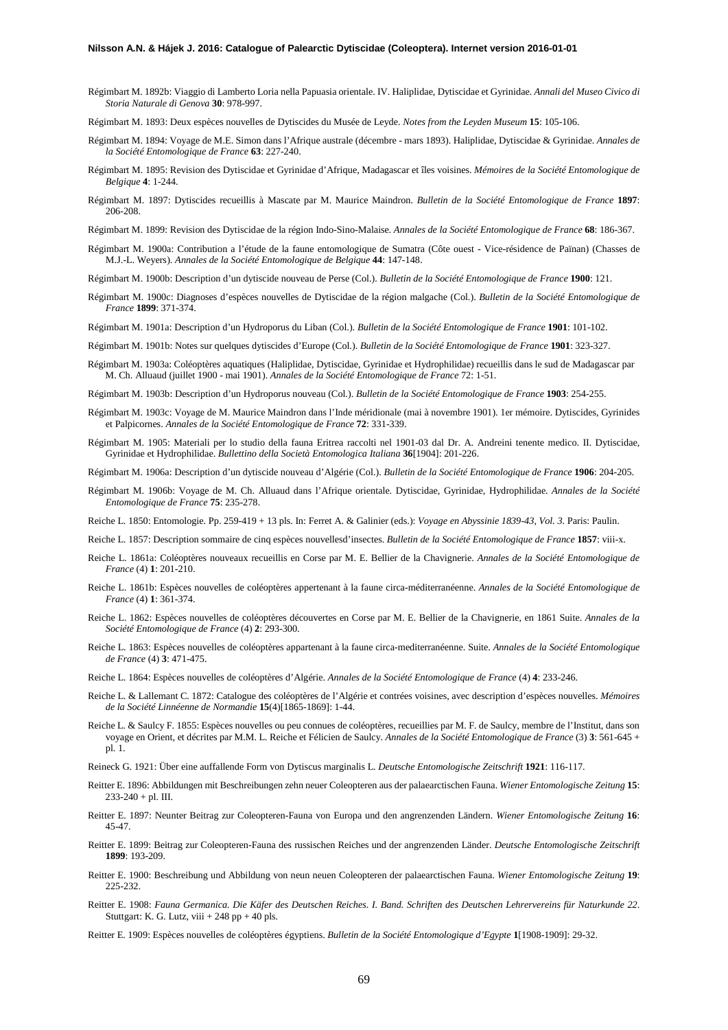Régimbart M. 1892b: Viaggio di Lamberto Loria nella Papuasia orientale. IV. Haliplidae, Dytiscidae et Gyrinidae. *Annali del Museo Civico di Storia Naturale di Genova* **30**: 978-997.

Régimbart M. 1893: Deux espèces nouvelles de Dytiscides du Musée de Leyde. *Notes from the Leyden Museum* **15**: 105-106.

Régimbart M. 1894: Voyage de M.E. Simon dans l'Afrique australe (décembre - mars 1893). Haliplidae, Dytiscidae & Gyrinidae. *Annales de la Société Entomologique de France* **63**: 227-240.

Régimbart M. 1895: Revision des Dytiscidae et Gyrinidae d'Afrique, Madagascar et îles voisines. *Mémoires de la Société Entomologique de Belgique* **4**: 1-244.

Régimbart M. 1897: Dytiscides recueillis à Mascate par M. Maurice Maindron. *Bulletin de la Société Entomologique de France* **1897**: 206-208.

Régimbart M. 1899: Revision des Dytiscidae de la région Indo-Sino-Malaise. *Annales de la Société Entomologique de France* **68**: 186-367.

Régimbart M. 1900a: Contribution a l'étude de la faune entomologique de Sumatra (Côte ouest - Vice-résidence de Païnan) (Chasses de M.J.-L. Weyers). *Annales de la Société Entomologique de Belgique* **44**: 147-148.

Régimbart M. 1900b: Description d'un dytiscide nouveau de Perse (Col.). *Bulletin de la Société Entomologique de France* **1900**: 121.

Régimbart M. 1900c: Diagnoses d'espèces nouvelles de Dytiscidae de la région malgache (Col.). *Bulletin de la Société Entomologique de France* **1899**: 371-374.

Régimbart M. 1901a: Description d'un Hydroporus du Liban (Col.). *Bulletin de la Société Entomologique de France* **1901**: 101-102.

Régimbart M. 1901b: Notes sur quelques dytiscides d'Europe (Col.). *Bulletin de la Société Entomologique de France* **1901**: 323-327.

Régimbart M. 1903a: Coléoptères aquatiques (Haliplidae, Dytiscidae, Gyrinidae et Hydrophilidae) recueillis dans le sud de Madagascar par M. Ch. Alluaud (juillet 1900 - mai 1901). *Annales de la Société Entomologique de France* 72: 1-51.

Régimbart M. 1903b: Description d'un Hydroporus nouveau (Col.). *Bulletin de la Société Entomologique de France* **1903**: 254-255.

Régimbart M. 1903c: Voyage de M. Maurice Maindron dans l'Inde méridionale (mai à novembre 1901). 1er mémoire. Dytiscides, Gyrinides et Palpicornes. *Annales de la Société Entomologique de France* **72**: 331-339.

Régimbart M. 1905: Materiali per lo studio della fauna Eritrea raccolti nel 1901-03 dal Dr. A. Andreini tenente medico. II. Dytiscidae, Gyrinidae et Hydrophilidae. *Bullettino della Società Entomologica Italiana* **36**[1904]: 201-226.

Régimbart M. 1906a: Description d'un dytiscide nouveau d'Algérie (Col.). *Bulletin de la Société Entomologique de France* **1906**: 204-205.

Régimbart M. 1906b: Voyage de M. Ch. Alluaud dans l'Afrique orientale. Dytiscidae, Gyrinidae, Hydrophilidae. *Annales de la Société Entomologique de France* **75**: 235-278.

Reiche L. 1850: Entomologie. Pp. 259-419 + 13 pls. In: Ferret A. & Galinier (eds.): *Voyage en Abyssinie 1839-43, Vol. 3*. Paris: Paulin.

Reiche L. 1857: Description sommaire de cinq espèces nouvellesd'insectes. *Bulletin de la Société Entomologique de France* **1857**: viii-x.

Reiche L. 1861a: Coléoptères nouveaux recueillis en Corse par M. E. Bellier de la Chavignerie. *Annales de la Société Entomologique de France* (4) **1**: 201-210.

Reiche L. 1861b: Espèces nouvelles de coléoptères appertenant à la faune circa-méditerranéenne. *Annales de la Société Entomologique de France* (4) **1**: 361-374.

Reiche L. 1862: Espèces nouvelles de coléoptères découvertes en Corse par M. E. Bellier de la Chavignerie, en 1861 Suite. *Annales de la Société Entomologique de France* (4) **2**: 293-300.

Reiche L. 1863: Espèces nouvelles de coléoptères appartenant à la faune circa-mediterranéenne. Suite. *Annales de la Société Entomologique de France* (4) **3**: 471-475.

Reiche L. 1864: Espèces nouvelles de coléoptères d'Algérie. *Annales de la Société Entomologique de France* (4) **4**: 233-246.

Reiche L. & Lallemant C. 1872: Catalogue des coléoptères de l'Algérie et contrées voisines, avec description d'espèces nouvelles. *Mémoires de la Société Linnéenne de Normandie* **15**(4)[1865-1869]: 1-44.

Reiche L. & Saulcy F. 1855: Espèces nouvelles ou peu connues de coléoptères, recueillies par M. F. de Saulcy, membre de l'Institut, dans son voyage en Orient, et décrites par M.M. L. Reiche et Félicien de Saulcy. *Annales de la Société Entomologique de France* (3) **3**: 561-645 + pl. 1.

Reineck G. 1921: Über eine auffallende Form von Dytiscus marginalis L. *Deutsche Entomologische Zeitschrift* **1921**: 116-117.

Reitter E. 1896: Abbildungen mit Beschreibungen zehn neuer Coleopteren aus der palaearctischen Fauna. *Wiener Entomologische Zeitung* **15**: 233-240 + pl. III.

Reitter E. 1897: Neunter Beitrag zur Coleopteren-Fauna von Europa und den angrenzenden Ländern. *Wiener Entomologische Zeitung* **16**: 45-47.

Reitter E. 1899: Beitrag zur Coleopteren-Fauna des russischen Reiches und der angrenzenden Länder. *Deutsche Entomologische Zeitschrift* **1899**: 193-209.

Reitter E. 1900: Beschreibung und Abbildung von neun neuen Coleopteren der palaearctischen Fauna. *Wiener Entomologische Zeitung* **19**: 225-232.

Reitter E. 1908: *Fauna Germanica. Die Käfer des Deutschen Reiches. I. Band. Schriften des Deutschen Lehrervereins für Naturkunde 22*. Stuttgart: K. G. Lutz, viii + 248 pp + 40 pls.

Reitter E. 1909: Espèces nouvelles de coléoptères égyptiens. *Bulletin de la Société Entomologique d'Egypte* **1**[1908-1909]: 29-32.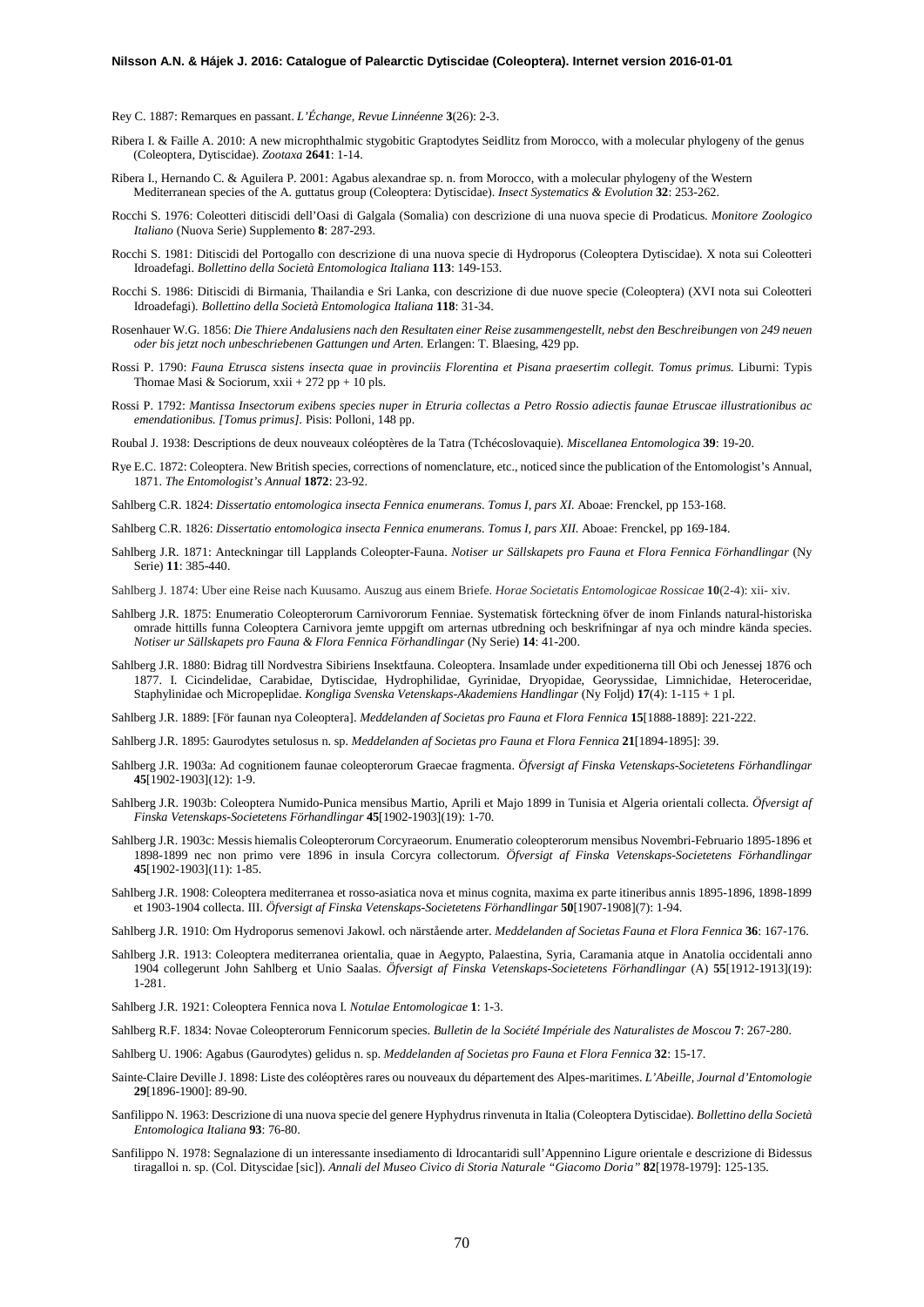Rey C. 1887: Remarques en passant. *L'Échange, Revue Linnéenne* **3**(26): 2-3.

Ribera I. & Faille A. 2010: A new microphthalmic stygobitic Graptodytes Seidlitz from Morocco, with a molecular phylogeny of the genus (Coleoptera, Dytiscidae). *Zootaxa* **2641**: 1-14.

Ribera I., Hernando C. & Aguilera P. 2001: Agabus alexandrae sp. n. from Morocco, with a molecular phylogeny of the Western Mediterranean species of the A. guttatus group (Coleoptera: Dytiscidae). *Insect Systematics & Evolution* **32**: 253-262.

Rocchi S. 1976: Coleotteri ditiscidi dell'Oasi di Galgala (Somalia) con descrizione di una nuova specie di Prodaticus. *Monitore Zoologico Italiano* (Nuova Serie) Supplemento **8**: 287-293.

Rocchi S. 1981: Ditiscidi del Portogallo con descrizione di una nuova specie di Hydroporus (Coleoptera Dytiscidae). X nota sui Coleotteri Idroadefagi. *Bollettino della Società Entomologica Italiana* **113**: 149-153.

Rocchi S. 1986: Ditiscidi di Birmania, Thailandia e Sri Lanka, con descrizione di due nuove specie (Coleoptera) (XVI nota sui Coleotteri Idroadefagi). *Bollettino della Società Entomologica Italiana* **118**: 31-34.

Rosenhauer W.G. 1856: *Die Thiere Andalusiens nach den Resultaten einer Reise zusammengestellt, nebst den Beschreibungen von 249 neuen oder bis jetzt noch unbeschriebenen Gattungen und Arten.* Erlangen: T. Blaesing, 429 pp.

Rossi P. 1790: *Fauna Etrusca sistens insecta quae in provinciis Florentina et Pisana praesertim collegit. Tomus primus.* Liburni: Typis Thomae Masi & Sociorum, xxii + 272 pp + 10 pls.

Rossi P. 1792: *Mantissa Insectorum exibens species nuper in Etruria collectas a Petro Rossio adiectis faunae Etruscae illustrationibus ac emendationibus. [Tomus primus]*. Pisis: Polloni, 148 pp.

Roubal J. 1938: Descriptions de deux nouveaux coléoptères de la Tatra (Tchécoslovaquie). *Miscellanea Entomologica* **39**: 19-20.

Rye E.C. 1872: Coleoptera. New British species, corrections of nomenclature, etc., noticed since the publication of the Entomologist's Annual, 1871. *The Entomologist's Annual* **1872**: 23-92.

Sahlberg C.R. 1824: *Dissertatio entomologica insecta Fennica enumerans. Tomus I, pars XI.* Aboae: Frenckel, pp 153-168.

Sahlberg C.R. 1826: *Dissertatio entomologica insecta Fennica enumerans. Tomus I, pars XII.* Aboae: Frenckel, pp 169-184.

Sahlberg J.R. 1871: Anteckningar till Lapplands Coleopter-Fauna. *Notiser ur Sällskapets pro Fauna et Flora Fennica Förhandlingar* (Ny Serie) **11**: 385-440.

Sahlberg J. 1874: Uber eine Reise nach Kuusamo. Auszug aus einem Briefe. *Horae Societatis Entomologicae Rossicae* **10**(2-4): xii- xiv.

Sahlberg J.R. 1875: Enumeratio Coleopterorum Carnivororum Fenniae. Systematisk förteckning öfver de inom Finlands natural-historiska omrade hittills funna Coleoptera Carnivora jemte uppgift om arternas utbredning och beskrifningar af nya och mindre kända species. *Notiser ur Sällskapets pro Fauna & Flora Fennica Förhandlingar* (Ny Serie) **14**: 41-200.

Sahlberg J.R. 1880: Bidrag till Nordvestra Sibiriens Insektfauna. Coleoptera. Insamlade under expeditionerna till Obi och Jenessej 1876 och 1877. I. Cicindelidae, Carabidae, Dytiscidae, Hydrophilidae, Gyrinidae, Dryopidae, Georyssidae, Limnichidae, Heteroceridae, Staphylinidae och Micropeplidae. *Kongliga Svenska Vetenskaps-Akademiens Handlingar* (Ny Foljd) **17**(4): 1-115 + 1 pl.

Sahlberg J.R. 1889: [För faunan nya Coleoptera]. *Meddelanden af Societas pro Fauna et Flora Fennica* **15**[1888-1889]: 221-222.

Sahlberg J.R. 1895: Gaurodytes setulosus n. sp. *Meddelanden af Societas pro Fauna et Flora Fennica* **21**[1894-1895]: 39.

Sahlberg J.R. 1903a: Ad cognitionem faunae coleopterorum Graecae fragmenta. *Öfversigt af Finska Vetenskaps-Societetens Förhandlingar* **45**[1902-1903](12): 1-9.

Sahlberg J.R. 1903b: Coleoptera Numido-Punica mensibus Martio, Aprili et Majo 1899 in Tunisia et Algeria orientali collecta. *Öfversigt af Finska Vetenskaps-Societetens Förhandlingar* **45**[1902-1903](19): 1-70.

Sahlberg J.R. 1903c: Messis hiemalis Coleopterorum Corcyraeorum. Enumeratio coleopterorum mensibus Novembri-Februario 1895-1896 et 1898-1899 nec non primo vere 1896 in insula Corcyra collectorum. *Öfversigt af Finska Vetenskaps-Societetens Förhandlingar* **45**[1902-1903](11): 1-85.

Sahlberg J.R. 1908: Coleoptera mediterranea et rosso-asiatica nova et minus cognita, maxima ex parte itineribus annis 1895-1896, 1898-1899 et 1903-1904 collecta. III. *Öfversigt af Finska Vetenskaps-Societetens Förhandlingar* **50**[1907-1908](7): 1-94.

Sahlberg J.R. 1910: Om Hydroporus semenovi Jakowl. och närstående arter. *Meddelanden af Societas Fauna et Flora Fennica* **36**: 167-176.

Sahlberg J.R. 1913: Coleoptera mediterranea orientalia, quae in Aegypto, Palaestina, Syria, Caramania atque in Anatolia occidentali anno 1904 collegerunt John Sahlberg et Unio Saalas. *Öfversigt af Finska Vetenskaps-Societetens Förhandlingar* (A) **55**[1912-1913](19): 1-281.

Sahlberg J.R. 1921: Coleoptera Fennica nova I. *Notulae Entomologicae* **1**: 1-3.

Sahlberg R.F. 1834: Novae Coleopterorum Fennicorum species. *Bulletin de la Société Impériale des Naturalistes de Moscou* **7**: 267-280.

Sahlberg U. 1906: Agabus (Gaurodytes) gelidus n. sp. *Meddelanden af Societas pro Fauna et Flora Fennica* **32**: 15-17.

Sainte-Claire Deville J. 1898: Liste des coléoptères rares ou nouveaux du département des Alpes-maritimes. *L'Abeille, Journal d'Entomologie* **29**[1896-1900]: 89-90.

Sanfilippo N. 1963: Descrizione di una nuova specie del genere Hyphydrus rinvenuta in Italia (Coleoptera Dytiscidae). *Bollettino della Società Entomologica Italiana* **93**: 76-80.

Sanfilippo N. 1978: Segnalazione di un interessante insediamento di Idrocantaridi sull'Appennino Ligure orientale e descrizione di Bidessus tiragalloi n. sp. (Col. Dityscidae [sic]). *Annali del Museo Civico di Storia Naturale "Giacomo Doria"* **82**[1978-1979]: 125-135.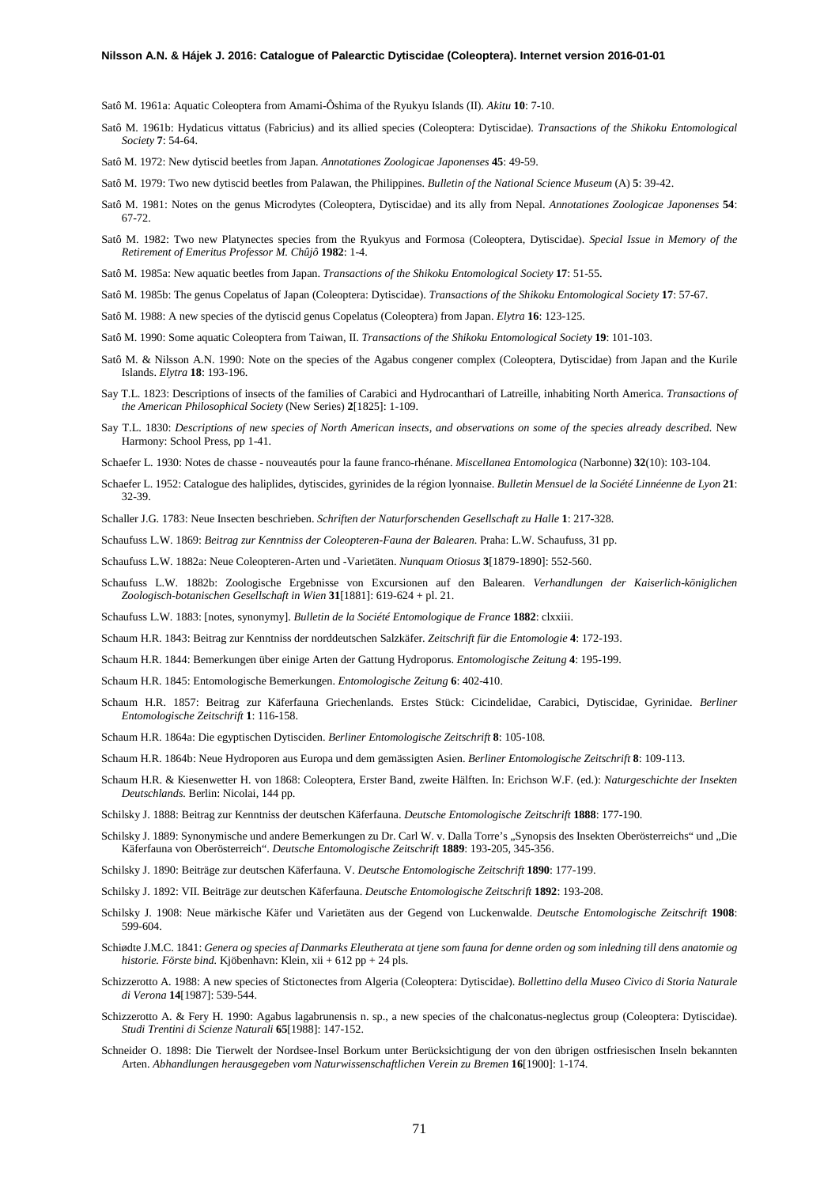Satô M. 1961a: Aquatic Coleoptera from Amami-Ôshima of the Ryukyu Islands (II). *Akitu* **10**: 7-10.

Satô M. 1961b: Hydaticus vittatus (Fabricius) and its allied species (Coleoptera: Dytiscidae). *Transactions of the Shikoku Entomological Society* **7**: 54-64.

Satô M. 1972: New dytiscid beetles from Japan. *Annotationes Zoologicae Japonenses* **45**: 49-59.

Satô M. 1979: Two new dytiscid beetles from Palawan, the Philippines. *Bulletin of the National Science Museum* (A) **5**: 39-42.

Satô M. 1981: Notes on the genus Microdytes (Coleoptera, Dytiscidae) and its ally from Nepal. *Annotationes Zoologicae Japonenses* **54**: 67-72.

Satô M. 1982: Two new Platynectes species from the Ryukyus and Formosa (Coleoptera, Dytiscidae). *Special Issue in Memory of the Retirement of Emeritus Professor M. Chûjô* **1982**: 1-4.

Satô M. 1985a: New aquatic beetles from Japan. *Transactions of the Shikoku Entomological Society* **17**: 51-55.

Satô M. 1985b: The genus Copelatus of Japan (Coleoptera: Dytiscidae). *Transactions of the Shikoku Entomological Society* **17**: 57-67.

Satô M. 1988: A new species of the dytiscid genus Copelatus (Coleoptera) from Japan. *Elytra* **16**: 123-125.

Satô M. 1990: Some aquatic Coleoptera from Taiwan, II. *Transactions of the Shikoku Entomological Society* **19**: 101-103.

Satô M. & Nilsson A.N. 1990: Note on the species of the Agabus congener complex (Coleoptera, Dytiscidae) from Japan and the Kurile Islands. *Elytra* **18**: 193-196.

Say T.L. 1823: Descriptions of insects of the families of Carabici and Hydrocanthari of Latreille, inhabiting North America. *Transactions of the American Philosophical Society* (New Series) **2**[1825]: 1-109.

Say T.L. 1830: *Descriptions of new species of North American insects, and observations on some of the species already described.* New Harmony: School Press, pp 1-41.

Schaefer L. 1930: Notes de chasse - nouveautés pour la faune franco-rhénane. *Miscellanea Entomologica* (Narbonne) **32**(10): 103-104.

Schaefer L. 1952: Catalogue des haliplides, dytiscides, gyrinides de la région lyonnaise. *Bulletin Mensuel de la Société Linnéenne de Lyon* **21**: 32-39.

Schaller J.G. 1783: Neue Insecten beschrieben. *Schriften der Naturforschenden Gesellschaft zu Halle* **1**: 217-328.

Schaufuss L.W. 1869: *Beitrag zur Kenntniss der Coleopteren-Fauna der Balearen.* Praha: L.W. Schaufuss, 31 pp.

Schaufuss L.W. 1882a: Neue Coleopteren-Arten und -Varietäten. *Nunquam Otiosus* **3**[1879-1890]: 552-560.

Schaufuss L.W. 1882b: Zoologische Ergebnisse von Excursionen auf den Balearen. *Verhandlungen der Kaiserlich-königlichen Zoologisch-botanischen Gesellschaft in Wien* **31**[1881]: 619-624 + pl. 21.

Schaufuss L.W. 1883: [notes, synonymy]. *Bulletin de la Société Entomologique de France* **1882**: clxxiii.

Schaum H.R. 1843: Beitrag zur Kenntniss der norddeutschen Salzkäfer. *Zeitschrift für die Entomologie* **4**: 172-193.

Schaum H.R. 1844: Bemerkungen über einige Arten der Gattung Hydroporus. *Entomologische Zeitung* **4**: 195-199.

Schaum H.R. 1845: Entomologische Bemerkungen. *Entomologische Zeitung* **6**: 402-410.

Schaum H.R. 1857: Beitrag zur Käferfauna Griechenlands. Erstes Stück: Cicindelidae, Carabici, Dytiscidae, Gyrinidae. *Berliner Entomologische Zeitschrift* **1**: 116-158.

Schaum H.R. 1864a: Die egyptischen Dytisciden. *Berliner Entomologische Zeitschrift* **8**: 105-108.

Schaum H.R. 1864b: Neue Hydroporen aus Europa und dem gemässigten Asien. *Berliner Entomologische Zeitschrift* **8**: 109-113.

Schaum H.R. & Kiesenwetter H. von 1868: Coleoptera, Erster Band, zweite Hälften. In: Erichson W.F. (ed.): *Naturgeschichte der Insekten Deutschlands.* Berlin: Nicolai, 144 pp.

Schilsky J. 1888: Beitrag zur Kenntniss der deutschen Käferfauna. *Deutsche Entomologische Zeitschrift* **1888**: 177-190.

Schilsky J. 1889: Synonymische und andere Bemerkungen zu Dr. Carl W. v. Dalla Torre's „Synopsis des Insekten Oberösterreichs" und „Die Käferfauna von Oberösterreich". *Deutsche Entomologische Zeitschrift* **1889**: 193-205, 345-356.

Schilsky J. 1890: Beiträge zur deutschen Käferfauna. V. *Deutsche Entomologische Zeitschrift* **1890**: 177-199.

Schilsky J. 1892: VII. Beiträge zur deutschen Käferfauna. *Deutsche Entomologische Zeitschrift* **1892**: 193-208.

Schilsky J. 1908: Neue märkische Käfer und Varietäten aus der Gegend von Luckenwalde. *Deutsche Entomologische Zeitschrift* **1908**: 599-604.

Schiødte J.M.C. 1841: *Genera og species af Danmarks Eleutherata at tjene som fauna for denne orden og som inledning till dens anatomie og historie. Förste bind.* Kjöbenhavn: Klein, xii + 612 pp + 24 pls.

Schizzerotto A. 1988: A new species of Stictonectes from Algeria (Coleoptera: Dytiscidae). *Bollettino della Museo Civico di Storia Naturale di Verona* **14**[1987]: 539-544.

Schizzerotto A. & Fery H. 1990: Agabus lagabrunensis n. sp., a new species of the chalconatus-neglectus group (Coleoptera: Dytiscidae). *Studi Trentini di Scienze Naturali* **65**[1988]: 147-152.

Schneider O. 1898: Die Tierwelt der Nordsee-Insel Borkum unter Berücksichtigung der von den übrigen ostfriesischen Inseln bekannten Arten. *Abhandlungen herausgegeben vom Naturwissenschaftlichen Verein zu Bremen* **16**[1900]: 1-174.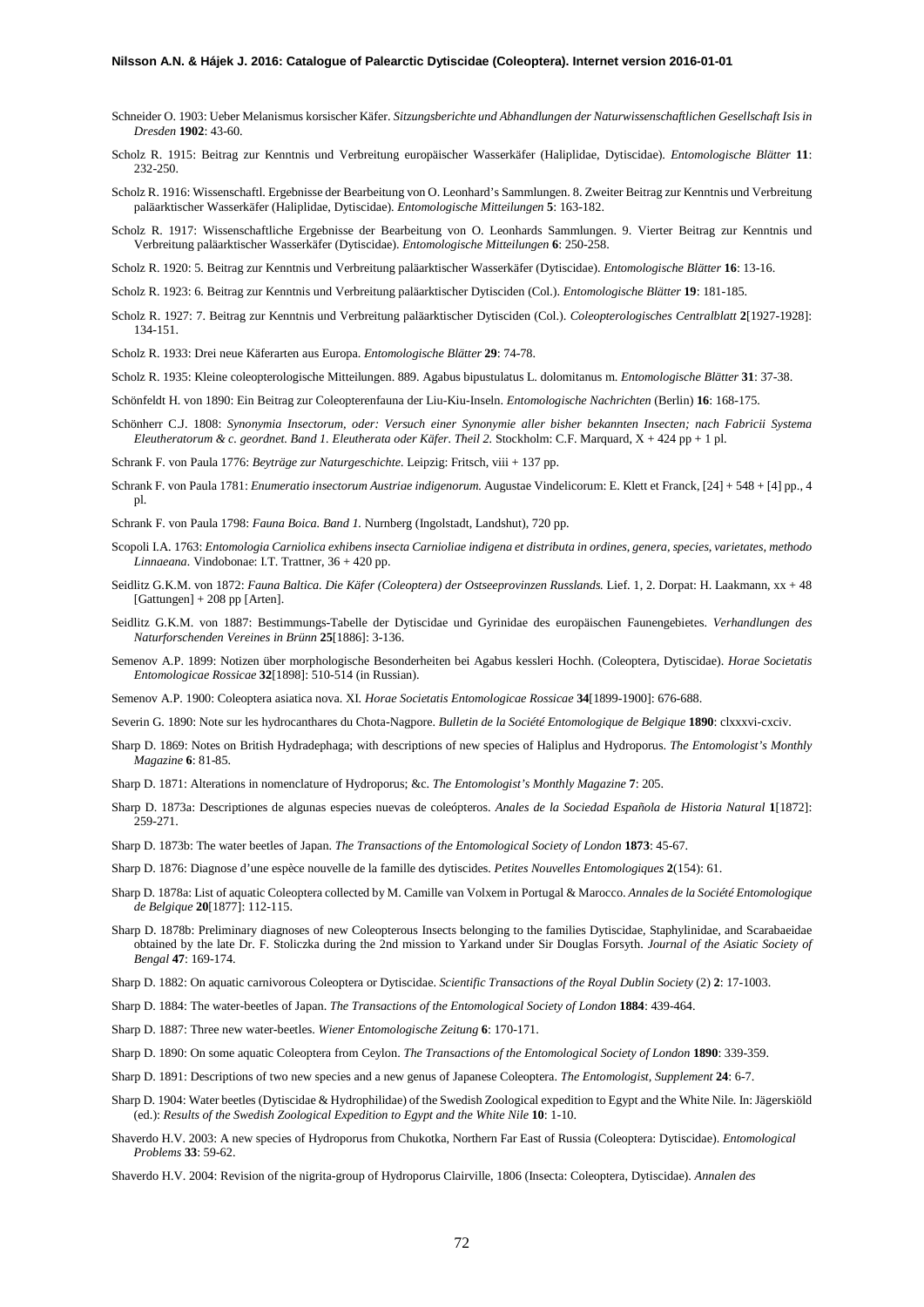Schneider O. 1903: Ueber Melanismus korsischer Käfer. *Sitzungsberichte und Abhandlungen der Naturwissenschaftlichen Gesellschaft Isis in Dresden* **1902**: 43-60.

Scholz R. 1915: Beitrag zur Kenntnis und Verbreitung europäischer Wasserkäfer (Haliplidae, Dytiscidae). *Entomologische Blätter* **11**: 232-250.

Scholz R. 1916: Wissenschaftl. Ergebnisse der Bearbeitung von O. Leonhard's Sammlungen. 8. Zweiter Beitrag zur Kenntnis und Verbreitung paläarktischer Wasserkäfer (Haliplidae, Dytiscidae). *Entomologische Mitteilungen* **5**: 163-182.

Scholz R. 1917: Wissenschaftliche Ergebnisse der Bearbeitung von O. Leonhards Sammlungen. 9. Vierter Beitrag zur Kenntnis und Verbreitung paläarktischer Wasserkäfer (Dytiscidae). *Entomologische Mitteilungen* **6**: 250-258.

Scholz R. 1920: 5. Beitrag zur Kenntnis und Verbreitung paläarktischer Wasserkäfer (Dytiscidae). *Entomologische Blätter* **16**: 13-16.

Scholz R. 1923: 6. Beitrag zur Kenntnis und Verbreitung paläarktischer Dytisciden (Col.). *Entomologische Blätter* **19**: 181-185.

Scholz R. 1927: 7. Beitrag zur Kenntnis und Verbreitung paläarktischer Dytisciden (Col.). *Coleopterologisches Centralblatt* **2**[1927-1928]: 134-151.

Scholz R. 1933: Drei neue Käferarten aus Europa. *Entomologische Blätter* **29**: 74-78.

Scholz R. 1935: Kleine coleopterologische Mitteilungen. 889. Agabus bipustulatus L. dolomitanus m. *Entomologische Blätter* **31**: 37-38.

Schönfeldt H. von 1890: Ein Beitrag zur Coleopterenfauna der Liu-Kiu-Inseln. *Entomologische Nachrichten* (Berlin) **16**: 168-175.

Schönherr C.J. 1808: *Synonymia Insectorum, oder: Versuch einer Synonymie aller bisher bekannten Insecten; nach Fabricii Systema Eleutheratorum & c. geordnet. Band 1. Eleutherata oder Käfer. Theil 2.* Stockholm: C.F. Marquard, X + 424 pp + 1 pl.

Schrank F. von Paula 1776: *Beyträge zur Naturgeschichte.* Leipzig: Fritsch, viii + 137 pp.

Schrank F. von Paula 1781: *Enumeratio insectorum Austriae indigenorum.* Augustae Vindelicorum: E. Klett et Franck, [24] + 548 + [4] pp., 4 pl.

Schrank F. von Paula 1798: *Fauna Boica. Band 1.* Nurnberg (Ingolstadt, Landshut), 720 pp.

Scopoli I.A. 1763: *Entomologia Carniolica exhibens insecta Carnioliae indigena et distributa in ordines, genera, species, varietates, methodo Linnaeana.* Vindobonae: I.T. Trattner, 36 + 420 pp.

Seidlitz G.K.M. von 1872: *Fauna Baltica. Die Käfer (Coleoptera) der Ostseeprovinzen Russlands.* Lief. 1, 2. Dorpat: H. Laakmann, xx + 48 [Gattungen] + 208 pp [Arten].

Seidlitz G.K.M. von 1887: Bestimmungs-Tabelle der Dytiscidae und Gyrinidae des europäischen Faunengebietes. *Verhandlungen des Naturforschenden Vereines in Brünn* **25**[1886]: 3-136.

Semenov A.P. 1899: Notizen über morphologische Besonderheiten bei Agabus kessleri Hochh. (Coleoptera, Dytiscidae). *Horae Societatis Entomologicae Rossicae* **32**[1898]: 510-514 (in Russian).

Semenov A.P. 1900: Coleoptera asiatica nova. XI. *Horae Societatis Entomologicae Rossicae* **34**[1899-1900]: 676-688.

Severin G. 1890: Note sur les hydrocanthares du Chota-Nagpore. *Bulletin de la Société Entomologique de Belgique* **1890**: clxxxvi-cxciv.

Sharp D. 1869: Notes on British Hydradephaga; with descriptions of new species of Haliplus and Hydroporus. *The Entomologist's Monthly Magazine* **6**: 81-85.

Sharp D. 1871: Alterations in nomenclature of Hydroporus; &c. *The Entomologist's Monthly Magazine* **7**: 205.

Sharp D. 1873a: Descriptiones de algunas especies nuevas de coleópteros. *Anales de la Sociedad Española de Historia Natural* **1**[1872]: 259-271.

Sharp D. 1873b: The water beetles of Japan. *The Transactions of the Entomological Society of London* **1873**: 45-67.

Sharp D. 1876: Diagnose d'une espèce nouvelle de la famille des dytiscides. *Petites Nouvelles Entomologiques* **2**(154): 61.

Sharp D. 1878a: List of aquatic Coleoptera collected by M. Camille van Volxem in Portugal & Marocco. *Annales de la Société Entomologique de Belgique* **20**[1877]: 112-115.

Sharp D. 1878b: Preliminary diagnoses of new Coleopterous Insects belonging to the families Dytiscidae, Staphylinidae, and Scarabaeidae obtained by the late Dr. F. Stoliczka during the 2nd mission to Yarkand under Sir Douglas Forsyth. *Journal of the Asiatic Society of Bengal* **47**: 169-174.

Sharp D. 1882: On aquatic carnivorous Coleoptera or Dytiscidae. *Scientific Transactions of the Royal Dublin Society* (2) **2**: 17-1003.

Sharp D. 1884: The water-beetles of Japan. *The Transactions of the Entomological Society of London* **1884**: 439-464.

Sharp D. 1887: Three new water-beetles. *Wiener Entomologische Zeitung* **6**: 170-171.

Sharp D. 1890: On some aquatic Coleoptera from Ceylon. *The Transactions of the Entomological Society of London* **1890**: 339-359.

Sharp D. 1891: Descriptions of two new species and a new genus of Japanese Coleoptera. *The Entomologist, Supplement* **24**: 6-7.

Sharp D. 1904: Water beetles (Dytiscidae & Hydrophilidae) of the Swedish Zoological expedition to Egypt and the White Nile. In: Jägerskiöld (ed.): *Results of the Swedish Zoological Expedition to Egypt and the White Nile* **10**: 1-10.

Shaverdo H.V. 2003: A new species of Hydroporus from Chukotka, Northern Far East of Russia (Coleoptera: Dytiscidae). *Entomological Problems* **33**: 59-62.

Shaverdo H.V. 2004: Revision of the nigrita-group of Hydroporus Clairville, 1806 (Insecta: Coleoptera, Dytiscidae). *Annalen des*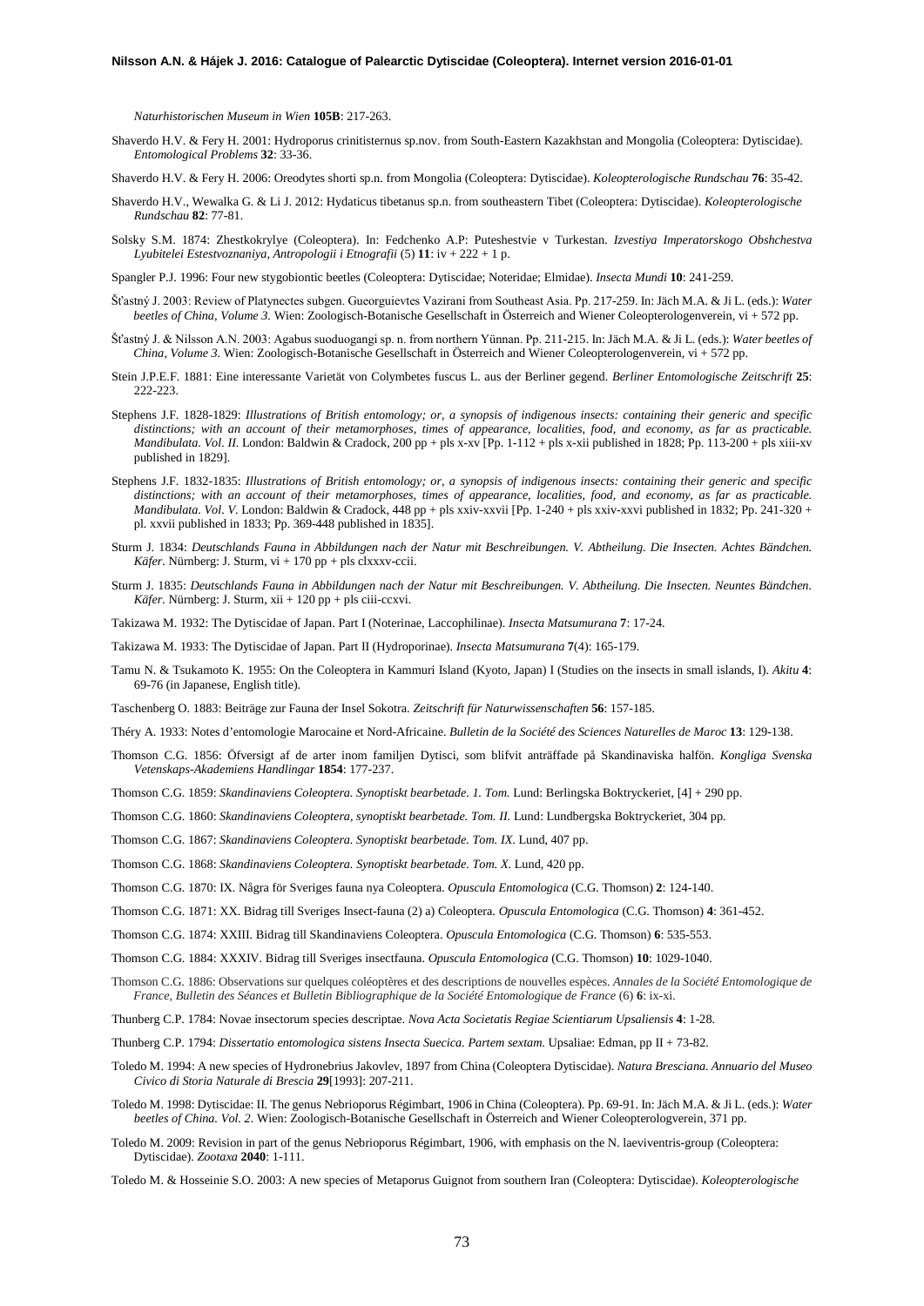*Naturhistorischen Museum in Wien* **105B**: 217-263.

Shaverdo H.V. & Fery H. 2001: Hydroporus crinitisternus sp.nov. from South-Eastern Kazakhstan and Mongolia (Coleoptera: Dytiscidae). *Entomological Problems* **32**: 33-36.

Shaverdo H.V. & Fery H. 2006: Oreodytes shorti sp.n. from Mongolia (Coleoptera: Dytiscidae). *Koleopterologische Rundschau* **76**: 35-42.

Shaverdo H.V., Wewalka G. & Li J. 2012: Hydaticus tibetanus sp.n. from southeastern Tibet (Coleoptera: Dytiscidae). *Koleopterologische Rundschau* **82**: 77-81.

Solsky S.M. 1874: Zhestkokrylye (Coleoptera). In: Fedchenko A.P: Puteshestvie v Turkestan. *Izvestiya Imperatorskogo Obshchestva Lyubitelei Estestvoznaniya, Antropologii i Etnografii* (5) **11**: iv + 222 + 1 p.

Spangler P.J. 1996: Four new stygobiontic beetles (Coleoptera: Dytiscidae; Noteridae; Elmidae). *Insecta Mundi* **10**: 241-259.

Šťastný J. 2003: Review of Platynectes subgen. Gueorguievtes Vazirani from Southeast Asia. Pp. 217-259. In: Jäch M.A. & Ji L. (eds.): *Water beetles of China, Volume 3.* Wien: Zoologisch-Botanische Gesellschaft in Österreich and Wiener Coleopterologenverein, vi + 572 pp.

Šťastný J. & Nilsson A.N. 2003: Agabus suoduogangi sp. n. from northern Yünnan. Pp. 211-215. In: Jäch M.A. & Ji L. (eds.): *Water beetles of China, Volume 3.* Wien: Zoologisch-Botanische Gesellschaft in Österreich and Wiener Coleopterologenverein, vi + 572 pp.

Stein J.P.E.F. 1881: Eine interessante Varietät von Colymbetes fuscus L. aus der Berliner gegend. *Berliner Entomologische Zeitschrift* **25**: 222-223.

Stephens J.F. 1828-1829: *Illustrations of British entomology; or, a synopsis of indigenous insects: containing their generic and specific distinctions; with an account of their metamorphoses, times of appearance, localities, food, and economy, as far as practicable. Mandibulata. Vol. II.* London: Baldwin & Cradock, 200 pp + pls x-xv [Pp. 1-112 + pls x-xii published in 1828; Pp. 113-200 + pls xiii-xv published in 1829].

Stephens J.F. 1832-1835: *Illustrations of British entomology; or, a synopsis of indigenous insects: containing their generic and specific distinctions; with an account of their metamorphoses, times of appearance, localities, food, and economy, as far as practicable. Mandibulata. Vol. V.* London: Baldwin & Cradock, 448 pp + pls xxiv-xxvii [Pp. 1-240 + pls xxiv-xxvi published in 1832; Pp. 241-320 + pl. xxvii published in 1833; Pp. 369-448 published in 1835].

Sturm J. 1834: *Deutschlands Fauna in Abbildungen nach der Natur mit Beschreibungen. V. Abtheilung. Die Insecten. Achtes Bändchen. Käfer.* Nürnberg: J. Sturm, vi + 170 pp + pls clxxxv-ccii.

Sturm J. 1835: *Deutschlands Fauna in Abbildungen nach der Natur mit Beschreibungen. V. Abtheilung. Die Insecten. Neuntes Bändchen. Käfer.* Nürnberg: J. Sturm, xii + 120 pp + pls ciii-ccxvi.

Takizawa M. 1932: The Dytiscidae of Japan. Part I (Noterinae, Laccophilinae). *Insecta Matsumurana* **7**: 17-24.

Takizawa M. 1933: The Dytiscidae of Japan. Part II (Hydroporinae). *Insecta Matsumurana* **7**(4): 165-179.

Tamu N. & Tsukamoto K. 1955: On the Coleoptera in Kammuri Island (Kyoto, Japan) I (Studies on the insects in small islands, I). *Akitu* **4**: 69-76 (in Japanese, English title).

Taschenberg O. 1883: Beiträge zur Fauna der Insel Sokotra. *Zeitschrift für Naturwissenschaften* **56**: 157-185.

Théry A. 1933: Notes d'entomologie Marocaine et Nord-Africaine. *Bulletin de la Société des Sciences Naturelles de Maroc* **13**: 129-138.

Thomson C.G. 1856: Öfversigt af de arter inom familjen Dytisci, som blifvit anträffade på Skandinaviska halfön. *Kongliga Svenska Vetenskaps-Akademiens Handlingar* **1854**: 177-237.

Thomson C.G. 1859: *Skandinaviens Coleoptera. Synoptiskt bearbetade. 1. Tom.* Lund: Berlingska Boktryckeriet, [4] + 290 pp.

Thomson C.G. 1860: *Skandinaviens Coleoptera, synoptiskt bearbetade. Tom. II.* Lund: Lundbergska Boktryckeriet, 304 pp.

Thomson C.G. 1867: *Skandinaviens Coleoptera. Synoptiskt bearbetade. Tom. IX.* Lund, 407 pp.

Thomson C.G. 1868: *Skandinaviens Coleoptera. Synoptiskt bearbetade. Tom. X.* Lund, 420 pp.

Thomson C.G. 1870: IX. Några för Sveriges fauna nya Coleoptera. *Opuscula Entomologica* (C.G. Thomson) **2**: 124-140.

Thomson C.G. 1871: XX. Bidrag till Sveriges Insect-fauna (2) a) Coleoptera. *Opuscula Entomologica* (C.G. Thomson) **4**: 361-452.

Thomson C.G. 1874: XXIII. Bidrag till Skandinaviens Coleoptera. *Opuscula Entomologica* (C.G. Thomson) **6**: 535-553.

Thomson C.G. 1884: XXXIV. Bidrag till Sveriges insectfauna. *Opuscula Entomologica* (C.G. Thomson) **10**: 1029-1040.

Thomson C.G. 1886: Observations sur quelques coléoptères et des descriptions de nouvelles espèces. *Annales de la Société Entomologique de France, Bulletin des Séances et Bulletin Bibliographique de la Société Entomologique de France* (6) **6**: ix-xi.

Thunberg C.P. 1784: Novae insectorum species descriptae. *Nova Acta Societatis Regiae Scientiarum Upsaliensis* **4**: 1-28.

Thunberg C.P. 1794: *Dissertatio entomologica sistens Insecta Suecica. Partem sextam.* Upsaliae: Edman, pp II + 73-82.

Toledo M. 1994: A new species of Hydronebrius Jakovlev, 1897 from China (Coleoptera Dytiscidae). *Natura Bresciana. Annuario del Museo Civico di Storia Naturale di Brescia* **29**[1993]: 207-211.

Toledo M. 1998: Dytiscidae: II. The genus Nebrioporus Régimbart, 1906 in China (Coleoptera). Pp. 69-91. In: Jäch M.A. & Ji L. (eds.): *Water beetles of China. Vol. 2.* Wien: Zoologisch-Botanische Gesellschaft in Österreich and Wiener Coleopterologverein, 371 pp.

Toledo M. 2009: Revision in part of the genus Nebrioporus Régimbart, 1906, with emphasis on the N. laeviventris-group (Coleoptera: Dytiscidae). *Zootaxa* **2040**: 1-111.

Toledo M. & Hosseinie S.O. 2003: A new species of Metaporus Guignot from southern Iran (Coleoptera: Dytiscidae). *Koleopterologische*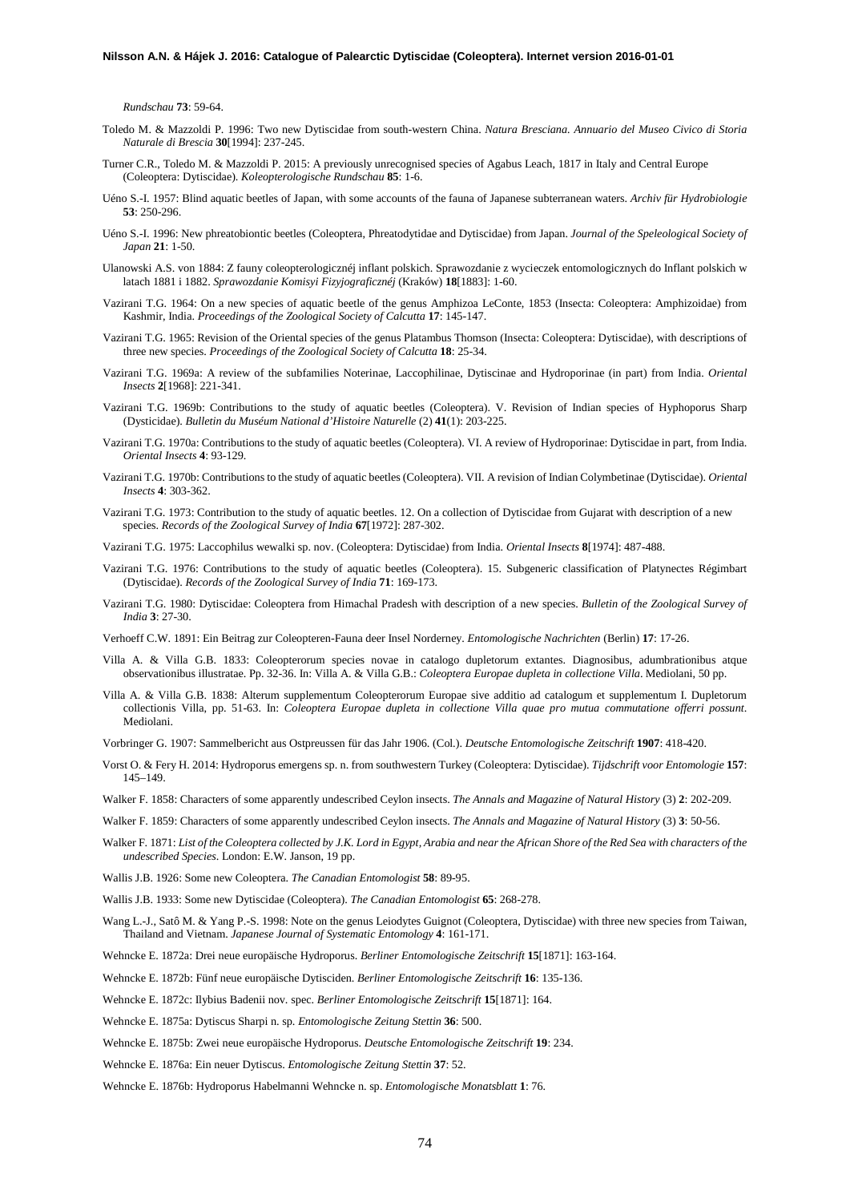*Rundschau* **73**: 59-64.

Toledo M. & Mazzoldi P. 1996: Two new Dytiscidae from south-western China. *Natura Bresciana. Annuario del Museo Civico di Storia Naturale di Brescia* **30**[1994]: 237-245.

Turner C.R., Toledo M. & Mazzoldi P. 2015: A previously unrecognised species of Agabus Leach, 1817 in Italy and Central Europe (Coleoptera: Dytiscidae). *Koleopterologische Rundschau* **85**: 1-6.

Uéno S.-I. 1957: Blind aquatic beetles of Japan, with some accounts of the fauna of Japanese subterranean waters. *Archiv für Hydrobiologie* **53**: 250-296.

Uéno S.-I. 1996: New phreatobiontic beetles (Coleoptera, Phreatodytidae and Dytiscidae) from Japan. *Journal of the Speleological Society of Japan* **21**: 1-50.

Ulanowski A.S. von 1884: Z fauny coleopterologicznéj inflant polskich. Sprawozdanie z wycieczek entomologicznych do Inflant polskich w latach 1881 i 1882. *Sprawozdanie Komisyi Fizyjograficznéj* (Kraków) **18**[1883]: 1-60.

Vazirani T.G. 1964: On a new species of aquatic beetle of the genus Amphizoa LeConte, 1853 (Insecta: Coleoptera: Amphizoidae) from Kashmir, India. *Proceedings of the Zoological Society of Calcutta* **17**: 145-147.

Vazirani T.G. 1965: Revision of the Oriental species of the genus Platambus Thomson (Insecta: Coleoptera: Dytiscidae), with descriptions of three new species. *Proceedings of the Zoological Society of Calcutta* **18**: 25-34.

Vazirani T.G. 1969a: A review of the subfamilies Noterinae, Laccophilinae, Dytiscinae and Hydroporinae (in part) from India. *Oriental Insects* **2**[1968]: 221-341.

Vazirani T.G. 1969b: Contributions to the study of aquatic beetles (Coleoptera). V. Revision of Indian species of Hyphoporus Sharp (Dysticidae). *Bulletin du Muséum National d'Histoire Naturelle* (2) **41**(1): 203-225.

Vazirani T.G. 1970a: Contributions to the study of aquatic beetles (Coleoptera). VI. A review of Hydroporinae: Dytiscidae in part, from India. *Oriental Insects* **4**: 93-129.

Vazirani T.G. 1970b: Contributions to the study of aquatic beetles (Coleoptera). VII. A revision of Indian Colymbetinae (Dytiscidae). *Oriental Insects* **4**: 303-362.

Vazirani T.G. 1973: Contribution to the study of aquatic beetles. 12. On a collection of Dytiscidae from Gujarat with description of a new species. *Records of the Zoological Survey of India* **67**[1972]: 287-302.

Vazirani T.G. 1975: Laccophilus wewalki sp. nov. (Coleoptera: Dytiscidae) from India. *Oriental Insects* **8**[1974]: 487-488.

Vazirani T.G. 1976: Contributions to the study of aquatic beetles (Coleoptera). 15. Subgeneric classification of Platynectes Régimbart (Dytiscidae). *Records of the Zoological Survey of India* **71**: 169-173.

Vazirani T.G. 1980: Dytiscidae: Coleoptera from Himachal Pradesh with description of a new species. *Bulletin of the Zoological Survey of India* **3**: 27-30.

Verhoeff C.W. 1891: Ein Beitrag zur Coleopteren-Fauna deer Insel Norderney. *Entomologische Nachrichten* (Berlin) **17**: 17-26.

Villa A. & Villa G.B. 1833: Coleopterorum species novae in catalogo dupletorum extantes. Diagnosibus, adumbrationibus atque observationibus illustratae. Pp. 32-36. In: Villa A. & Villa G.B.: *Coleoptera Europae dupleta in collectione Villa*. Mediolani, 50 pp.

Villa A. & Villa G.B. 1838: Alterum supplementum Coleopterorum Europae sive additio ad catalogum et supplementum I. Dupletorum collectionis Villa, pp. 51-63. In: *Coleoptera Europae dupleta in collectione Villa quae pro mutua commutatione offerri possunt*. Mediolani.

Vorbringer G. 1907: Sammelbericht aus Ostpreussen für das Jahr 1906. (Col.). *Deutsche Entomologische Zeitschrift* **1907**: 418-420.

Vorst O. & Fery H. 2014: Hydroporus emergens sp. n. from southwestern Turkey (Coleoptera: Dytiscidae). *Tijdschrift voor Entomologie* **157**: 145–149.

Walker F. 1858: Characters of some apparently undescribed Ceylon insects. *The Annals and Magazine of Natural History* (3) **2**: 202-209.

Walker F. 1859: Characters of some apparently undescribed Ceylon insects. *The Annals and Magazine of Natural History* (3) **3**: 50-56.

Walker F. 1871: *List of the Coleoptera collected by J.K. Lord in Egypt, Arabia and near the African Shore of the Red Sea with characters of the undescribed Species*. London: E.W. Janson, 19 pp.

Wallis J.B. 1926: Some new Coleoptera. *The Canadian Entomologist* **58**: 89-95.

Wallis J.B. 1933: Some new Dytiscidae (Coleoptera). *The Canadian Entomologist* **65**: 268-278.

Wang L.-J., Satô M. & Yang P.-S. 1998: Note on the genus Leiodytes Guignot (Coleoptera, Dytiscidae) with three new species from Taiwan, Thailand and Vietnam. *Japanese Journal of Systematic Entomology* **4**: 161-171.

Wehncke E. 1872a: Drei neue europäische Hydroporus. *Berliner Entomologische Zeitschrift* **15**[1871]: 163-164.

Wehncke E. 1872b: Fünf neue europäische Dytisciden. *Berliner Entomologische Zeitschrift* **16**: 135-136.

Wehncke E. 1872c: Ilybius Badenii nov. spec. *Berliner Entomologische Zeitschrift* **15**[1871]: 164.

Wehncke E. 1875a: Dytiscus Sharpi n. sp. *Entomologische Zeitung Stettin* **36**: 500.

Wehncke E. 1875b: Zwei neue europäische Hydroporus. *Deutsche Entomologische Zeitschrift* **19**: 234.

Wehncke E. 1876a: Ein neuer Dytiscus. *Entomologische Zeitung Stettin* **37**: 52.

Wehncke E. 1876b: Hydroporus Habelmanni Wehncke n. sp. *Entomologische Monatsblatt* **1**: 76.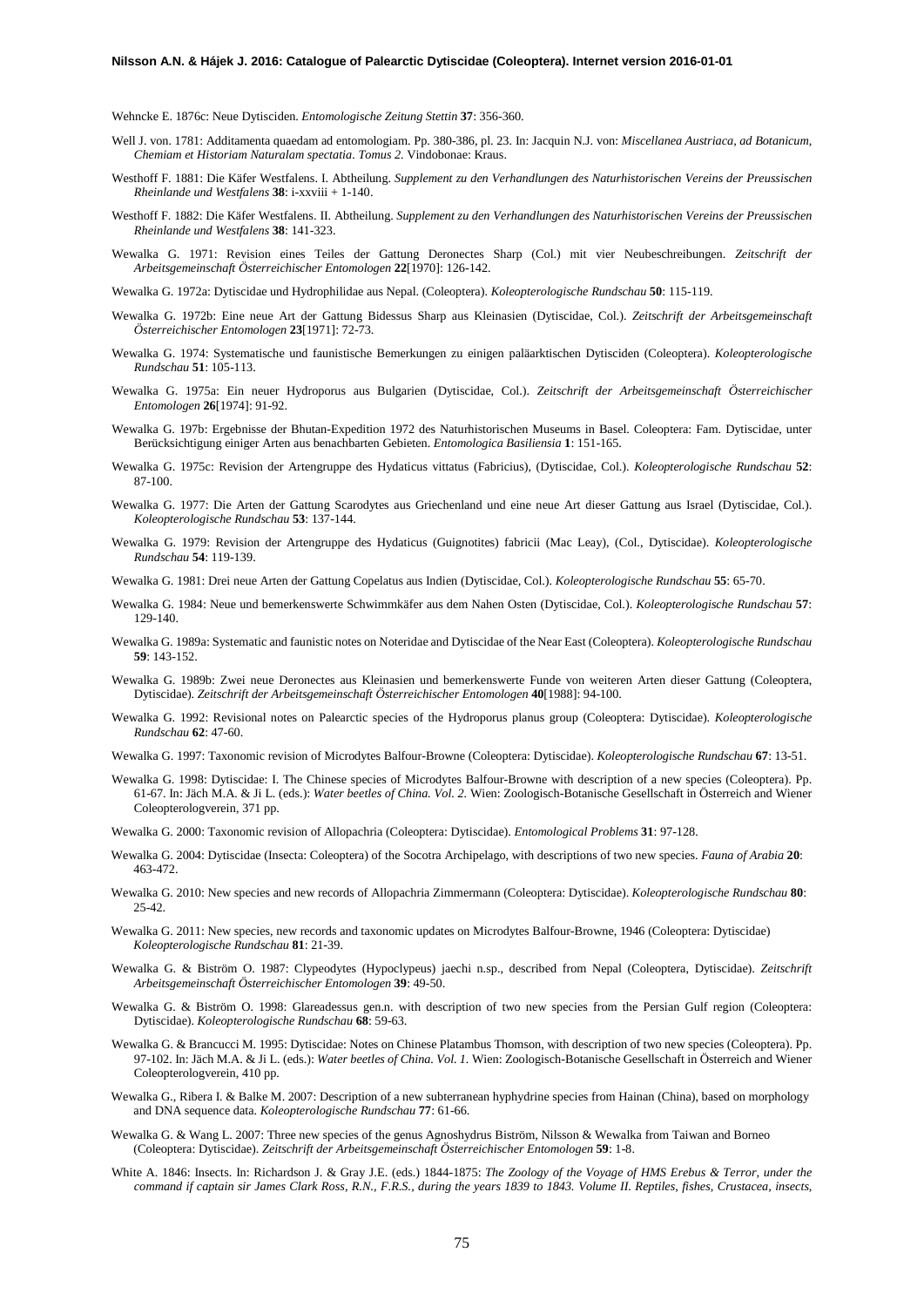Wehncke E. 1876c: Neue Dytisciden. *Entomologische Zeitung Stettin* **37**: 356-360.

Well J. von. 1781: Additamenta quaedam ad entomologiam. Pp. 380-386, pl. 23. In: Jacquin N.J. von: *Miscellanea Austriaca, ad Botanicum, Chemiam et Historiam Naturalam spectatia. Tomus 2.* Vindobonae: Kraus.

Westhoff F. 1881: Die Käfer Westfalens. I. Abtheilung. *Supplement zu den Verhandlungen des Naturhistorischen Vereins der Preussischen Rheinlande und Westfalens* **38**: i-xxviii + 1-140.

Westhoff F. 1882: Die Käfer Westfalens. II. Abtheilung. *Supplement zu den Verhandlungen des Naturhistorischen Vereins der Preussischen Rheinlande und Westfalens* **38**: 141-323.

Wewalka G. 1971: Revision eines Teiles der Gattung Deronectes Sharp (Col.) mit vier Neubeschreibungen. *Zeitschrift der Arbeitsgemeinschaft Österreichischer Entomologen* **22**[1970]: 126-142.

Wewalka G. 1972a: Dytiscidae und Hydrophilidae aus Nepal. (Coleoptera). *Koleopterologische Rundschau* **50**: 115-119.

Wewalka G. 1972b: Eine neue Art der Gattung Bidessus Sharp aus Kleinasien (Dytiscidae, Col.). *Zeitschrift der Arbeitsgemeinschaft Österreichischer Entomologen* **23**[1971]: 72-73.

Wewalka G. 1974: Systematische und faunistische Bemerkungen zu einigen paläarktischen Dytisciden (Coleoptera). *Koleopterologische Rundschau* **51**: 105-113.

Wewalka G. 1975a: Ein neuer Hydroporus aus Bulgarien (Dytiscidae, Col.). *Zeitschrift der Arbeitsgemeinschaft Österreichischer Entomologen* **26**[1974]: 91-92.

Wewalka G. 197b: Ergebnisse der Bhutan-Expedition 1972 des Naturhistorischen Museums in Basel. Coleoptera: Fam. Dytiscidae, unter Berücksichtigung einiger Arten aus benachbarten Gebieten. *Entomologica Basiliensia* **1**: 151-165.

Wewalka G. 1975c: Revision der Artengruppe des Hydaticus vittatus (Fabricius), (Dytiscidae, Col.). *Koleopterologische Rundschau* **52**: 87-100.

Wewalka G. 1977: Die Arten der Gattung Scarodytes aus Griechenland und eine neue Art dieser Gattung aus Israel (Dytiscidae, Col.). *Koleopterologische Rundschau* **53**: 137-144.

Wewalka G. 1979: Revision der Artengruppe des Hydaticus (Guignotites) fabricii (Mac Leay), (Col., Dytiscidae). *Koleopterologische Rundschau* **54**: 119-139.

Wewalka G. 1981: Drei neue Arten der Gattung Copelatus aus Indien (Dytiscidae, Col.). *Koleopterologische Rundschau* **55**: 65-70.

Wewalka G. 1984: Neue und bemerkenswerte Schwimmkäfer aus dem Nahen Osten (Dytiscidae, Col.). *Koleopterologische Rundschau* **57**: 129-140.

Wewalka G. 1989a: Systematic and faunistic notes on Noteridae and Dytiscidae of the Near East (Coleoptera). *Koleopterologische Rundschau* **59**: 143-152.

Wewalka G. 1989b: Zwei neue Deronectes aus Kleinasien und bemerkenswerte Funde von weiteren Arten dieser Gattung (Coleoptera, Dytiscidae). *Zeitschrift der Arbeitsgemeinschaft Österreichischer Entomologen* **40**[1988]: 94-100.

Wewalka G. 1992: Revisional notes on Palearctic species of the Hydroporus planus group (Coleoptera: Dytiscidae). *Koleopterologische Rundschau* **62**: 47-60.

Wewalka G. 1997: Taxonomic revision of Microdytes Balfour-Browne (Coleoptera: Dytiscidae). *Koleopterologische Rundschau* **67**: 13-51.

Wewalka G. 1998: Dytiscidae: I. The Chinese species of Microdytes Balfour-Browne with description of a new species (Coleoptera). Pp. 61-67. In: Jäch M.A. & Ji L. (eds.): *Water beetles of China. Vol. 2.* Wien: Zoologisch-Botanische Gesellschaft in Österreich and Wiener Coleopterologverein, 371 pp.

Wewalka G. 2000: Taxonomic revision of Allopachria (Coleoptera: Dytiscidae). *Entomological Problems* **31**: 97-128.

Wewalka G. 2004: Dytiscidae (Insecta: Coleoptera) of the Socotra Archipelago, with descriptions of two new species. *Fauna of Arabia* **20**: 463-472.

Wewalka G. 2010: New species and new records of Allopachria Zimmermann (Coleoptera: Dytiscidae). *Koleopterologische Rundschau* **80**: 25-42.

Wewalka G. 2011: New species, new records and taxonomic updates on Microdytes Balfour-Browne, 1946 (Coleoptera: Dytiscidae) *Koleopterologische Rundschau* **81**: 21-39.

Wewalka G. & Biström O. 1987: Clypeodytes (Hypoclypeus) jaechi n.sp., described from Nepal (Coleoptera, Dytiscidae). *Zeitschrift Arbeitsgemeinschaft Österreichischer Entomologen* **39**: 49-50.

Wewalka G. & Biström O. 1998: Glareadessus gen.n. with description of two new species from the Persian Gulf region (Coleoptera: Dytiscidae). *Koleopterologische Rundschau* **68**: 59-63.

Wewalka G. & Brancucci M. 1995: Dytiscidae: Notes on Chinese Platambus Thomson, with description of two new species (Coleoptera). Pp. 97-102. In: Jäch M.A. & Ji L. (eds.): *Water beetles of China. Vol. 1.* Wien: Zoologisch-Botanische Gesellschaft in Österreich and Wiener Coleopterologverein, 410 pp.

Wewalka G., Ribera I. & Balke M. 2007: Description of a new subterranean hyphydrine species from Hainan (China), based on morphology and DNA sequence data. *Koleopterologische Rundschau* **77**: 61-66.

Wewalka G. & Wang L. 2007: Three new species of the genus Agnoshydrus Biström, Nilsson & Wewalka from Taiwan and Borneo (Coleoptera: Dytiscidae). *Zeitschrift der Arbeitsgemeinschaft Österreichischer Entomologen* **59**: 1-8.

White A. 1846: Insects. In: Richardson J. & Gray J.E. (eds.) 1844-1875: *The Zoology of the Voyage of HMS Erebus & Terror, under the command if captain sir James Clark Ross, R.N., F.R.S., during the years 1839 to 1843. Volume II. Reptiles, fishes, Crustacea, insects,*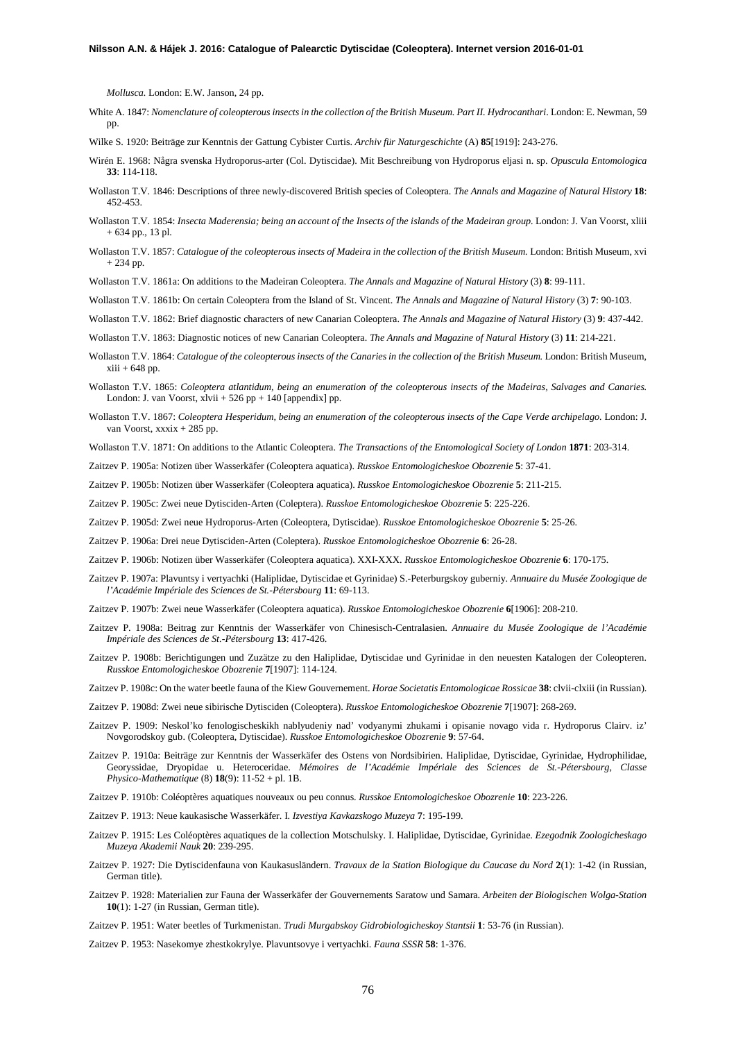*Mollusca*. London: E.W. Janson, 24 pp.

White A. 1847: *Nomenclature of coleopterous insects in the collection of the British Museum. Part II. Hydrocanthari*. London: E. Newman, 59 pp.

Wilke S. 1920: Beiträge zur Kenntnis der Gattung Cybister Curtis. *Archiv für Naturgeschichte* (A) **85**[1919]: 243-276.

Wirén E. 1968: Några svenska Hydroporus-arter (Col. Dytiscidae). Mit Beschreibung von Hydroporus eljasi n. sp. *Opuscula Entomologica* **33**: 114-118.

Wollaston T.V. 1846: Descriptions of three newly-discovered British species of Coleoptera. *The Annals and Magazine of Natural History* **18**: 452-453.

Wollaston T.V. 1854: *Insecta Maderensia; being an account of the Insects of the islands of the Madeiran group*. London: J. Van Voorst, xliii + 634 pp., 13 pl.

Wollaston T.V. 1857: *Catalogue of the coleopterous insects of Madeira in the collection of the British Museum*. London: British Museum, xvi + 234 pp.

Wollaston T.V. 1861a: On additions to the Madeiran Coleoptera. *The Annals and Magazine of Natural History* (3) **8**: 99-111.

Wollaston T.V. 1861b: On certain Coleoptera from the Island of St. Vincent. *The Annals and Magazine of Natural History* (3) **7**: 90-103.

Wollaston T.V. 1862: Brief diagnostic characters of new Canarian Coleoptera. *The Annals and Magazine of Natural History* (3) **9**: 437-442.

Wollaston T.V. 1863: Diagnostic notices of new Canarian Coleoptera. *The Annals and Magazine of Natural History* (3) **11**: 214-221.

Wollaston T.V. 1864: *Catalogue of the coleopterous insects of the Canaries in the collection of the British Museum*. London: British Museum, xiii + 648 pp.

Wollaston T.V. 1865: *Coleoptera atlantidum, being an enumeration of the coleopterous insects of the Madeiras, Salvages and Canaries*. London: J. van Voorst, xlvii + 526 pp + 140 [appendix] pp.

Wollaston T.V. 1867: *Coleoptera Hesperidum, being an enumeration of the coleopterous insects of the Cape Verde archipelago*. London: J. van Voorst, xxxix + 285 pp.

Wollaston T.V. 1871: On additions to the Atlantic Coleoptera. *The Transactions of the Entomological Society of London* **1871**: 203-314.

Zaitzev P. 1905a: Notizen über Wasserkäfer (Coleoptera aquatica). *Russkoe Entomologicheskoe Obozrenie* **5**: 37-41.

Zaitzev P. 1905b: Notizen über Wasserkäfer (Coleoptera aquatica). *Russkoe Entomologicheskoe Obozrenie* **5**: 211-215.

Zaitzev P. 1905c: Zwei neue Dytisciden-Arten (Coleptera). *Russkoe Entomologicheskoe Obozrenie* **5**: 225-226.

Zaitzev P. 1905d: Zwei neue Hydroporus-Arten (Coleoptera, Dytiscidae). *Russkoe Entomologicheskoe Obozrenie* **5**: 25-26.

Zaitzev P. 1906a: Drei neue Dytisciden-Arten (Coleptera). *Russkoe Entomologicheskoe Obozrenie* **6**: 26-28.

Zaitzev P. 1906b: Notizen über Wasserkäfer (Coleoptera aquatica). XXI-XXX. *Russkoe Entomologicheskoe Obozrenie* **6**: 170-175.

Zaitzev P. 1907a: Plavuntsy i vertyachki (Haliplidae, Dytiscidae et Gyrinidae) S.-Peterburgskoy guberniy. *Annuaire du Musée Zoologique de l'Académie Impériale des Sciences de St.-Pétersbourg* **11**: 69-113.

Zaitzev P. 1907b: Zwei neue Wasserkäfer (Coleoptera aquatica). *Russkoe Entomologicheskoe Obozrenie* **6**[1906]: 208-210.

Zaitzev P. 1908a: Beitrag zur Kenntnis der Wasserkäfer von Chinesisch-Centralasien. *Annuaire du Musée Zoologique de l'Académie Impériale des Sciences de St.-Pétersbourg* **13**: 417-426.

Zaitzev P. 1908b: Berichtigungen und Zuzätze zu den Haliplidae, Dytiscidae und Gyrinidae in den neuesten Katalogen der Coleopteren. *Russkoe Entomologicheskoe Obozrenie* **7**[1907]: 114-124.

Zaitzev P. 1908c: On the water beetle fauna of the Kiew Gouvernement. *Horae Societatis Entomologicae Rossicae* **38**: clvii-clxiii (in Russian).

Zaitzev P. 1908d: Zwei neue sibirische Dytisciden (Coleoptera). *Russkoe Entomologicheskoe Obozrenie* **7**[1907]: 268-269.

Zaitzev P. 1909: Neskol'ko fenologischeskikh nablyudeniy nad' vodyanymi zhukami i opisanie novago vida r. Hydroporus Clairv. iz' Novgorodskoy gub. (Coleoptera, Dytiscidae). *Russkoe Entomologicheskoe Obozrenie* **9**: 57-64.

Zaitzev P. 1910a: Beiträge zur Kenntnis der Wasserkäfer des Ostens von Nordsibirien. Haliplidae, Dytiscidae, Gyrinidae, Hydrophilidae, Georyssidae, Dryopidae u. Heteroceridae. *Mémoires de l'Académie Impériale des Sciences de St.-Pétersbourg, Classe Physico-Mathematique* (8) **18**(9): 11-52 + pl. 1B.

Zaitzev P. 1910b: Coléoptères aquatiques nouveaux ou peu connus. *Russkoe Entomologicheskoe Obozrenie* **10**: 223-226.

Zaitzev P. 1913: Neue kaukasische Wasserkäfer. I. *Izvestiya Kavkazskogo Muzeya* **7**: 195-199.

Zaitzev P. 1915: Les Coléoptères aquatiques de la collection Motschulsky. I. Haliplidae, Dytiscidae, Gyrinidae. *Ezegodnik Zoologicheskago Muzeya Akademii Nauk* **20**: 239-295.

Zaitzev P. 1927: Die Dytiscidenfauna von Kaukasusländern. *Travaux de la Station Biologique du Caucase du Nord* **2**(1): 1-42 (in Russian, German title).

Zaitzev P. 1928: Materialien zur Fauna der Wasserkäfer der Gouvernements Saratow und Samara. *Arbeiten der Biologischen Wolga-Station* **10**(1): 1-27 (in Russian, German title).

Zaitzev P. 1951: Water beetles of Turkmenistan. *Trudi Murgabskoy Gidrobiologicheskoy Stantsii* **1**: 53-76 (in Russian).

Zaitzev P. 1953: Nasekomye zhestkokrylye. Plavuntsovye i vertyachki. *Fauna SSSR* **58**: 1-376.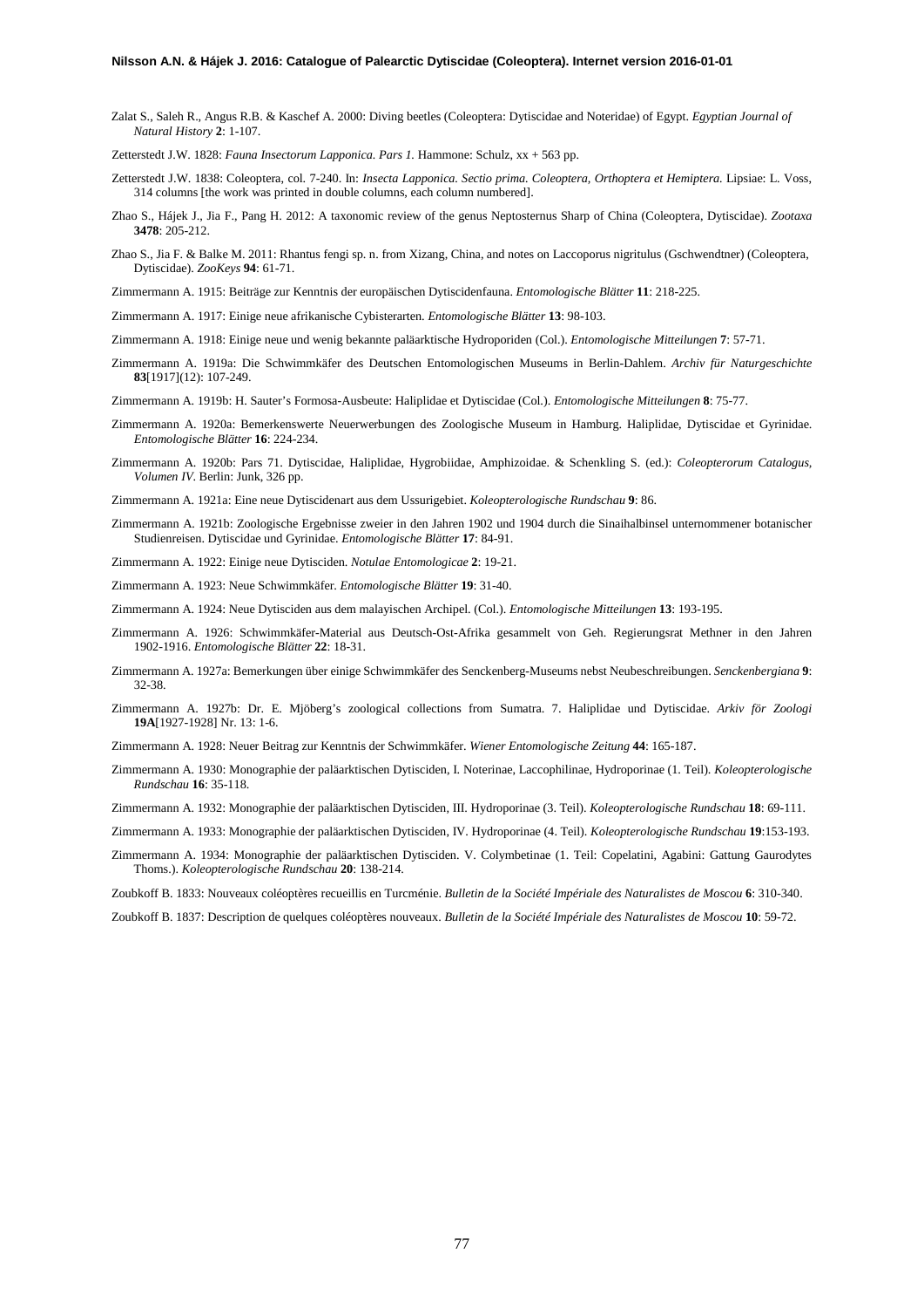Zalat S., Saleh R., Angus R.B. & Kaschef A. 2000: Diving beetles (Coleoptera: Dytiscidae and Noteridae) of Egypt. *Egyptian Journal of Natural History* **2**: 1-107.

Zetterstedt J.W. 1828: *Fauna Insectorum Lapponica. Pars 1.* Hammone: Schulz, xx + 563 pp.

Zetterstedt J.W. 1838: Coleoptera, col. 7-240. In: *Insecta Lapponica. Sectio prima. Coleoptera, Orthoptera et Hemiptera.* Lipsiae: L. Voss, 314 columns [the work was printed in double columns, each column numbered].

Zhao S., Hájek J., Jia F., Pang H. 2012: A taxonomic review of the genus Neptosternus Sharp of China (Coleoptera, Dytiscidae). *Zootaxa* **3478**: 205-212.

Zhao S., Jia F. & Balke M. 2011: Rhantus fengi sp. n. from Xizang, China, and notes on Laccoporus nigritulus (Gschwendtner) (Coleoptera, Dytiscidae). *ZooKeys* **94**: 61-71.

Zimmermann A. 1915: Beiträge zur Kenntnis der europäischen Dytiscidenfauna. *Entomologische Blätter* **11**: 218-225.

Zimmermann A. 1917: Einige neue afrikanische Cybisterarten. *Entomologische Blätter* **13**: 98-103.

Zimmermann A. 1918: Einige neue und wenig bekannte paläarktische Hydroporiden (Col.). *Entomologische Mitteilungen* **7**: 57-71.

Zimmermann A. 1919a: Die Schwimmkäfer des Deutschen Entomologischen Museums in Berlin-Dahlem. *Archiv für Naturgeschichte* **83**[1917](12): 107-249.

Zimmermann A. 1919b: H. Sauter's Formosa-Ausbeute: Haliplidae et Dytiscidae (Col.). *Entomologische Mitteilungen* **8**: 75-77.

Zimmermann A. 1920a: Bemerkenswerte Neuerwerbungen des Zoologische Museum in Hamburg. Haliplidae, Dytiscidae et Gyrinidae. *Entomologische Blätter* **16**: 224-234.

Zimmermann A. 1920b: Pars 71. Dytiscidae, Haliplidae, Hygrobiidae, Amphizoidae. & Schenkling S. (ed.): *Coleopterorum Catalogus, Volumen IV.* Berlin: Junk, 326 pp.

Zimmermann A. 1921a: Eine neue Dytiscidenart aus dem Ussurigebiet. *Koleopterologische Rundschau* **9**: 86.

Zimmermann A. 1921b: Zoologische Ergebnisse zweier in den Jahren 1902 und 1904 durch die Sinaihalbinsel unternommener botanischer Studienreisen. Dytiscidae und Gyrinidae. *Entomologische Blätter* **17**: 84-91.

Zimmermann A. 1922: Einige neue Dytisciden. *Notulae Entomologicae* **2**: 19-21.

Zimmermann A. 1923: Neue Schwimmkäfer. *Entomologische Blätter* **19**: 31-40.

Zimmermann A. 1924: Neue Dytisciden aus dem malayischen Archipel. (Col.). *Entomologische Mitteilungen* **13**: 193-195.

Zimmermann A. 1926: Schwimmkäfer-Material aus Deutsch-Ost-Afrika gesammelt von Geh. Regierungsrat Methner in den Jahren 1902-1916. *Entomologische Blätter* **22**: 18-31.

Zimmermann A. 1927a: Bemerkungen über einige Schwimmkäfer des Senckenberg-Museums nebst Neubeschreibungen. *Senckenbergiana* **9**: 32-38.

Zimmermann A. 1927b: Dr. E. Mjöberg's zoological collections from Sumatra. 7. Haliplidae und Dytiscidae. *Arkiv för Zoologi* **19A**[1927-1928] Nr. 13: 1-6.

Zimmermann A. 1928: Neuer Beitrag zur Kenntnis der Schwimmkäfer. *Wiener Entomologische Zeitung* **44**: 165-187.

Zimmermann A. 1930: Monographie der paläarktischen Dytisciden, I. Noterinae, Laccophilinae, Hydroporinae (1. Teil). *Koleopterologische Rundschau* **16**: 35-118.

Zimmermann A. 1932: Monographie der paläarktischen Dytisciden, III. Hydroporinae (3. Teil). *Koleopterologische Rundschau* **18**: 69-111.

Zimmermann A. 1933: Monographie der paläarktischen Dytisciden, IV. Hydroporinae (4. Teil). *Koleopterologische Rundschau* **19**:153-193.

Zimmermann A. 1934: Monographie der paläarktischen Dytisciden. V. Colymbetinae (1. Teil: Copelatini, Agabini: Gattung Gaurodytes Thoms.). *Koleopterologische Rundschau* **20**: 138-214.

Zoubkoff B. 1833: Nouveaux coléoptères recueillis en Turcménie. *Bulletin de la Société Impériale des Naturalistes de Moscou* **6**: 310-340.

Zoubkoff B. 1837: Description de quelques coléoptères nouveaux. *Bulletin de la Société Impériale des Naturalistes de Moscou* **10**: 59-72.